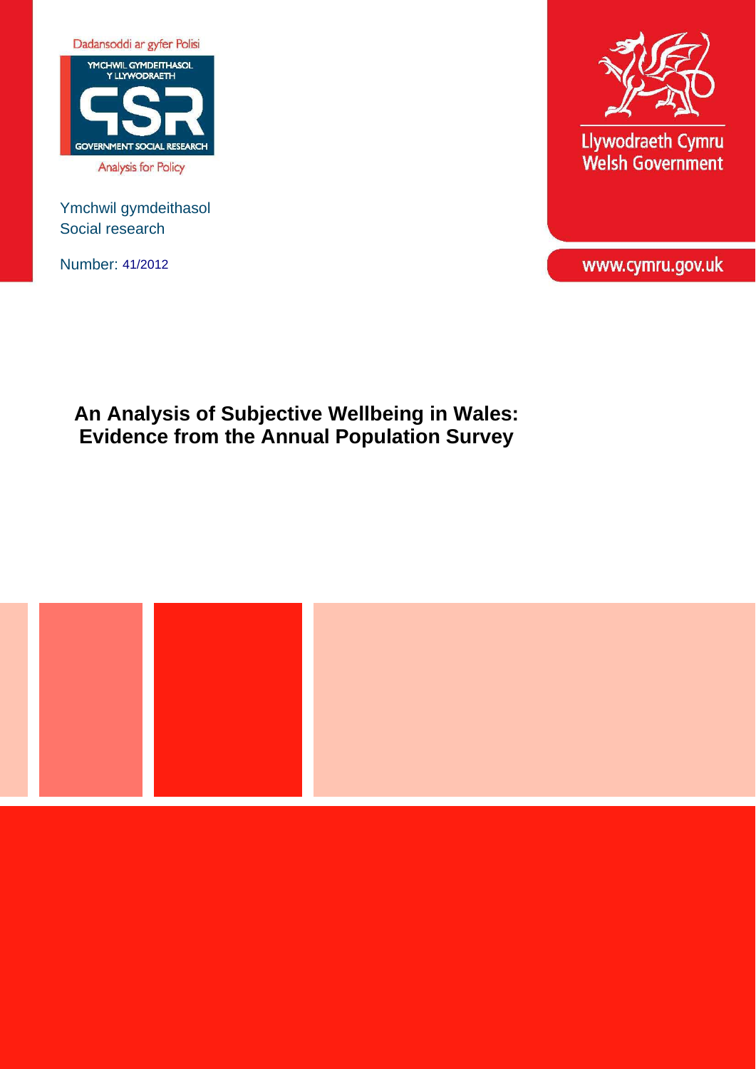Dadansoddi ar gyfer Polisi

YMCHWIL GYMDEITHASOL Y LLYWODRAETH

GOVERNMENT SOCIAL RESEARCH

Analysis for Policy

Ymchwil gymdeithasol
Social research

Number: 41/2012

Llywodraeth Cymru
Welsh Government

www.cymru.gov.uk

# An Analysis of Subjective Wellbeing in Wales: Evidence from the Annual Population Survey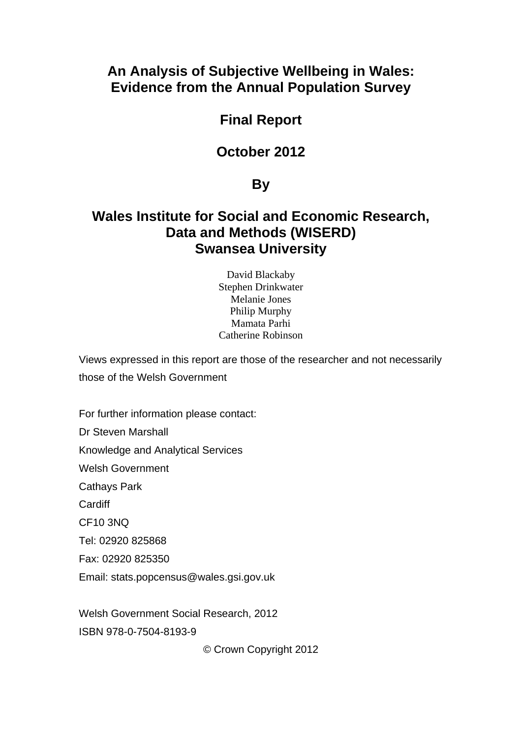# An Analysis of Subjective Wellbeing in Wales: Evidence from the Annual Population Survey

## Final Report

## October 2012

## By

## Wales Institute for Social and Economic Research, Data and Methods (WISERD) Swansea University

David Blackaby
Stephen Drinkwater
Melanie Jones
Philip Murphy
Mamata Parhi
Catherine Robinson

Views expressed in this report are those of the researcher and not necessarily those of the Welsh Government

For further information please contact:
Dr Steven Marshall
Knowledge and Analytical Services
Welsh Government
Cathays Park
Cardiff
CF10 3NQ
Tel: 02920 825868
Fax: 02920 825350
Email: stats.popcensus@wales.gsi.gov.uk

Welsh Government Social Research, 2012
ISBN 978-0-7504-8193-9

© Crown Copyright 2012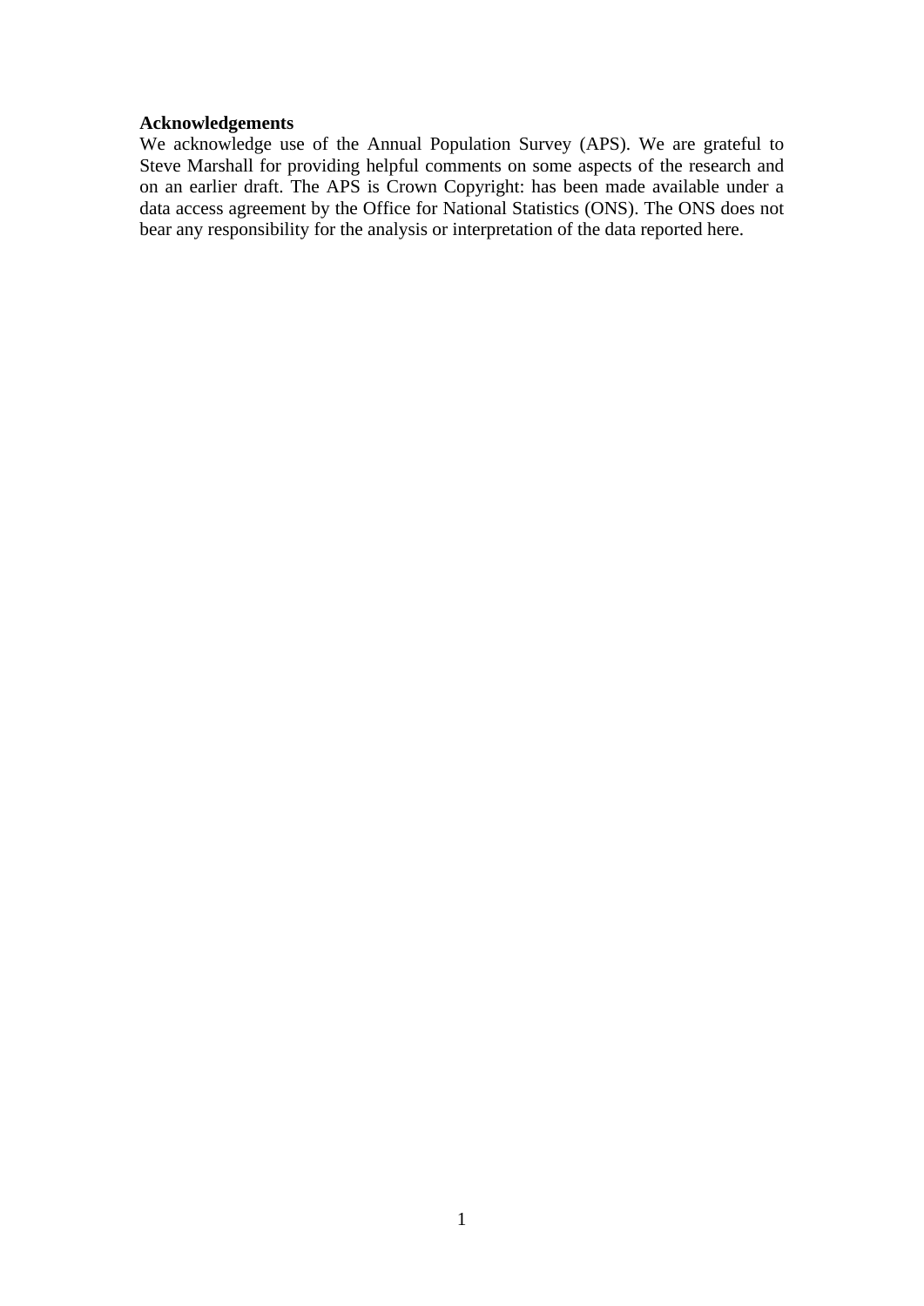**Acknowledgements**

We acknowledge use of the Annual Population Survey (APS). We are grateful to Steve Marshall for providing helpful comments on some aspects of the research and on an earlier draft. The APS is Crown Copyright: has been made available under a data access agreement by the Office for National Statistics (ONS). The ONS does not bear any responsibility for the analysis or interpretation of the data reported here.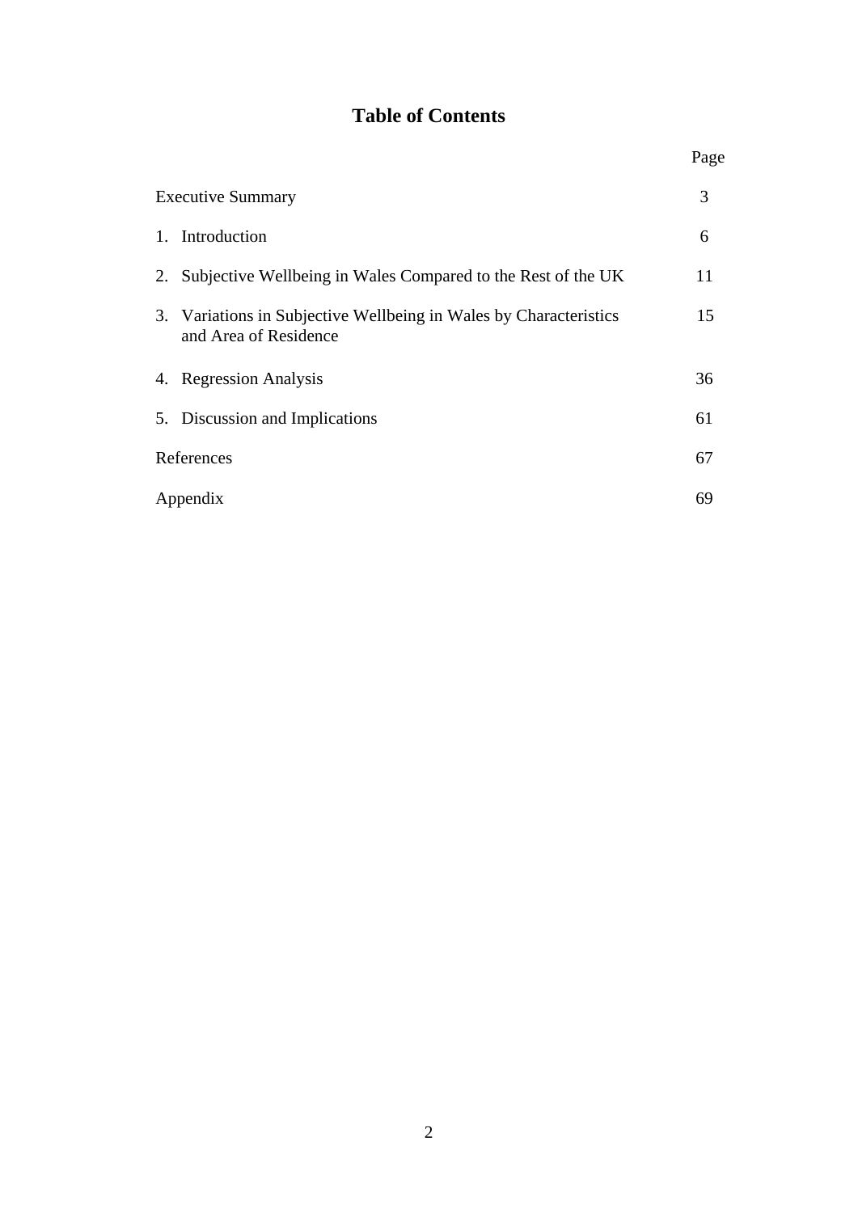# Table of Contents

| | Page |
|---|---|
| Executive Summary | 3 |
| 1. Introduction | 6 |
| 2. Subjective Wellbeing in Wales Compared to the Rest of the UK | 11 |
| 3. Variations in Subjective Wellbeing in Wales by Characteristics and Area of Residence | 15 |
| 4. Regression Analysis | 36 |
| 5. Discussion and Implications | 61 |
| References | 67 |
| Appendix | 69 |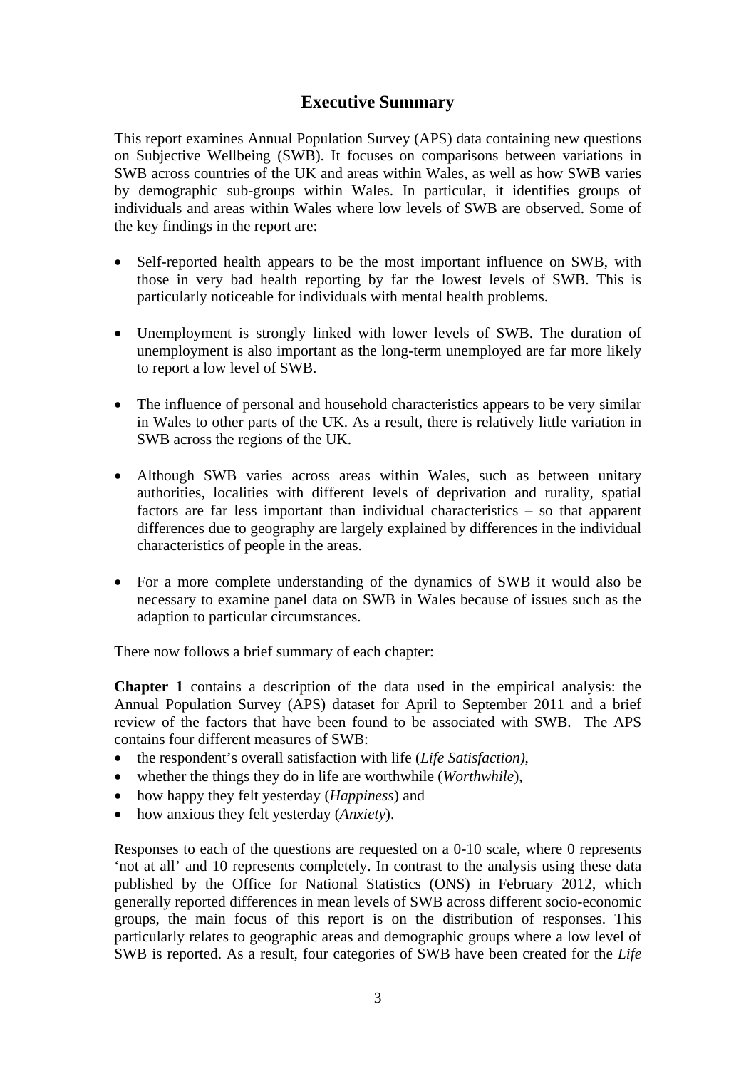## Executive Summary

This report examines Annual Population Survey (APS) data containing new questions on Subjective Wellbeing (SWB). It focuses on comparisons between variations in SWB across countries of the UK and areas within Wales, as well as how SWB varies by demographic sub-groups within Wales. In particular, it identifies groups of individuals and areas within Wales where low levels of SWB are observed. Some of the key findings in the report are:

- Self-reported health appears to be the most important influence on SWB, with those in very bad health reporting by far the lowest levels of SWB. This is particularly noticeable for individuals with mental health problems.

- Unemployment is strongly linked with lower levels of SWB. The duration of unemployment is also important as the long-term unemployed are far more likely to report a low level of SWB.

- The influence of personal and household characteristics appears to be very similar in Wales to other parts of the UK. As a result, there is relatively little variation in SWB across the regions of the UK.

- Although SWB varies across areas within Wales, such as between unitary authorities, localities with different levels of deprivation and rurality, spatial factors are far less important than individual characteristics – so that apparent differences due to geography are largely explained by differences in the individual characteristics of people in the areas.

- For a more complete understanding of the dynamics of SWB it would also be necessary to examine panel data on SWB in Wales because of issues such as the adaption to particular circumstances.

There now follows a brief summary of each chapter:

**Chapter 1** contains a description of the data used in the empirical analysis: the Annual Population Survey (APS) dataset for April to September 2011 and a brief review of the factors that have been found to be associated with SWB. The APS contains four different measures of SWB:

- the respondent's overall satisfaction with life (*Life Satisfaction)*,
- whether the things they do in life are worthwhile (*Worthwhile*),
- how happy they felt yesterday (*Happiness*) and
- how anxious they felt yesterday (*Anxiety*).

Responses to each of the questions are requested on a 0-10 scale, where 0 represents 'not at all' and 10 represents completely. In contrast to the analysis using these data published by the Office for National Statistics (ONS) in February 2012, which generally reported differences in mean levels of SWB across different socio-economic groups, the main focus of this report is on the distribution of responses. This particularly relates to geographic areas and demographic groups where a low level of SWB is reported. As a result, four categories of SWB have been created for the *Life*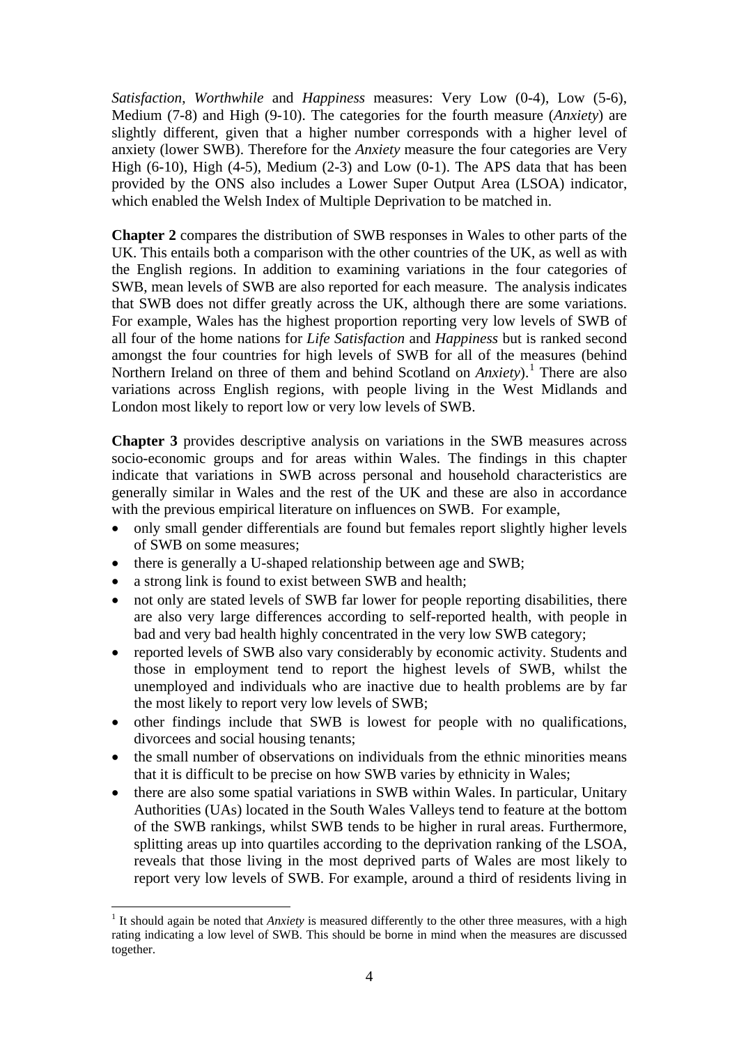*Satisfaction*, *Worthwhile* and *Happiness* measures: Very Low (0-4), Low (5-6), Medium (7-8) and High (9-10). The categories for the fourth measure (*Anxiety*) are slightly different, given that a higher number corresponds with a higher level of anxiety (lower SWB). Therefore for the *Anxiety* measure the four categories are Very High (6-10), High (4-5), Medium (2-3) and Low (0-1). The APS data that has been provided by the ONS also includes a Lower Super Output Area (LSOA) indicator, which enabled the Welsh Index of Multiple Deprivation to be matched in.

**Chapter 2** compares the distribution of SWB responses in Wales to other parts of the UK. This entails both a comparison with the other countries of the UK, as well as with the English regions. In addition to examining variations in the four categories of SWB, mean levels of SWB are also reported for each measure. The analysis indicates that SWB does not differ greatly across the UK, although there are some variations. For example, Wales has the highest proportion reporting very low levels of SWB of all four of the home nations for *Life Satisfaction* and *Happiness* but is ranked second amongst the four countries for high levels of SWB for all of the measures (behind Northern Ireland on three of them and behind Scotland on *Anxiety*).[1] There are also variations across English regions, with people living in the West Midlands and London most likely to report low or very low levels of SWB.

**Chapter 3** provides descriptive analysis on variations in the SWB measures across socio-economic groups and for areas within Wales. The findings in this chapter indicate that variations in SWB across personal and household characteristics are generally similar in Wales and the rest of the UK and these are also in accordance with the previous empirical literature on influences on SWB. For example,

- only small gender differentials are found but females report slightly higher levels of SWB on some measures;
- there is generally a U-shaped relationship between age and SWB;
- a strong link is found to exist between SWB and health;
- not only are stated levels of SWB far lower for people reporting disabilities, there are also very large differences according to self-reported health, with people in bad and very bad health highly concentrated in the very low SWB category;
- reported levels of SWB also vary considerably by economic activity. Students and those in employment tend to report the highest levels of SWB, whilst the unemployed and individuals who are inactive due to health problems are by far the most likely to report very low levels of SWB;
- other findings include that SWB is lowest for people with no qualifications, divorcees and social housing tenants;
- the small number of observations on individuals from the ethnic minorities means that it is difficult to be precise on how SWB varies by ethnicity in Wales;
- there are also some spatial variations in SWB within Wales. In particular, Unitary Authorities (UAs) located in the South Wales Valleys tend to feature at the bottom of the SWB rankings, whilst SWB tends to be higher in rural areas. Furthermore, splitting areas up into quartiles according to the deprivation ranking of the LSOA, reveals that those living in the most deprived parts of Wales are most likely to report very low levels of SWB. For example, around a third of residents living in

[1] It should again be noted that *Anxiety* is measured differently to the other three measures, with a high rating indicating a low level of SWB. This should be borne in mind when the measures are discussed together.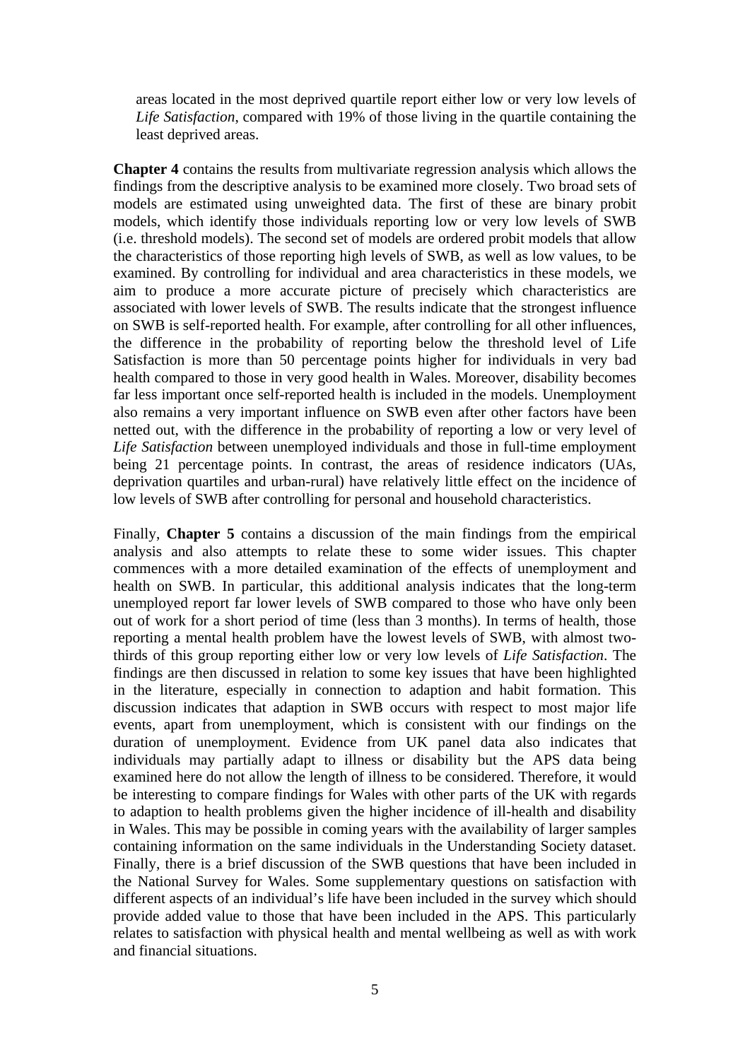areas located in the most deprived quartile report either low or very low levels of *Life Satisfaction*, compared with 19% of those living in the quartile containing the least deprived areas.

**Chapter 4** contains the results from multivariate regression analysis which allows the findings from the descriptive analysis to be examined more closely. Two broad sets of models are estimated using unweighted data. The first of these are binary probit models, which identify those individuals reporting low or very low levels of SWB (i.e. threshold models). The second set of models are ordered probit models that allow the characteristics of those reporting high levels of SWB, as well as low values, to be examined. By controlling for individual and area characteristics in these models, we aim to produce a more accurate picture of precisely which characteristics are associated with lower levels of SWB. The results indicate that the strongest influence on SWB is self-reported health. For example, after controlling for all other influences, the difference in the probability of reporting below the threshold level of Life Satisfaction is more than 50 percentage points higher for individuals in very bad health compared to those in very good health in Wales. Moreover, disability becomes far less important once self-reported health is included in the models. Unemployment also remains a very important influence on SWB even after other factors have been netted out, with the difference in the probability of reporting a low or very level of *Life Satisfaction* between unemployed individuals and those in full-time employment being 21 percentage points. In contrast, the areas of residence indicators (UAs, deprivation quartiles and urban-rural) have relatively little effect on the incidence of low levels of SWB after controlling for personal and household characteristics.

Finally, **Chapter 5** contains a discussion of the main findings from the empirical analysis and also attempts to relate these to some wider issues. This chapter commences with a more detailed examination of the effects of unemployment and health on SWB. In particular, this additional analysis indicates that the long-term unemployed report far lower levels of SWB compared to those who have only been out of work for a short period of time (less than 3 months). In terms of health, those reporting a mental health problem have the lowest levels of SWB, with almost two-thirds of this group reporting either low or very low levels of *Life Satisfaction*. The findings are then discussed in relation to some key issues that have been highlighted in the literature, especially in connection to adaption and habit formation. This discussion indicates that adaption in SWB occurs with respect to most major life events, apart from unemployment, which is consistent with our findings on the duration of unemployment. Evidence from UK panel data also indicates that individuals may partially adapt to illness or disability but the APS data being examined here do not allow the length of illness to be considered. Therefore, it would be interesting to compare findings for Wales with other parts of the UK with regards to adaption to health problems given the higher incidence of ill-health and disability in Wales. This may be possible in coming years with the availability of larger samples containing information on the same individuals in the Understanding Society dataset. Finally, there is a brief discussion of the SWB questions that have been included in the National Survey for Wales. Some supplementary questions on satisfaction with different aspects of an individual's life have been included in the survey which should provide added value to those that have been included in the APS. This particularly relates to satisfaction with physical health and mental wellbeing as well as with work and financial situations.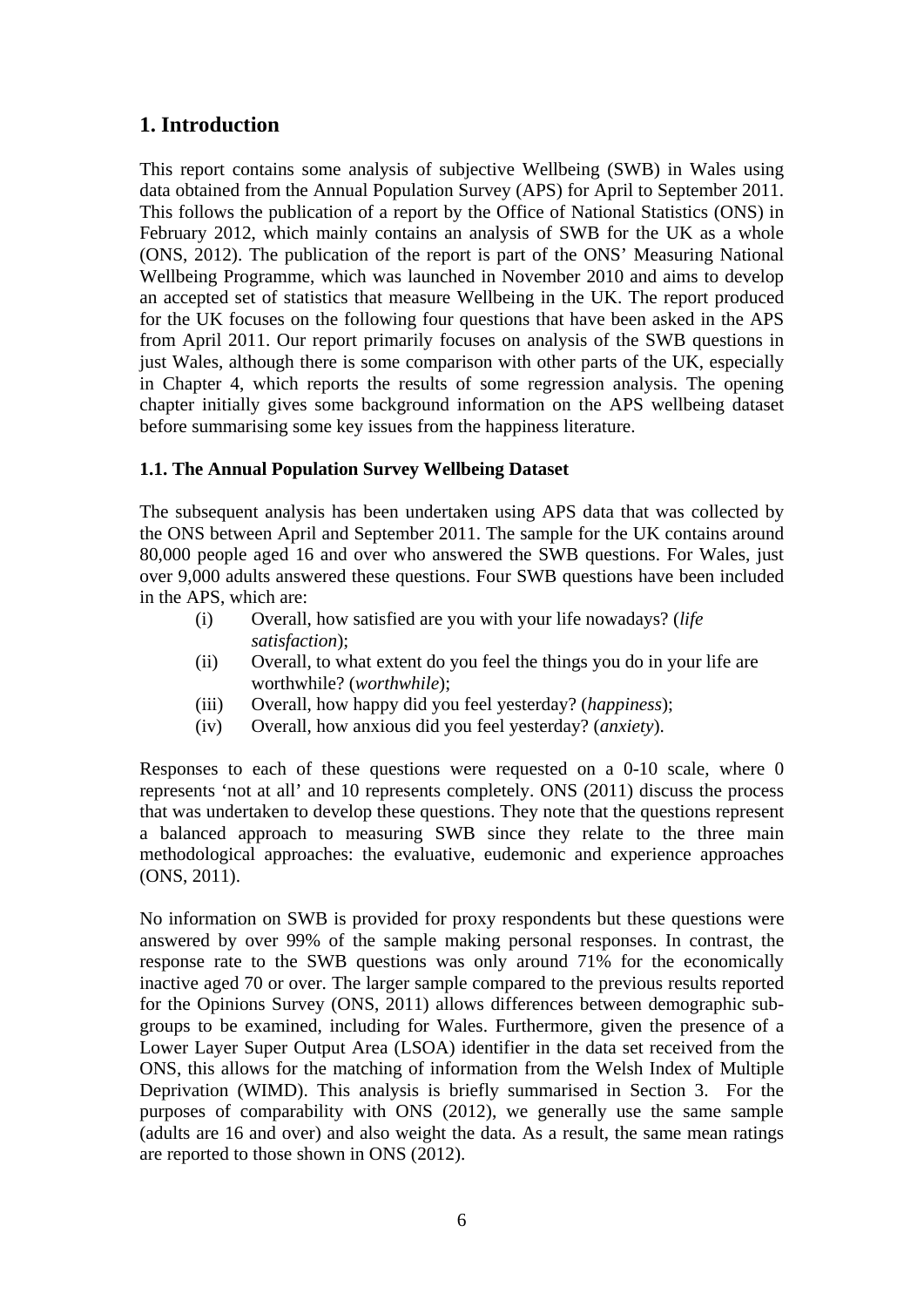# 1. Introduction

This report contains some analysis of subjective Wellbeing (SWB) in Wales using data obtained from the Annual Population Survey (APS) for April to September 2011. This follows the publication of a report by the Office of National Statistics (ONS) in February 2012, which mainly contains an analysis of SWB for the UK as a whole (ONS, 2012). The publication of the report is part of the ONS' Measuring National Wellbeing Programme, which was launched in November 2010 and aims to develop an accepted set of statistics that measure Wellbeing in the UK. The report produced for the UK focuses on the following four questions that have been asked in the APS from April 2011. Our report primarily focuses on analysis of the SWB questions in just Wales, although there is some comparison with other parts of the UK, especially in Chapter 4, which reports the results of some regression analysis. The opening chapter initially gives some background information on the APS wellbeing dataset before summarising some key issues from the happiness literature.

### 1.1. The Annual Population Survey Wellbeing Dataset

The subsequent analysis has been undertaken using APS data that was collected by the ONS between April and September 2011. The sample for the UK contains around 80,000 people aged 16 and over who answered the SWB questions. For Wales, just over 9,000 adults answered these questions. Four SWB questions have been included in the APS, which are:

(i) Overall, how satisfied are you with your life nowadays? (*life satisfaction*);
(ii) Overall, to what extent do you feel the things you do in your life are worthwhile? (*worthwhile*);
(iii) Overall, how happy did you feel yesterday? (*happiness*);
(iv) Overall, how anxious did you feel yesterday? (*anxiety*).

Responses to each of these questions were requested on a 0-10 scale, where 0 represents 'not at all' and 10 represents completely. ONS (2011) discuss the process that was undertaken to develop these questions. They note that the questions represent a balanced approach to measuring SWB since they relate to the three main methodological approaches: the evaluative, eudemonic and experience approaches (ONS, 2011).

No information on SWB is provided for proxy respondents but these questions were answered by over 99% of the sample making personal responses. In contrast, the response rate to the SWB questions was only around 71% for the economically inactive aged 70 or over. The larger sample compared to the previous results reported for the Opinions Survey (ONS, 2011) allows differences between demographic sub-groups to be examined, including for Wales. Furthermore, given the presence of a Lower Layer Super Output Area (LSOA) identifier in the data set received from the ONS, this allows for the matching of information from the Welsh Index of Multiple Deprivation (WIMD). This analysis is briefly summarised in Section 3. For the purposes of comparability with ONS (2012), we generally use the same sample (adults are 16 and over) and also weight the data. As a result, the same mean ratings are reported to those shown in ONS (2012).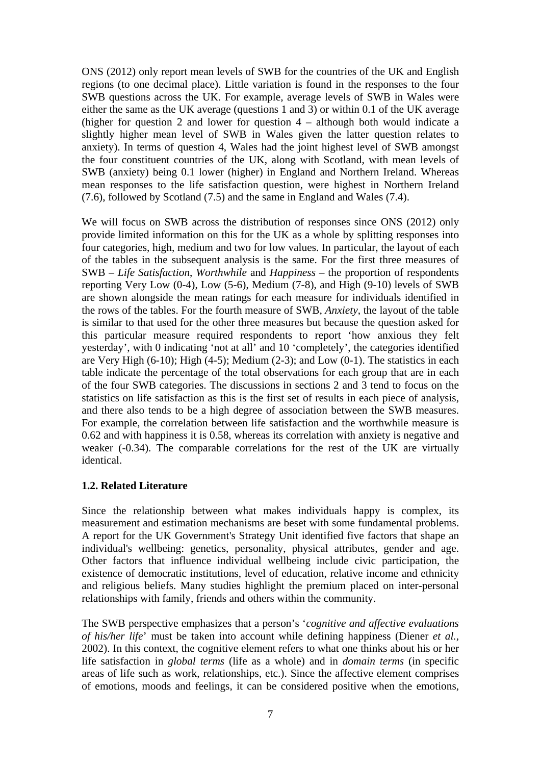ONS (2012) only report mean levels of SWB for the countries of the UK and English regions (to one decimal place). Little variation is found in the responses to the four SWB questions across the UK. For example, average levels of SWB in Wales were either the same as the UK average (questions 1 and 3) or within 0.1 of the UK average (higher for question 2 and lower for question 4 – although both would indicate a slightly higher mean level of SWB in Wales given the latter question relates to anxiety). In terms of question 4, Wales had the joint highest level of SWB amongst the four constituent countries of the UK, along with Scotland, with mean levels of SWB (anxiety) being 0.1 lower (higher) in England and Northern Ireland. Whereas mean responses to the life satisfaction question, were highest in Northern Ireland (7.6), followed by Scotland (7.5) and the same in England and Wales (7.4).

We will focus on SWB across the distribution of responses since ONS (2012) only provide limited information on this for the UK as a whole by splitting responses into four categories, high, medium and two for low values. In particular, the layout of each of the tables in the subsequent analysis is the same. For the first three measures of SWB – *Life Satisfaction*, *Worthwhile* and *Happiness* – the proportion of respondents reporting Very Low (0-4), Low (5-6), Medium (7-8), and High (9-10) levels of SWB are shown alongside the mean ratings for each measure for individuals identified in the rows of the tables. For the fourth measure of SWB, *Anxiety*, the layout of the table is similar to that used for the other three measures but because the question asked for this particular measure required respondents to report 'how anxious they felt yesterday', with 0 indicating 'not at all' and 10 'completely', the categories identified are Very High (6-10); High (4-5); Medium (2-3); and Low (0-1). The statistics in each table indicate the percentage of the total observations for each group that are in each of the four SWB categories. The discussions in sections 2 and 3 tend to focus on the statistics on life satisfaction as this is the first set of results in each piece of analysis, and there also tends to be a high degree of association between the SWB measures. For example, the correlation between life satisfaction and the worthwhile measure is 0.62 and with happiness it is 0.58, whereas its correlation with anxiety is negative and weaker (-0.34). The comparable correlations for the rest of the UK are virtually identical.

### 1.2. Related Literature

Since the relationship between what makes individuals happy is complex, its measurement and estimation mechanisms are beset with some fundamental problems. A report for the UK Government's Strategy Unit identified five factors that shape an individual's wellbeing: genetics, personality, physical attributes, gender and age. Other factors that influence individual wellbeing include civic participation, the existence of democratic institutions, level of education, relative income and ethnicity and religious beliefs. Many studies highlight the premium placed on inter-personal relationships with family, friends and others within the community.

The SWB perspective emphasizes that a person's '*cognitive and affective evaluations of his/her life*' must be taken into account while defining happiness (Diener *et al.*, 2002). In this context, the cognitive element refers to what one thinks about his or her life satisfaction in *global terms* (life as a whole) and in *domain terms* (in specific areas of life such as work, relationships, etc.). Since the affective element comprises of emotions, moods and feelings, it can be considered positive when the emotions,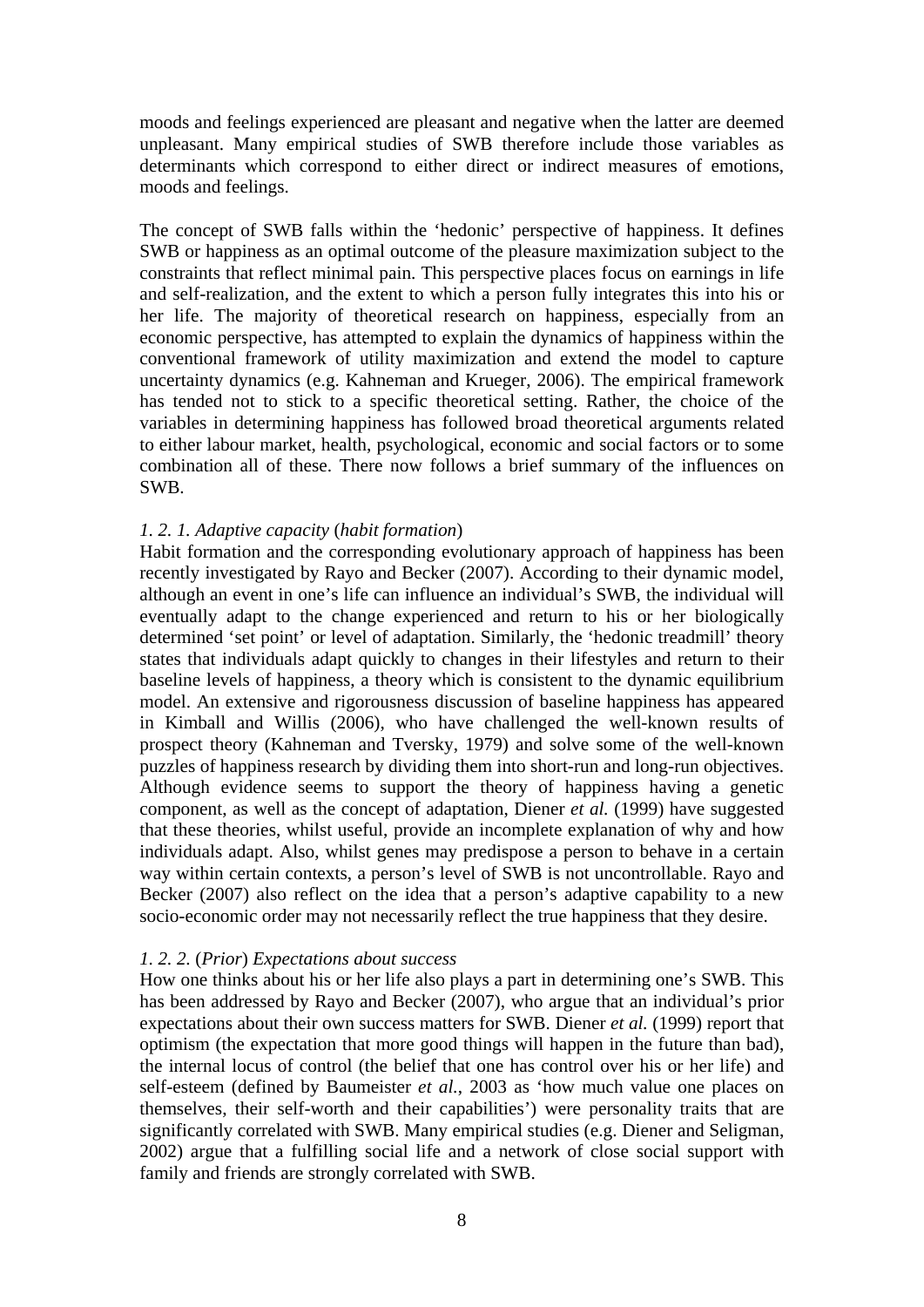moods and feelings experienced are pleasant and negative when the latter are deemed unpleasant. Many empirical studies of SWB therefore include those variables as determinants which correspond to either direct or indirect measures of emotions, moods and feelings.

The concept of SWB falls within the 'hedonic' perspective of happiness. It defines SWB or happiness as an optimal outcome of the pleasure maximization subject to the constraints that reflect minimal pain. This perspective places focus on earnings in life and self-realization, and the extent to which a person fully integrates this into his or her life. The majority of theoretical research on happiness, especially from an economic perspective, has attempted to explain the dynamics of happiness within the conventional framework of utility maximization and extend the model to capture uncertainty dynamics (e.g. Kahneman and Krueger, 2006). The empirical framework has tended not to stick to a specific theoretical setting. Rather, the choice of the variables in determining happiness has followed broad theoretical arguments related to either labour market, health, psychological, economic and social factors or to some combination all of these. There now follows a brief summary of the influences on SWB.

*1. 2. 1. Adaptive capacity* (*habit formation*)

Habit formation and the corresponding evolutionary approach of happiness has been recently investigated by Rayo and Becker (2007). According to their dynamic model, although an event in one's life can influence an individual's SWB, the individual will eventually adapt to the change experienced and return to his or her biologically determined 'set point' or level of adaptation. Similarly, the 'hedonic treadmill' theory states that individuals adapt quickly to changes in their lifestyles and return to their baseline levels of happiness, a theory which is consistent to the dynamic equilibrium model. An extensive and rigorousness discussion of baseline happiness has appeared in Kimball and Willis (2006), who have challenged the well-known results of prospect theory (Kahneman and Tversky, 1979) and solve some of the well-known puzzles of happiness research by dividing them into short-run and long-run objectives. Although evidence seems to support the theory of happiness having a genetic component, as well as the concept of adaptation, Diener *et al.* (1999) have suggested that these theories, whilst useful, provide an incomplete explanation of why and how individuals adapt. Also, whilst genes may predispose a person to behave in a certain way within certain contexts, a person's level of SWB is not uncontrollable. Rayo and Becker (2007) also reflect on the idea that a person's adaptive capability to a new socio-economic order may not necessarily reflect the true happiness that they desire.

*1. 2. 2.* (*Prior*) *Expectations about success*

How one thinks about his or her life also plays a part in determining one's SWB. This has been addressed by Rayo and Becker (2007), who argue that an individual's prior expectations about their own success matters for SWB. Diener *et al.* (1999) report that optimism (the expectation that more good things will happen in the future than bad), the internal locus of control (the belief that one has control over his or her life) and self-esteem (defined by Baumeister *et al.*, 2003 as 'how much value one places on themselves, their self-worth and their capabilities') were personality traits that are significantly correlated with SWB. Many empirical studies (e.g. Diener and Seligman, 2002) argue that a fulfilling social life and a network of close social support with family and friends are strongly correlated with SWB.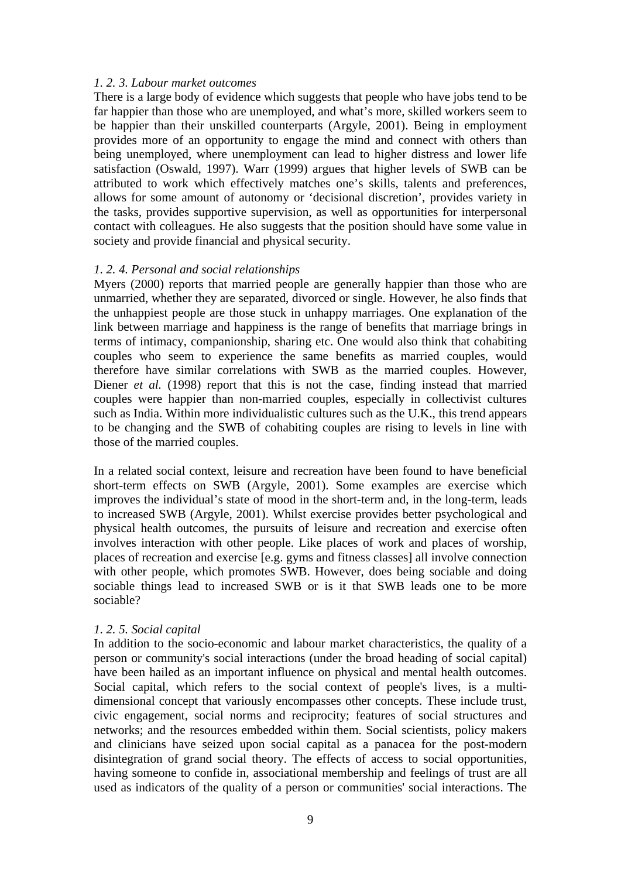*1. 2. 3. Labour market outcomes*

There is a large body of evidence which suggests that people who have jobs tend to be far happier than those who are unemployed, and what's more, skilled workers seem to be happier than their unskilled counterparts (Argyle, 2001). Being in employment provides more of an opportunity to engage the mind and connect with others than being unemployed, where unemployment can lead to higher distress and lower life satisfaction (Oswald, 1997). Warr (1999) argues that higher levels of SWB can be attributed to work which effectively matches one's skills, talents and preferences, allows for some amount of autonomy or 'decisional discretion', provides variety in the tasks, provides supportive supervision, as well as opportunities for interpersonal contact with colleagues. He also suggests that the position should have some value in society and provide financial and physical security.

*1. 2. 4. Personal and social relationships*

Myers (2000) reports that married people are generally happier than those who are unmarried, whether they are separated, divorced or single. However, he also finds that the unhappiest people are those stuck in unhappy marriages. One explanation of the link between marriage and happiness is the range of benefits that marriage brings in terms of intimacy, companionship, sharing etc. One would also think that cohabiting couples who seem to experience the same benefits as married couples, would therefore have similar correlations with SWB as the married couples. However, Diener *et al.* (1998) report that this is not the case, finding instead that married couples were happier than non-married couples, especially in collectivist cultures such as India. Within more individualistic cultures such as the U.K., this trend appears to be changing and the SWB of cohabiting couples are rising to levels in line with those of the married couples.

In a related social context, leisure and recreation have been found to have beneficial short-term effects on SWB (Argyle, 2001). Some examples are exercise which improves the individual's state of mood in the short-term and, in the long-term, leads to increased SWB (Argyle, 2001). Whilst exercise provides better psychological and physical health outcomes, the pursuits of leisure and recreation and exercise often involves interaction with other people. Like places of work and places of worship, places of recreation and exercise [e.g. gyms and fitness classes] all involve connection with other people, which promotes SWB. However, does being sociable and doing sociable things lead to increased SWB or is it that SWB leads one to be more sociable?

*1. 2. 5. Social capital*

In addition to the socio-economic and labour market characteristics, the quality of a person or community's social interactions (under the broad heading of social capital) have been hailed as an important influence on physical and mental health outcomes. Social capital, which refers to the social context of people's lives, is a multi-dimensional concept that variously encompasses other concepts. These include trust, civic engagement, social norms and reciprocity; features of social structures and networks; and the resources embedded within them. Social scientists, policy makers and clinicians have seized upon social capital as a panacea for the post-modern disintegration of grand social theory. The effects of access to social opportunities, having someone to confide in, associational membership and feelings of trust are all used as indicators of the quality of a person or communities' social interactions. The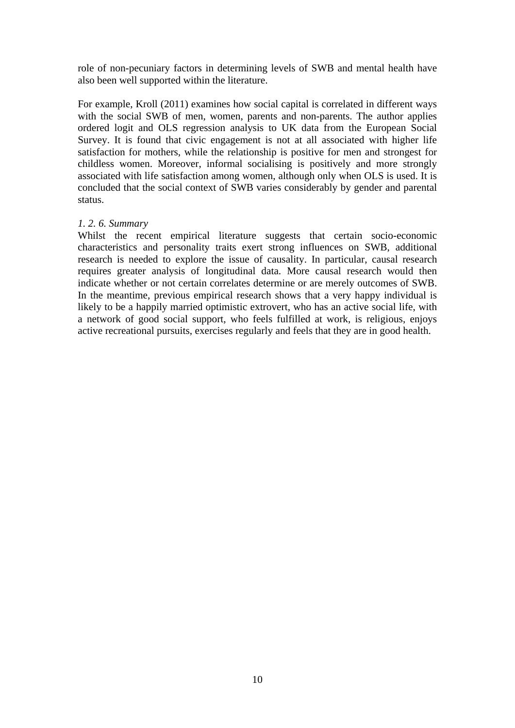role of non-pecuniary factors in determining levels of SWB and mental health have also been well supported within the literature.

For example, Kroll (2011) examines how social capital is correlated in different ways with the social SWB of men, women, parents and non-parents. The author applies ordered logit and OLS regression analysis to UK data from the European Social Survey. It is found that civic engagement is not at all associated with higher life satisfaction for mothers, while the relationship is positive for men and strongest for childless women. Moreover, informal socialising is positively and more strongly associated with life satisfaction among women, although only when OLS is used. It is concluded that the social context of SWB varies considerably by gender and parental status.

*1. 2. 6. Summary*

Whilst the recent empirical literature suggests that certain socio-economic characteristics and personality traits exert strong influences on SWB, additional research is needed to explore the issue of causality. In particular, causal research requires greater analysis of longitudinal data. More causal research would then indicate whether or not certain correlates determine or are merely outcomes of SWB. In the meantime, previous empirical research shows that a very happy individual is likely to be a happily married optimistic extrovert, who has an active social life, with a network of good social support, who feels fulfilled at work, is religious, enjoys active recreational pursuits, exercises regularly and feels that they are in good health.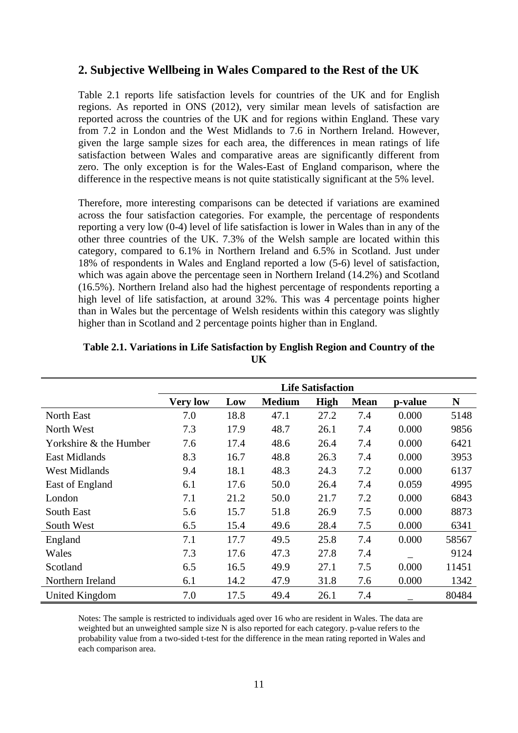## 2. Subjective Wellbeing in Wales Compared to the Rest of the UK

Table 2.1 reports life satisfaction levels for countries of the UK and for English regions. As reported in ONS (2012), very similar mean levels of satisfaction are reported across the countries of the UK and for regions within England. These vary from 7.2 in London and the West Midlands to 7.6 in Northern Ireland. However, given the large sample sizes for each area, the differences in mean ratings of life satisfaction between Wales and comparative areas are significantly different from zero. The only exception is for the Wales-East of England comparison, where the difference in the respective means is not quite statistically significant at the 5% level.

Therefore, more interesting comparisons can be detected if variations are examined across the four satisfaction categories. For example, the percentage of respondents reporting a very low (0-4) level of life satisfaction is lower in Wales than in any of the other three countries of the UK. 7.3% of the Welsh sample are located within this category, compared to 6.1% in Northern Ireland and 6.5% in Scotland. Just under 18% of respondents in Wales and England reported a low (5-6) level of satisfaction, which was again above the percentage seen in Northern Ireland (14.2%) and Scotland (16.5%). Northern Ireland also had the highest percentage of respondents reporting a high level of life satisfaction, at around 32%. This was 4 percentage points higher than in Wales but the percentage of Welsh residents within this category was slightly higher than in Scotland and 2 percentage points higher than in England.

**Table 2.1. Variations in Life Satisfaction by English Region and Country of the UK**

| | Life Satisfaction | | | | | | |
|---|---|---|---|---|---|---|---|
| | **Very low** | **Low** | **Medium** | **High** | **Mean** | **p-value** | **N** |
| North East | 7.0 | 18.8 | 47.1 | 27.2 | 7.4 | 0.000 | 5148 |
| North West | 7.3 | 17.9 | 48.7 | 26.1 | 7.4 | 0.000 | 9856 |
| Yorkshire & the Humber | 7.6 | 17.4 | 48.6 | 26.4 | 7.4 | 0.000 | 6421 |
| East Midlands | 8.3 | 16.7 | 48.8 | 26.3 | 7.4 | 0.000 | 3953 |
| West Midlands | 9.4 | 18.1 | 48.3 | 24.3 | 7.2 | 0.000 | 6137 |
| East of England | 6.1 | 17.6 | 50.0 | 26.4 | 7.4 | 0.059 | 4995 |
| London | 7.1 | 21.2 | 50.0 | 21.7 | 7.2 | 0.000 | 6843 |
| South East | 5.6 | 15.7 | 51.8 | 26.9 | 7.5 | 0.000 | 8873 |
| South West | 6.5 | 15.4 | 49.6 | 28.4 | 7.5 | 0.000 | 6341 |
| England | 7.1 | 17.7 | 49.5 | 25.8 | 7.4 | 0.000 | 58567 |
| Wales | 7.3 | 17.6 | 47.3 | 27.8 | 7.4 | _ | 9124 |
| Scotland | 6.5 | 16.5 | 49.9 | 27.1 | 7.5 | 0.000 | 11451 |
| Northern Ireland | 6.1 | 14.2 | 47.9 | 31.8 | 7.6 | 0.000 | 1342 |
| United Kingdom | 7.0 | 17.5 | 49.4 | 26.1 | 7.4 | _ | 80484 |

Notes: The sample is restricted to individuals aged over 16 who are resident in Wales. The data are weighted but an unweighted sample size N is also reported for each category. p-value refers to the probability value from a two-sided t-test for the difference in the mean rating reported in Wales and each comparison area.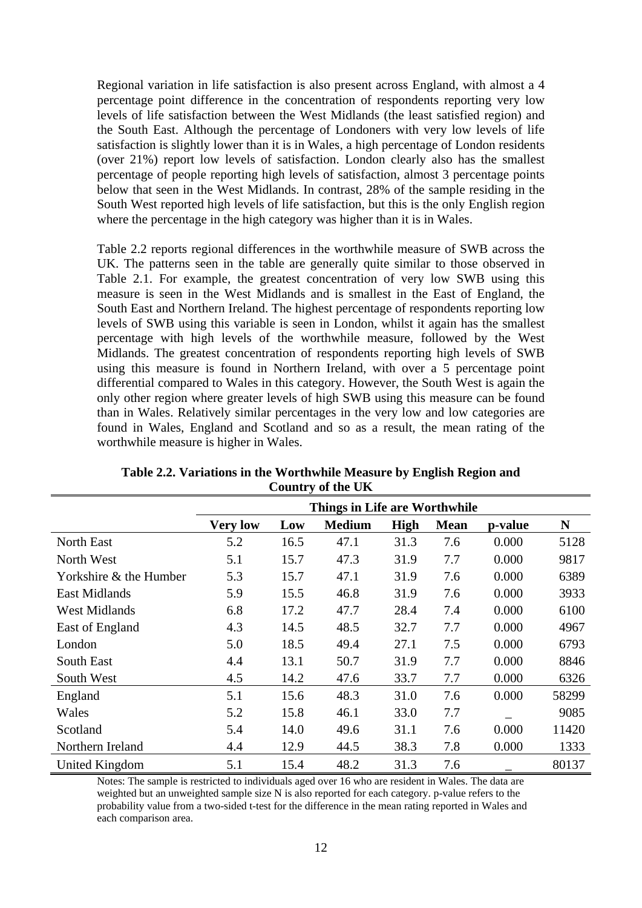Regional variation in life satisfaction is also present across England, with almost a 4 percentage point difference in the concentration of respondents reporting very low levels of life satisfaction between the West Midlands (the least satisfied region) and the South East. Although the percentage of Londoners with very low levels of life satisfaction is slightly lower than it is in Wales, a high percentage of London residents (over 21%) report low levels of satisfaction. London clearly also has the smallest percentage of people reporting high levels of satisfaction, almost 3 percentage points below that seen in the West Midlands. In contrast, 28% of the sample residing in the South West reported high levels of life satisfaction, but this is the only English region where the percentage in the high category was higher than it is in Wales.

Table 2.2 reports regional differences in the worthwhile measure of SWB across the UK. The patterns seen in the table are generally quite similar to those observed in Table 2.1. For example, the greatest concentration of very low SWB using this measure is seen in the West Midlands and is smallest in the East of England, the South East and Northern Ireland. The highest percentage of respondents reporting low levels of SWB using this variable is seen in London, whilst it again has the smallest percentage with high levels of the worthwhile measure, followed by the West Midlands. The greatest concentration of respondents reporting high levels of SWB using this measure is found in Northern Ireland, with over a 5 percentage point differential compared to Wales in this category. However, the South West is again the only other region where greater levels of high SWB using this measure can be found than in Wales. Relatively similar percentages in the very low and low categories are found in Wales, England and Scotland and so as a result, the mean rating of the worthwhile measure is higher in Wales.

**Table 2.2. Variations in the Worthwhile Measure by English Region and Country of the UK**

| | Things in Life are Worthwhile | | | | | | |
|---|---|---|---|---|---|---|---|
| | **Very low** | **Low** | **Medium** | **High** | **Mean** | **p-value** | **N** |
| North East | 5.2 | 16.5 | 47.1 | 31.3 | 7.6 | 0.000 | 5128 |
| North West | 5.1 | 15.7 | 47.3 | 31.9 | 7.7 | 0.000 | 9817 |
| Yorkshire & the Humber | 5.3 | 15.7 | 47.1 | 31.9 | 7.6 | 0.000 | 6389 |
| East Midlands | 5.9 | 15.5 | 46.8 | 31.9 | 7.6 | 0.000 | 3933 |
| West Midlands | 6.8 | 17.2 | 47.7 | 28.4 | 7.4 | 0.000 | 6100 |
| East of England | 4.3 | 14.5 | 48.5 | 32.7 | 7.7 | 0.000 | 4967 |
| London | 5.0 | 18.5 | 49.4 | 27.1 | 7.5 | 0.000 | 6793 |
| South East | 4.4 | 13.1 | 50.7 | 31.9 | 7.7 | 0.000 | 8846 |
| South West | 4.5 | 14.2 | 47.6 | 33.7 | 7.7 | 0.000 | 6326 |
| England | 5.1 | 15.6 | 48.3 | 31.0 | 7.6 | 0.000 | 58299 |
| Wales | 5.2 | 15.8 | 46.1 | 33.0 | 7.7 | _ | 9085 |
| Scotland | 5.4 | 14.0 | 49.6 | 31.1 | 7.6 | 0.000 | 11420 |
| Northern Ireland | 4.4 | 12.9 | 44.5 | 38.3 | 7.8 | 0.000 | 1333 |
| United Kingdom | 5.1 | 15.4 | 48.2 | 31.3 | 7.6 | _ | 80137 |

Notes: The sample is restricted to individuals aged over 16 who are resident in Wales. The data are weighted but an unweighted sample size N is also reported for each category. p-value refers to the probability value from a two-sided t-test for the difference in the mean rating reported in Wales and each comparison area.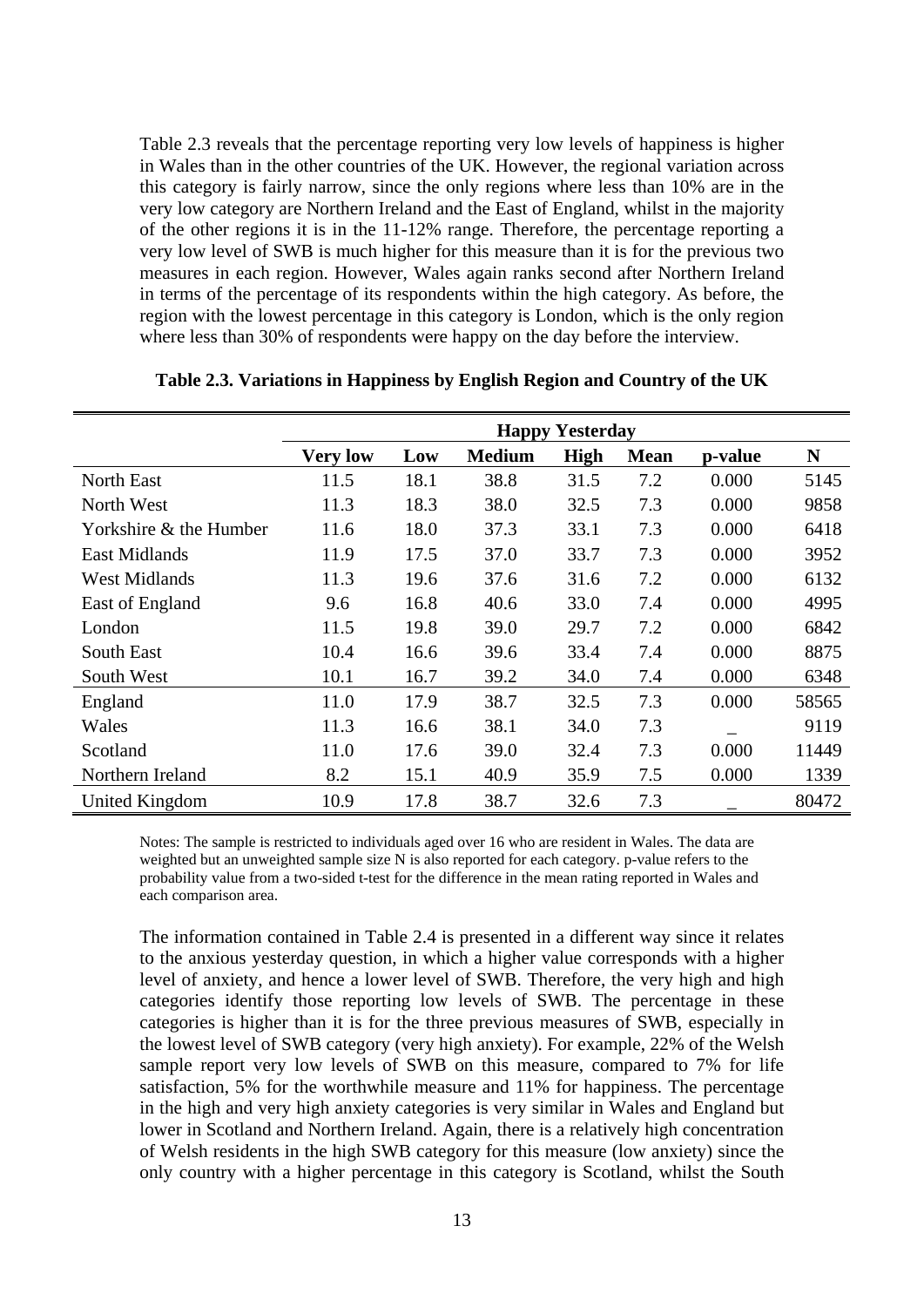Table 2.3 reveals that the percentage reporting very low levels of happiness is higher in Wales than in the other countries of the UK. However, the regional variation across this category is fairly narrow, since the only regions where less than 10% are in the very low category are Northern Ireland and the East of England, whilst in the majority of the other regions it is in the 11-12% range. Therefore, the percentage reporting a very low level of SWB is much higher for this measure than it is for the previous two measures in each region. However, Wales again ranks second after Northern Ireland in terms of the percentage of its respondents within the high category. As before, the region with the lowest percentage in this category is London, which is the only region where less than 30% of respondents were happy on the day before the interview.

**Table 2.3. Variations in Happiness by English Region and Country of the UK**

| | Happy Yesterday | | | | | | |
|---|---|---|---|---|---|---|---|
| | **Very low** | **Low** | **Medium** | **High** | **Mean** | **p-value** | **N** |
| North East | 11.5 | 18.1 | 38.8 | 31.5 | 7.2 | 0.000 | 5145 |
| North West | 11.3 | 18.3 | 38.0 | 32.5 | 7.3 | 0.000 | 9858 |
| Yorkshire & the Humber | 11.6 | 18.0 | 37.3 | 33.1 | 7.3 | 0.000 | 6418 |
| East Midlands | 11.9 | 17.5 | 37.0 | 33.7 | 7.3 | 0.000 | 3952 |
| West Midlands | 11.3 | 19.6 | 37.6 | 31.6 | 7.2 | 0.000 | 6132 |
| East of England | 9.6 | 16.8 | 40.6 | 33.0 | 7.4 | 0.000 | 4995 |
| London | 11.5 | 19.8 | 39.0 | 29.7 | 7.2 | 0.000 | 6842 |
| South East | 10.4 | 16.6 | 39.6 | 33.4 | 7.4 | 0.000 | 8875 |
| South West | 10.1 | 16.7 | 39.2 | 34.0 | 7.4 | 0.000 | 6348 |
| England | 11.0 | 17.9 | 38.7 | 32.5 | 7.3 | 0.000 | 58565 |
| Wales | 11.3 | 16.6 | 38.1 | 34.0 | 7.3 | _ | 9119 |
| Scotland | 11.0 | 17.6 | 39.0 | 32.4 | 7.3 | 0.000 | 11449 |
| Northern Ireland | 8.2 | 15.1 | 40.9 | 35.9 | 7.5 | 0.000 | 1339 |
| United Kingdom | 10.9 | 17.8 | 38.7 | 32.6 | 7.3 | _ | 80472 |

Notes: The sample is restricted to individuals aged over 16 who are resident in Wales. The data are weighted but an unweighted sample size N is also reported for each category. p-value refers to the probability value from a two-sided t-test for the difference in the mean rating reported in Wales and each comparison area.

The information contained in Table 2.4 is presented in a different way since it relates to the anxious yesterday question, in which a higher value corresponds with a higher level of anxiety, and hence a lower level of SWB. Therefore, the very high and high categories identify those reporting low levels of SWB. The percentage in these categories is higher than it is for the three previous measures of SWB, especially in the lowest level of SWB category (very high anxiety). For example, 22% of the Welsh sample report very low levels of SWB on this measure, compared to 7% for life satisfaction, 5% for the worthwhile measure and 11% for happiness. The percentage in the high and very high anxiety categories is very similar in Wales and England but lower in Scotland and Northern Ireland. Again, there is a relatively high concentration of Welsh residents in the high SWB category for this measure (low anxiety) since the only country with a higher percentage in this category is Scotland, whilst the South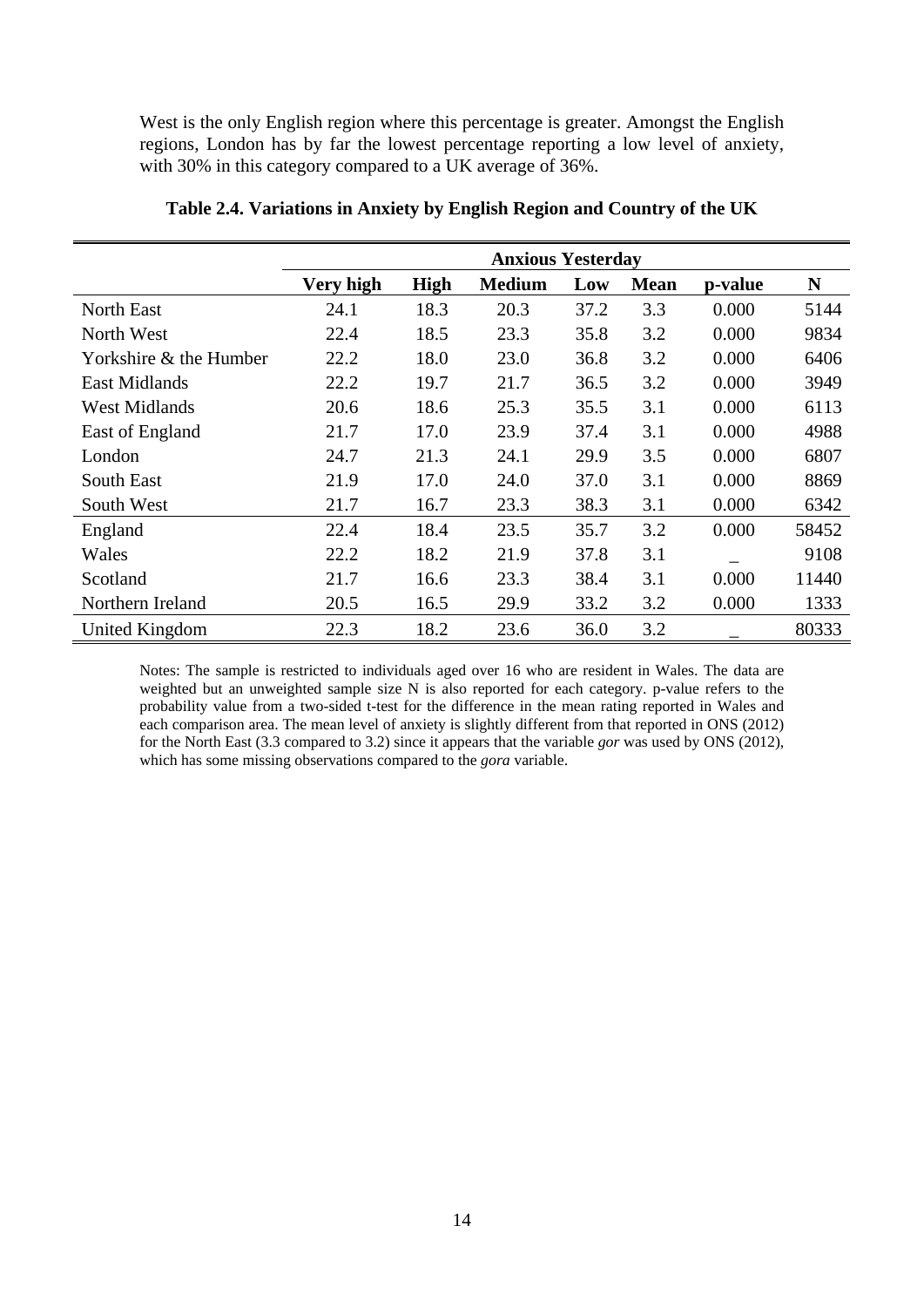West is the only English region where this percentage is greater. Amongst the English regions, London has by far the lowest percentage reporting a low level of anxiety, with 30% in this category compared to a UK average of 36%.

**Table 2.4. Variations in Anxiety by English Region and Country of the UK**

| | Anxious Yesterday | | | | | | |
|---|---|---|---|---|---|---|---|
| | **Very high** | **High** | **Medium** | **Low** | **Mean** | **p-value** | **N** |
| North East | 24.1 | 18.3 | 20.3 | 37.2 | 3.3 | 0.000 | 5144 |
| North West | 22.4 | 18.5 | 23.3 | 35.8 | 3.2 | 0.000 | 9834 |
| Yorkshire & the Humber | 22.2 | 18.0 | 23.0 | 36.8 | 3.2 | 0.000 | 6406 |
| East Midlands | 22.2 | 19.7 | 21.7 | 36.5 | 3.2 | 0.000 | 3949 |
| West Midlands | 20.6 | 18.6 | 25.3 | 35.5 | 3.1 | 0.000 | 6113 |
| East of England | 21.7 | 17.0 | 23.9 | 37.4 | 3.1 | 0.000 | 4988 |
| London | 24.7 | 21.3 | 24.1 | 29.9 | 3.5 | 0.000 | 6807 |
| South East | 21.9 | 17.0 | 24.0 | 37.0 | 3.1 | 0.000 | 8869 |
| South West | 21.7 | 16.7 | 23.3 | 38.3 | 3.1 | 0.000 | 6342 |
| England | 22.4 | 18.4 | 23.5 | 35.7 | 3.2 | 0.000 | 58452 |
| Wales | 22.2 | 18.2 | 21.9 | 37.8 | 3.1 | _ | 9108 |
| Scotland | 21.7 | 16.6 | 23.3 | 38.4 | 3.1 | 0.000 | 11440 |
| Northern Ireland | 20.5 | 16.5 | 29.9 | 33.2 | 3.2 | 0.000 | 1333 |
| United Kingdom | 22.3 | 18.2 | 23.6 | 36.0 | 3.2 | _ | 80333 |

Notes: The sample is restricted to individuals aged over 16 who are resident in Wales. The data are weighted but an unweighted sample size N is also reported for each category. p-value refers to the probability value from a two-sided t-test for the difference in the mean rating reported in Wales and each comparison area. The mean level of anxiety is slightly different from that reported in ONS (2012) for the North East (3.3 compared to 3.2) since it appears that the variable *gor* was used by ONS (2012), which has some missing observations compared to the *gora* variable.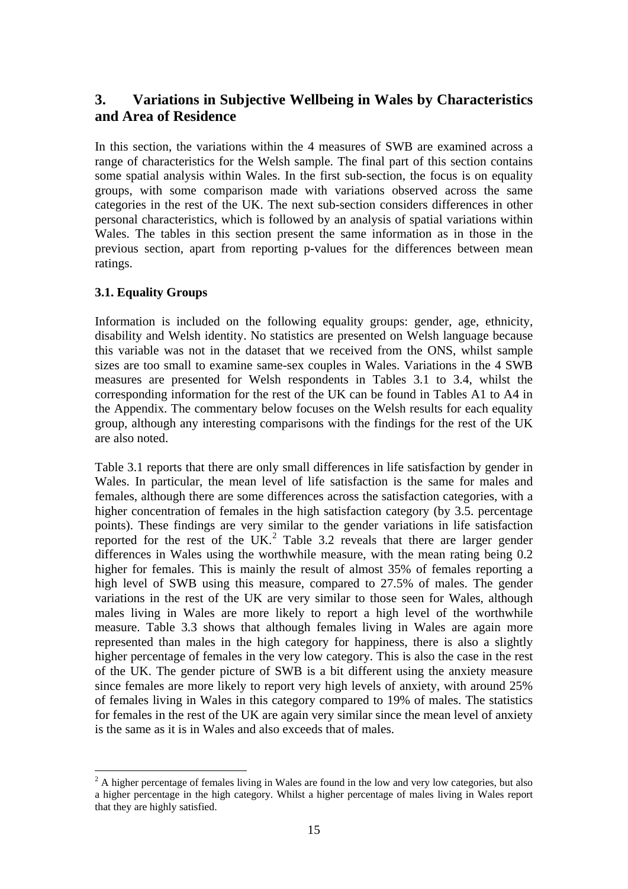## 3. Variations in Subjective Wellbeing in Wales by Characteristics and Area of Residence

In this section, the variations within the 4 measures of SWB are examined across a range of characteristics for the Welsh sample. The final part of this section contains some spatial analysis within Wales. In the first sub-section, the focus is on equality groups, with some comparison made with variations observed across the same categories in the rest of the UK. The next sub-section considers differences in other personal characteristics, which is followed by an analysis of spatial variations within Wales. The tables in this section present the same information as in those in the previous section, apart from reporting p-values for the differences between mean ratings.

### 3.1. Equality Groups

Information is included on the following equality groups: gender, age, ethnicity, disability and Welsh identity. No statistics are presented on Welsh language because this variable was not in the dataset that we received from the ONS, whilst sample sizes are too small to examine same-sex couples in Wales. Variations in the 4 SWB measures are presented for Welsh respondents in Tables 3.1 to 3.4, whilst the corresponding information for the rest of the UK can be found in Tables A1 to A4 in the Appendix. The commentary below focuses on the Welsh results for each equality group, although any interesting comparisons with the findings for the rest of the UK are also noted.

Table 3.1 reports that there are only small differences in life satisfaction by gender in Wales. In particular, the mean level of life satisfaction is the same for males and females, although there are some differences across the satisfaction categories, with a higher concentration of females in the high satisfaction category (by 3.5. percentage points). These findings are very similar to the gender variations in life satisfaction reported for the rest of the UK.[2] Table 3.2 reveals that there are larger gender differences in Wales using the worthwhile measure, with the mean rating being 0.2 higher for females. This is mainly the result of almost 35% of females reporting a high level of SWB using this measure, compared to 27.5% of males. The gender variations in the rest of the UK are very similar to those seen for Wales, although males living in Wales are more likely to report a high level of the worthwhile measure. Table 3.3 shows that although females living in Wales are again more represented than males in the high category for happiness, there is also a slightly higher percentage of females in the very low category. This is also the case in the rest of the UK. The gender picture of SWB is a bit different using the anxiety measure since females are more likely to report very high levels of anxiety, with around 25% of females living in Wales in this category compared to 19% of males. The statistics for females in the rest of the UK are again very similar since the mean level of anxiety is the same as it is in Wales and also exceeds that of males.

[2] A higher percentage of females living in Wales are found in the low and very low categories, but also a higher percentage in the high category. Whilst a higher percentage of males living in Wales report that they are highly satisfied.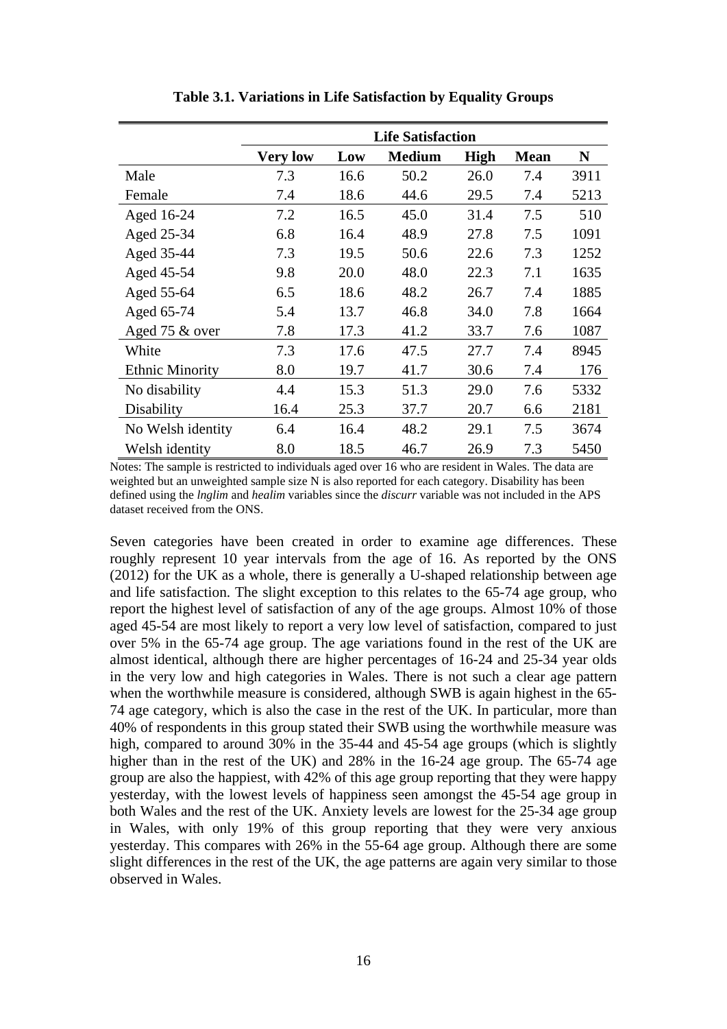**Table 3.1. Variations in Life Satisfaction by Equality Groups**

| | Life Satisfaction | | | | | |
|---|---|---|---|---|---|---|
| | **Very low** | **Low** | **Medium** | **High** | **Mean** | **N** |
| Male | 7.3 | 16.6 | 50.2 | 26.0 | 7.4 | 3911 |
| Female | 7.4 | 18.6 | 44.6 | 29.5 | 7.4 | 5213 |
| Aged 16-24 | 7.2 | 16.5 | 45.0 | 31.4 | 7.5 | 510 |
| Aged 25-34 | 6.8 | 16.4 | 48.9 | 27.8 | 7.5 | 1091 |
| Aged 35-44 | 7.3 | 19.5 | 50.6 | 22.6 | 7.3 | 1252 |
| Aged 45-54 | 9.8 | 20.0 | 48.0 | 22.3 | 7.1 | 1635 |
| Aged 55-64 | 6.5 | 18.6 | 48.2 | 26.7 | 7.4 | 1885 |
| Aged 65-74 | 5.4 | 13.7 | 46.8 | 34.0 | 7.8 | 1664 |
| Aged 75 & over | 7.8 | 17.3 | 41.2 | 33.7 | 7.6 | 1087 |
| White | 7.3 | 17.6 | 47.5 | 27.7 | 7.4 | 8945 |
| Ethnic Minority | 8.0 | 19.7 | 41.7 | 30.6 | 7.4 | 176 |
| No disability | 4.4 | 15.3 | 51.3 | 29.0 | 7.6 | 5332 |
| Disability | 16.4 | 25.3 | 37.7 | 20.7 | 6.6 | 2181 |
| No Welsh identity | 6.4 | 16.4 | 48.2 | 29.1 | 7.5 | 3674 |
| Welsh identity | 8.0 | 18.5 | 46.7 | 26.9 | 7.3 | 5450 |

Notes: The sample is restricted to individuals aged over 16 who are resident in Wales. The data are weighted but an unweighted sample size N is also reported for each category. Disability has been defined using the *lnglim* and *healim* variables since the *discurr* variable was not included in the APS dataset received from the ONS.

Seven categories have been created in order to examine age differences. These roughly represent 10 year intervals from the age of 16. As reported by the ONS (2012) for the UK as a whole, there is generally a U-shaped relationship between age and life satisfaction. The slight exception to this relates to the 65-74 age group, who report the highest level of satisfaction of any of the age groups. Almost 10% of those aged 45-54 are most likely to report a very low level of satisfaction, compared to just over 5% in the 65-74 age group. The age variations found in the rest of the UK are almost identical, although there are higher percentages of 16-24 and 25-34 year olds in the very low and high categories in Wales. There is not such a clear age pattern when the worthwhile measure is considered, although SWB is again highest in the 65-74 age category, which is also the case in the rest of the UK. In particular, more than 40% of respondents in this group stated their SWB using the worthwhile measure was high, compared to around 30% in the 35-44 and 45-54 age groups (which is slightly higher than in the rest of the UK) and 28% in the 16-24 age group. The 65-74 age group are also the happiest, with 42% of this age group reporting that they were happy yesterday, with the lowest levels of happiness seen amongst the 45-54 age group in both Wales and the rest of the UK. Anxiety levels are lowest for the 25-34 age group in Wales, with only 19% of this group reporting that they were very anxious yesterday. This compares with 26% in the 55-64 age group. Although there are some slight differences in the rest of the UK, the age patterns are again very similar to those observed in Wales.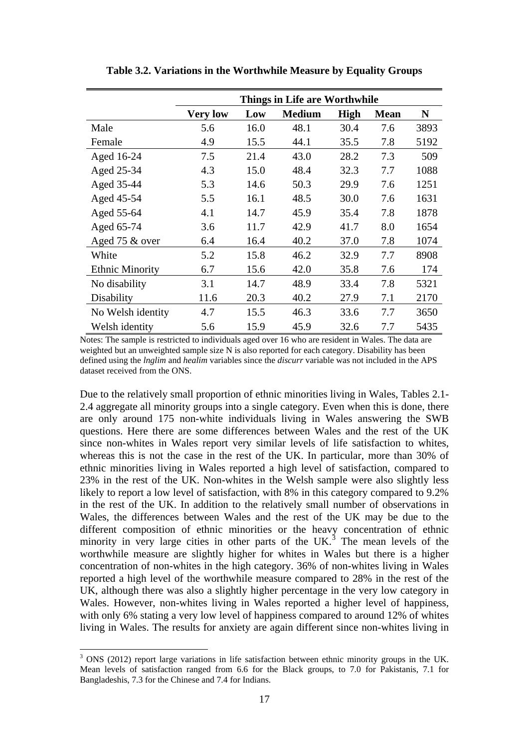**Table 3.2. Variations in the Worthwhile Measure by Equality Groups**

| | Things in Life are Worthwhile | | | | | |
|---|---|---|---|---|---|---|
| | **Very low** | **Low** | **Medium** | **High** | **Mean** | **N** |
| Male | 5.6 | 16.0 | 48.1 | 30.4 | 7.6 | 3893 |
| Female | 4.9 | 15.5 | 44.1 | 35.5 | 7.8 | 5192 |
| Aged 16-24 | 7.5 | 21.4 | 43.0 | 28.2 | 7.3 | 509 |
| Aged 25-34 | 4.3 | 15.0 | 48.4 | 32.3 | 7.7 | 1088 |
| Aged 35-44 | 5.3 | 14.6 | 50.3 | 29.9 | 7.6 | 1251 |
| Aged 45-54 | 5.5 | 16.1 | 48.5 | 30.0 | 7.6 | 1631 |
| Aged 55-64 | 4.1 | 14.7 | 45.9 | 35.4 | 7.8 | 1878 |
| Aged 65-74 | 3.6 | 11.7 | 42.9 | 41.7 | 8.0 | 1654 |
| Aged 75 & over | 6.4 | 16.4 | 40.2 | 37.0 | 7.8 | 1074 |
| White | 5.2 | 15.8 | 46.2 | 32.9 | 7.7 | 8908 |
| Ethnic Minority | 6.7 | 15.6 | 42.0 | 35.8 | 7.6 | 174 |
| No disability | 3.1 | 14.7 | 48.9 | 33.4 | 7.8 | 5321 |
| Disability | 11.6 | 20.3 | 40.2 | 27.9 | 7.1 | 2170 |
| No Welsh identity | 4.7 | 15.5 | 46.3 | 33.6 | 7.7 | 3650 |
| Welsh identity | 5.6 | 15.9 | 45.9 | 32.6 | 7.7 | 5435 |

Notes: The sample is restricted to individuals aged over 16 who are resident in Wales. The data are weighted but an unweighted sample size N is also reported for each category. Disability has been defined using the *lnglim* and *healim* variables since the *discurr* variable was not included in the APS dataset received from the ONS.

Due to the relatively small proportion of ethnic minorities living in Wales, Tables 2.1-2.4 aggregate all minority groups into a single category. Even when this is done, there are only around 175 non-white individuals living in Wales answering the SWB questions. Here there are some differences between Wales and the rest of the UK since non-whites in Wales report very similar levels of life satisfaction to whites, whereas this is not the case in the rest of the UK. In particular, more than 30% of ethnic minorities living in Wales reported a high level of satisfaction, compared to 23% in the rest of the UK. Non-whites in the Welsh sample were also slightly less likely to report a low level of satisfaction, with 8% in this category compared to 9.2% in the rest of the UK. In addition to the relatively small number of observations in Wales, the differences between Wales and the rest of the UK may be due to the different composition of ethnic minorities or the heavy concentration of ethnic minority in very large cities in other parts of the UK.[3] The mean levels of the worthwhile measure are slightly higher for whites in Wales but there is a higher concentration of non-whites in the high category. 36% of non-whites living in Wales reported a high level of the worthwhile measure compared to 28% in the rest of the UK, although there was also a slightly higher percentage in the very low category in Wales. However, non-whites living in Wales reported a higher level of happiness, with only 6% stating a very low level of happiness compared to around 12% of whites living in Wales. The results for anxiety are again different since non-whites living in

[3] ONS (2012) report large variations in life satisfaction between ethnic minority groups in the UK. Mean levels of satisfaction ranged from 6.6 for the Black groups, to 7.0 for Pakistanis, 7.1 for Bangladeshis, 7.3 for the Chinese and 7.4 for Indians.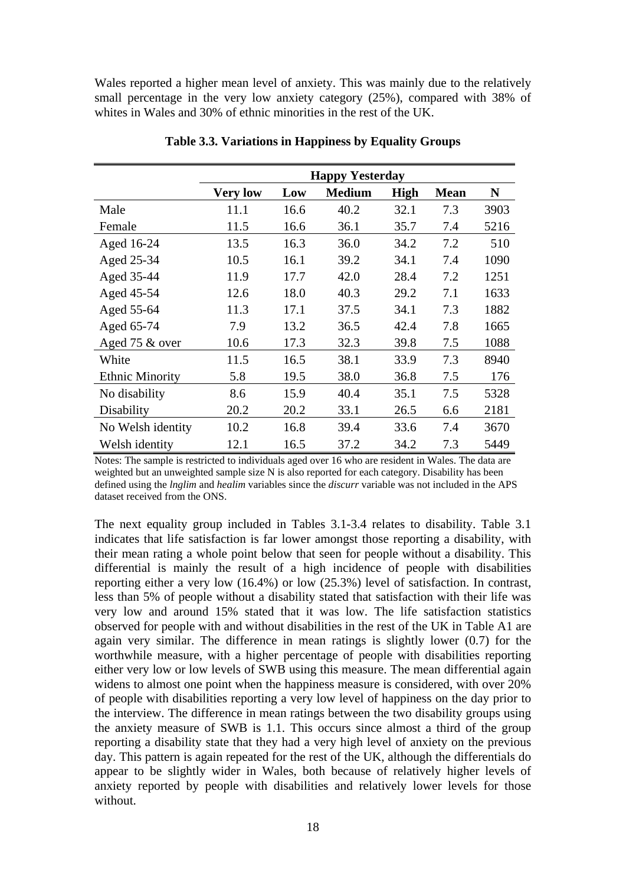Wales reported a higher mean level of anxiety. This was mainly due to the relatively small percentage in the very low anxiety category (25%), compared with 38% of whites in Wales and 30% of ethnic minorities in the rest of the UK.

**Table 3.3. Variations in Happiness by Equality Groups**

| | Happy Yesterday | | | | | |
|---|---|---|---|---|---|---|
| | **Very low** | **Low** | **Medium** | **High** | **Mean** | **N** |
| Male | 11.1 | 16.6 | 40.2 | 32.1 | 7.3 | 3903 |
| Female | 11.5 | 16.6 | 36.1 | 35.7 | 7.4 | 5216 |
| Aged 16-24 | 13.5 | 16.3 | 36.0 | 34.2 | 7.2 | 510 |
| Aged 25-34 | 10.5 | 16.1 | 39.2 | 34.1 | 7.4 | 1090 |
| Aged 35-44 | 11.9 | 17.7 | 42.0 | 28.4 | 7.2 | 1251 |
| Aged 45-54 | 12.6 | 18.0 | 40.3 | 29.2 | 7.1 | 1633 |
| Aged 55-64 | 11.3 | 17.1 | 37.5 | 34.1 | 7.3 | 1882 |
| Aged 65-74 | 7.9 | 13.2 | 36.5 | 42.4 | 7.8 | 1665 |
| Aged 75 & over | 10.6 | 17.3 | 32.3 | 39.8 | 7.5 | 1088 |
| White | 11.5 | 16.5 | 38.1 | 33.9 | 7.3 | 8940 |
| Ethnic Minority | 5.8 | 19.5 | 38.0 | 36.8 | 7.5 | 176 |
| No disability | 8.6 | 15.9 | 40.4 | 35.1 | 7.5 | 5328 |
| Disability | 20.2 | 20.2 | 33.1 | 26.5 | 6.6 | 2181 |
| No Welsh identity | 10.2 | 16.8 | 39.4 | 33.6 | 7.4 | 3670 |
| Welsh identity | 12.1 | 16.5 | 37.2 | 34.2 | 7.3 | 5449 |

Notes: The sample is restricted to individuals aged over 16 who are resident in Wales. The data are weighted but an unweighted sample size N is also reported for each category. Disability has been defined using the *lnglim* and *healim* variables since the *discurr* variable was not included in the APS dataset received from the ONS.

The next equality group included in Tables 3.1-3.4 relates to disability. Table 3.1 indicates that life satisfaction is far lower amongst those reporting a disability, with their mean rating a whole point below that seen for people without a disability. This differential is mainly the result of a high incidence of people with disabilities reporting either a very low (16.4%) or low (25.3%) level of satisfaction. In contrast, less than 5% of people without a disability stated that satisfaction with their life was very low and around 15% stated that it was low. The life satisfaction statistics observed for people with and without disabilities in the rest of the UK in Table A1 are again very similar. The difference in mean ratings is slightly lower (0.7) for the worthwhile measure, with a higher percentage of people with disabilities reporting either very low or low levels of SWB using this measure. The mean differential again widens to almost one point when the happiness measure is considered, with over 20% of people with disabilities reporting a very low level of happiness on the day prior to the interview. The difference in mean ratings between the two disability groups using the anxiety measure of SWB is 1.1. This occurs since almost a third of the group reporting a disability state that they had a very high level of anxiety on the previous day. This pattern is again repeated for the rest of the UK, although the differentials do appear to be slightly wider in Wales, both because of relatively higher levels of anxiety reported by people with disabilities and relatively lower levels for those without.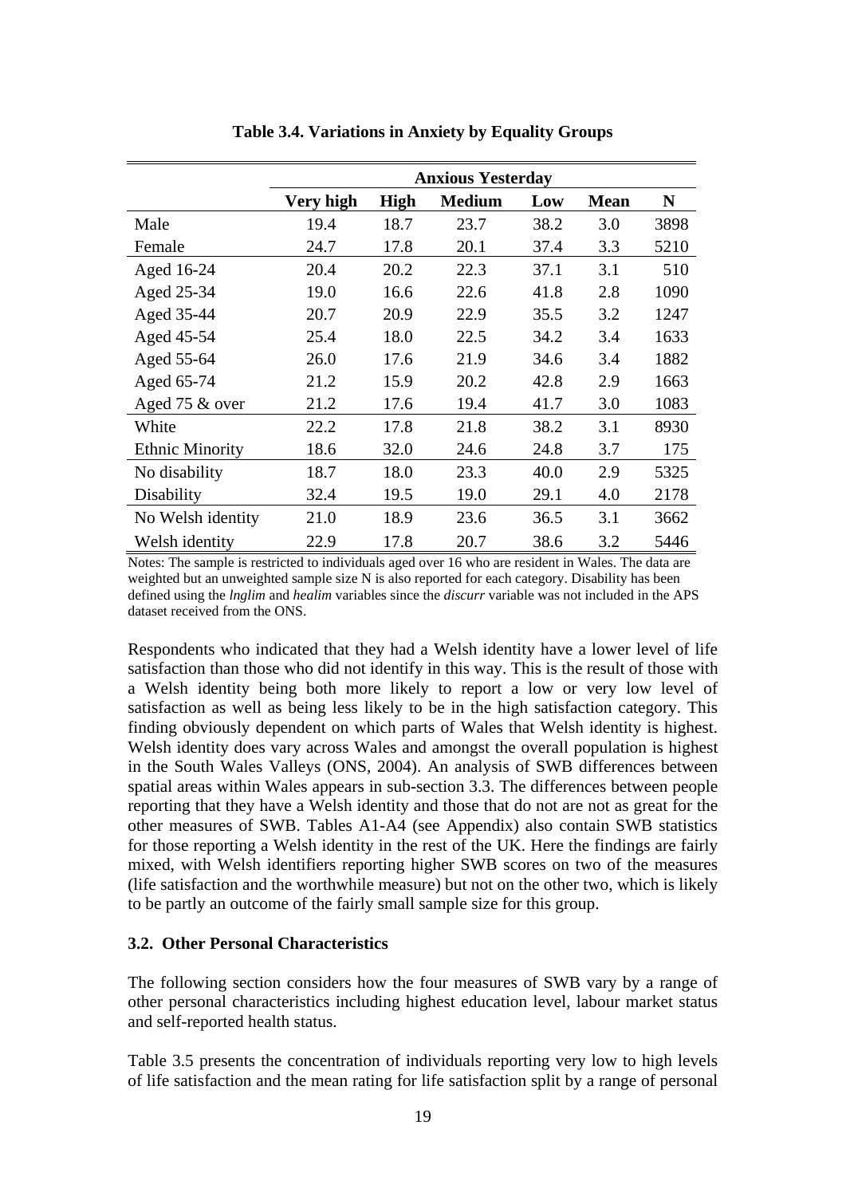**Table 3.4. Variations in Anxiety by Equality Groups**

| | Anxious Yesterday | | | | | |
|---|---|---|---|---|---|---|
| | **Very high** | **High** | **Medium** | **Low** | **Mean** | **N** |
| Male | 19.4 | 18.7 | 23.7 | 38.2 | 3.0 | 3898 |
| Female | 24.7 | 17.8 | 20.1 | 37.4 | 3.3 | 5210 |
| Aged 16-24 | 20.4 | 20.2 | 22.3 | 37.1 | 3.1 | 510 |
| Aged 25-34 | 19.0 | 16.6 | 22.6 | 41.8 | 2.8 | 1090 |
| Aged 35-44 | 20.7 | 20.9 | 22.9 | 35.5 | 3.2 | 1247 |
| Aged 45-54 | 25.4 | 18.0 | 22.5 | 34.2 | 3.4 | 1633 |
| Aged 55-64 | 26.0 | 17.6 | 21.9 | 34.6 | 3.4 | 1882 |
| Aged 65-74 | 21.2 | 15.9 | 20.2 | 42.8 | 2.9 | 1663 |
| Aged 75 & over | 21.2 | 17.6 | 19.4 | 41.7 | 3.0 | 1083 |
| White | 22.2 | 17.8 | 21.8 | 38.2 | 3.1 | 8930 |
| Ethnic Minority | 18.6 | 32.0 | 24.6 | 24.8 | 3.7 | 175 |
| No disability | 18.7 | 18.0 | 23.3 | 40.0 | 2.9 | 5325 |
| Disability | 32.4 | 19.5 | 19.0 | 29.1 | 4.0 | 2178 |
| No Welsh identity | 21.0 | 18.9 | 23.6 | 36.5 | 3.1 | 3662 |
| Welsh identity | 22.9 | 17.8 | 20.7 | 38.6 | 3.2 | 5446 |

Notes: The sample is restricted to individuals aged over 16 who are resident in Wales. The data are weighted but an unweighted sample size N is also reported for each category. Disability has been defined using the *lnglim* and *healim* variables since the *discurr* variable was not included in the APS dataset received from the ONS.

Respondents who indicated that they had a Welsh identity have a lower level of life satisfaction than those who did not identify in this way. This is the result of those with a Welsh identity being both more likely to report a low or very low level of satisfaction as well as being less likely to be in the high satisfaction category. This finding obviously dependent on which parts of Wales that Welsh identity is highest. Welsh identity does vary across Wales and amongst the overall population is highest in the South Wales Valleys (ONS, 2004). An analysis of SWB differences between spatial areas within Wales appears in sub-section 3.3. The differences between people reporting that they have a Welsh identity and those that do not are not as great for the other measures of SWB. Tables A1-A4 (see Appendix) also contain SWB statistics for those reporting a Welsh identity in the rest of the UK. Here the findings are fairly mixed, with Welsh identifiers reporting higher SWB scores on two of the measures (life satisfaction and the worthwhile measure) but not on the other two, which is likely to be partly an outcome of the fairly small sample size for this group.

### 3.2. Other Personal Characteristics

The following section considers how the four measures of SWB vary by a range of other personal characteristics including highest education level, labour market status and self-reported health status.

Table 3.5 presents the concentration of individuals reporting very low to high levels of life satisfaction and the mean rating for life satisfaction split by a range of personal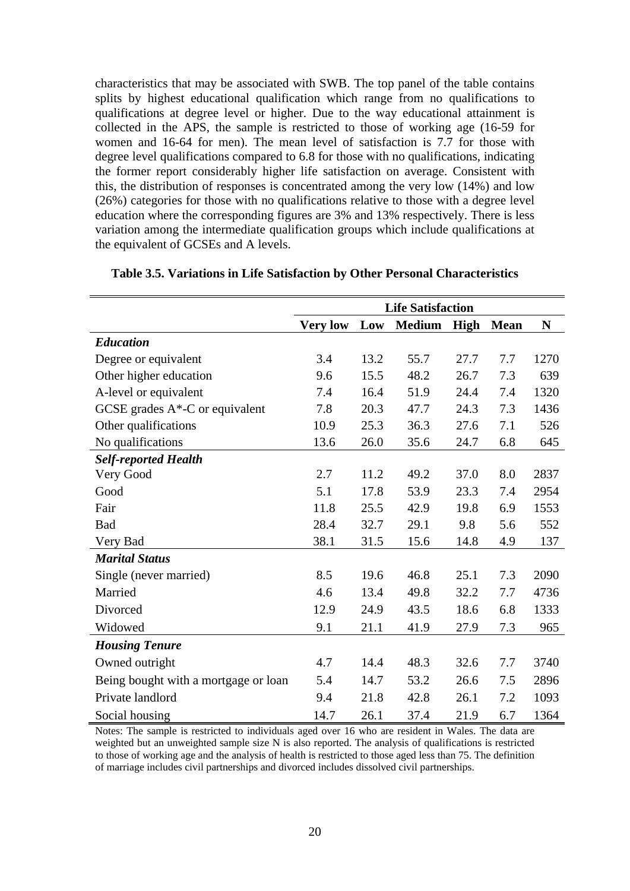characteristics that may be associated with SWB. The top panel of the table contains splits by highest educational qualification which range from no qualifications to qualifications at degree level or higher. Due to the way educational attainment is collected in the APS, the sample is restricted to those of working age (16-59 for women and 16-64 for men). The mean level of satisfaction is 7.7 for those with degree level qualifications compared to 6.8 for those with no qualifications, indicating the former report considerably higher life satisfaction on average. Consistent with this, the distribution of responses is concentrated among the very low (14%) and low (26%) categories for those with no qualifications relative to those with a degree level education where the corresponding figures are 3% and 13% respectively. There is less variation among the intermediate qualification groups which include qualifications at the equivalent of GCSEs and A levels.

**Table 3.5. Variations in Life Satisfaction by Other Personal Characteristics**

| | Life Satisfaction | | | | | |
|---|---|---|---|---|---|---|
| | **Very low** | **Low** | **Medium** | **High** | **Mean** | **N** |
| ***Education*** | | | | | | |
| Degree or equivalent | 3.4 | 13.2 | 55.7 | 27.7 | 7.7 | 1270 |
| Other higher education | 9.6 | 15.5 | 48.2 | 26.7 | 7.3 | 639 |
| A-level or equivalent | 7.4 | 16.4 | 51.9 | 24.4 | 7.4 | 1320 |
| GCSE grades A*-C or equivalent | 7.8 | 20.3 | 47.7 | 24.3 | 7.3 | 1436 |
| Other qualifications | 10.9 | 25.3 | 36.3 | 27.6 | 7.1 | 526 |
| No qualifications | 13.6 | 26.0 | 35.6 | 24.7 | 6.8 | 645 |
| ***Self-reported Health*** | | | | | | |
| Very Good | 2.7 | 11.2 | 49.2 | 37.0 | 8.0 | 2837 |
| Good | 5.1 | 17.8 | 53.9 | 23.3 | 7.4 | 2954 |
| Fair | 11.8 | 25.5 | 42.9 | 19.8 | 6.9 | 1553 |
| Bad | 28.4 | 32.7 | 29.1 | 9.8 | 5.6 | 552 |
| Very Bad | 38.1 | 31.5 | 15.6 | 14.8 | 4.9 | 137 |
| ***Marital Status*** | | | | | | |
| Single (never married) | 8.5 | 19.6 | 46.8 | 25.1 | 7.3 | 2090 |
| Married | 4.6 | 13.4 | 49.8 | 32.2 | 7.7 | 4736 |
| Divorced | 12.9 | 24.9 | 43.5 | 18.6 | 6.8 | 1333 |
| Widowed | 9.1 | 21.1 | 41.9 | 27.9 | 7.3 | 965 |
| ***Housing Tenure*** | | | | | | |
| Owned outright | 4.7 | 14.4 | 48.3 | 32.6 | 7.7 | 3740 |
| Being bought with a mortgage or loan | 5.4 | 14.7 | 53.2 | 26.6 | 7.5 | 2896 |
| Private landlord | 9.4 | 21.8 | 42.8 | 26.1 | 7.2 | 1093 |
| Social housing | 14.7 | 26.1 | 37.4 | 21.9 | 6.7 | 1364 |

Notes: The sample is restricted to individuals aged over 16 who are resident in Wales. The data are weighted but an unweighted sample size N is also reported. The analysis of qualifications is restricted to those of working age and the analysis of health is restricted to those aged less than 75. The definition of marriage includes civil partnerships and divorced includes dissolved civil partnerships.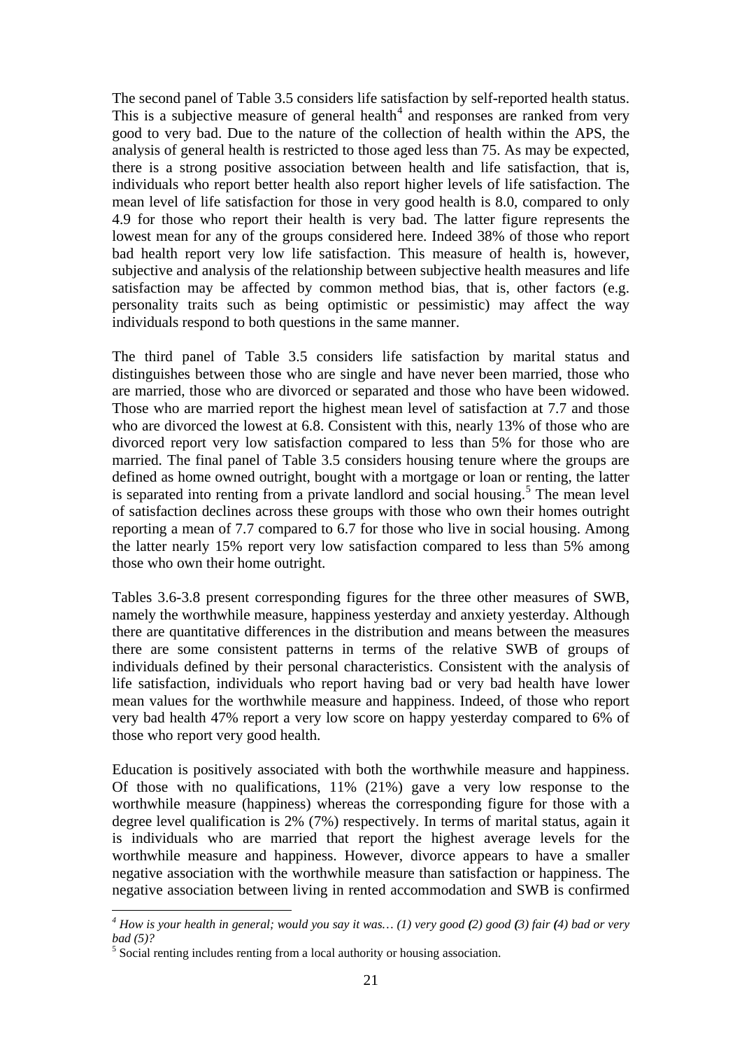The second panel of Table 3.5 considers life satisfaction by self-reported health status. This is a subjective measure of general health[4] and responses are ranked from very good to very bad. Due to the nature of the collection of health within the APS, the analysis of general health is restricted to those aged less than 75. As may be expected, there is a strong positive association between health and life satisfaction, that is, individuals who report better health also report higher levels of life satisfaction. The mean level of life satisfaction for those in very good health is 8.0, compared to only 4.9 for those who report their health is very bad. The latter figure represents the lowest mean for any of the groups considered here. Indeed 38% of those who report bad health report very low life satisfaction. This measure of health is, however, subjective and analysis of the relationship between subjective health measures and life satisfaction may be affected by common method bias, that is, other factors (e.g. personality traits such as being optimistic or pessimistic) may affect the way individuals respond to both questions in the same manner.

The third panel of Table 3.5 considers life satisfaction by marital status and distinguishes between those who are single and have never been married, those who are married, those who are divorced or separated and those who have been widowed. Those who are married report the highest mean level of satisfaction at 7.7 and those who are divorced the lowest at 6.8. Consistent with this, nearly 13% of those who are divorced report very low satisfaction compared to less than 5% for those who are married. The final panel of Table 3.5 considers housing tenure where the groups are defined as home owned outright, bought with a mortgage or loan or renting, the latter is separated into renting from a private landlord and social housing.[5] The mean level of satisfaction declines across these groups with those who own their homes outright reporting a mean of 7.7 compared to 6.7 for those who live in social housing. Among the latter nearly 15% report very low satisfaction compared to less than 5% among those who own their home outright.

Tables 3.6-3.8 present corresponding figures for the three other measures of SWB, namely the worthwhile measure, happiness yesterday and anxiety yesterday. Although there are quantitative differences in the distribution and means between the measures there are some consistent patterns in terms of the relative SWB of groups of individuals defined by their personal characteristics. Consistent with the analysis of life satisfaction, individuals who report having bad or very bad health have lower mean values for the worthwhile measure and happiness. Indeed, of those who report very bad health 47% report a very low score on happy yesterday compared to 6% of those who report very good health.

Education is positively associated with both the worthwhile measure and happiness. Of those with no qualifications, 11% (21%) gave a very low response to the worthwhile measure (happiness) whereas the corresponding figure for those with a degree level qualification is 2% (7%) respectively. In terms of marital status, again it is individuals who are married that report the highest average levels for the worthwhile measure and happiness. However, divorce appears to have a smaller negative association with the worthwhile measure than satisfaction or happiness. The negative association between living in rented accommodation and SWB is confirmed

---

[4] *How is your health in general; would you say it was… (1) very good (2) good (3) fair (4) bad or very bad (5)?*

[5] Social renting includes renting from a local authority or housing association.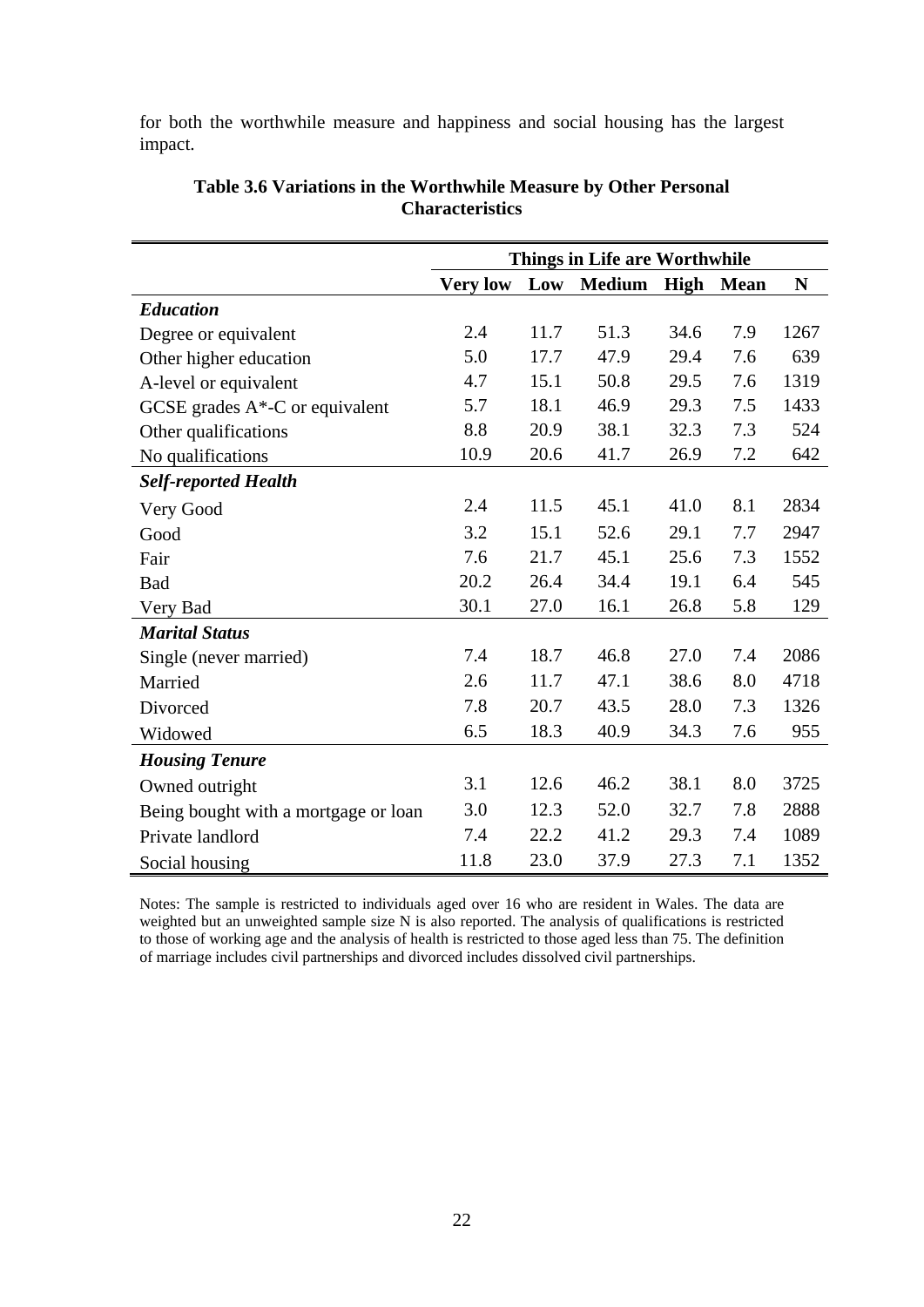for both the worthwhile measure and happiness and social housing has the largest impact.

**Table 3.6 Variations in the Worthwhile Measure by Other Personal Characteristics**

| | Things in Life are Worthwhile | | | | | |
|---|---|---|---|---|---|---|
| | **Very low** | **Low** | **Medium** | **High** | **Mean** | **N** |
| ***Education*** | | | | | | |
| Degree or equivalent | 2.4 | 11.7 | 51.3 | 34.6 | 7.9 | 1267 |
| Other higher education | 5.0 | 17.7 | 47.9 | 29.4 | 7.6 | 639 |
| A-level or equivalent | 4.7 | 15.1 | 50.8 | 29.5 | 7.6 | 1319 |
| GCSE grades A*-C or equivalent | 5.7 | 18.1 | 46.9 | 29.3 | 7.5 | 1433 |
| Other qualifications | 8.8 | 20.9 | 38.1 | 32.3 | 7.3 | 524 |
| No qualifications | 10.9 | 20.6 | 41.7 | 26.9 | 7.2 | 642 |
| ***Self-reported Health*** | | | | | | |
| Very Good | 2.4 | 11.5 | 45.1 | 41.0 | 8.1 | 2834 |
| Good | 3.2 | 15.1 | 52.6 | 29.1 | 7.7 | 2947 |
| Fair | 7.6 | 21.7 | 45.1 | 25.6 | 7.3 | 1552 |
| Bad | 20.2 | 26.4 | 34.4 | 19.1 | 6.4 | 545 |
| Very Bad | 30.1 | 27.0 | 16.1 | 26.8 | 5.8 | 129 |
| ***Marital Status*** | | | | | | |
| Single (never married) | 7.4 | 18.7 | 46.8 | 27.0 | 7.4 | 2086 |
| Married | 2.6 | 11.7 | 47.1 | 38.6 | 8.0 | 4718 |
| Divorced | 7.8 | 20.7 | 43.5 | 28.0 | 7.3 | 1326 |
| Widowed | 6.5 | 18.3 | 40.9 | 34.3 | 7.6 | 955 |
| ***Housing Tenure*** | | | | | | |
| Owned outright | 3.1 | 12.6 | 46.2 | 38.1 | 8.0 | 3725 |
| Being bought with a mortgage or loan | 3.0 | 12.3 | 52.0 | 32.7 | 7.8 | 2888 |
| Private landlord | 7.4 | 22.2 | 41.2 | 29.3 | 7.4 | 1089 |
| Social housing | 11.8 | 23.0 | 37.9 | 27.3 | 7.1 | 1352 |

Notes: The sample is restricted to individuals aged over 16 who are resident in Wales. The data are weighted but an unweighted sample size N is also reported. The analysis of qualifications is restricted to those of working age and the analysis of health is restricted to those aged less than 75. The definition of marriage includes civil partnerships and divorced includes dissolved civil partnerships.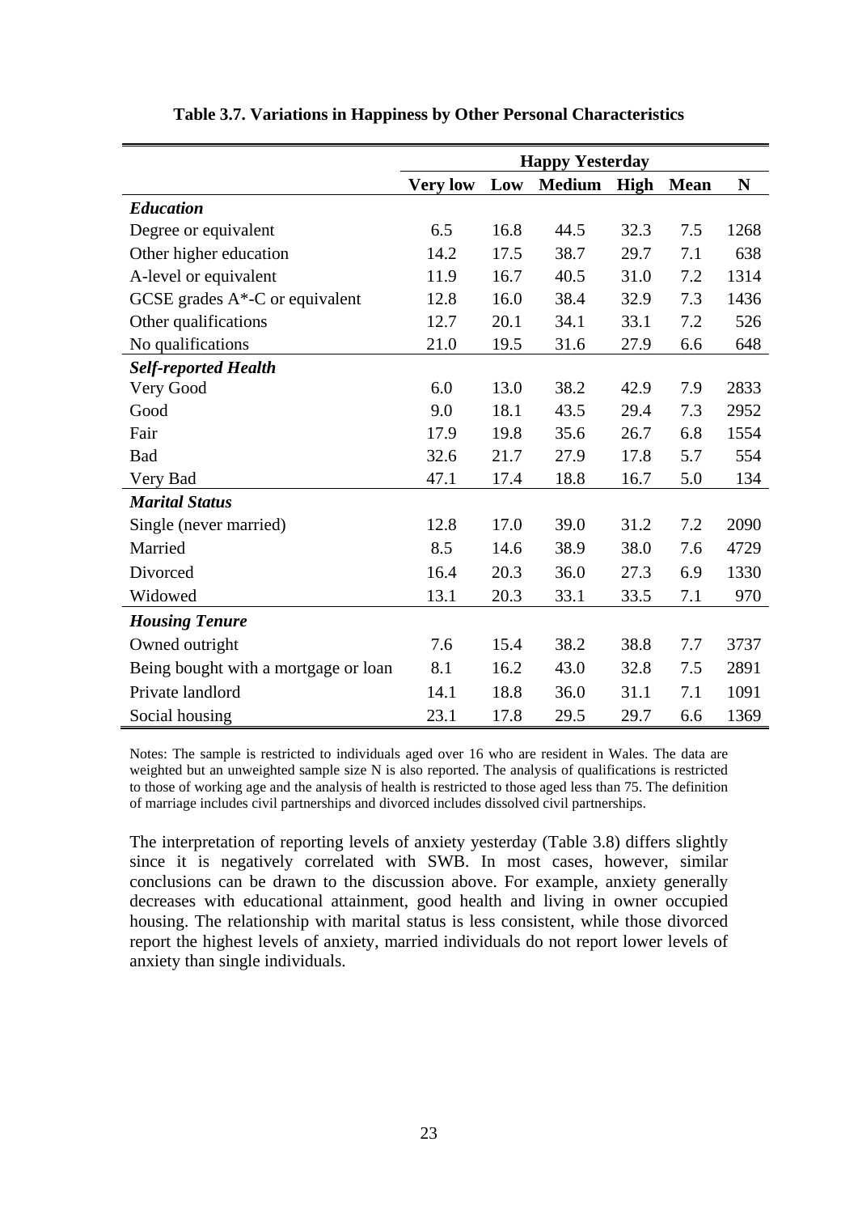**Table 3.7. Variations in Happiness by Other Personal Characteristics**

| | Happy Yesterday | | | | | |
|---|---|---|---|---|---|---|
| | **Very low** | **Low** | **Medium** | **High** | **Mean** | **N** |
| ***Education*** | | | | | | |
| Degree or equivalent | 6.5 | 16.8 | 44.5 | 32.3 | 7.5 | 1268 |
| Other higher education | 14.2 | 17.5 | 38.7 | 29.7 | 7.1 | 638 |
| A-level or equivalent | 11.9 | 16.7 | 40.5 | 31.0 | 7.2 | 1314 |
| GCSE grades A*-C or equivalent | 12.8 | 16.0 | 38.4 | 32.9 | 7.3 | 1436 |
| Other qualifications | 12.7 | 20.1 | 34.1 | 33.1 | 7.2 | 526 |
| No qualifications | 21.0 | 19.5 | 31.6 | 27.9 | 6.6 | 648 |
| ***Self-reported Health*** | | | | | | |
| Very Good | 6.0 | 13.0 | 38.2 | 42.9 | 7.9 | 2833 |
| Good | 9.0 | 18.1 | 43.5 | 29.4 | 7.3 | 2952 |
| Fair | 17.9 | 19.8 | 35.6 | 26.7 | 6.8 | 1554 |
| Bad | 32.6 | 21.7 | 27.9 | 17.8 | 5.7 | 554 |
| Very Bad | 47.1 | 17.4 | 18.8 | 16.7 | 5.0 | 134 |
| ***Marital Status*** | | | | | | |
| Single (never married) | 12.8 | 17.0 | 39.0 | 31.2 | 7.2 | 2090 |
| Married | 8.5 | 14.6 | 38.9 | 38.0 | 7.6 | 4729 |
| Divorced | 16.4 | 20.3 | 36.0 | 27.3 | 6.9 | 1330 |
| Widowed | 13.1 | 20.3 | 33.1 | 33.5 | 7.1 | 970 |
| ***Housing Tenure*** | | | | | | |
| Owned outright | 7.6 | 15.4 | 38.2 | 38.8 | 7.7 | 3737 |
| Being bought with a mortgage or loan | 8.1 | 16.2 | 43.0 | 32.8 | 7.5 | 2891 |
| Private landlord | 14.1 | 18.8 | 36.0 | 31.1 | 7.1 | 1091 |
| Social housing | 23.1 | 17.8 | 29.5 | 29.7 | 6.6 | 1369 |

Notes: The sample is restricted to individuals aged over 16 who are resident in Wales. The data are weighted but an unweighted sample size N is also reported. The analysis of qualifications is restricted to those of working age and the analysis of health is restricted to those aged less than 75. The definition of marriage includes civil partnerships and divorced includes dissolved civil partnerships.

The interpretation of reporting levels of anxiety yesterday (Table 3.8) differs slightly since it is negatively correlated with SWB. In most cases, however, similar conclusions can be drawn to the discussion above. For example, anxiety generally decreases with educational attainment, good health and living in owner occupied housing. The relationship with marital status is less consistent, while those divorced report the highest levels of anxiety, married individuals do not report lower levels of anxiety than single individuals.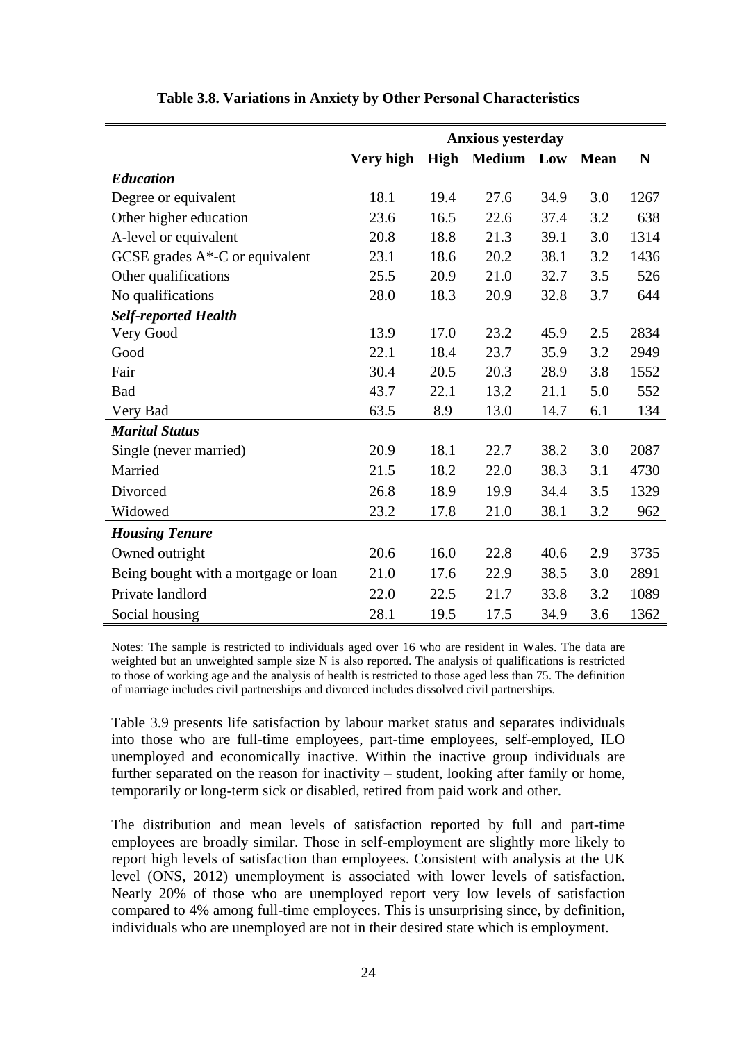**Table 3.8. Variations in Anxiety by Other Personal Characteristics**

| | Anxious yesterday | | | | | |
|---|---|---|---|---|---|---|
| | **Very high** | **High** | **Medium** | **Low** | **Mean** | **N** |
| ***Education*** | | | | | | |
| Degree or equivalent | 18.1 | 19.4 | 27.6 | 34.9 | 3.0 | 1267 |
| Other higher education | 23.6 | 16.5 | 22.6 | 37.4 | 3.2 | 638 |
| A-level or equivalent | 20.8 | 18.8 | 21.3 | 39.1 | 3.0 | 1314 |
| GCSE grades A*-C or equivalent | 23.1 | 18.6 | 20.2 | 38.1 | 3.2 | 1436 |
| Other qualifications | 25.5 | 20.9 | 21.0 | 32.7 | 3.5 | 526 |
| No qualifications | 28.0 | 18.3 | 20.9 | 32.8 | 3.7 | 644 |
| ***Self-reported Health*** | | | | | | |
| Very Good | 13.9 | 17.0 | 23.2 | 45.9 | 2.5 | 2834 |
| Good | 22.1 | 18.4 | 23.7 | 35.9 | 3.2 | 2949 |
| Fair | 30.4 | 20.5 | 20.3 | 28.9 | 3.8 | 1552 |
| Bad | 43.7 | 22.1 | 13.2 | 21.1 | 5.0 | 552 |
| Very Bad | 63.5 | 8.9 | 13.0 | 14.7 | 6.1 | 134 |
| ***Marital Status*** | | | | | | |
| Single (never married) | 20.9 | 18.1 | 22.7 | 38.2 | 3.0 | 2087 |
| Married | 21.5 | 18.2 | 22.0 | 38.3 | 3.1 | 4730 |
| Divorced | 26.8 | 18.9 | 19.9 | 34.4 | 3.5 | 1329 |
| Widowed | 23.2 | 17.8 | 21.0 | 38.1 | 3.2 | 962 |
| ***Housing Tenure*** | | | | | | |
| Owned outright | 20.6 | 16.0 | 22.8 | 40.6 | 2.9 | 3735 |
| Being bought with a mortgage or loan | 21.0 | 17.6 | 22.9 | 38.5 | 3.0 | 2891 |
| Private landlord | 22.0 | 22.5 | 21.7 | 33.8 | 3.2 | 1089 |
| Social housing | 28.1 | 19.5 | 17.5 | 34.9 | 3.6 | 1362 |

Notes: The sample is restricted to individuals aged over 16 who are resident in Wales. The data are weighted but an unweighted sample size N is also reported. The analysis of qualifications is restricted to those of working age and the analysis of health is restricted to those aged less than 75. The definition of marriage includes civil partnerships and divorced includes dissolved civil partnerships.

Table 3.9 presents life satisfaction by labour market status and separates individuals into those who are full-time employees, part-time employees, self-employed, ILO unemployed and economically inactive. Within the inactive group individuals are further separated on the reason for inactivity – student, looking after family or home, temporarily or long-term sick or disabled, retired from paid work and other.

The distribution and mean levels of satisfaction reported by full and part-time employees are broadly similar. Those in self-employment are slightly more likely to report high levels of satisfaction than employees. Consistent with analysis at the UK level (ONS, 2012) unemployment is associated with lower levels of satisfaction. Nearly 20% of those who are unemployed report very low levels of satisfaction compared to 4% among full-time employees. This is unsurprising since, by definition, individuals who are unemployed are not in their desired state which is employment.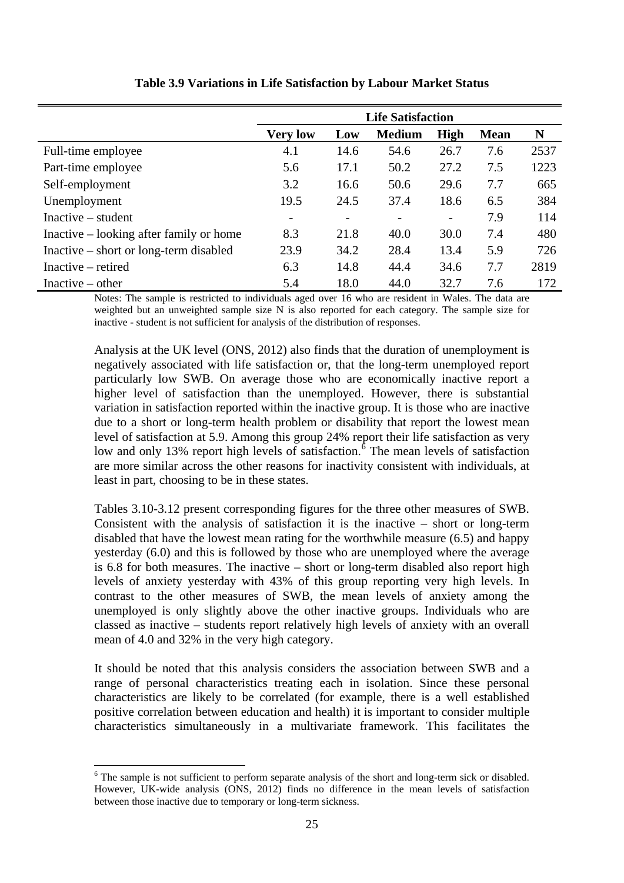**Table 3.9 Variations in Life Satisfaction by Labour Market Status**

| | Life Satisfaction | | | | | |
|---|---|---|---|---|---|---|
| | **Very low** | **Low** | **Medium** | **High** | **Mean** | **N** |
| Full-time employee | 4.1 | 14.6 | 54.6 | 26.7 | 7.6 | 2537 |
| Part-time employee | 5.6 | 17.1 | 50.2 | 27.2 | 7.5 | 1223 |
| Self-employment | 3.2 | 16.6 | 50.6 | 29.6 | 7.7 | 665 |
| Unemployment | 19.5 | 24.5 | 37.4 | 18.6 | 6.5 | 384 |
| Inactive – student | - | - | - | - | 7.9 | 114 |
| Inactive – looking after family or home | 8.3 | 21.8 | 40.0 | 30.0 | 7.4 | 480 |
| Inactive – short or long-term disabled | 23.9 | 34.2 | 28.4 | 13.4 | 5.9 | 726 |
| Inactive – retired | 6.3 | 14.8 | 44.4 | 34.6 | 7.7 | 2819 |
| Inactive – other | 5.4 | 18.0 | 44.0 | 32.7 | 7.6 | 172 |

Notes: The sample is restricted to individuals aged over 16 who are resident in Wales. The data are weighted but an unweighted sample size N is also reported for each category. The sample size for inactive - student is not sufficient for analysis of the distribution of responses.

Analysis at the UK level (ONS, 2012) also finds that the duration of unemployment is negatively associated with life satisfaction or, that the long-term unemployed report particularly low SWB. On average those who are economically inactive report a higher level of satisfaction than the unemployed. However, there is substantial variation in satisfaction reported within the inactive group. It is those who are inactive due to a short or long-term health problem or disability that report the lowest mean level of satisfaction at 5.9. Among this group 24% report their life satisfaction as very low and only 13% report high levels of satisfaction.[6] The mean levels of satisfaction are more similar across the other reasons for inactivity consistent with individuals, at least in part, choosing to be in these states.

Tables 3.10-3.12 present corresponding figures for the three other measures of SWB. Consistent with the analysis of satisfaction it is the inactive – short or long-term disabled that have the lowest mean rating for the worthwhile measure (6.5) and happy yesterday (6.0) and this is followed by those who are unemployed where the average is 6.8 for both measures. The inactive – short or long-term disabled also report high levels of anxiety yesterday with 43% of this group reporting very high levels. In contrast to the other measures of SWB, the mean levels of anxiety among the unemployed is only slightly above the other inactive groups. Individuals who are classed as inactive – students report relatively high levels of anxiety with an overall mean of 4.0 and 32% in the very high category.

It should be noted that this analysis considers the association between SWB and a range of personal characteristics treating each in isolation. Since these personal characteristics are likely to be correlated (for example, there is a well established positive correlation between education and health) it is important to consider multiple characteristics simultaneously in a multivariate framework. This facilitates the

[6] The sample is not sufficient to perform separate analysis of the short and long-term sick or disabled. However, UK-wide analysis (ONS, 2012) finds no difference in the mean levels of satisfaction between those inactive due to temporary or long-term sickness.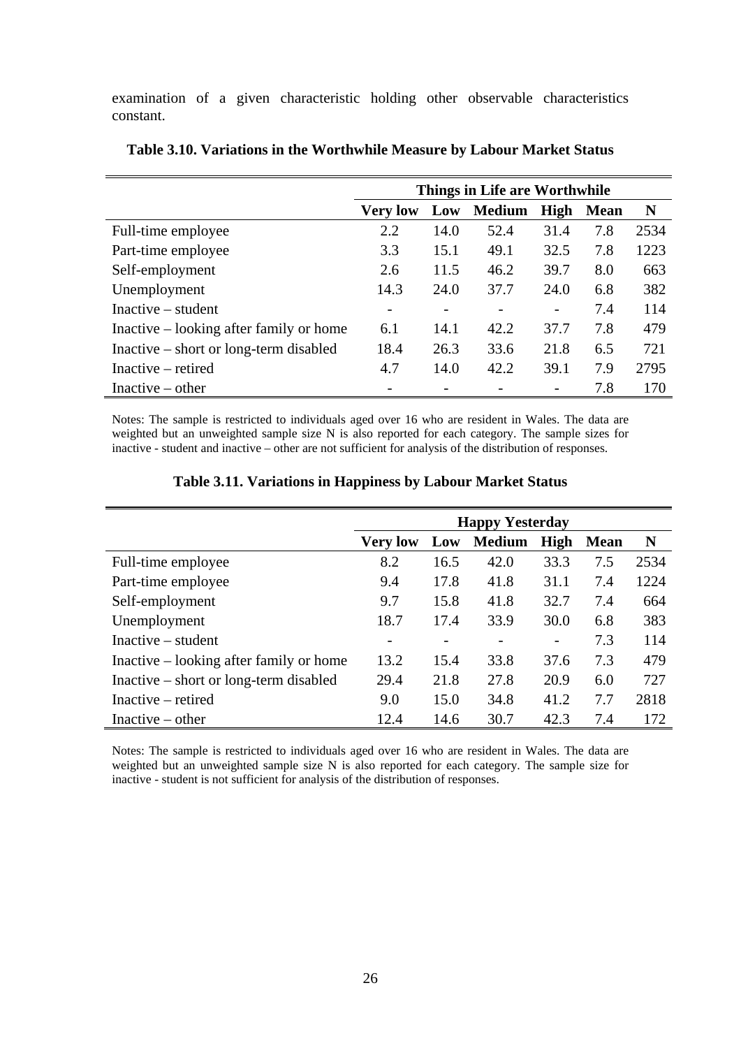examination of a given characteristic holding other observable characteristics constant.

**Table 3.10. Variations in the Worthwhile Measure by Labour Market Status**

| | Things in Life are Worthwhile | | | | | |
|---|---|---|---|---|---|---|
| | **Very low** | **Low** | **Medium** | **High** | **Mean** | **N** |
| Full-time employee | 2.2 | 14.0 | 52.4 | 31.4 | 7.8 | 2534 |
| Part-time employee | 3.3 | 15.1 | 49.1 | 32.5 | 7.8 | 1223 |
| Self-employment | 2.6 | 11.5 | 46.2 | 39.7 | 8.0 | 663 |
| Unemployment | 14.3 | 24.0 | 37.7 | 24.0 | 6.8 | 382 |
| Inactive – student | - | - | - | - | 7.4 | 114 |
| Inactive – looking after family or home | 6.1 | 14.1 | 42.2 | 37.7 | 7.8 | 479 |
| Inactive – short or long-term disabled | 18.4 | 26.3 | 33.6 | 21.8 | 6.5 | 721 |
| Inactive – retired | 4.7 | 14.0 | 42.2 | 39.1 | 7.9 | 2795 |
| Inactive – other | - | - | - | - | 7.8 | 170 |

Notes: The sample is restricted to individuals aged over 16 who are resident in Wales. The data are weighted but an unweighted sample size N is also reported for each category. The sample sizes for inactive - student and inactive – other are not sufficient for analysis of the distribution of responses.

**Table 3.11. Variations in Happiness by Labour Market Status**

| | Happy Yesterday | | | | | |
|---|---|---|---|---|---|---|
| | **Very low** | **Low** | **Medium** | **High** | **Mean** | **N** |
| Full-time employee | 8.2 | 16.5 | 42.0 | 33.3 | 7.5 | 2534 |
| Part-time employee | 9.4 | 17.8 | 41.8 | 31.1 | 7.4 | 1224 |
| Self-employment | 9.7 | 15.8 | 41.8 | 32.7 | 7.4 | 664 |
| Unemployment | 18.7 | 17.4 | 33.9 | 30.0 | 6.8 | 383 |
| Inactive – student | - | - | - | - | 7.3 | 114 |
| Inactive – looking after family or home | 13.2 | 15.4 | 33.8 | 37.6 | 7.3 | 479 |
| Inactive – short or long-term disabled | 29.4 | 21.8 | 27.8 | 20.9 | 6.0 | 727 |
| Inactive – retired | 9.0 | 15.0 | 34.8 | 41.2 | 7.7 | 2818 |
| Inactive – other | 12.4 | 14.6 | 30.7 | 42.3 | 7.4 | 172 |

Notes: The sample is restricted to individuals aged over 16 who are resident in Wales. The data are weighted but an unweighted sample size N is also reported for each category. The sample size for inactive - student is not sufficient for analysis of the distribution of responses.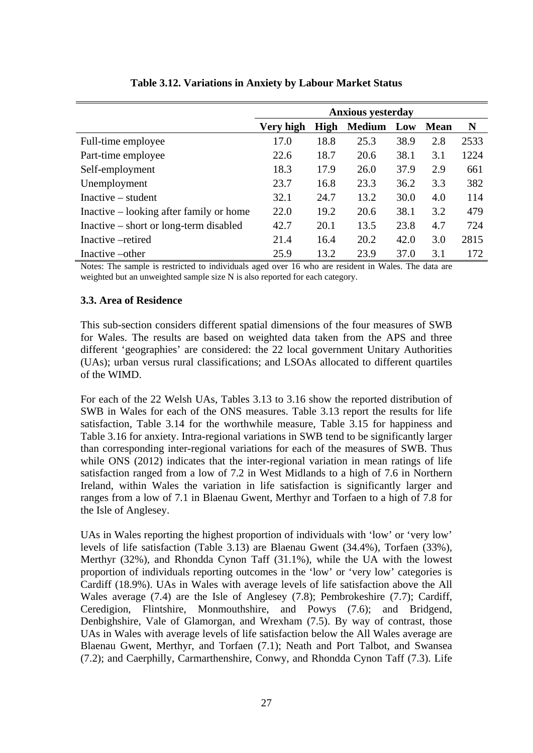**Table 3.12. Variations in Anxiety by Labour Market Status**

| | Anxious yesterday | | | | | |
|---|---|---|---|---|---|---|
| | Very high | High | Medium | Low | Mean | N |
| Full-time employee | 17.0 | 18.8 | 25.3 | 38.9 | 2.8 | 2533 |
| Part-time employee | 22.6 | 18.7 | 20.6 | 38.1 | 3.1 | 1224 |
| Self-employment | 18.3 | 17.9 | 26.0 | 37.9 | 2.9 | 661 |
| Unemployment | 23.7 | 16.8 | 23.3 | 36.2 | 3.3 | 382 |
| Inactive – student | 32.1 | 24.7 | 13.2 | 30.0 | 4.0 | 114 |
| Inactive – looking after family or home | 22.0 | 19.2 | 20.6 | 38.1 | 3.2 | 479 |
| Inactive – short or long-term disabled | 42.7 | 20.1 | 13.5 | 23.8 | 4.7 | 724 |
| Inactive –retired | 21.4 | 16.4 | 20.2 | 42.0 | 3.0 | 2815 |
| Inactive –other | 25.9 | 13.2 | 23.9 | 37.0 | 3.1 | 172 |

Notes: The sample is restricted to individuals aged over 16 who are resident in Wales. The data are weighted but an unweighted sample size N is also reported for each category.

### 3.3. Area of Residence

This sub-section considers different spatial dimensions of the four measures of SWB for Wales. The results are based on weighted data taken from the APS and three different 'geographies' are considered: the 22 local government Unitary Authorities (UAs); urban versus rural classifications; and LSOAs allocated to different quartiles of the WIMD.

For each of the 22 Welsh UAs, Tables 3.13 to 3.16 show the reported distribution of SWB in Wales for each of the ONS measures. Table 3.13 report the results for life satisfaction, Table 3.14 for the worthwhile measure, Table 3.15 for happiness and Table 3.16 for anxiety. Intra-regional variations in SWB tend to be significantly larger than corresponding inter-regional variations for each of the measures of SWB. Thus while ONS (2012) indicates that the inter-regional variation in mean ratings of life satisfaction ranged from a low of 7.2 in West Midlands to a high of 7.6 in Northern Ireland, within Wales the variation in life satisfaction is significantly larger and ranges from a low of 7.1 in Blaenau Gwent, Merthyr and Torfaen to a high of 7.8 for the Isle of Anglesey.

UAs in Wales reporting the highest proportion of individuals with 'low' or 'very low' levels of life satisfaction (Table 3.13) are Blaenau Gwent (34.4%), Torfaen (33%), Merthyr (32%), and Rhondda Cynon Taff (31.1%), while the UA with the lowest proportion of individuals reporting outcomes in the 'low' or 'very low' categories is Cardiff (18.9%). UAs in Wales with average levels of life satisfaction above the All Wales average (7.4) are the Isle of Anglesey (7.8); Pembrokeshire (7.7); Cardiff, Ceredigion, Flintshire, Monmouthshire, and Powys (7.6); and Bridgend, Denbighshire, Vale of Glamorgan, and Wrexham (7.5). By way of contrast, those UAs in Wales with average levels of life satisfaction below the All Wales average are Blaenau Gwent, Merthyr, and Torfaen (7.1); Neath and Port Talbot, and Swansea (7.2); and Caerphilly, Carmarthenshire, Conwy, and Rhondda Cynon Taff (7.3). Life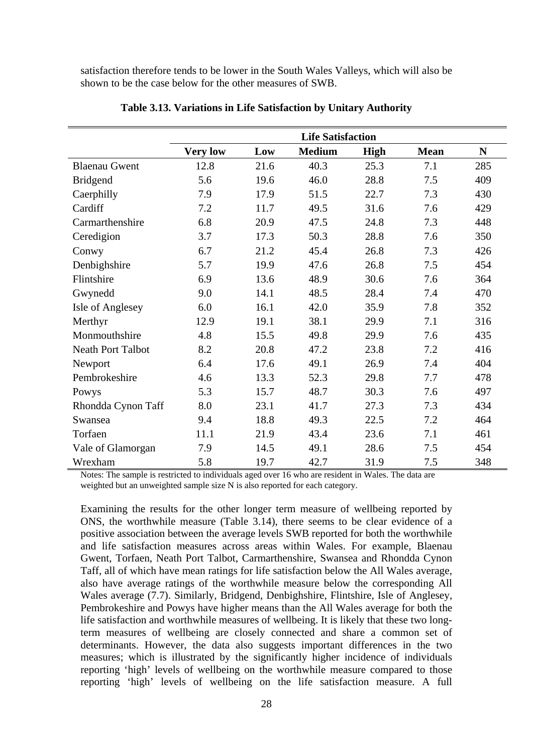satisfaction therefore tends to be lower in the South Wales Valleys, which will also be shown to be the case below for the other measures of SWB.

**Table 3.13. Variations in Life Satisfaction by Unitary Authority**

| | Life Satisfaction | | | | | |
|---|---|---|---|---|---|---|
| | **Very low** | **Low** | **Medium** | **High** | **Mean** | **N** |
| Blaenau Gwent | 12.8 | 21.6 | 40.3 | 25.3 | 7.1 | 285 |
| Bridgend | 5.6 | 19.6 | 46.0 | 28.8 | 7.5 | 409 |
| Caerphilly | 7.9 | 17.9 | 51.5 | 22.7 | 7.3 | 430 |
| Cardiff | 7.2 | 11.7 | 49.5 | 31.6 | 7.6 | 429 |
| Carmarthenshire | 6.8 | 20.9 | 47.5 | 24.8 | 7.3 | 448 |
| Ceredigion | 3.7 | 17.3 | 50.3 | 28.8 | 7.6 | 350 |
| Conwy | 6.7 | 21.2 | 45.4 | 26.8 | 7.3 | 426 |
| Denbighshire | 5.7 | 19.9 | 47.6 | 26.8 | 7.5 | 454 |
| Flintshire | 6.9 | 13.6 | 48.9 | 30.6 | 7.6 | 364 |
| Gwynedd | 9.0 | 14.1 | 48.5 | 28.4 | 7.4 | 470 |
| Isle of Anglesey | 6.0 | 16.1 | 42.0 | 35.9 | 7.8 | 352 |
| Merthyr | 12.9 | 19.1 | 38.1 | 29.9 | 7.1 | 316 |
| Monmouthshire | 4.8 | 15.5 | 49.8 | 29.9 | 7.6 | 435 |
| Neath Port Talbot | 8.2 | 20.8 | 47.2 | 23.8 | 7.2 | 416 |
| Newport | 6.4 | 17.6 | 49.1 | 26.9 | 7.4 | 404 |
| Pembrokeshire | 4.6 | 13.3 | 52.3 | 29.8 | 7.7 | 478 |
| Powys | 5.3 | 15.7 | 48.7 | 30.3 | 7.6 | 497 |
| Rhondda Cynon Taff | 8.0 | 23.1 | 41.7 | 27.3 | 7.3 | 434 |
| Swansea | 9.4 | 18.8 | 49.3 | 22.5 | 7.2 | 464 |
| Torfaen | 11.1 | 21.9 | 43.4 | 23.6 | 7.1 | 461 |
| Vale of Glamorgan | 7.9 | 14.5 | 49.1 | 28.6 | 7.5 | 454 |
| Wrexham | 5.8 | 19.7 | 42.7 | 31.9 | 7.5 | 348 |

Notes: The sample is restricted to individuals aged over 16 who are resident in Wales. The data are weighted but an unweighted sample size N is also reported for each category.

Examining the results for the other longer term measure of wellbeing reported by ONS, the worthwhile measure (Table 3.14), there seems to be clear evidence of a positive association between the average levels SWB reported for both the worthwhile and life satisfaction measures across areas within Wales. For example, Blaenau Gwent, Torfaen, Neath Port Talbot, Carmarthenshire, Swansea and Rhondda Cynon Taff, all of which have mean ratings for life satisfaction below the All Wales average, also have average ratings of the worthwhile measure below the corresponding All Wales average (7.7). Similarly, Bridgend, Denbighshire, Flintshire, Isle of Anglesey, Pembrokeshire and Powys have higher means than the All Wales average for both the life satisfaction and worthwhile measures of wellbeing. It is likely that these two long-term measures of wellbeing are closely connected and share a common set of determinants. However, the data also suggests important differences in the two measures; which is illustrated by the significantly higher incidence of individuals reporting 'high' levels of wellbeing on the worthwhile measure compared to those reporting 'high' levels of wellbeing on the life satisfaction measure. A full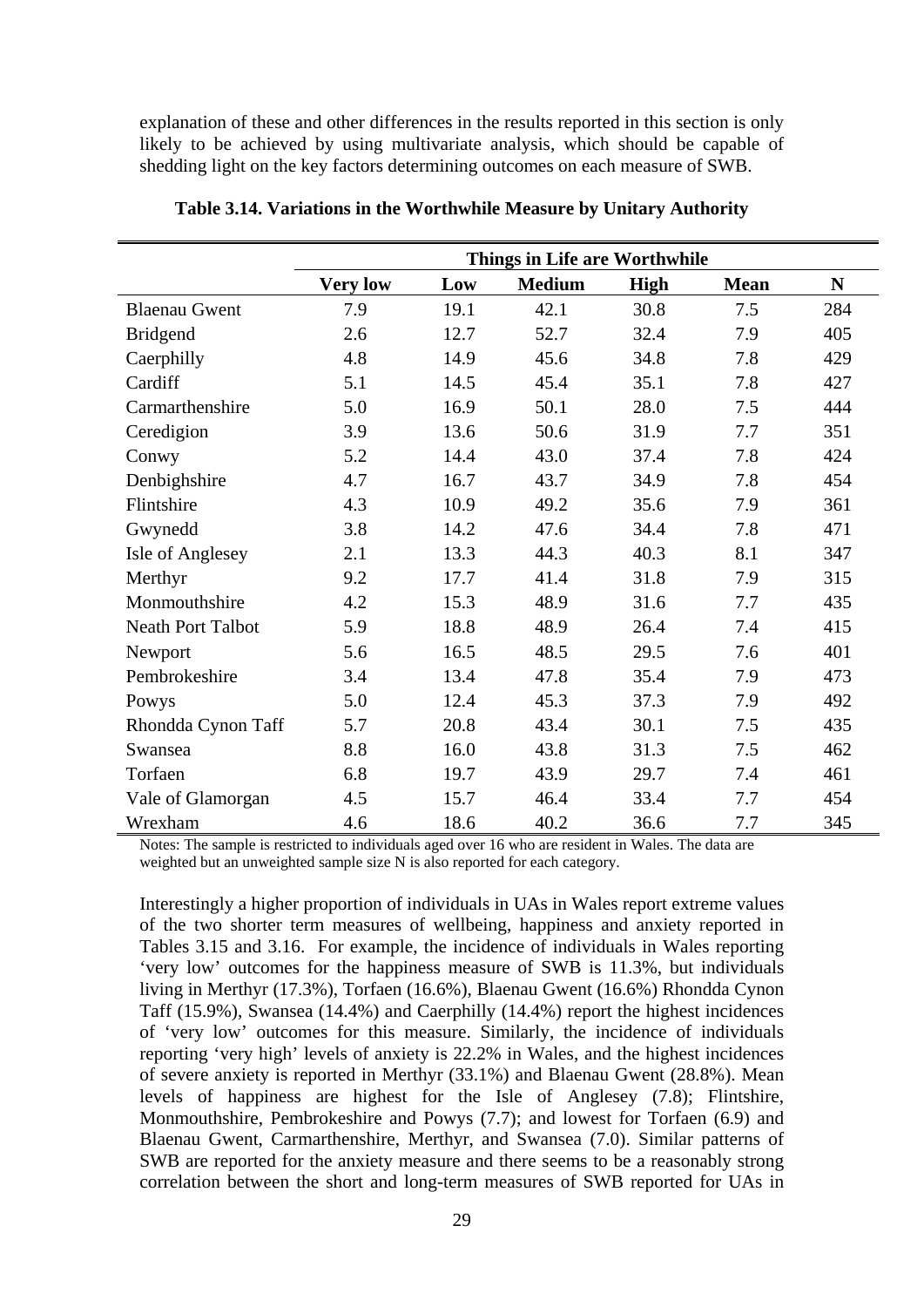explanation of these and other differences in the results reported in this section is only likely to be achieved by using multivariate analysis, which should be capable of shedding light on the key factors determining outcomes on each measure of SWB.

**Table 3.14. Variations in the Worthwhile Measure by Unitary Authority**

| | Things in Life are Worthwhile | | | | | |
|---|---|---|---|---|---|---|
| | **Very low** | **Low** | **Medium** | **High** | **Mean** | **N** |
| Blaenau Gwent | 7.9 | 19.1 | 42.1 | 30.8 | 7.5 | 284 |
| Bridgend | 2.6 | 12.7 | 52.7 | 32.4 | 7.9 | 405 |
| Caerphilly | 4.8 | 14.9 | 45.6 | 34.8 | 7.8 | 429 |
| Cardiff | 5.1 | 14.5 | 45.4 | 35.1 | 7.8 | 427 |
| Carmarthenshire | 5.0 | 16.9 | 50.1 | 28.0 | 7.5 | 444 |
| Ceredigion | 3.9 | 13.6 | 50.6 | 31.9 | 7.7 | 351 |
| Conwy | 5.2 | 14.4 | 43.0 | 37.4 | 7.8 | 424 |
| Denbighshire | 4.7 | 16.7 | 43.7 | 34.9 | 7.8 | 454 |
| Flintshire | 4.3 | 10.9 | 49.2 | 35.6 | 7.9 | 361 |
| Gwynedd | 3.8 | 14.2 | 47.6 | 34.4 | 7.8 | 471 |
| Isle of Anglesey | 2.1 | 13.3 | 44.3 | 40.3 | 8.1 | 347 |
| Merthyr | 9.2 | 17.7 | 41.4 | 31.8 | 7.9 | 315 |
| Monmouthshire | 4.2 | 15.3 | 48.9 | 31.6 | 7.7 | 435 |
| Neath Port Talbot | 5.9 | 18.8 | 48.9 | 26.4 | 7.4 | 415 |
| Newport | 5.6 | 16.5 | 48.5 | 29.5 | 7.6 | 401 |
| Pembrokeshire | 3.4 | 13.4 | 47.8 | 35.4 | 7.9 | 473 |
| Powys | 5.0 | 12.4 | 45.3 | 37.3 | 7.9 | 492 |
| Rhondda Cynon Taff | 5.7 | 20.8 | 43.4 | 30.1 | 7.5 | 435 |
| Swansea | 8.8 | 16.0 | 43.8 | 31.3 | 7.5 | 462 |
| Torfaen | 6.8 | 19.7 | 43.9 | 29.7 | 7.4 | 461 |
| Vale of Glamorgan | 4.5 | 15.7 | 46.4 | 33.4 | 7.7 | 454 |
| Wrexham | 4.6 | 18.6 | 40.2 | 36.6 | 7.7 | 345 |

Notes: The sample is restricted to individuals aged over 16 who are resident in Wales. The data are weighted but an unweighted sample size N is also reported for each category.

Interestingly a higher proportion of individuals in UAs in Wales report extreme values of the two shorter term measures of wellbeing, happiness and anxiety reported in Tables 3.15 and 3.16. For example, the incidence of individuals in Wales reporting 'very low' outcomes for the happiness measure of SWB is 11.3%, but individuals living in Merthyr (17.3%), Torfaen (16.6%), Blaenau Gwent (16.6%) Rhondda Cynon Taff (15.9%), Swansea (14.4%) and Caerphilly (14.4%) report the highest incidences of 'very low' outcomes for this measure. Similarly, the incidence of individuals reporting 'very high' levels of anxiety is 22.2% in Wales, and the highest incidences of severe anxiety is reported in Merthyr (33.1%) and Blaenau Gwent (28.8%). Mean levels of happiness are highest for the Isle of Anglesey (7.8); Flintshire, Monmouthshire, Pembrokeshire and Powys (7.7); and lowest for Torfaen (6.9) and Blaenau Gwent, Carmarthenshire, Merthyr, and Swansea (7.0). Similar patterns of SWB are reported for the anxiety measure and there seems to be a reasonably strong correlation between the short and long-term measures of SWB reported for UAs in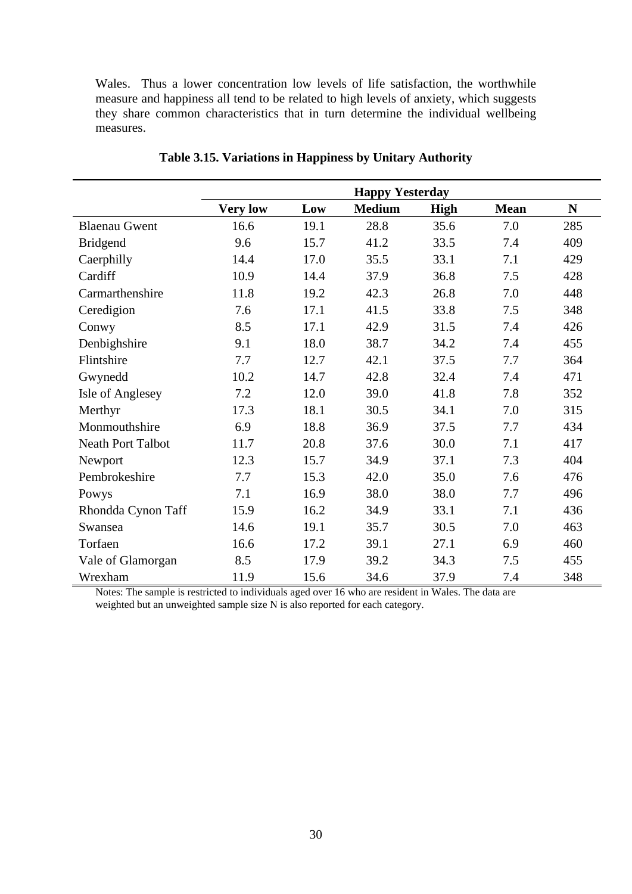Wales. Thus a lower concentration low levels of life satisfaction, the worthwhile measure and happiness all tend to be related to high levels of anxiety, which suggests they share common characteristics that in turn determine the individual wellbeing measures.

**Table 3.15. Variations in Happiness by Unitary Authority**

| | Happy Yesterday | | | | | |
|---|---|---|---|---|---|---|
| | **Very low** | **Low** | **Medium** | **High** | **Mean** | **N** |
| Blaenau Gwent | 16.6 | 19.1 | 28.8 | 35.6 | 7.0 | 285 |
| Bridgend | 9.6 | 15.7 | 41.2 | 33.5 | 7.4 | 409 |
| Caerphilly | 14.4 | 17.0 | 35.5 | 33.1 | 7.1 | 429 |
| Cardiff | 10.9 | 14.4 | 37.9 | 36.8 | 7.5 | 428 |
| Carmarthenshire | 11.8 | 19.2 | 42.3 | 26.8 | 7.0 | 448 |
| Ceredigion | 7.6 | 17.1 | 41.5 | 33.8 | 7.5 | 348 |
| Conwy | 8.5 | 17.1 | 42.9 | 31.5 | 7.4 | 426 |
| Denbighshire | 9.1 | 18.0 | 38.7 | 34.2 | 7.4 | 455 |
| Flintshire | 7.7 | 12.7 | 42.1 | 37.5 | 7.7 | 364 |
| Gwynedd | 10.2 | 14.7 | 42.8 | 32.4 | 7.4 | 471 |
| Isle of Anglesey | 7.2 | 12.0 | 39.0 | 41.8 | 7.8 | 352 |
| Merthyr | 17.3 | 18.1 | 30.5 | 34.1 | 7.0 | 315 |
| Monmouthshire | 6.9 | 18.8 | 36.9 | 37.5 | 7.7 | 434 |
| Neath Port Talbot | 11.7 | 20.8 | 37.6 | 30.0 | 7.1 | 417 |
| Newport | 12.3 | 15.7 | 34.9 | 37.1 | 7.3 | 404 |
| Pembrokeshire | 7.7 | 15.3 | 42.0 | 35.0 | 7.6 | 476 |
| Powys | 7.1 | 16.9 | 38.0 | 38.0 | 7.7 | 496 |
| Rhondda Cynon Taff | 15.9 | 16.2 | 34.9 | 33.1 | 7.1 | 436 |
| Swansea | 14.6 | 19.1 | 35.7 | 30.5 | 7.0 | 463 |
| Torfaen | 16.6 | 17.2 | 39.1 | 27.1 | 6.9 | 460 |
| Vale of Glamorgan | 8.5 | 17.9 | 39.2 | 34.3 | 7.5 | 455 |
| Wrexham | 11.9 | 15.6 | 34.6 | 37.9 | 7.4 | 348 |

Notes: The sample is restricted to individuals aged over 16 who are resident in Wales. The data are weighted but an unweighted sample size N is also reported for each category.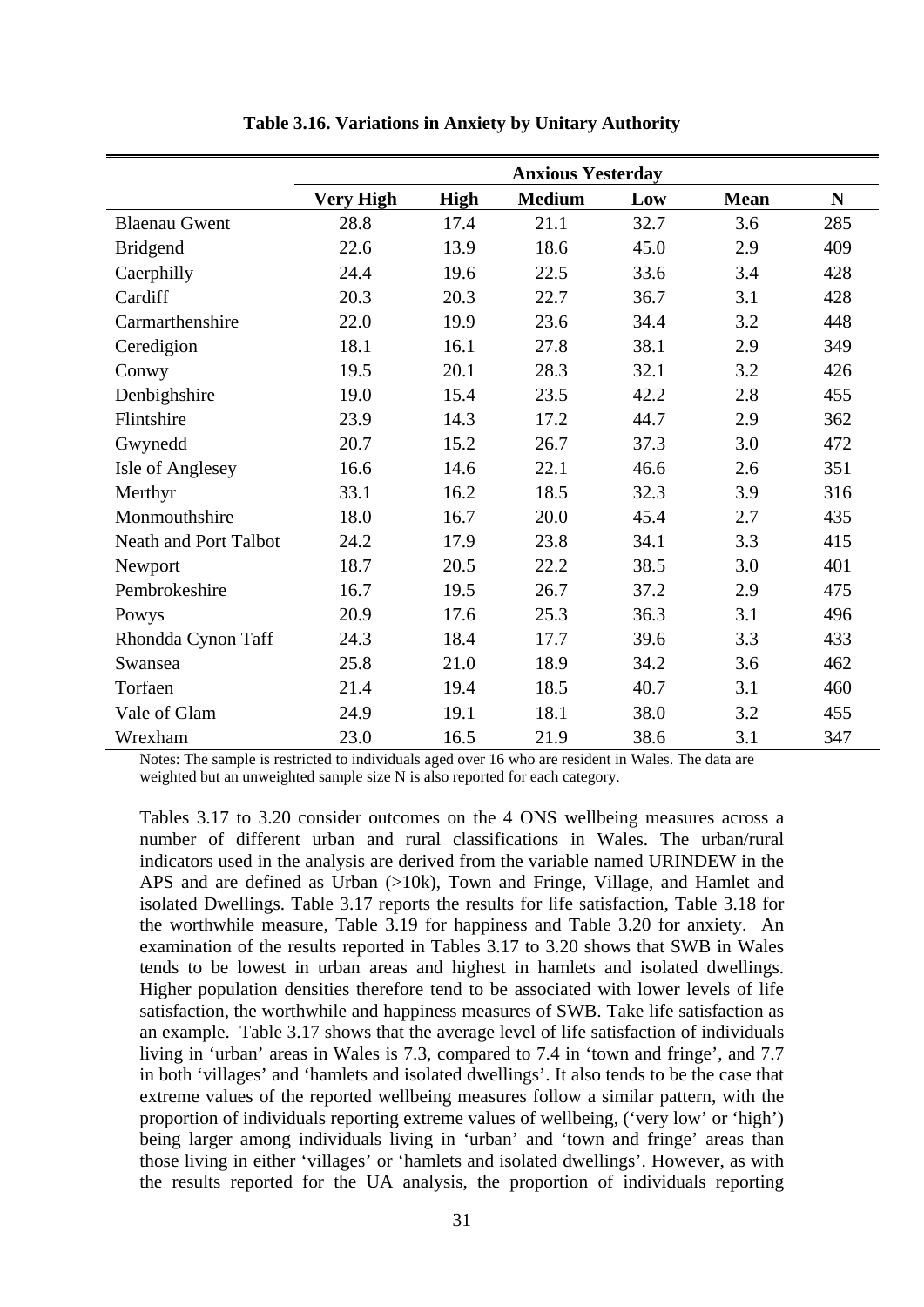**Table 3.16. Variations in Anxiety by Unitary Authority**

| | Anxious Yesterday | | | | | |
|---|---|---|---|---|---|---|
| | **Very High** | **High** | **Medium** | **Low** | **Mean** | **N** |
| Blaenau Gwent | 28.8 | 17.4 | 21.1 | 32.7 | 3.6 | 285 |
| Bridgend | 22.6 | 13.9 | 18.6 | 45.0 | 2.9 | 409 |
| Caerphilly | 24.4 | 19.6 | 22.5 | 33.6 | 3.4 | 428 |
| Cardiff | 20.3 | 20.3 | 22.7 | 36.7 | 3.1 | 428 |
| Carmarthenshire | 22.0 | 19.9 | 23.6 | 34.4 | 3.2 | 448 |
| Ceredigion | 18.1 | 16.1 | 27.8 | 38.1 | 2.9 | 349 |
| Conwy | 19.5 | 20.1 | 28.3 | 32.1 | 3.2 | 426 |
| Denbighshire | 19.0 | 15.4 | 23.5 | 42.2 | 2.8 | 455 |
| Flintshire | 23.9 | 14.3 | 17.2 | 44.7 | 2.9 | 362 |
| Gwynedd | 20.7 | 15.2 | 26.7 | 37.3 | 3.0 | 472 |
| Isle of Anglesey | 16.6 | 14.6 | 22.1 | 46.6 | 2.6 | 351 |
| Merthyr | 33.1 | 16.2 | 18.5 | 32.3 | 3.9 | 316 |
| Monmouthshire | 18.0 | 16.7 | 20.0 | 45.4 | 2.7 | 435 |
| Neath and Port Talbot | 24.2 | 17.9 | 23.8 | 34.1 | 3.3 | 415 |
| Newport | 18.7 | 20.5 | 22.2 | 38.5 | 3.0 | 401 |
| Pembrokeshire | 16.7 | 19.5 | 26.7 | 37.2 | 2.9 | 475 |
| Powys | 20.9 | 17.6 | 25.3 | 36.3 | 3.1 | 496 |
| Rhondda Cynon Taff | 24.3 | 18.4 | 17.7 | 39.6 | 3.3 | 433 |
| Swansea | 25.8 | 21.0 | 18.9 | 34.2 | 3.6 | 462 |
| Torfaen | 21.4 | 19.4 | 18.5 | 40.7 | 3.1 | 460 |
| Vale of Glam | 24.9 | 19.1 | 18.1 | 38.0 | 3.2 | 455 |
| Wrexham | 23.0 | 16.5 | 21.9 | 38.6 | 3.1 | 347 |

Notes: The sample is restricted to individuals aged over 16 who are resident in Wales. The data are weighted but an unweighted sample size N is also reported for each category.

Tables 3.17 to 3.20 consider outcomes on the 4 ONS wellbeing measures across a number of different urban and rural classifications in Wales. The urban/rural indicators used in the analysis are derived from the variable named URINDEW in the APS and are defined as Urban (>10k), Town and Fringe, Village, and Hamlet and isolated Dwellings. Table 3.17 reports the results for life satisfaction, Table 3.18 for the worthwhile measure, Table 3.19 for happiness and Table 3.20 for anxiety. An examination of the results reported in Tables 3.17 to 3.20 shows that SWB in Wales tends to be lowest in urban areas and highest in hamlets and isolated dwellings. Higher population densities therefore tend to be associated with lower levels of life satisfaction, the worthwhile and happiness measures of SWB. Take life satisfaction as an example. Table 3.17 shows that the average level of life satisfaction of individuals living in 'urban' areas in Wales is 7.3, compared to 7.4 in 'town and fringe', and 7.7 in both 'villages' and 'hamlets and isolated dwellings'. It also tends to be the case that extreme values of the reported wellbeing measures follow a similar pattern, with the proportion of individuals reporting extreme values of wellbeing, ('very low' or 'high') being larger among individuals living in 'urban' and 'town and fringe' areas than those living in either 'villages' or 'hamlets and isolated dwellings'. However, as with the results reported for the UA analysis, the proportion of individuals reporting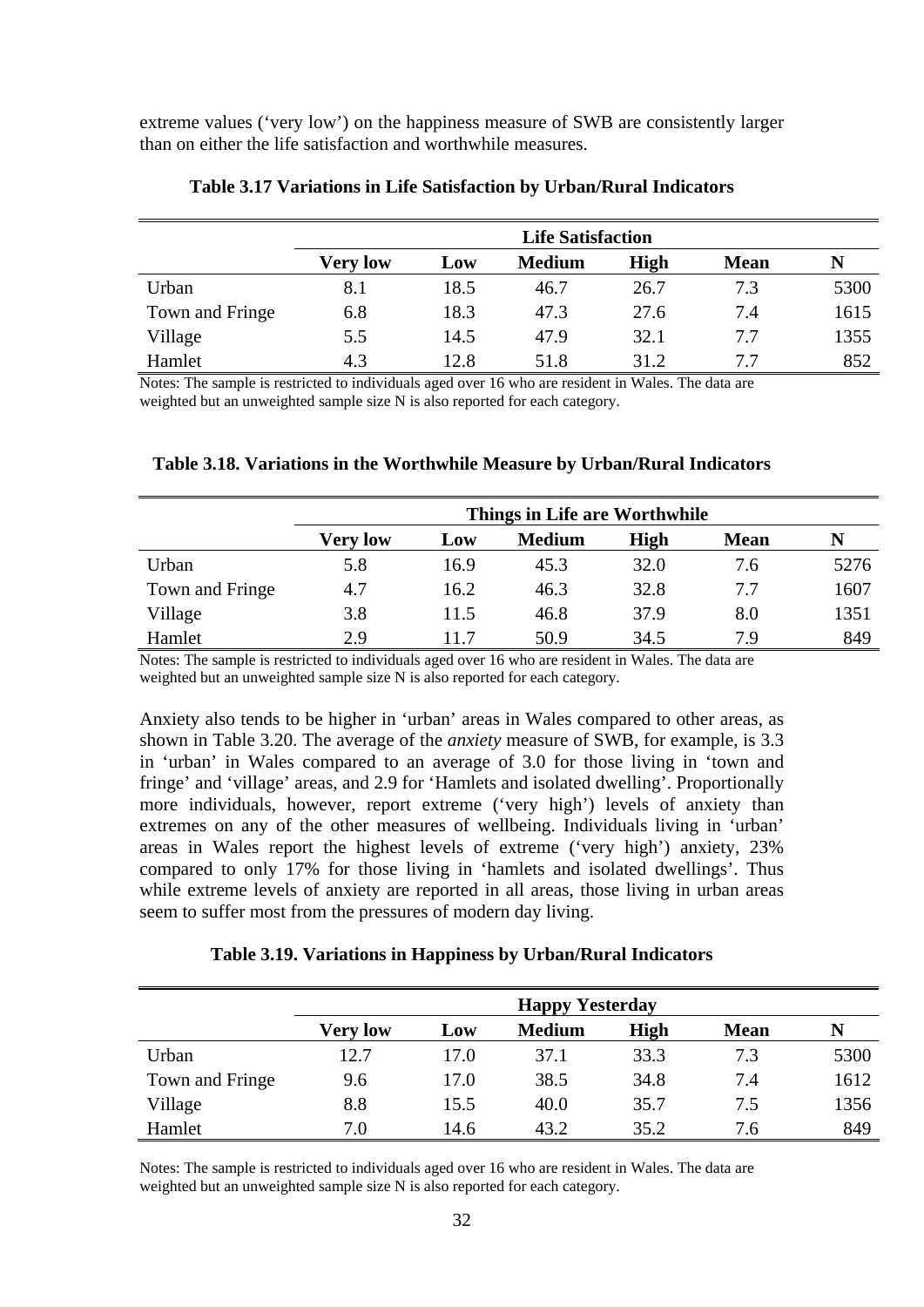extreme values ('very low') on the happiness measure of SWB are consistently larger than on either the life satisfaction and worthwhile measures.

**Table 3.17 Variations in Life Satisfaction by Urban/Rural Indicators**

| | Life Satisfaction | | | | | |
|---|---|---|---|---|---|---|
| | **Very low** | **Low** | **Medium** | **High** | **Mean** | **N** |
| Urban | 8.1 | 18.5 | 46.7 | 26.7 | 7.3 | 5300 |
| Town and Fringe | 6.8 | 18.3 | 47.3 | 27.6 | 7.4 | 1615 |
| Village | 5.5 | 14.5 | 47.9 | 32.1 | 7.7 | 1355 |
| Hamlet | 4.3 | 12.8 | 51.8 | 31.2 | 7.7 | 852 |

Notes: The sample is restricted to individuals aged over 16 who are resident in Wales. The data are weighted but an unweighted sample size N is also reported for each category.

**Table 3.18. Variations in the Worthwhile Measure by Urban/Rural Indicators**

| | Things in Life are Worthwhile | | | | | |
|---|---|---|---|---|---|---|
| | **Very low** | **Low** | **Medium** | **High** | **Mean** | **N** |
| Urban | 5.8 | 16.9 | 45.3 | 32.0 | 7.6 | 5276 |
| Town and Fringe | 4.7 | 16.2 | 46.3 | 32.8 | 7.7 | 1607 |
| Village | 3.8 | 11.5 | 46.8 | 37.9 | 8.0 | 1351 |
| Hamlet | 2.9 | 11.7 | 50.9 | 34.5 | 7.9 | 849 |

Notes: The sample is restricted to individuals aged over 16 who are resident in Wales. The data are weighted but an unweighted sample size N is also reported for each category.

Anxiety also tends to be higher in 'urban' areas in Wales compared to other areas, as shown in Table 3.20. The average of the *anxiety* measure of SWB, for example, is 3.3 in 'urban' in Wales compared to an average of 3.0 for those living in 'town and fringe' and 'village' areas, and 2.9 for 'Hamlets and isolated dwelling'. Proportionally more individuals, however, report extreme ('very high') levels of anxiety than extremes on any of the other measures of wellbeing. Individuals living in 'urban' areas in Wales report the highest levels of extreme ('very high') anxiety, 23% compared to only 17% for those living in 'hamlets and isolated dwellings'. Thus while extreme levels of anxiety are reported in all areas, those living in urban areas seem to suffer most from the pressures of modern day living.

**Table 3.19. Variations in Happiness by Urban/Rural Indicators**

| | Happy Yesterday | | | | | |
|---|---|---|---|---|---|---|
| | **Very low** | **Low** | **Medium** | **High** | **Mean** | **N** |
| Urban | 12.7 | 17.0 | 37.1 | 33.3 | 7.3 | 5300 |
| Town and Fringe | 9.6 | 17.0 | 38.5 | 34.8 | 7.4 | 1612 |
| Village | 8.8 | 15.5 | 40.0 | 35.7 | 7.5 | 1356 |
| Hamlet | 7.0 | 14.6 | 43.2 | 35.2 | 7.6 | 849 |

Notes: The sample is restricted to individuals aged over 16 who are resident in Wales. The data are weighted but an unweighted sample size N is also reported for each category.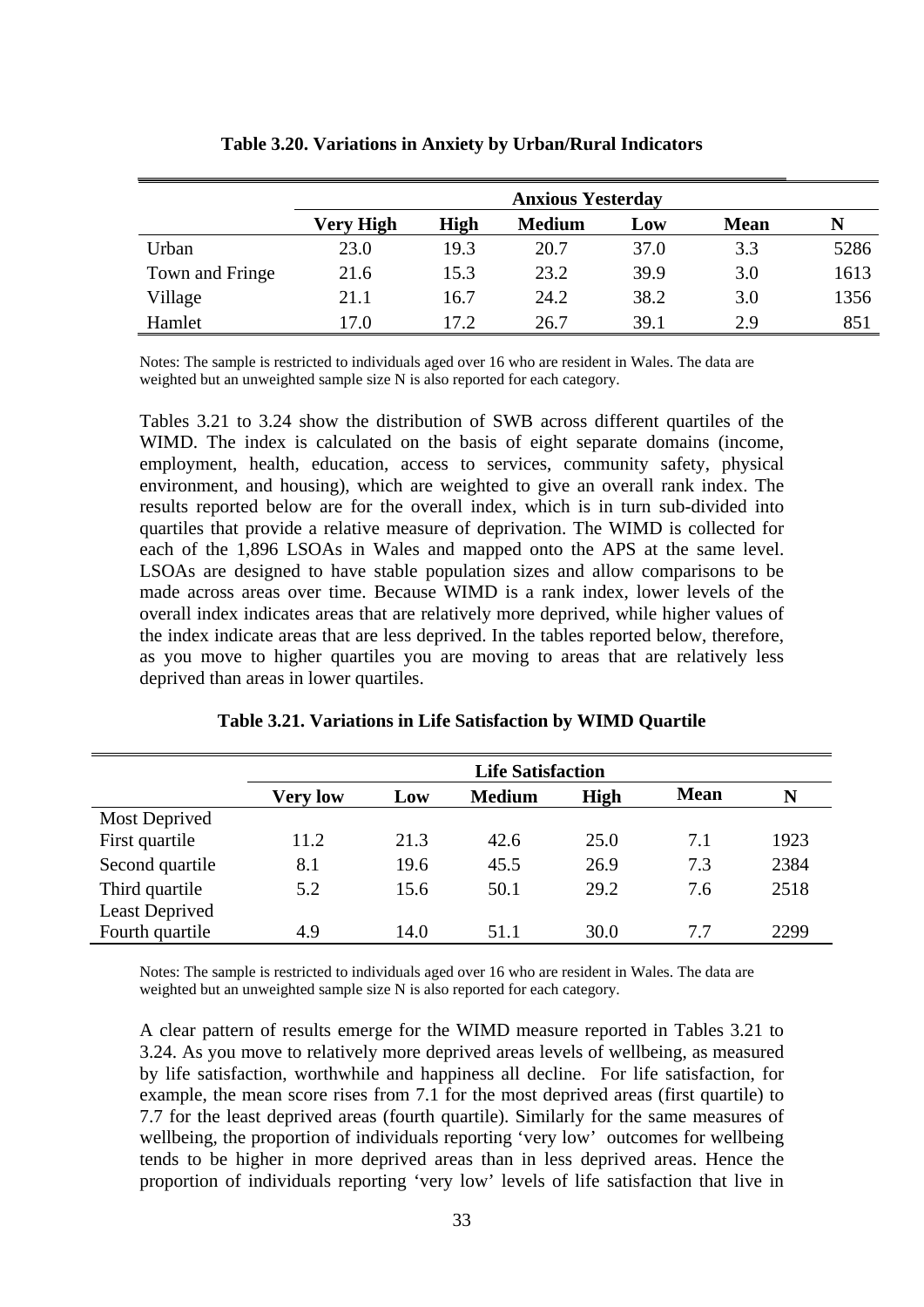**Table 3.20. Variations in Anxiety by Urban/Rural Indicators**

| | Anxious Yesterday | | | | | |
|---|---|---|---|---|---|---|
| | Very High | High | Medium | Low | Mean | N |
| Urban | 23.0 | 19.3 | 20.7 | 37.0 | 3.3 | 5286 |
| Town and Fringe | 21.6 | 15.3 | 23.2 | 39.9 | 3.0 | 1613 |
| Village | 21.1 | 16.7 | 24.2 | 38.2 | 3.0 | 1356 |
| Hamlet | 17.0 | 17.2 | 26.7 | 39.1 | 2.9 | 851 |

Notes: The sample is restricted to individuals aged over 16 who are resident in Wales. The data are weighted but an unweighted sample size N is also reported for each category.

Tables 3.21 to 3.24 show the distribution of SWB across different quartiles of the WIMD. The index is calculated on the basis of eight separate domains (income, employment, health, education, access to services, community safety, physical environment, and housing), which are weighted to give an overall rank index. The results reported below are for the overall index, which is in turn sub-divided into quartiles that provide a relative measure of deprivation. The WIMD is collected for each of the 1,896 LSOAs in Wales and mapped onto the APS at the same level. LSOAs are designed to have stable population sizes and allow comparisons to be made across areas over time. Because WIMD is a rank index, lower levels of the overall index indicates areas that are relatively more deprived, while higher values of the index indicate areas that are less deprived. In the tables reported below, therefore, as you move to higher quartiles you are moving to areas that are relatively less deprived than areas in lower quartiles.

**Table 3.21. Variations in Life Satisfaction by WIMD Quartile**

| | Life Satisfaction | | | | | |
|---|---|---|---|---|---|---|
| | Very low | Low | Medium | High | Mean | N |
| Most Deprived First quartile | 11.2 | 21.3 | 42.6 | 25.0 | 7.1 | 1923 |
| Second quartile | 8.1 | 19.6 | 45.5 | 26.9 | 7.3 | 2384 |
| Third quartile | 5.2 | 15.6 | 50.1 | 29.2 | 7.6 | 2518 |
| Least Deprived Fourth quartile | 4.9 | 14.0 | 51.1 | 30.0 | 7.7 | 2299 |

Notes: The sample is restricted to individuals aged over 16 who are resident in Wales. The data are weighted but an unweighted sample size N is also reported for each category.

A clear pattern of results emerge for the WIMD measure reported in Tables 3.21 to 3.24. As you move to relatively more deprived areas levels of wellbeing, as measured by life satisfaction, worthwhile and happiness all decline. For life satisfaction, for example, the mean score rises from 7.1 for the most deprived areas (first quartile) to 7.7 for the least deprived areas (fourth quartile). Similarly for the same measures of wellbeing, the proportion of individuals reporting 'very low' outcomes for wellbeing tends to be higher in more deprived areas than in less deprived areas. Hence the proportion of individuals reporting 'very low' levels of life satisfaction that live in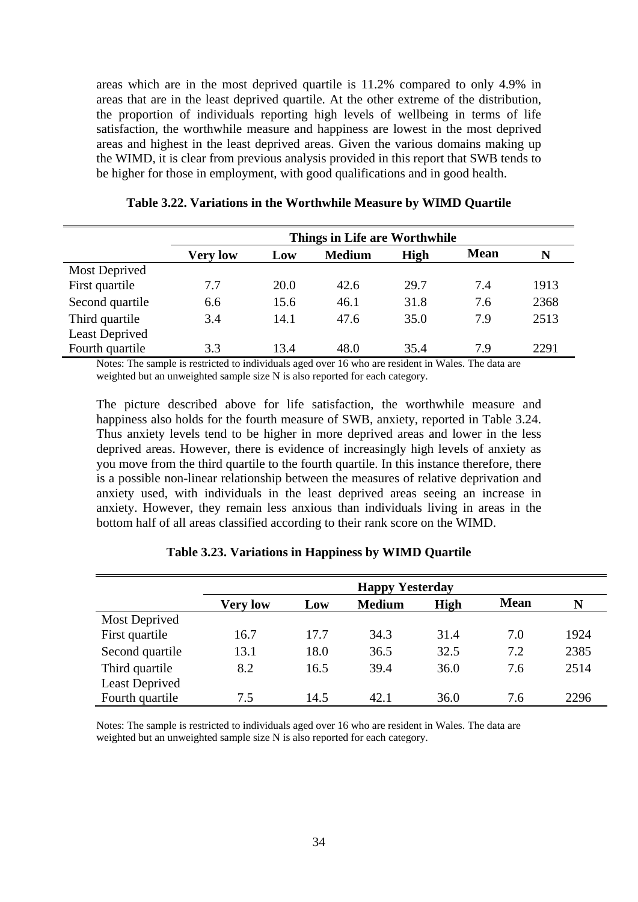areas which are in the most deprived quartile is 11.2% compared to only 4.9% in areas that are in the least deprived quartile. At the other extreme of the distribution, the proportion of individuals reporting high levels of wellbeing in terms of life satisfaction, the worthwhile measure and happiness are lowest in the most deprived areas and highest in the least deprived areas. Given the various domains making up the WIMD, it is clear from previous analysis provided in this report that SWB tends to be higher for those in employment, with good qualifications and in good health.

**Table 3.22. Variations in the Worthwhile Measure by WIMD Quartile**

| | **Things in Life are Worthwhile** | | | | | |
|---|---|---|---|---|---|---|
| | **Very low** | **Low** | **Medium** | **High** | **Mean** | **N** |
| Most Deprived First quartile | 7.7 | 20.0 | 42.6 | 29.7 | 7.4 | 1913 |
| Second quartile | 6.6 | 15.6 | 46.1 | 31.8 | 7.6 | 2368 |
| Third quartile | 3.4 | 14.1 | 47.6 | 35.0 | 7.9 | 2513 |
| Least Deprived Fourth quartile | 3.3 | 13.4 | 48.0 | 35.4 | 7.9 | 2291 |

Notes: The sample is restricted to individuals aged over 16 who are resident in Wales. The data are weighted but an unweighted sample size N is also reported for each category.

The picture described above for life satisfaction, the worthwhile measure and happiness also holds for the fourth measure of SWB, anxiety, reported in Table 3.24. Thus anxiety levels tend to be higher in more deprived areas and lower in the less deprived areas. However, there is evidence of increasingly high levels of anxiety as you move from the third quartile to the fourth quartile. In this instance therefore, there is a possible non-linear relationship between the measures of relative deprivation and anxiety used, with individuals in the least deprived areas seeing an increase in anxiety. However, they remain less anxious than individuals living in areas in the bottom half of all areas classified according to their rank score on the WIMD.

**Table 3.23. Variations in Happiness by WIMD Quartile**

| | **Happy Yesterday** | | | | | |
|---|---|---|---|---|---|---|
| | **Very low** | **Low** | **Medium** | **High** | **Mean** | **N** |
| Most Deprived First quartile | 16.7 | 17.7 | 34.3 | 31.4 | 7.0 | 1924 |
| Second quartile | 13.1 | 18.0 | 36.5 | 32.5 | 7.2 | 2385 |
| Third quartile | 8.2 | 16.5 | 39.4 | 36.0 | 7.6 | 2514 |
| Least Deprived Fourth quartile | 7.5 | 14.5 | 42.1 | 36.0 | 7.6 | 2296 |

Notes: The sample is restricted to individuals aged over 16 who are resident in Wales. The data are weighted but an unweighted sample size N is also reported for each category.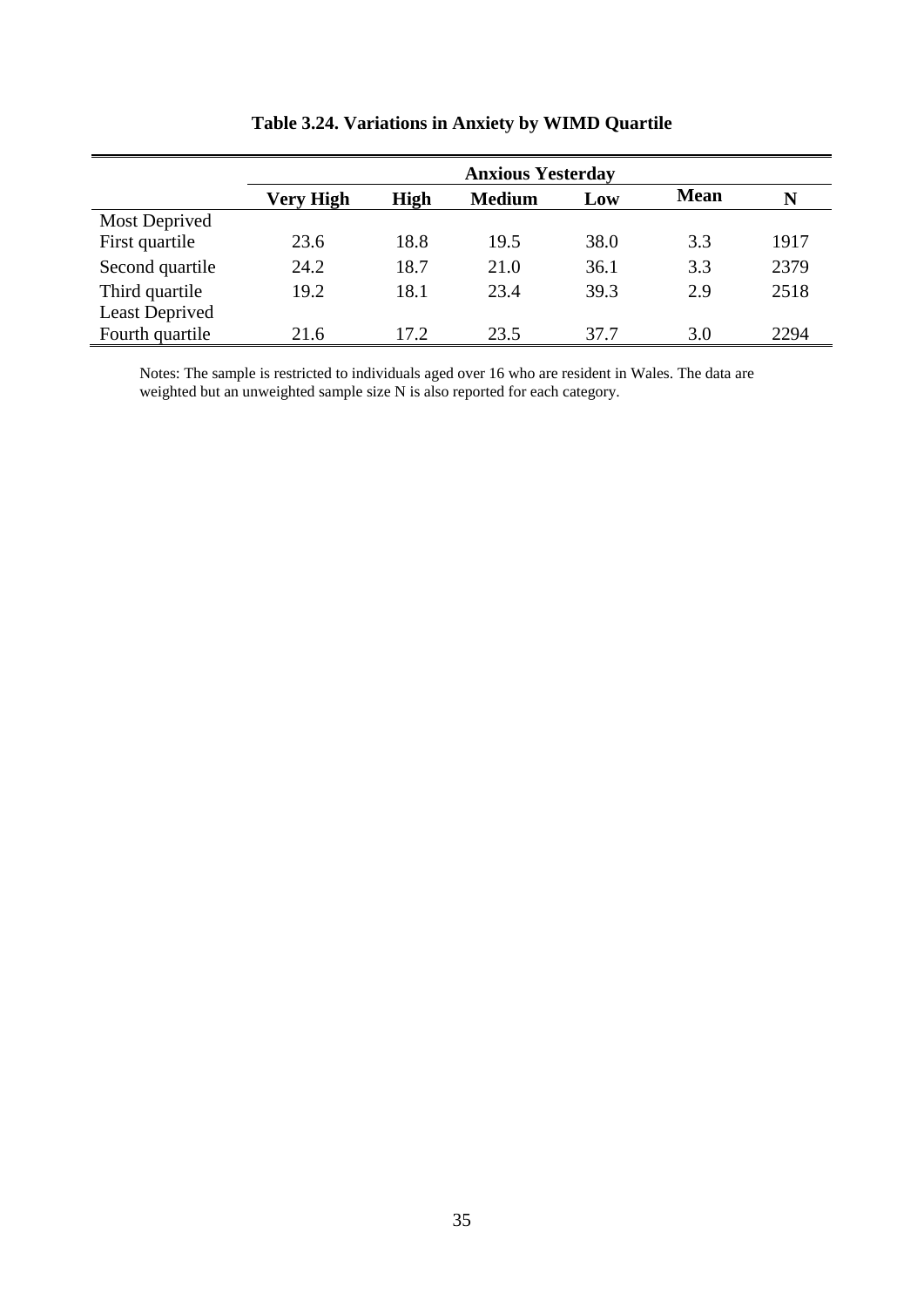**Table 3.24. Variations in Anxiety by WIMD Quartile**

| | Anxious Yesterday | | | | | |
|---|---|---|---|---|---|---|
| | **Very High** | **High** | **Medium** | **Low** | **Mean** | **N** |
| Most Deprived<br>First quartile | 23.6 | 18.8 | 19.5 | 38.0 | 3.3 | 1917 |
| Second quartile | 24.2 | 18.7 | 21.0 | 36.1 | 3.3 | 2379 |
| Third quartile | 19.2 | 18.1 | 23.4 | 39.3 | 2.9 | 2518 |
| Least Deprived<br>Fourth quartile | 21.6 | 17.2 | 23.5 | 37.7 | 3.0 | 2294 |

Notes: The sample is restricted to individuals aged over 16 who are resident in Wales. The data are weighted but an unweighted sample size N is also reported for each category.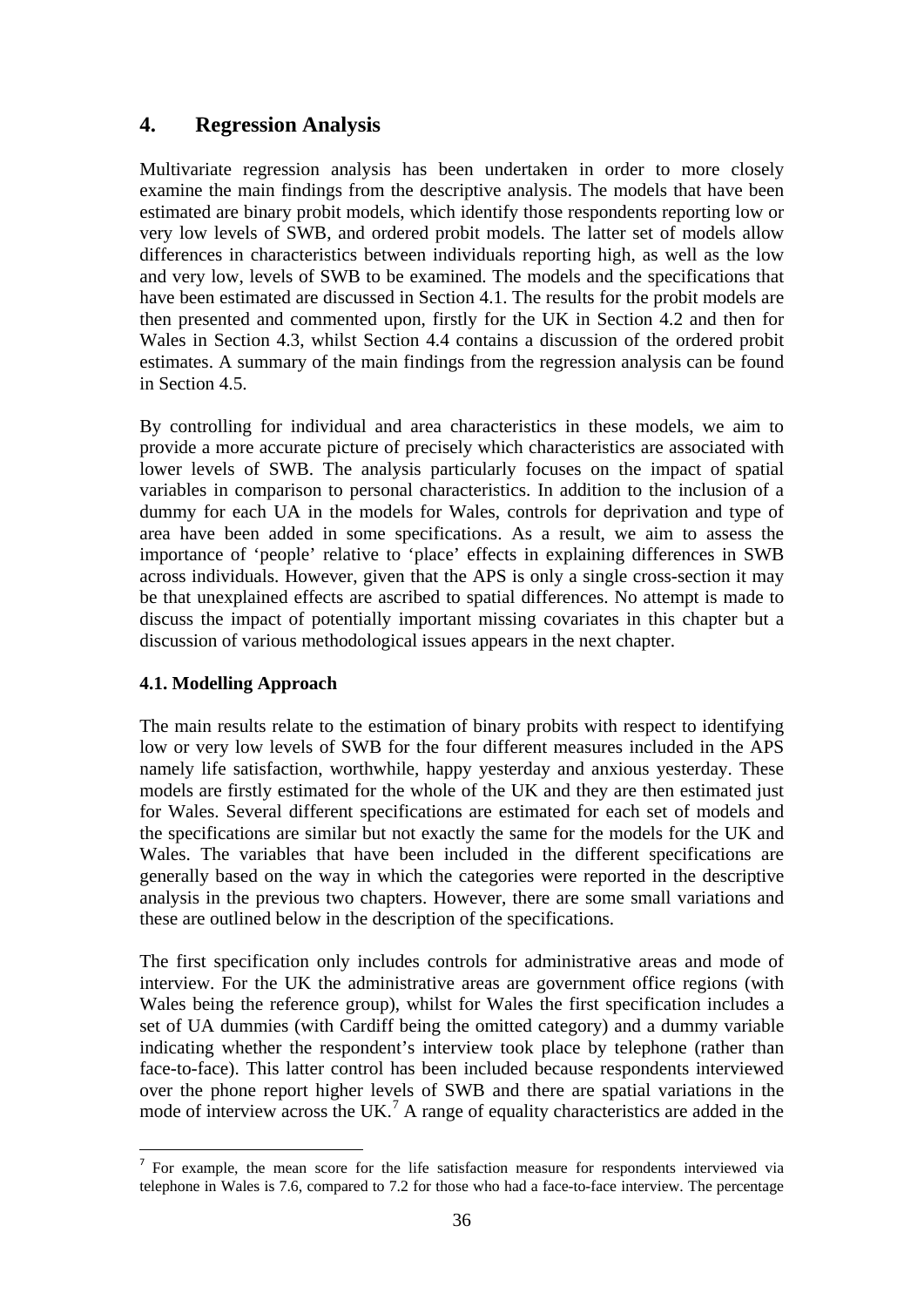## 4. Regression Analysis

Multivariate regression analysis has been undertaken in order to more closely examine the main findings from the descriptive analysis. The models that have been estimated are binary probit models, which identify those respondents reporting low or very low levels of SWB, and ordered probit models. The latter set of models allow differences in characteristics between individuals reporting high, as well as the low and very low, levels of SWB to be examined. The models and the specifications that have been estimated are discussed in Section 4.1. The results for the probit models are then presented and commented upon, firstly for the UK in Section 4.2 and then for Wales in Section 4.3, whilst Section 4.4 contains a discussion of the ordered probit estimates. A summary of the main findings from the regression analysis can be found in Section 4.5.

By controlling for individual and area characteristics in these models, we aim to provide a more accurate picture of precisely which characteristics are associated with lower levels of SWB. The analysis particularly focuses on the impact of spatial variables in comparison to personal characteristics. In addition to the inclusion of a dummy for each UA in the models for Wales, controls for deprivation and type of area have been added in some specifications. As a result, we aim to assess the importance of 'people' relative to 'place' effects in explaining differences in SWB across individuals. However, given that the APS is only a single cross-section it may be that unexplained effects are ascribed to spatial differences. No attempt is made to discuss the impact of potentially important missing covariates in this chapter but a discussion of various methodological issues appears in the next chapter.

### 4.1. Modelling Approach

The main results relate to the estimation of binary probits with respect to identifying low or very low levels of SWB for the four different measures included in the APS namely life satisfaction, worthwhile, happy yesterday and anxious yesterday. These models are firstly estimated for the whole of the UK and they are then estimated just for Wales. Several different specifications are estimated for each set of models and the specifications are similar but not exactly the same for the models for the UK and Wales. The variables that have been included in the different specifications are generally based on the way in which the categories were reported in the descriptive analysis in the previous two chapters. However, there are some small variations and these are outlined below in the description of the specifications.

The first specification only includes controls for administrative areas and mode of interview. For the UK the administrative areas are government office regions (with Wales being the reference group), whilst for Wales the first specification includes a set of UA dummies (with Cardiff being the omitted category) and a dummy variable indicating whether the respondent's interview took place by telephone (rather than face-to-face). This latter control has been included because respondents interviewed over the phone report higher levels of SWB and there are spatial variations in the mode of interview across the UK.[7] A range of equality characteristics are added in the

---

[7] For example, the mean score for the life satisfaction measure for respondents interviewed via telephone in Wales is 7.6, compared to 7.2 for those who had a face-to-face interview. The percentage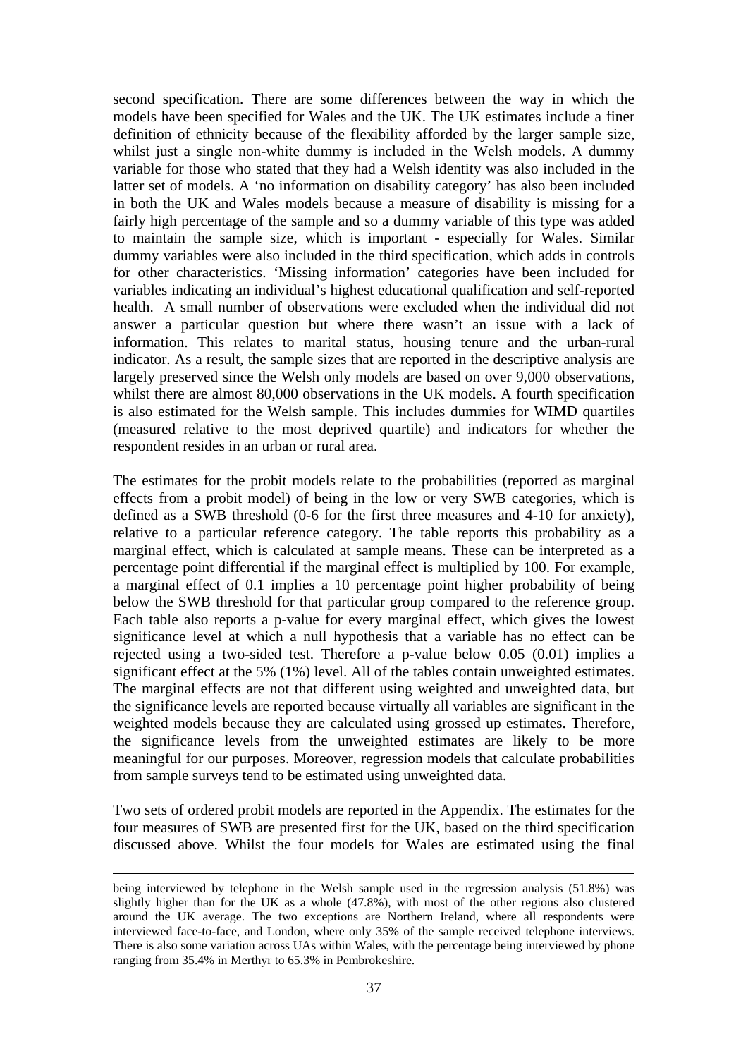second specification. There are some differences between the way in which the models have been specified for Wales and the UK. The UK estimates include a finer definition of ethnicity because of the flexibility afforded by the larger sample size, whilst just a single non-white dummy is included in the Welsh models. A dummy variable for those who stated that they had a Welsh identity was also included in the latter set of models. A 'no information on disability category' has also been included in both the UK and Wales models because a measure of disability is missing for a fairly high percentage of the sample and so a dummy variable of this type was added to maintain the sample size, which is important - especially for Wales. Similar dummy variables were also included in the third specification, which adds in controls for other characteristics. 'Missing information' categories have been included for variables indicating an individual's highest educational qualification and self-reported health. A small number of observations were excluded when the individual did not answer a particular question but where there wasn't an issue with a lack of information. This relates to marital status, housing tenure and the urban-rural indicator. As a result, the sample sizes that are reported in the descriptive analysis are largely preserved since the Welsh only models are based on over 9,000 observations, whilst there are almost 80,000 observations in the UK models. A fourth specification is also estimated for the Welsh sample. This includes dummies for WIMD quartiles (measured relative to the most deprived quartile) and indicators for whether the respondent resides in an urban or rural area.

The estimates for the probit models relate to the probabilities (reported as marginal effects from a probit model) of being in the low or very SWB categories, which is defined as a SWB threshold (0-6 for the first three measures and 4-10 for anxiety), relative to a particular reference category. The table reports this probability as a marginal effect, which is calculated at sample means. These can be interpreted as a percentage point differential if the marginal effect is multiplied by 100. For example, a marginal effect of 0.1 implies a 10 percentage point higher probability of being below the SWB threshold for that particular group compared to the reference group. Each table also reports a p-value for every marginal effect, which gives the lowest significance level at which a null hypothesis that a variable has no effect can be rejected using a two-sided test. Therefore a p-value below 0.05 (0.01) implies a significant effect at the 5% (1%) level. All of the tables contain unweighted estimates. The marginal effects are not that different using weighted and unweighted data, but the significance levels are reported because virtually all variables are significant in the weighted models because they are calculated using grossed up estimates. Therefore, the significance levels from the unweighted estimates are likely to be more meaningful for our purposes. Moreover, regression models that calculate probabilities from sample surveys tend to be estimated using unweighted data.

Two sets of ordered probit models are reported in the Appendix. The estimates for the four measures of SWB are presented first for the UK, based on the third specification discussed above. Whilst the four models for Wales are estimated using the final

being interviewed by telephone in the Welsh sample used in the regression analysis (51.8%) was slightly higher than for the UK as a whole (47.8%), with most of the other regions also clustered around the UK average. The two exceptions are Northern Ireland, where all respondents were interviewed face-to-face, and London, where only 35% of the sample received telephone interviews. There is also some variation across UAs within Wales, with the percentage being interviewed by phone ranging from 35.4% in Merthyr to 65.3% in Pembrokeshire.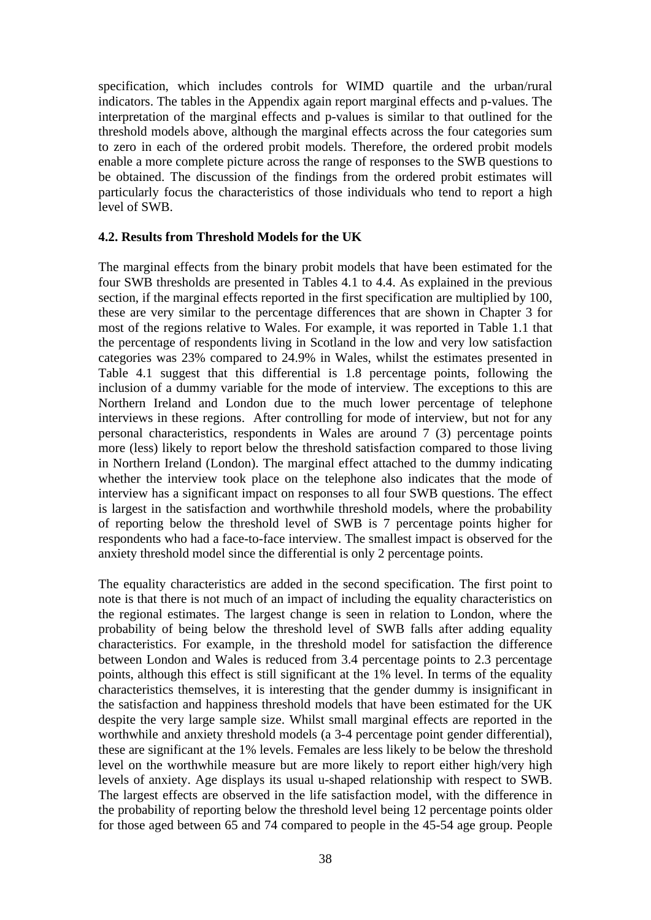specification, which includes controls for WIMD quartile and the urban/rural indicators. The tables in the Appendix again report marginal effects and p-values. The interpretation of the marginal effects and p-values is similar to that outlined for the threshold models above, although the marginal effects across the four categories sum to zero in each of the ordered probit models. Therefore, the ordered probit models enable a more complete picture across the range of responses to the SWB questions to be obtained. The discussion of the findings from the ordered probit estimates will particularly focus the characteristics of those individuals who tend to report a high level of SWB.

### 4.2. Results from Threshold Models for the UK

The marginal effects from the binary probit models that have been estimated for the four SWB thresholds are presented in Tables 4.1 to 4.4. As explained in the previous section, if the marginal effects reported in the first specification are multiplied by 100, these are very similar to the percentage differences that are shown in Chapter 3 for most of the regions relative to Wales. For example, it was reported in Table 1.1 that the percentage of respondents living in Scotland in the low and very low satisfaction categories was 23% compared to 24.9% in Wales, whilst the estimates presented in Table 4.1 suggest that this differential is 1.8 percentage points, following the inclusion of a dummy variable for the mode of interview. The exceptions to this are Northern Ireland and London due to the much lower percentage of telephone interviews in these regions. After controlling for mode of interview, but not for any personal characteristics, respondents in Wales are around 7 (3) percentage points more (less) likely to report below the threshold satisfaction compared to those living in Northern Ireland (London). The marginal effect attached to the dummy indicating whether the interview took place on the telephone also indicates that the mode of interview has a significant impact on responses to all four SWB questions. The effect is largest in the satisfaction and worthwhile threshold models, where the probability of reporting below the threshold level of SWB is 7 percentage points higher for respondents who had a face-to-face interview. The smallest impact is observed for the anxiety threshold model since the differential is only 2 percentage points.

The equality characteristics are added in the second specification. The first point to note is that there is not much of an impact of including the equality characteristics on the regional estimates. The largest change is seen in relation to London, where the probability of being below the threshold level of SWB falls after adding equality characteristics. For example, in the threshold model for satisfaction the difference between London and Wales is reduced from 3.4 percentage points to 2.3 percentage points, although this effect is still significant at the 1% level. In terms of the equality characteristics themselves, it is interesting that the gender dummy is insignificant in the satisfaction and happiness threshold models that have been estimated for the UK despite the very large sample size. Whilst small marginal effects are reported in the worthwhile and anxiety threshold models (a 3-4 percentage point gender differential), these are significant at the 1% levels. Females are less likely to be below the threshold level on the worthwhile measure but are more likely to report either high/very high levels of anxiety. Age displays its usual u-shaped relationship with respect to SWB. The largest effects are observed in the life satisfaction model, with the difference in the probability of reporting below the threshold level being 12 percentage points older for those aged between 65 and 74 compared to people in the 45-54 age group. People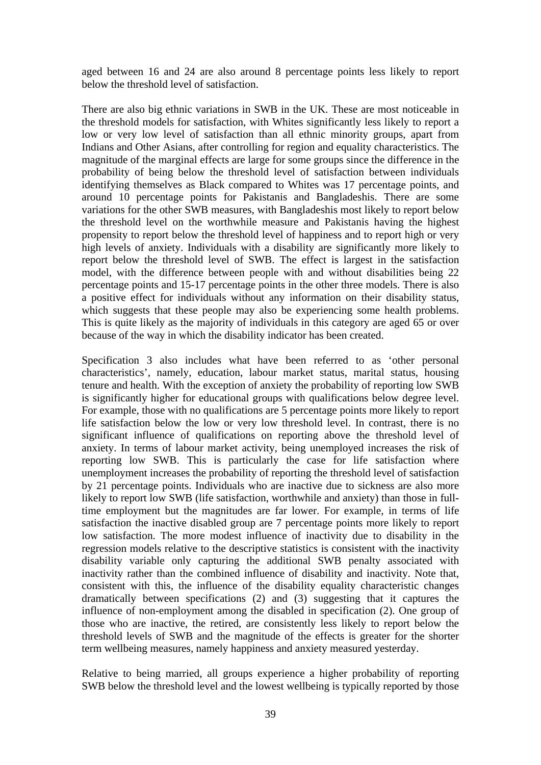aged between 16 and 24 are also around 8 percentage points less likely to report below the threshold level of satisfaction.

There are also big ethnic variations in SWB in the UK. These are most noticeable in the threshold models for satisfaction, with Whites significantly less likely to report a low or very low level of satisfaction than all ethnic minority groups, apart from Indians and Other Asians, after controlling for region and equality characteristics. The magnitude of the marginal effects are large for some groups since the difference in the probability of being below the threshold level of satisfaction between individuals identifying themselves as Black compared to Whites was 17 percentage points, and around 10 percentage points for Pakistanis and Bangladeshis. There are some variations for the other SWB measures, with Bangladeshis most likely to report below the threshold level on the worthwhile measure and Pakistanis having the highest propensity to report below the threshold level of happiness and to report high or very high levels of anxiety. Individuals with a disability are significantly more likely to report below the threshold level of SWB. The effect is largest in the satisfaction model, with the difference between people with and without disabilities being 22 percentage points and 15-17 percentage points in the other three models. There is also a positive effect for individuals without any information on their disability status, which suggests that these people may also be experiencing some health problems. This is quite likely as the majority of individuals in this category are aged 65 or over because of the way in which the disability indicator has been created.

Specification 3 also includes what have been referred to as 'other personal characteristics', namely, education, labour market status, marital status, housing tenure and health. With the exception of anxiety the probability of reporting low SWB is significantly higher for educational groups with qualifications below degree level. For example, those with no qualifications are 5 percentage points more likely to report life satisfaction below the low or very low threshold level. In contrast, there is no significant influence of qualifications on reporting above the threshold level of anxiety. In terms of labour market activity, being unemployed increases the risk of reporting low SWB. This is particularly the case for life satisfaction where unemployment increases the probability of reporting the threshold level of satisfaction by 21 percentage points. Individuals who are inactive due to sickness are also more likely to report low SWB (life satisfaction, worthwhile and anxiety) than those in full-time employment but the magnitudes are far lower. For example, in terms of life satisfaction the inactive disabled group are 7 percentage points more likely to report low satisfaction. The more modest influence of inactivity due to disability in the regression models relative to the descriptive statistics is consistent with the inactivity disability variable only capturing the additional SWB penalty associated with inactivity rather than the combined influence of disability and inactivity. Note that, consistent with this, the influence of the disability equality characteristic changes dramatically between specifications (2) and (3) suggesting that it captures the influence of non-employment among the disabled in specification (2). One group of those who are inactive, the retired, are consistently less likely to report below the threshold levels of SWB and the magnitude of the effects is greater for the shorter term wellbeing measures, namely happiness and anxiety measured yesterday.

Relative to being married, all groups experience a higher probability of reporting SWB below the threshold level and the lowest wellbeing is typically reported by those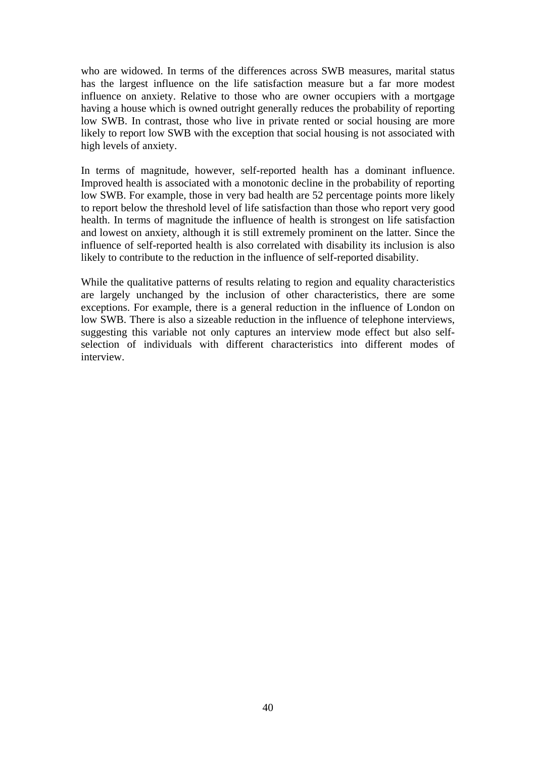who are widowed. In terms of the differences across SWB measures, marital status has the largest influence on the life satisfaction measure but a far more modest influence on anxiety. Relative to those who are owner occupiers with a mortgage having a house which is owned outright generally reduces the probability of reporting low SWB. In contrast, those who live in private rented or social housing are more likely to report low SWB with the exception that social housing is not associated with high levels of anxiety.

In terms of magnitude, however, self-reported health has a dominant influence. Improved health is associated with a monotonic decline in the probability of reporting low SWB. For example, those in very bad health are 52 percentage points more likely to report below the threshold level of life satisfaction than those who report very good health. In terms of magnitude the influence of health is strongest on life satisfaction and lowest on anxiety, although it is still extremely prominent on the latter. Since the influence of self-reported health is also correlated with disability its inclusion is also likely to contribute to the reduction in the influence of self-reported disability.

While the qualitative patterns of results relating to region and equality characteristics are largely unchanged by the inclusion of other characteristics, there are some exceptions. For example, there is a general reduction in the influence of London on low SWB. There is also a sizeable reduction in the influence of telephone interviews, suggesting this variable not only captures an interview mode effect but also self-selection of individuals with different characteristics into different modes of interview.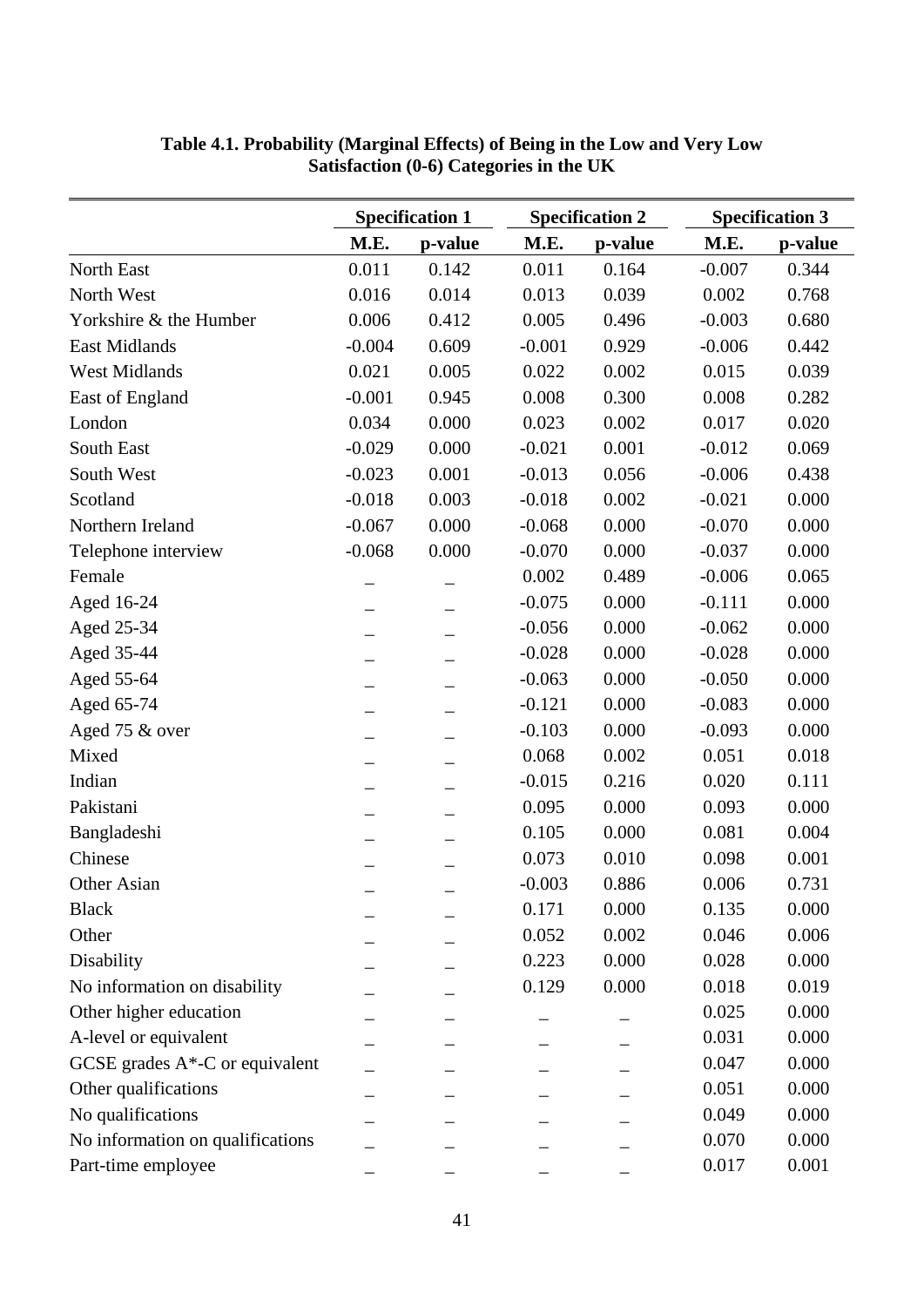**Table 4.1. Probability (Marginal Effects) of Being in the Low and Very Low Satisfaction (0-6) Categories in the UK**

| | Specification 1 | | Specification 2 | | Specification 3 | |
|---|---|---|---|---|---|---|
| | M.E. | p-value | M.E. | p-value | M.E. | p-value |
| North East | 0.011 | 0.142 | 0.011 | 0.164 | -0.007 | 0.344 |
| North West | 0.016 | 0.014 | 0.013 | 0.039 | 0.002 | 0.768 |
| Yorkshire & the Humber | 0.006 | 0.412 | 0.005 | 0.496 | -0.003 | 0.680 |
| East Midlands | -0.004 | 0.609 | -0.001 | 0.929 | -0.006 | 0.442 |
| West Midlands | 0.021 | 0.005 | 0.022 | 0.002 | 0.015 | 0.039 |
| East of England | -0.001 | 0.945 | 0.008 | 0.300 | 0.008 | 0.282 |
| London | 0.034 | 0.000 | 0.023 | 0.002 | 0.017 | 0.020 |
| South East | -0.029 | 0.000 | -0.021 | 0.001 | -0.012 | 0.069 |
| South West | -0.023 | 0.001 | -0.013 | 0.056 | -0.006 | 0.438 |
| Scotland | -0.018 | 0.003 | -0.018 | 0.002 | -0.021 | 0.000 |
| Northern Ireland | -0.067 | 0.000 | -0.068 | 0.000 | -0.070 | 0.000 |
| Telephone interview | -0.068 | 0.000 | -0.070 | 0.000 | -0.037 | 0.000 |
| Female | _ | _ | 0.002 | 0.489 | -0.006 | 0.065 |
| Aged 16-24 | _ | _ | -0.075 | 0.000 | -0.111 | 0.000 |
| Aged 25-34 | _ | _ | -0.056 | 0.000 | -0.062 | 0.000 |
| Aged 35-44 | _ | _ | -0.028 | 0.000 | -0.028 | 0.000 |
| Aged 55-64 | _ | _ | -0.063 | 0.000 | -0.050 | 0.000 |
| Aged 65-74 | _ | _ | -0.121 | 0.000 | -0.083 | 0.000 |
| Aged 75 & over | _ | _ | -0.103 | 0.000 | -0.093 | 0.000 |
| Mixed | _ | _ | 0.068 | 0.002 | 0.051 | 0.018 |
| Indian | _ | _ | -0.015 | 0.216 | 0.020 | 0.111 |
| Pakistani | _ | _ | 0.095 | 0.000 | 0.093 | 0.000 |
| Bangladeshi | _ | _ | 0.105 | 0.000 | 0.081 | 0.004 |
| Chinese | _ | _ | 0.073 | 0.010 | 0.098 | 0.001 |
| Other Asian | _ | _ | -0.003 | 0.886 | 0.006 | 0.731 |
| Black | _ | _ | 0.171 | 0.000 | 0.135 | 0.000 |
| Other | _ | _ | 0.052 | 0.002 | 0.046 | 0.006 |
| Disability | _ | _ | 0.223 | 0.000 | 0.028 | 0.000 |
| No information on disability | _ | _ | 0.129 | 0.000 | 0.018 | 0.019 |
| Other higher education | _ | _ | _ | _ | 0.025 | 0.000 |
| A-level or equivalent | _ | _ | _ | _ | 0.031 | 0.000 |
| GCSE grades A*-C or equivalent | _ | _ | _ | _ | 0.047 | 0.000 |
| Other qualifications | _ | _ | _ | _ | 0.051 | 0.000 |
| No qualifications | _ | _ | _ | _ | 0.049 | 0.000 |
| No information on qualifications | _ | _ | _ | _ | 0.070 | 0.000 |
| Part-time employee | _ | _ | _ | _ | 0.017 | 0.001 |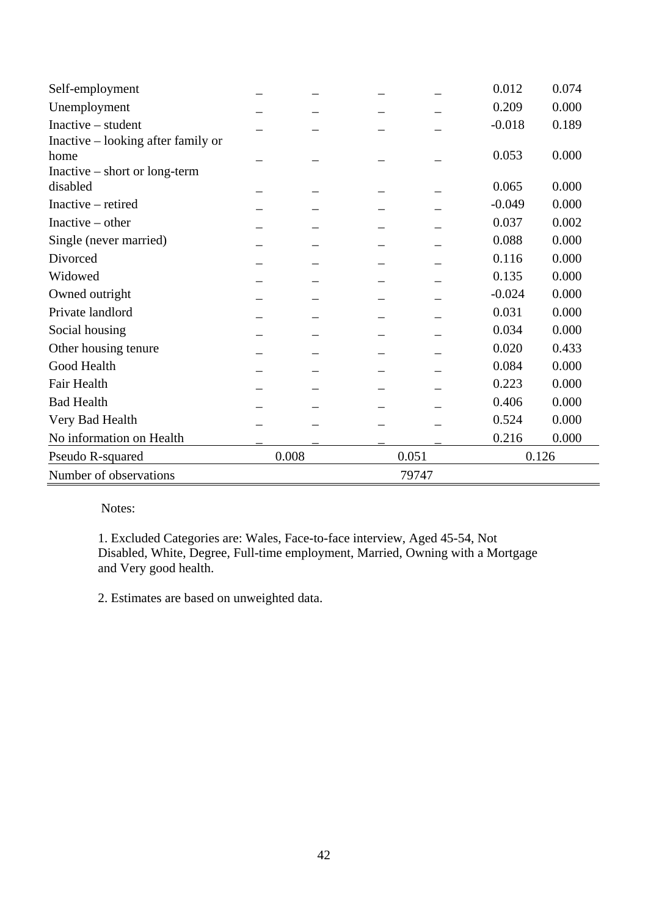| | | | | | | |
|---|---|---|---|---|---|---|
| Self-employment | _ | _ | _ | _ | 0.012 | 0.074 |
| Unemployment | _ | _ | _ | _ | 0.209 | 0.000 |
| Inactive – student | _ | _ | _ | _ | -0.018 | 0.189 |
| Inactive – looking after family or home | _ | _ | _ | _ | 0.053 | 0.000 |
| Inactive – short or long-term disabled | _ | _ | _ | _ | 0.065 | 0.000 |
| Inactive – retired | _ | _ | _ | _ | -0.049 | 0.000 |
| Inactive – other | _ | _ | _ | _ | 0.037 | 0.002 |
| Single (never married) | _ | _ | _ | _ | 0.088 | 0.000 |
| Divorced | _ | _ | _ | _ | 0.116 | 0.000 |
| Widowed | _ | _ | _ | _ | 0.135 | 0.000 |
| Owned outright | _ | _ | _ | _ | -0.024 | 0.000 |
| Private landlord | _ | _ | _ | _ | 0.031 | 0.000 |
| Social housing | _ | _ | _ | _ | 0.034 | 0.000 |
| Other housing tenure | _ | _ | _ | _ | 0.020 | 0.433 |
| Good Health | _ | _ | _ | _ | 0.084 | 0.000 |
| Fair Health | _ | _ | _ | _ | 0.223 | 0.000 |
| Bad Health | _ | _ | _ | _ | 0.406 | 0.000 |
| Very Bad Health | _ | _ | _ | _ | 0.524 | 0.000 |
| No information on Health | _ | _ | _ | _ | 0.216 | 0.000 |
| Pseudo R-squared | 0.008 | | 0.051 | | 0.126 | |
| Number of observations | | | 79747 | | | |

Notes:

1. Excluded Categories are: Wales, Face-to-face interview, Aged 45-54, Not Disabled, White, Degree, Full-time employment, Married, Owning with a Mortgage and Very good health.

2. Estimates are based on unweighted data.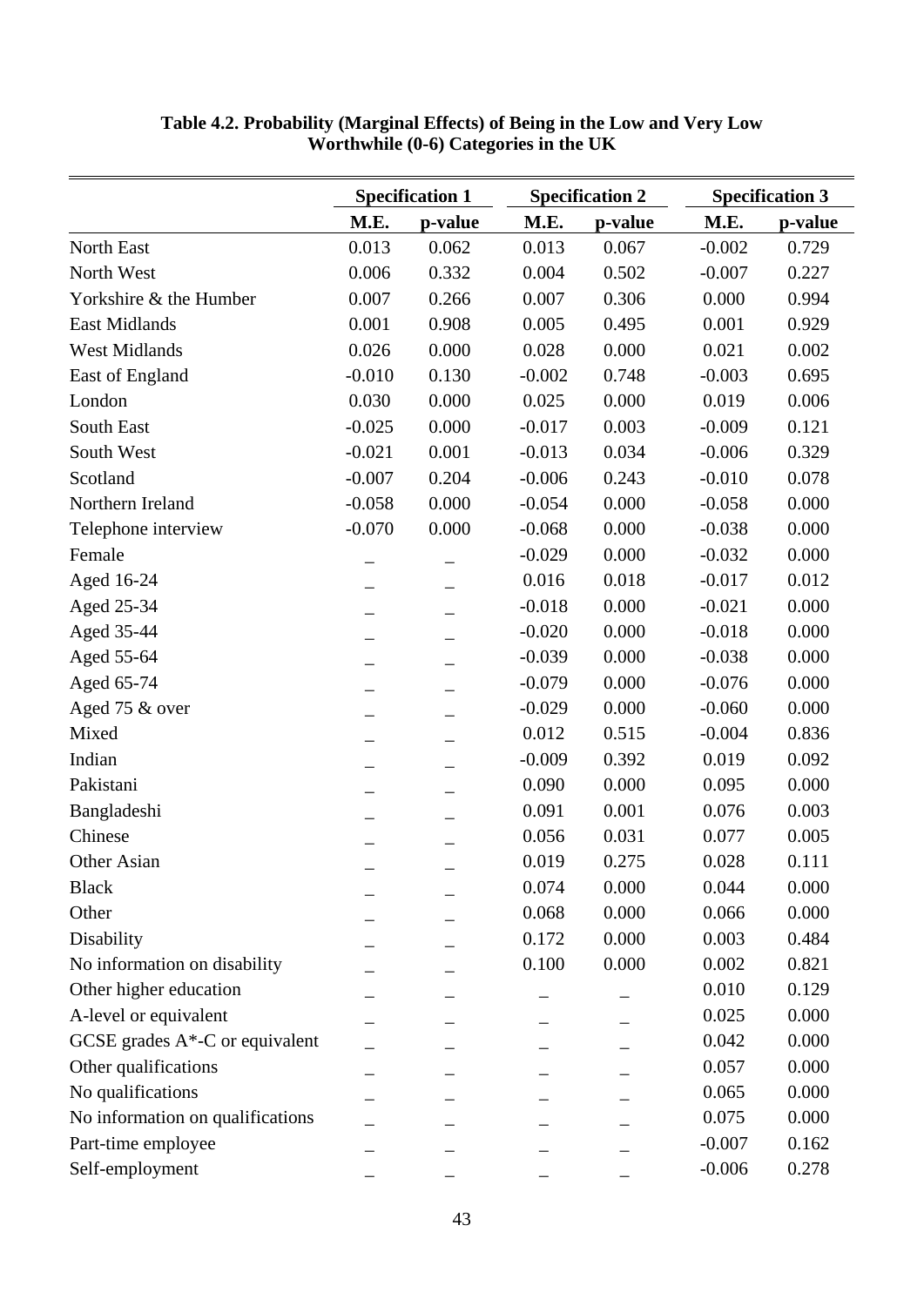**Table 4.2. Probability (Marginal Effects) of Being in the Low and Very Low Worthwhile (0-6) Categories in the UK**

| | Specification 1 | | Specification 2 | | Specification 3 | |
|---|---|---|---|---|---|---|
| | M.E. | p-value | M.E. | p-value | M.E. | p-value |
| North East | 0.013 | 0.062 | 0.013 | 0.067 | -0.002 | 0.729 |
| North West | 0.006 | 0.332 | 0.004 | 0.502 | -0.007 | 0.227 |
| Yorkshire & the Humber | 0.007 | 0.266 | 0.007 | 0.306 | 0.000 | 0.994 |
| East Midlands | 0.001 | 0.908 | 0.005 | 0.495 | 0.001 | 0.929 |
| West Midlands | 0.026 | 0.000 | 0.028 | 0.000 | 0.021 | 0.002 |
| East of England | -0.010 | 0.130 | -0.002 | 0.748 | -0.003 | 0.695 |
| London | 0.030 | 0.000 | 0.025 | 0.000 | 0.019 | 0.006 |
| South East | -0.025 | 0.000 | -0.017 | 0.003 | -0.009 | 0.121 |
| South West | -0.021 | 0.001 | -0.013 | 0.034 | -0.006 | 0.329 |
| Scotland | -0.007 | 0.204 | -0.006 | 0.243 | -0.010 | 0.078 |
| Northern Ireland | -0.058 | 0.000 | -0.054 | 0.000 | -0.058 | 0.000 |
| Telephone interview | -0.070 | 0.000 | -0.068 | 0.000 | -0.038 | 0.000 |
| Female | _ | _ | -0.029 | 0.000 | -0.032 | 0.000 |
| Aged 16-24 | _ | _ | 0.016 | 0.018 | -0.017 | 0.012 |
| Aged 25-34 | _ | _ | -0.018 | 0.000 | -0.021 | 0.000 |
| Aged 35-44 | _ | _ | -0.020 | 0.000 | -0.018 | 0.000 |
| Aged 55-64 | _ | _ | -0.039 | 0.000 | -0.038 | 0.000 |
| Aged 65-74 | _ | _ | -0.079 | 0.000 | -0.076 | 0.000 |
| Aged 75 & over | _ | _ | -0.029 | 0.000 | -0.060 | 0.000 |
| Mixed | _ | _ | 0.012 | 0.515 | -0.004 | 0.836 |
| Indian | _ | _ | -0.009 | 0.392 | 0.019 | 0.092 |
| Pakistani | _ | _ | 0.090 | 0.000 | 0.095 | 0.000 |
| Bangladeshi | _ | _ | 0.091 | 0.001 | 0.076 | 0.003 |
| Chinese | _ | _ | 0.056 | 0.031 | 0.077 | 0.005 |
| Other Asian | _ | _ | 0.019 | 0.275 | 0.028 | 0.111 |
| Black | _ | _ | 0.074 | 0.000 | 0.044 | 0.000 |
| Other | _ | _ | 0.068 | 0.000 | 0.066 | 0.000 |
| Disability | _ | _ | 0.172 | 0.000 | 0.003 | 0.484 |
| No information on disability | _ | _ | 0.100 | 0.000 | 0.002 | 0.821 |
| Other higher education | _ | _ | _ | _ | 0.010 | 0.129 |
| A-level or equivalent | _ | _ | _ | _ | 0.025 | 0.000 |
| GCSE grades A*-C or equivalent | _ | _ | _ | _ | 0.042 | 0.000 |
| Other qualifications | _ | _ | _ | _ | 0.057 | 0.000 |
| No qualifications | _ | _ | _ | _ | 0.065 | 0.000 |
| No information on qualifications | _ | _ | _ | _ | 0.075 | 0.000 |
| Part-time employee | _ | _ | _ | _ | -0.007 | 0.162 |
| Self-employment | _ | _ | _ | _ | -0.006 | 0.278 |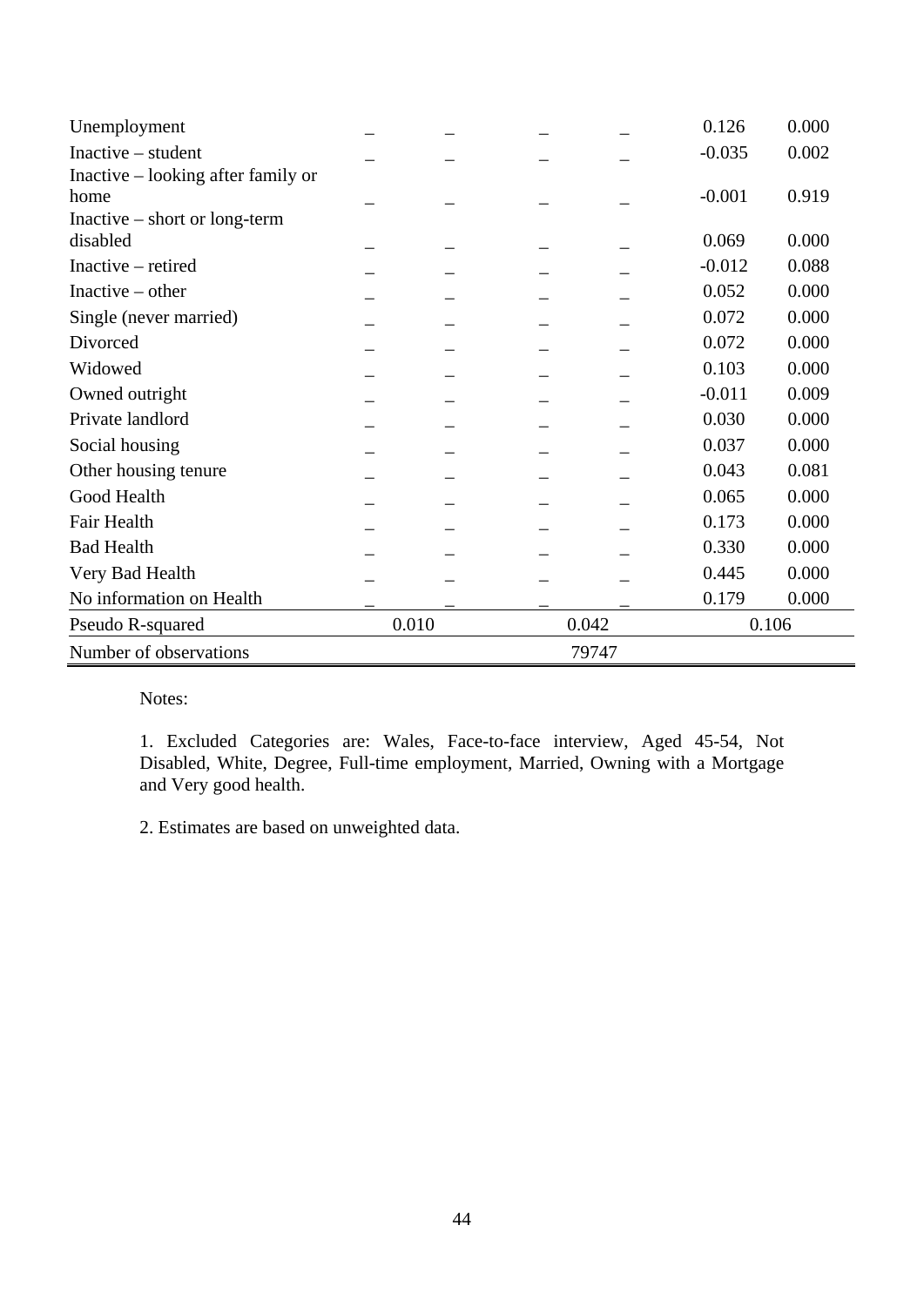| | | | | | | |
|---|---|---|---|---|---|---|
| Unemployment | _ | _ | _ | _ | 0.126 | 0.000 |
| Inactive – student | _ | _ | _ | _ | -0.035 | 0.002 |
| Inactive – looking after family or home | _ | _ | _ | _ | -0.001 | 0.919 |
| Inactive – short or long-term disabled | _ | _ | _ | _ | 0.069 | 0.000 |
| Inactive – retired | _ | _ | _ | _ | -0.012 | 0.088 |
| Inactive – other | _ | _ | _ | _ | 0.052 | 0.000 |
| Single (never married) | _ | _ | _ | _ | 0.072 | 0.000 |
| Divorced | _ | _ | _ | _ | 0.072 | 0.000 |
| Widowed | _ | _ | _ | _ | 0.103 | 0.000 |
| Owned outright | _ | _ | _ | _ | -0.011 | 0.009 |
| Private landlord | _ | _ | _ | _ | 0.030 | 0.000 |
| Social housing | _ | _ | _ | _ | 0.037 | 0.000 |
| Other housing tenure | _ | _ | _ | _ | 0.043 | 0.081 |
| Good Health | _ | _ | _ | _ | 0.065 | 0.000 |
| Fair Health | _ | _ | _ | _ | 0.173 | 0.000 |
| Bad Health | _ | _ | _ | _ | 0.330 | 0.000 |
| Very Bad Health | _ | _ | _ | _ | 0.445 | 0.000 |
| No information on Health | _ | _ | _ | _ | 0.179 | 0.000 |
| Pseudo R-squared | 0.010 | | 0.042 | | 0.106 | |
| Number of observations | | | 79747 | | | |

Notes:

1. Excluded Categories are: Wales, Face-to-face interview, Aged 45-54, Not Disabled, White, Degree, Full-time employment, Married, Owning with a Mortgage and Very good health.

2. Estimates are based on unweighted data.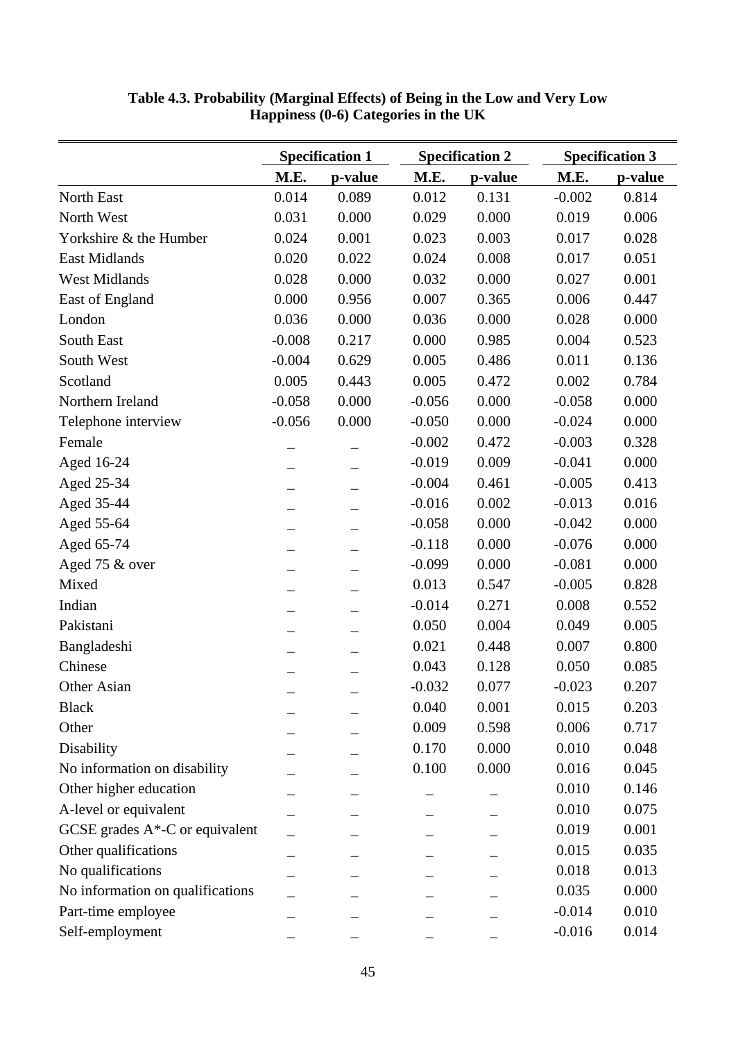**Table 4.3. Probability (Marginal Effects) of Being in the Low and Very Low Happiness (0-6) Categories in the UK**

| | Specification 1 | | Specification 2 | | Specification 3 | |
|---|---|---|---|---|---|---|
| | M.E. | p-value | M.E. | p-value | M.E. | p-value |
| North East | 0.014 | 0.089 | 0.012 | 0.131 | -0.002 | 0.814 |
| North West | 0.031 | 0.000 | 0.029 | 0.000 | 0.019 | 0.006 |
| Yorkshire & the Humber | 0.024 | 0.001 | 0.023 | 0.003 | 0.017 | 0.028 |
| East Midlands | 0.020 | 0.022 | 0.024 | 0.008 | 0.017 | 0.051 |
| West Midlands | 0.028 | 0.000 | 0.032 | 0.000 | 0.027 | 0.001 |
| East of England | 0.000 | 0.956 | 0.007 | 0.365 | 0.006 | 0.447 |
| London | 0.036 | 0.000 | 0.036 | 0.000 | 0.028 | 0.000 |
| South East | -0.008 | 0.217 | 0.000 | 0.985 | 0.004 | 0.523 |
| South West | -0.004 | 0.629 | 0.005 | 0.486 | 0.011 | 0.136 |
| Scotland | 0.005 | 0.443 | 0.005 | 0.472 | 0.002 | 0.784 |
| Northern Ireland | -0.058 | 0.000 | -0.056 | 0.000 | -0.058 | 0.000 |
| Telephone interview | -0.056 | 0.000 | -0.050 | 0.000 | -0.024 | 0.000 |
| Female | _ | _ | -0.002 | 0.472 | -0.003 | 0.328 |
| Aged 16-24 | _ | _ | -0.019 | 0.009 | -0.041 | 0.000 |
| Aged 25-34 | _ | _ | -0.004 | 0.461 | -0.005 | 0.413 |
| Aged 35-44 | _ | _ | -0.016 | 0.002 | -0.013 | 0.016 |
| Aged 55-64 | _ | _ | -0.058 | 0.000 | -0.042 | 0.000 |
| Aged 65-74 | _ | _ | -0.118 | 0.000 | -0.076 | 0.000 |
| Aged 75 & over | _ | _ | -0.099 | 0.000 | -0.081 | 0.000 |
| Mixed | _ | _ | 0.013 | 0.547 | -0.005 | 0.828 |
| Indian | _ | _ | -0.014 | 0.271 | 0.008 | 0.552 |
| Pakistani | _ | _ | 0.050 | 0.004 | 0.049 | 0.005 |
| Bangladeshi | _ | _ | 0.021 | 0.448 | 0.007 | 0.800 |
| Chinese | _ | _ | 0.043 | 0.128 | 0.050 | 0.085 |
| Other Asian | _ | _ | -0.032 | 0.077 | -0.023 | 0.207 |
| Black | _ | _ | 0.040 | 0.001 | 0.015 | 0.203 |
| Other | _ | _ | 0.009 | 0.598 | 0.006 | 0.717 |
| Disability | _ | _ | 0.170 | 0.000 | 0.010 | 0.048 |
| No information on disability | _ | _ | 0.100 | 0.000 | 0.016 | 0.045 |
| Other higher education | _ | _ | _ | _ | 0.010 | 0.146 |
| A-level or equivalent | _ | _ | _ | _ | 0.010 | 0.075 |
| GCSE grades A*-C or equivalent | _ | _ | _ | _ | 0.019 | 0.001 |
| Other qualifications | _ | _ | _ | _ | 0.015 | 0.035 |
| No qualifications | _ | _ | _ | _ | 0.018 | 0.013 |
| No information on qualifications | _ | _ | _ | _ | 0.035 | 0.000 |
| Part-time employee | _ | _ | _ | _ | -0.014 | 0.010 |
| Self-employment | _ | _ | _ | _ | -0.016 | 0.014 |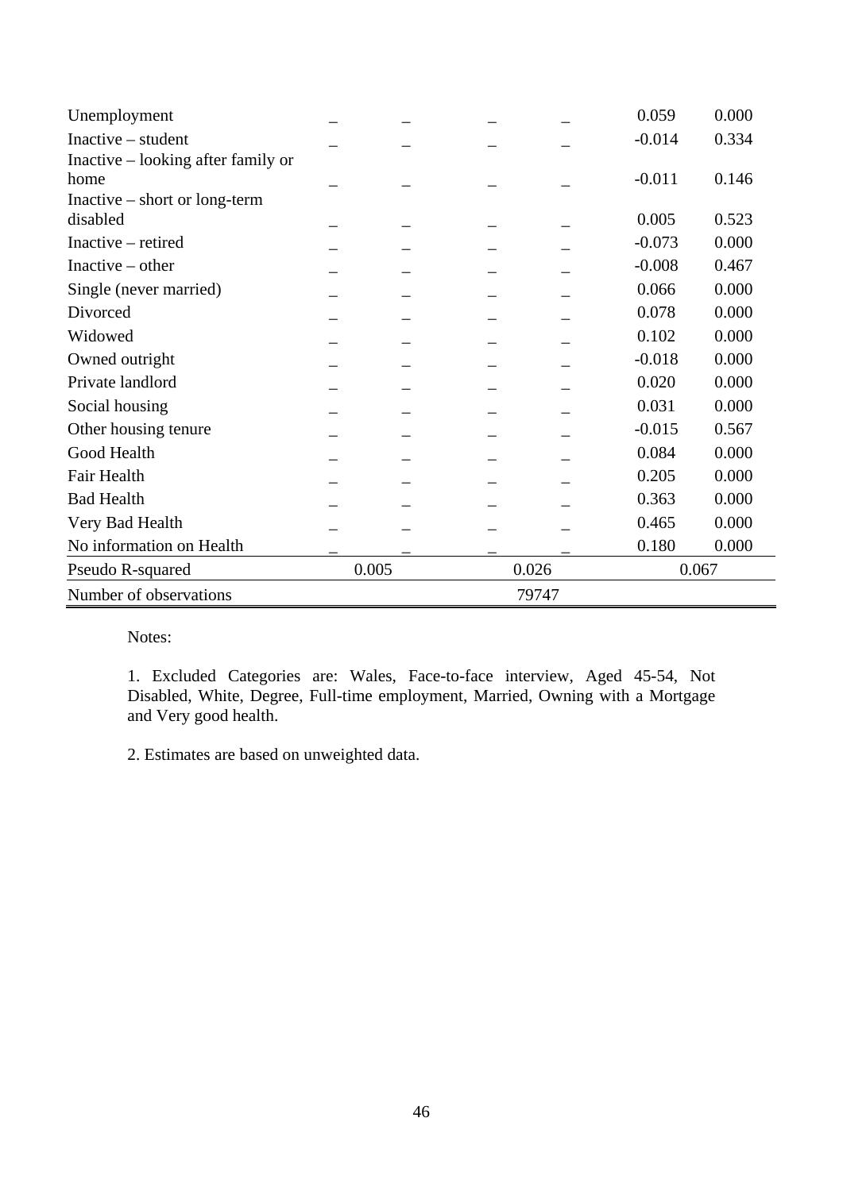| | | | | | | |
|---|---|---|---|---|---|---|
| Unemployment | _ | _ | _ | _ | 0.059 | 0.000 |
| Inactive – student | _ | _ | _ | _ | -0.014 | 0.334 |
| Inactive – looking after family or home | _ | _ | _ | _ | -0.011 | 0.146 |
| Inactive – short or long-term disabled | _ | _ | _ | _ | 0.005 | 0.523 |
| Inactive – retired | _ | _ | _ | _ | -0.073 | 0.000 |
| Inactive – other | _ | _ | _ | _ | -0.008 | 0.467 |
| Single (never married) | _ | _ | _ | _ | 0.066 | 0.000 |
| Divorced | _ | _ | _ | _ | 0.078 | 0.000 |
| Widowed | _ | _ | _ | _ | 0.102 | 0.000 |
| Owned outright | _ | _ | _ | _ | -0.018 | 0.000 |
| Private landlord | _ | _ | _ | _ | 0.020 | 0.000 |
| Social housing | _ | _ | _ | _ | 0.031 | 0.000 |
| Other housing tenure | _ | _ | _ | _ | -0.015 | 0.567 |
| Good Health | _ | _ | _ | _ | 0.084 | 0.000 |
| Fair Health | _ | _ | _ | _ | 0.205 | 0.000 |
| Bad Health | _ | _ | _ | _ | 0.363 | 0.000 |
| Very Bad Health | _ | _ | _ | _ | 0.465 | 0.000 |
| No information on Health | _ | _ | _ | _ | 0.180 | 0.000 |
| Pseudo R-squared | 0.005 | | 0.026 | | 0.067 | |
| Number of observations | | | 79747 | | | |

Notes:

1. Excluded Categories are: Wales, Face-to-face interview, Aged 45-54, Not Disabled, White, Degree, Full-time employment, Married, Owning with a Mortgage and Very good health.

2. Estimates are based on unweighted data.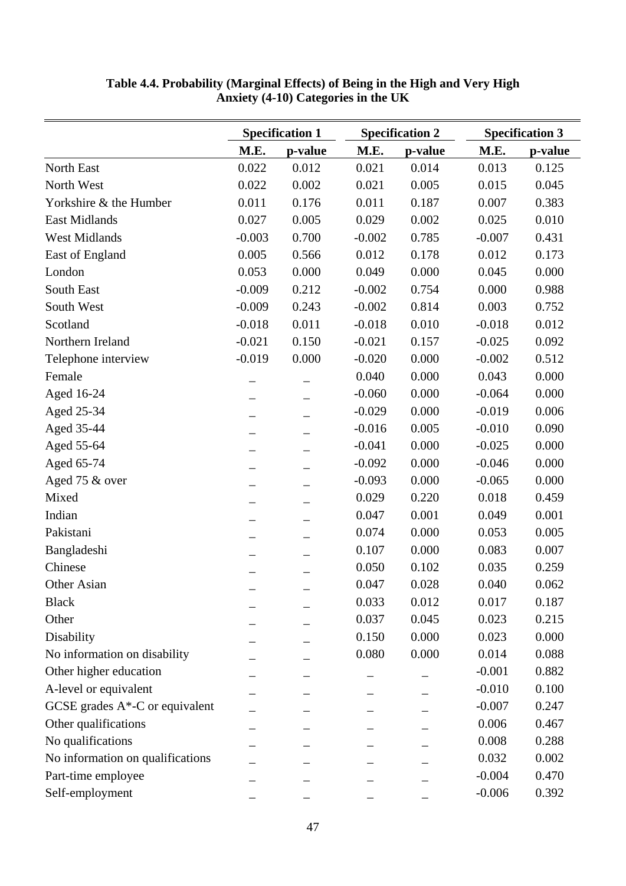**Table 4.4. Probability (Marginal Effects) of Being in the High and Very High Anxiety (4-10) Categories in the UK**

| | Specification 1 | | Specification 2 | | Specification 3 | |
|---|---|---|---|---|---|---|
| | M.E. | p-value | M.E. | p-value | M.E. | p-value |
| North East | 0.022 | 0.012 | 0.021 | 0.014 | 0.013 | 0.125 |
| North West | 0.022 | 0.002 | 0.021 | 0.005 | 0.015 | 0.045 |
| Yorkshire & the Humber | 0.011 | 0.176 | 0.011 | 0.187 | 0.007 | 0.383 |
| East Midlands | 0.027 | 0.005 | 0.029 | 0.002 | 0.025 | 0.010 |
| West Midlands | -0.003 | 0.700 | -0.002 | 0.785 | -0.007 | 0.431 |
| East of England | 0.005 | 0.566 | 0.012 | 0.178 | 0.012 | 0.173 |
| London | 0.053 | 0.000 | 0.049 | 0.000 | 0.045 | 0.000 |
| South East | -0.009 | 0.212 | -0.002 | 0.754 | 0.000 | 0.988 |
| South West | -0.009 | 0.243 | -0.002 | 0.814 | 0.003 | 0.752 |
| Scotland | -0.018 | 0.011 | -0.018 | 0.010 | -0.018 | 0.012 |
| Northern Ireland | -0.021 | 0.150 | -0.021 | 0.157 | -0.025 | 0.092 |
| Telephone interview | -0.019 | 0.000 | -0.020 | 0.000 | -0.002 | 0.512 |
| Female | _ | _ | 0.040 | 0.000 | 0.043 | 0.000 |
| Aged 16-24 | _ | _ | -0.060 | 0.000 | -0.064 | 0.000 |
| Aged 25-34 | _ | _ | -0.029 | 0.000 | -0.019 | 0.006 |
| Aged 35-44 | _ | _ | -0.016 | 0.005 | -0.010 | 0.090 |
| Aged 55-64 | _ | _ | -0.041 | 0.000 | -0.025 | 0.000 |
| Aged 65-74 | _ | _ | -0.092 | 0.000 | -0.046 | 0.000 |
| Aged 75 & over | _ | _ | -0.093 | 0.000 | -0.065 | 0.000 |
| Mixed | _ | _ | 0.029 | 0.220 | 0.018 | 0.459 |
| Indian | _ | _ | 0.047 | 0.001 | 0.049 | 0.001 |
| Pakistani | _ | _ | 0.074 | 0.000 | 0.053 | 0.005 |
| Bangladeshi | _ | _ | 0.107 | 0.000 | 0.083 | 0.007 |
| Chinese | _ | _ | 0.050 | 0.102 | 0.035 | 0.259 |
| Other Asian | _ | _ | 0.047 | 0.028 | 0.040 | 0.062 |
| Black | _ | _ | 0.033 | 0.012 | 0.017 | 0.187 |
| Other | _ | _ | 0.037 | 0.045 | 0.023 | 0.215 |
| Disability | _ | _ | 0.150 | 0.000 | 0.023 | 0.000 |
| No information on disability | _ | _ | 0.080 | 0.000 | 0.014 | 0.088 |
| Other higher education | _ | _ | _ | _ | -0.001 | 0.882 |
| A-level or equivalent | _ | _ | _ | _ | -0.010 | 0.100 |
| GCSE grades A*-C or equivalent | _ | _ | _ | _ | -0.007 | 0.247 |
| Other qualifications | _ | _ | _ | _ | 0.006 | 0.467 |
| No qualifications | _ | _ | _ | _ | 0.008 | 0.288 |
| No information on qualifications | _ | _ | _ | _ | 0.032 | 0.002 |
| Part-time employee | _ | _ | _ | _ | -0.004 | 0.470 |
| Self-employment | _ | _ | _ | _ | -0.006 | 0.392 |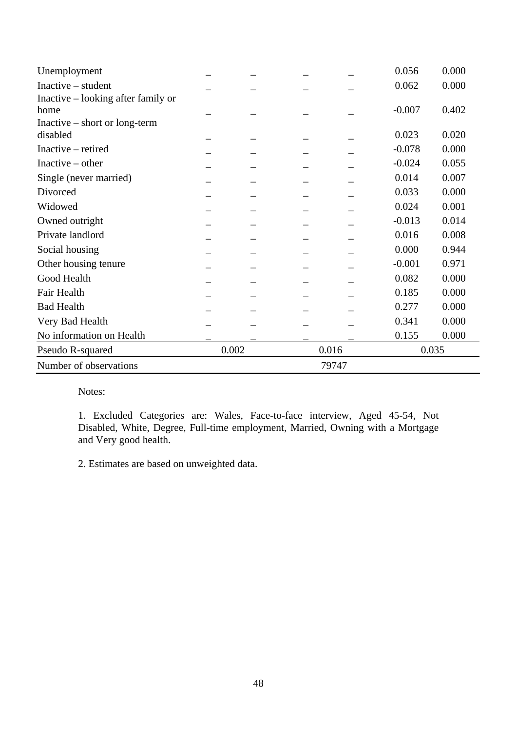| | | | | | | |
|---|---|---|---|---|---|---|
| Unemployment | _ | _ | _ | _ | 0.056 | 0.000 |
| Inactive – student | _ | _ | _ | _ | 0.062 | 0.000 |
| Inactive – looking after family or home | _ | _ | _ | _ | -0.007 | 0.402 |
| Inactive – short or long-term disabled | _ | _ | _ | _ | 0.023 | 0.020 |
| Inactive – retired | _ | _ | _ | _ | -0.078 | 0.000 |
| Inactive – other | _ | _ | _ | _ | -0.024 | 0.055 |
| Single (never married) | _ | _ | _ | _ | 0.014 | 0.007 |
| Divorced | _ | _ | _ | _ | 0.033 | 0.000 |
| Widowed | _ | _ | _ | _ | 0.024 | 0.001 |
| Owned outright | _ | _ | _ | _ | -0.013 | 0.014 |
| Private landlord | _ | _ | _ | _ | 0.016 | 0.008 |
| Social housing | _ | _ | _ | _ | 0.000 | 0.944 |
| Other housing tenure | _ | _ | _ | _ | -0.001 | 0.971 |
| Good Health | _ | _ | _ | _ | 0.082 | 0.000 |
| Fair Health | _ | _ | _ | _ | 0.185 | 0.000 |
| Bad Health | _ | _ | _ | _ | 0.277 | 0.000 |
| Very Bad Health | _ | _ | _ | _ | 0.341 | 0.000 |
| No information on Health | _ | _ | _ | _ | 0.155 | 0.000 |
| Pseudo R-squared | 0.002 | | 0.016 | | 0.035 | |
| Number of observations | | | 79747 | | | |

Notes:

1. Excluded Categories are: Wales, Face-to-face interview, Aged 45-54, Not Disabled, White, Degree, Full-time employment, Married, Owning with a Mortgage and Very good health.

2. Estimates are based on unweighted data.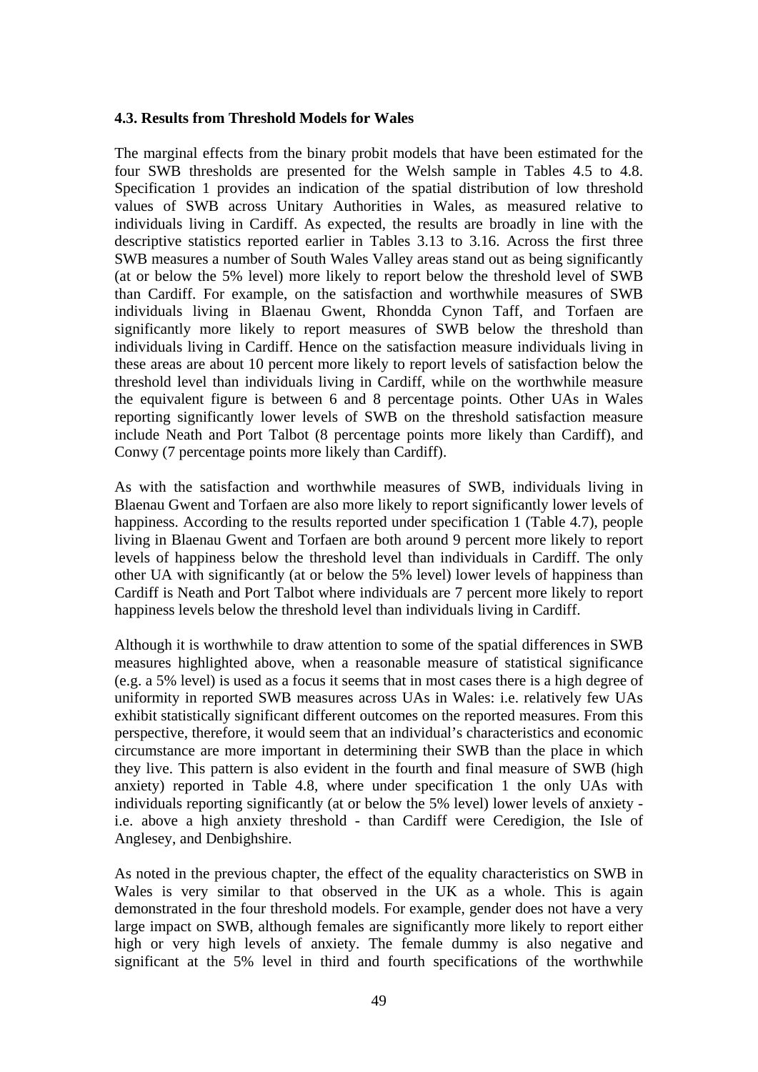### 4.3. Results from Threshold Models for Wales

The marginal effects from the binary probit models that have been estimated for the four SWB thresholds are presented for the Welsh sample in Tables 4.5 to 4.8. Specification 1 provides an indication of the spatial distribution of low threshold values of SWB across Unitary Authorities in Wales, as measured relative to individuals living in Cardiff. As expected, the results are broadly in line with the descriptive statistics reported earlier in Tables 3.13 to 3.16. Across the first three SWB measures a number of South Wales Valley areas stand out as being significantly (at or below the 5% level) more likely to report below the threshold level of SWB than Cardiff. For example, on the satisfaction and worthwhile measures of SWB individuals living in Blaenau Gwent, Rhondda Cynon Taff, and Torfaen are significantly more likely to report measures of SWB below the threshold than individuals living in Cardiff. Hence on the satisfaction measure individuals living in these areas are about 10 percent more likely to report levels of satisfaction below the threshold level than individuals living in Cardiff, while on the worthwhile measure the equivalent figure is between 6 and 8 percentage points. Other UAs in Wales reporting significantly lower levels of SWB on the threshold satisfaction measure include Neath and Port Talbot (8 percentage points more likely than Cardiff), and Conwy (7 percentage points more likely than Cardiff).

As with the satisfaction and worthwhile measures of SWB, individuals living in Blaenau Gwent and Torfaen are also more likely to report significantly lower levels of happiness. According to the results reported under specification 1 (Table 4.7), people living in Blaenau Gwent and Torfaen are both around 9 percent more likely to report levels of happiness below the threshold level than individuals in Cardiff. The only other UA with significantly (at or below the 5% level) lower levels of happiness than Cardiff is Neath and Port Talbot where individuals are 7 percent more likely to report happiness levels below the threshold level than individuals living in Cardiff.

Although it is worthwhile to draw attention to some of the spatial differences in SWB measures highlighted above, when a reasonable measure of statistical significance (e.g. a 5% level) is used as a focus it seems that in most cases there is a high degree of uniformity in reported SWB measures across UAs in Wales: i.e. relatively few UAs exhibit statistically significant different outcomes on the reported measures. From this perspective, therefore, it would seem that an individual's characteristics and economic circumstance are more important in determining their SWB than the place in which they live. This pattern is also evident in the fourth and final measure of SWB (high anxiety) reported in Table 4.8, where under specification 1 the only UAs with individuals reporting significantly (at or below the 5% level) lower levels of anxiety - i.e. above a high anxiety threshold - than Cardiff were Ceredigion, the Isle of Anglesey, and Denbighshire.

As noted in the previous chapter, the effect of the equality characteristics on SWB in Wales is very similar to that observed in the UK as a whole. This is again demonstrated in the four threshold models. For example, gender does not have a very large impact on SWB, although females are significantly more likely to report either high or very high levels of anxiety. The female dummy is also negative and significant at the 5% level in third and fourth specifications of the worthwhile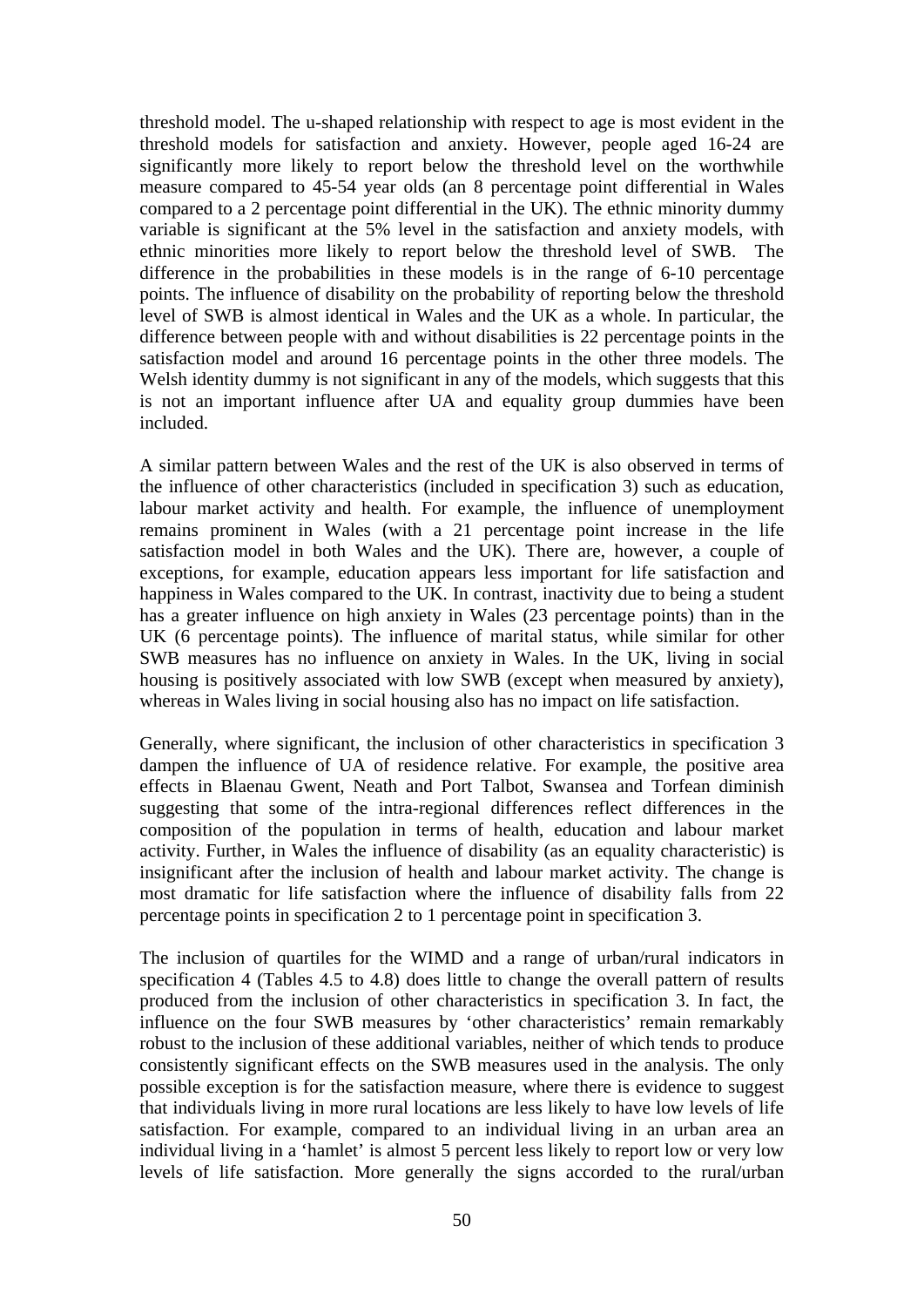threshold model. The u-shaped relationship with respect to age is most evident in the threshold models for satisfaction and anxiety. However, people aged 16-24 are significantly more likely to report below the threshold level on the worthwhile measure compared to 45-54 year olds (an 8 percentage point differential in Wales compared to a 2 percentage point differential in the UK). The ethnic minority dummy variable is significant at the 5% level in the satisfaction and anxiety models, with ethnic minorities more likely to report below the threshold level of SWB. The difference in the probabilities in these models is in the range of 6-10 percentage points. The influence of disability on the probability of reporting below the threshold level of SWB is almost identical in Wales and the UK as a whole. In particular, the difference between people with and without disabilities is 22 percentage points in the satisfaction model and around 16 percentage points in the other three models. The Welsh identity dummy is not significant in any of the models, which suggests that this is not an important influence after UA and equality group dummies have been included.

A similar pattern between Wales and the rest of the UK is also observed in terms of the influence of other characteristics (included in specification 3) such as education, labour market activity and health. For example, the influence of unemployment remains prominent in Wales (with a 21 percentage point increase in the life satisfaction model in both Wales and the UK). There are, however, a couple of exceptions, for example, education appears less important for life satisfaction and happiness in Wales compared to the UK. In contrast, inactivity due to being a student has a greater influence on high anxiety in Wales (23 percentage points) than in the UK (6 percentage points). The influence of marital status, while similar for other SWB measures has no influence on anxiety in Wales. In the UK, living in social housing is positively associated with low SWB (except when measured by anxiety), whereas in Wales living in social housing also has no impact on life satisfaction.

Generally, where significant, the inclusion of other characteristics in specification 3 dampen the influence of UA of residence relative. For example, the positive area effects in Blaenau Gwent, Neath and Port Talbot, Swansea and Torfaen diminish suggesting that some of the intra-regional differences reflect differences in the composition of the population in terms of health, education and labour market activity. Further, in Wales the influence of disability (as an equality characteristic) is insignificant after the inclusion of health and labour market activity. The change is most dramatic for life satisfaction where the influence of disability falls from 22 percentage points in specification 2 to 1 percentage point in specification 3.

The inclusion of quartiles for the WIMD and a range of urban/rural indicators in specification 4 (Tables 4.5 to 4.8) does little to change the overall pattern of results produced from the inclusion of other characteristics in specification 3. In fact, the influence on the four SWB measures by 'other characteristics' remain remarkably robust to the inclusion of these additional variables, neither of which tends to produce consistently significant effects on the SWB measures used in the analysis. The only possible exception is for the satisfaction measure, where there is evidence to suggest that individuals living in more rural locations are less likely to have low levels of life satisfaction. For example, compared to an individual living in an urban area an individual living in a 'hamlet' is almost 5 percent less likely to report low or very low levels of life satisfaction. More generally the signs accorded to the rural/urban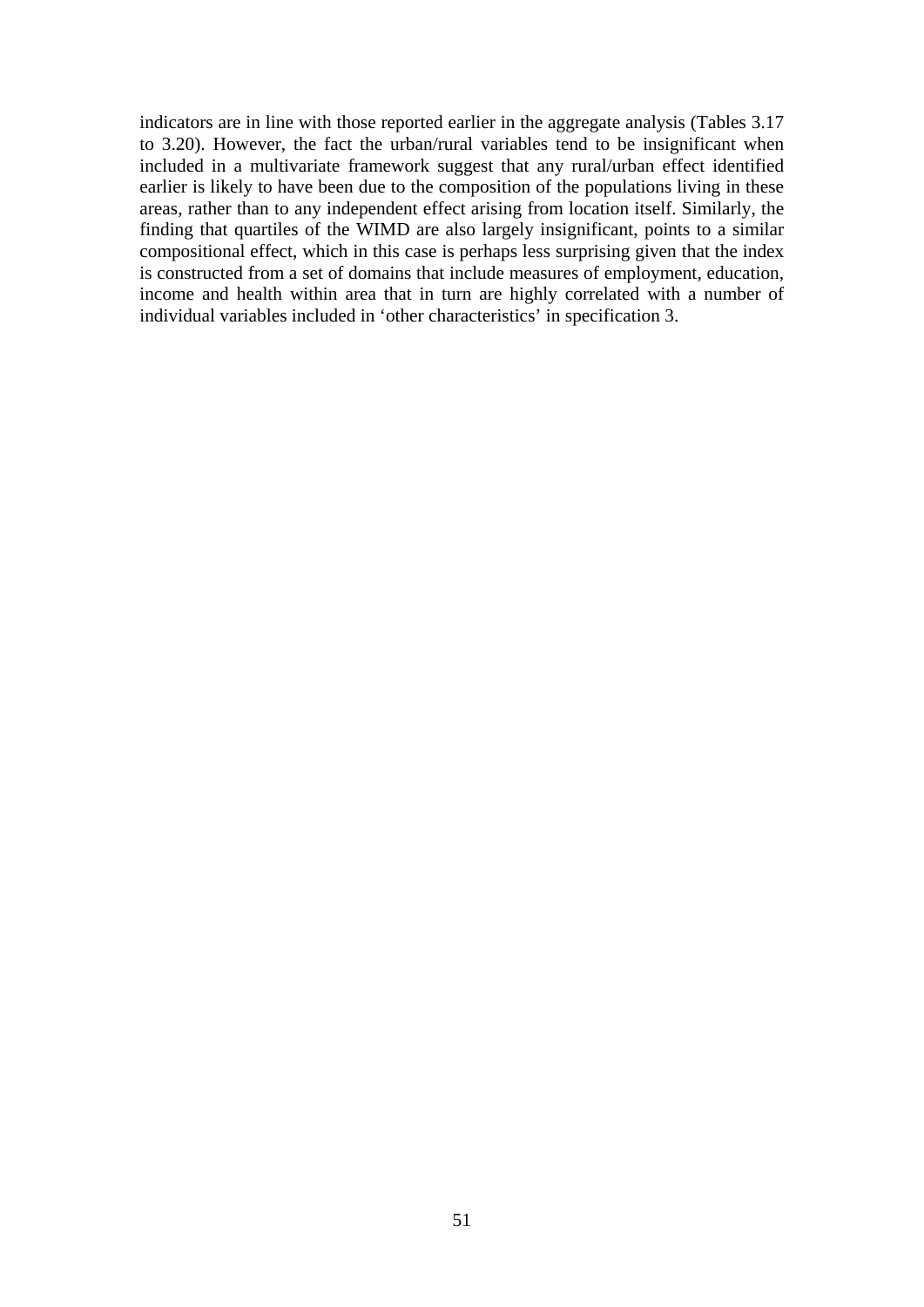indicators are in line with those reported earlier in the aggregate analysis (Tables 3.17 to 3.20). However, the fact the urban/rural variables tend to be insignificant when included in a multivariate framework suggest that any rural/urban effect identified earlier is likely to have been due to the composition of the populations living in these areas, rather than to any independent effect arising from location itself. Similarly, the finding that quartiles of the WIMD are also largely insignificant, points to a similar compositional effect, which in this case is perhaps less surprising given that the index is constructed from a set of domains that include measures of employment, education, income and health within area that in turn are highly correlated with a number of individual variables included in 'other characteristics' in specification 3.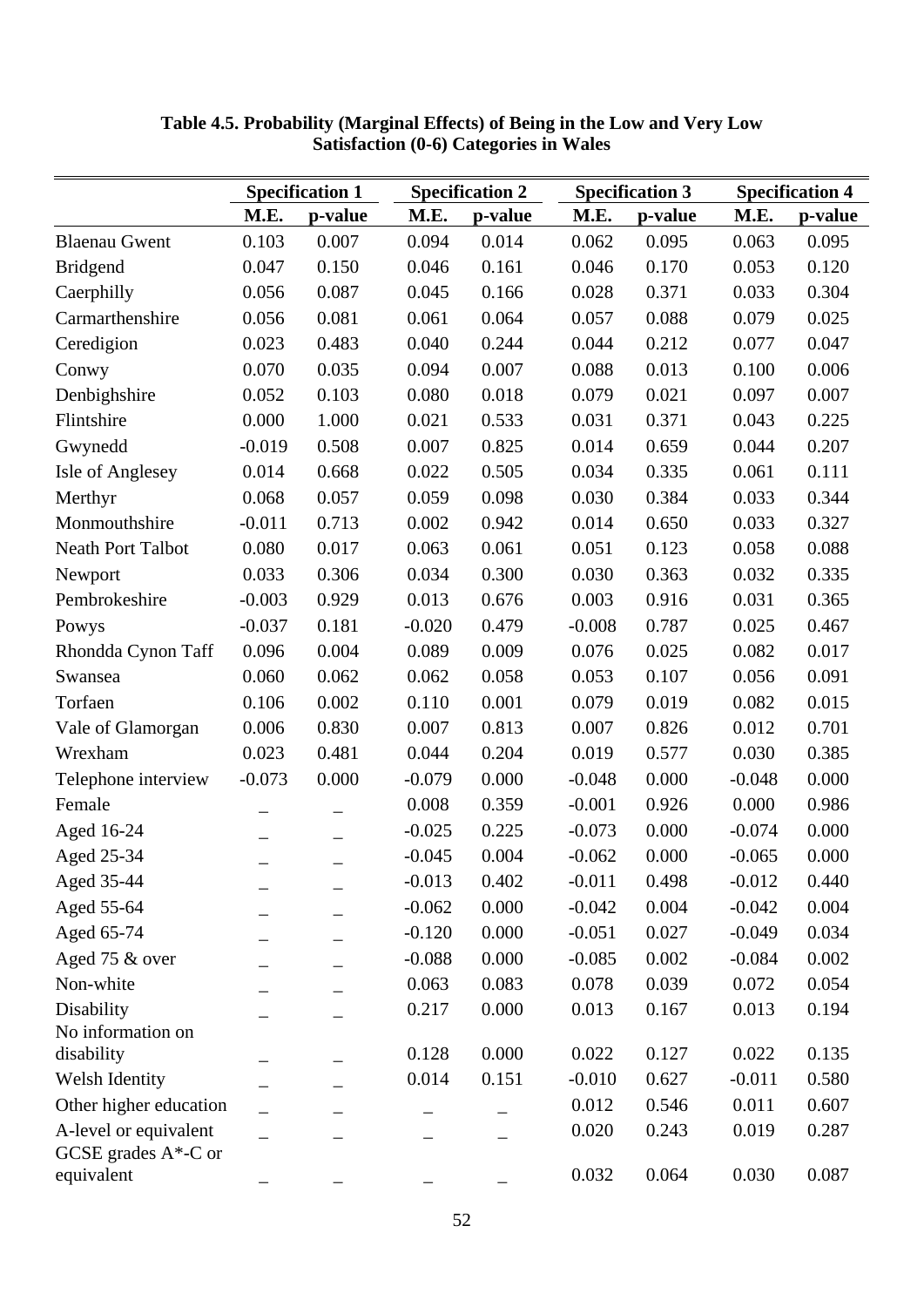**Table 4.5. Probability (Marginal Effects) of Being in the Low and Very Low Satisfaction (0-6) Categories in Wales**

| | Specification 1 | | Specification 2 | | Specification 3 | | Specification 4 | |
|---|---|---|---|---|---|---|---|---|
| | M.E. | p-value | M.E. | p-value | M.E. | p-value | M.E. | p-value |
| Blaenau Gwent | 0.103 | 0.007 | 0.094 | 0.014 | 0.062 | 0.095 | 0.063 | 0.095 |
| Bridgend | 0.047 | 0.150 | 0.046 | 0.161 | 0.046 | 0.170 | 0.053 | 0.120 |
| Caerphilly | 0.056 | 0.087 | 0.045 | 0.166 | 0.028 | 0.371 | 0.033 | 0.304 |
| Carmarthenshire | 0.056 | 0.081 | 0.061 | 0.064 | 0.057 | 0.088 | 0.079 | 0.025 |
| Ceredigion | 0.023 | 0.483 | 0.040 | 0.244 | 0.044 | 0.212 | 0.077 | 0.047 |
| Conwy | 0.070 | 0.035 | 0.094 | 0.007 | 0.088 | 0.013 | 0.100 | 0.006 |
| Denbighshire | 0.052 | 0.103 | 0.080 | 0.018 | 0.079 | 0.021 | 0.097 | 0.007 |
| Flintshire | 0.000 | 1.000 | 0.021 | 0.533 | 0.031 | 0.371 | 0.043 | 0.225 |
| Gwynedd | -0.019 | 0.508 | 0.007 | 0.825 | 0.014 | 0.659 | 0.044 | 0.207 |
| Isle of Anglesey | 0.014 | 0.668 | 0.022 | 0.505 | 0.034 | 0.335 | 0.061 | 0.111 |
| Merthyr | 0.068 | 0.057 | 0.059 | 0.098 | 0.030 | 0.384 | 0.033 | 0.344 |
| Monmouthshire | -0.011 | 0.713 | 0.002 | 0.942 | 0.014 | 0.650 | 0.033 | 0.327 |
| Neath Port Talbot | 0.080 | 0.017 | 0.063 | 0.061 | 0.051 | 0.123 | 0.058 | 0.088 |
| Newport | 0.033 | 0.306 | 0.034 | 0.300 | 0.030 | 0.363 | 0.032 | 0.335 |
| Pembrokeshire | -0.003 | 0.929 | 0.013 | 0.676 | 0.003 | 0.916 | 0.031 | 0.365 |
| Powys | -0.037 | 0.181 | -0.020 | 0.479 | -0.008 | 0.787 | 0.025 | 0.467 |
| Rhondda Cynon Taff | 0.096 | 0.004 | 0.089 | 0.009 | 0.076 | 0.025 | 0.082 | 0.017 |
| Swansea | 0.060 | 0.062 | 0.062 | 0.058 | 0.053 | 0.107 | 0.056 | 0.091 |
| Torfaen | 0.106 | 0.002 | 0.110 | 0.001 | 0.079 | 0.019 | 0.082 | 0.015 |
| Vale of Glamorgan | 0.006 | 0.830 | 0.007 | 0.813 | 0.007 | 0.826 | 0.012 | 0.701 |
| Wrexham | 0.023 | 0.481 | 0.044 | 0.204 | 0.019 | 0.577 | 0.030 | 0.385 |
| Telephone interview | -0.073 | 0.000 | -0.079 | 0.000 | -0.048 | 0.000 | -0.048 | 0.000 |
| Female | _ | _ | 0.008 | 0.359 | -0.001 | 0.926 | 0.000 | 0.986 |
| Aged 16-24 | _ | _ | -0.025 | 0.225 | -0.073 | 0.000 | -0.074 | 0.000 |
| Aged 25-34 | _ | _ | -0.045 | 0.004 | -0.062 | 0.000 | -0.065 | 0.000 |
| Aged 35-44 | _ | _ | -0.013 | 0.402 | -0.011 | 0.498 | -0.012 | 0.440 |
| Aged 55-64 | _ | _ | -0.062 | 0.000 | -0.042 | 0.004 | -0.042 | 0.004 |
| Aged 65-74 | _ | _ | -0.120 | 0.000 | -0.051 | 0.027 | -0.049 | 0.034 |
| Aged 75 & over | _ | _ | -0.088 | 0.000 | -0.085 | 0.002 | -0.084 | 0.002 |
| Non-white | _ | _ | 0.063 | 0.083 | 0.078 | 0.039 | 0.072 | 0.054 |
| Disability | _ | _ | 0.217 | 0.000 | 0.013 | 0.167 | 0.013 | 0.194 |
| No information on disability | _ | _ | 0.128 | 0.000 | 0.022 | 0.127 | 0.022 | 0.135 |
| Welsh Identity | _ | _ | 0.014 | 0.151 | -0.010 | 0.627 | -0.011 | 0.580 |
| Other higher education | _ | _ | _ | _ | 0.012 | 0.546 | 0.011 | 0.607 |
| A-level or equivalent | _ | _ | _ | _ | 0.020 | 0.243 | 0.019 | 0.287 |
| GCSE grades A*-C or equivalent | _ | _ | _ | _ | 0.032 | 0.064 | 0.030 | 0.087 |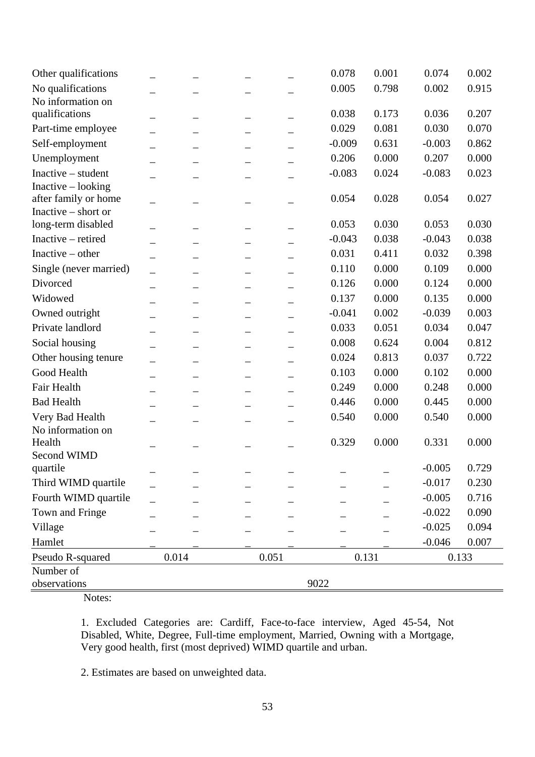| | | | | | | | | |
|---|---|---|---|---|---|---|---|---|
| Other qualifications | _ | _ | _ | _ | 0.078 | 0.001 | 0.074 | 0.002 |
| No qualifications | _ | _ | _ | _ | 0.005 | 0.798 | 0.002 | 0.915 |
| No information on qualifications | _ | _ | _ | _ | 0.038 | 0.173 | 0.036 | 0.207 |
| Part-time employee | _ | _ | _ | _ | 0.029 | 0.081 | 0.030 | 0.070 |
| Self-employment | _ | _ | _ | _ | -0.009 | 0.631 | -0.003 | 0.862 |
| Unemployment | _ | _ | _ | _ | 0.206 | 0.000 | 0.207 | 0.000 |
| Inactive – student | _ | _ | _ | _ | -0.083 | 0.024 | -0.083 | 0.023 |
| Inactive – looking after family or home | _ | _ | _ | _ | 0.054 | 0.028 | 0.054 | 0.027 |
| Inactive – short or long-term disabled | _ | _ | _ | _ | 0.053 | 0.030 | 0.053 | 0.030 |
| Inactive – retired | _ | _ | _ | _ | -0.043 | 0.038 | -0.043 | 0.038 |
| Inactive – other | _ | _ | _ | _ | 0.031 | 0.411 | 0.032 | 0.398 |
| Single (never married) | _ | _ | _ | _ | 0.110 | 0.000 | 0.109 | 0.000 |
| Divorced | _ | _ | _ | _ | 0.126 | 0.000 | 0.124 | 0.000 |
| Widowed | _ | _ | _ | _ | 0.137 | 0.000 | 0.135 | 0.000 |
| Owned outright | _ | _ | _ | _ | -0.041 | 0.002 | -0.039 | 0.003 |
| Private landlord | _ | _ | _ | _ | 0.033 | 0.051 | 0.034 | 0.047 |
| Social housing | _ | _ | _ | _ | 0.008 | 0.624 | 0.004 | 0.812 |
| Other housing tenure | _ | _ | _ | _ | 0.024 | 0.813 | 0.037 | 0.722 |
| Good Health | _ | _ | _ | _ | 0.103 | 0.000 | 0.102 | 0.000 |
| Fair Health | _ | _ | _ | _ | 0.249 | 0.000 | 0.248 | 0.000 |
| Bad Health | _ | _ | _ | _ | 0.446 | 0.000 | 0.445 | 0.000 |
| Very Bad Health | _ | _ | _ | _ | 0.540 | 0.000 | 0.540 | 0.000 |
| No information on Health | _ | _ | _ | _ | 0.329 | 0.000 | 0.331 | 0.000 |
| Second WIMD quartile | _ | _ | _ | _ | _ | _ | -0.005 | 0.729 |
| Third WIMD quartile | _ | _ | _ | _ | _ | _ | -0.017 | 0.230 |
| Fourth WIMD quartile | _ | _ | _ | _ | _ | _ | -0.005 | 0.716 |
| Town and Fringe | _ | _ | _ | _ | _ | _ | -0.022 | 0.090 |
| Village | _ | _ | _ | _ | _ | _ | -0.025 | 0.094 |
| Hamlet | _ | _ | _ | _ | _ | _ | -0.046 | 0.007 |
| Pseudo R-squared | 0.014 | | 0.051 | | 0.131 | | 0.133 | |
| Number of observations | 9022 | | | | | | | |

Notes:

1. Excluded Categories are: Cardiff, Face-to-face interview, Aged 45-54, Not Disabled, White, Degree, Full-time employment, Married, Owning with a Mortgage, Very good health, first (most deprived) WIMD quartile and urban.

2. Estimates are based on unweighted data.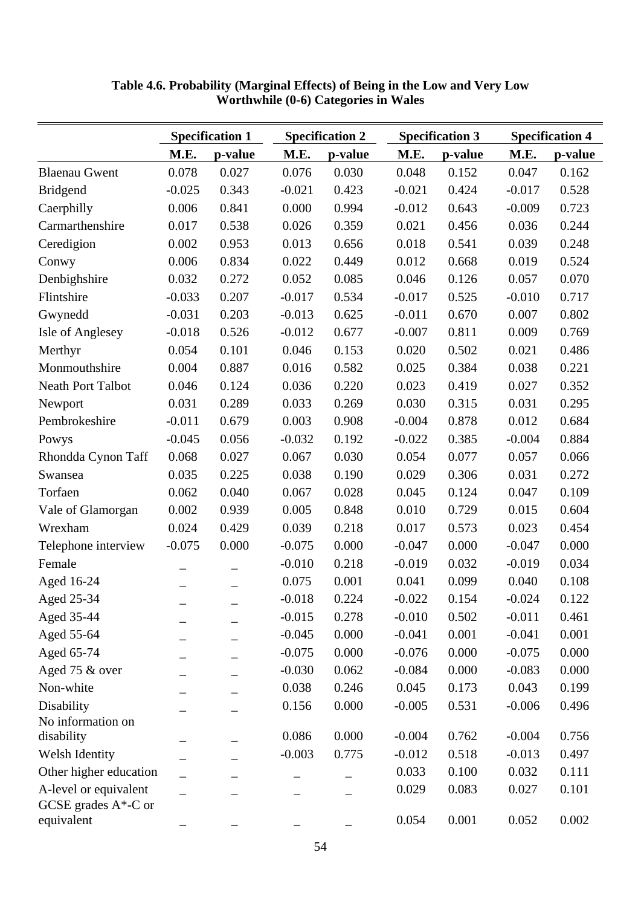**Table 4.6. Probability (Marginal Effects) of Being in the Low and Very Low Worthwhile (0-6) Categories in Wales**

| | Specification 1 | | Specification 2 | | Specification 3 | | Specification 4 | |
|---|---|---|---|---|---|---|---|---|
| | M.E. | p-value | M.E. | p-value | M.E. | p-value | M.E. | p-value |
| Blaenau Gwent | 0.078 | 0.027 | 0.076 | 0.030 | 0.048 | 0.152 | 0.047 | 0.162 |
| Bridgend | -0.025 | 0.343 | -0.021 | 0.423 | -0.021 | 0.424 | -0.017 | 0.528 |
| Caerphilly | 0.006 | 0.841 | 0.000 | 0.994 | -0.012 | 0.643 | -0.009 | 0.723 |
| Carmarthenshire | 0.017 | 0.538 | 0.026 | 0.359 | 0.021 | 0.456 | 0.036 | 0.244 |
| Ceredigion | 0.002 | 0.953 | 0.013 | 0.656 | 0.018 | 0.541 | 0.039 | 0.248 |
| Conwy | 0.006 | 0.834 | 0.022 | 0.449 | 0.012 | 0.668 | 0.019 | 0.524 |
| Denbighshire | 0.032 | 0.272 | 0.052 | 0.085 | 0.046 | 0.126 | 0.057 | 0.070 |
| Flintshire | -0.033 | 0.207 | -0.017 | 0.534 | -0.017 | 0.525 | -0.010 | 0.717 |
| Gwynedd | -0.031 | 0.203 | -0.013 | 0.625 | -0.011 | 0.670 | 0.007 | 0.802 |
| Isle of Anglesey | -0.018 | 0.526 | -0.012 | 0.677 | -0.007 | 0.811 | 0.009 | 0.769 |
| Merthyr | 0.054 | 0.101 | 0.046 | 0.153 | 0.020 | 0.502 | 0.021 | 0.486 |
| Monmouthshire | 0.004 | 0.887 | 0.016 | 0.582 | 0.025 | 0.384 | 0.038 | 0.221 |
| Neath Port Talbot | 0.046 | 0.124 | 0.036 | 0.220 | 0.023 | 0.419 | 0.027 | 0.352 |
| Newport | 0.031 | 0.289 | 0.033 | 0.269 | 0.030 | 0.315 | 0.031 | 0.295 |
| Pembrokeshire | -0.011 | 0.679 | 0.003 | 0.908 | -0.004 | 0.878 | 0.012 | 0.684 |
| Powys | -0.045 | 0.056 | -0.032 | 0.192 | -0.022 | 0.385 | -0.004 | 0.884 |
| Rhondda Cynon Taff | 0.068 | 0.027 | 0.067 | 0.030 | 0.054 | 0.077 | 0.057 | 0.066 |
| Swansea | 0.035 | 0.225 | 0.038 | 0.190 | 0.029 | 0.306 | 0.031 | 0.272 |
| Torfaen | 0.062 | 0.040 | 0.067 | 0.028 | 0.045 | 0.124 | 0.047 | 0.109 |
| Vale of Glamorgan | 0.002 | 0.939 | 0.005 | 0.848 | 0.010 | 0.729 | 0.015 | 0.604 |
| Wrexham | 0.024 | 0.429 | 0.039 | 0.218 | 0.017 | 0.573 | 0.023 | 0.454 |
| Telephone interview | -0.075 | 0.000 | -0.075 | 0.000 | -0.047 | 0.000 | -0.047 | 0.000 |
| Female | _ | _ | -0.010 | 0.218 | -0.019 | 0.032 | -0.019 | 0.034 |
| Aged 16-24 | _ | _ | 0.075 | 0.001 | 0.041 | 0.099 | 0.040 | 0.108 |
| Aged 25-34 | _ | _ | -0.018 | 0.224 | -0.022 | 0.154 | -0.024 | 0.122 |
| Aged 35-44 | _ | _ | -0.015 | 0.278 | -0.010 | 0.502 | -0.011 | 0.461 |
| Aged 55-64 | _ | _ | -0.045 | 0.000 | -0.041 | 0.001 | -0.041 | 0.001 |
| Aged 65-74 | _ | _ | -0.075 | 0.000 | -0.076 | 0.000 | -0.075 | 0.000 |
| Aged 75 & over | _ | _ | -0.030 | 0.062 | -0.084 | 0.000 | -0.083 | 0.000 |
| Non-white | _ | _ | 0.038 | 0.246 | 0.045 | 0.173 | 0.043 | 0.199 |
| Disability | _ | _ | 0.156 | 0.000 | -0.005 | 0.531 | -0.006 | 0.496 |
| No information on disability | _ | _ | 0.086 | 0.000 | -0.004 | 0.762 | -0.004 | 0.756 |
| Welsh Identity | _ | _ | -0.003 | 0.775 | -0.012 | 0.518 | -0.013 | 0.497 |
| Other higher education | _ | _ | _ | _ | 0.033 | 0.100 | 0.032 | 0.111 |
| A-level or equivalent | _ | _ | _ | _ | 0.029 | 0.083 | 0.027 | 0.101 |
| GCSE grades A*-C or equivalent | _ | _ | _ | _ | 0.054 | 0.001 | 0.052 | 0.002 |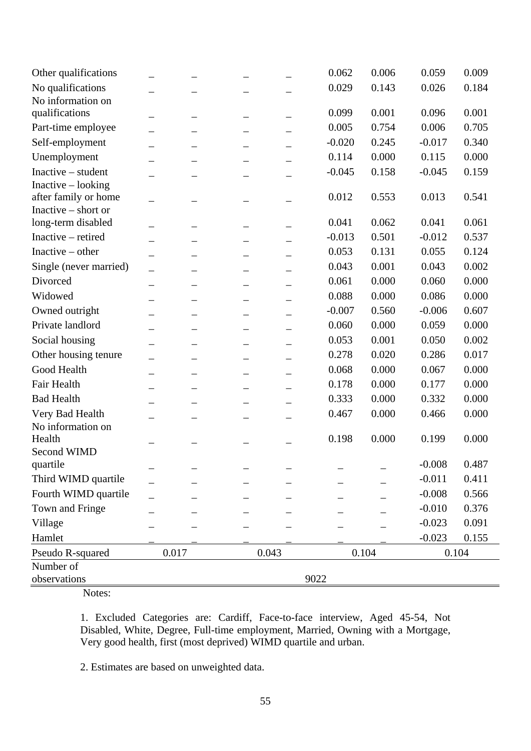| | | | | | | | | |
|---|---|---|---|---|---|---|---|---|
| Other qualifications | _ | _ | _ | _ | 0.062 | 0.006 | 0.059 | 0.009 |
| No qualifications | _ | _ | _ | _ | 0.029 | 0.143 | 0.026 | 0.184 |
| No information on qualifications | _ | _ | _ | _ | 0.099 | 0.001 | 0.096 | 0.001 |
| Part-time employee | _ | _ | _ | _ | 0.005 | 0.754 | 0.006 | 0.705 |
| Self-employment | _ | _ | _ | _ | -0.020 | 0.245 | -0.017 | 0.340 |
| Unemployment | _ | _ | _ | _ | 0.114 | 0.000 | 0.115 | 0.000 |
| Inactive – student | _ | _ | _ | _ | -0.045 | 0.158 | -0.045 | 0.159 |
| Inactive – looking after family or home | _ | _ | _ | _ | 0.012 | 0.553 | 0.013 | 0.541 |
| Inactive – short or long-term disabled | _ | _ | _ | _ | 0.041 | 0.062 | 0.041 | 0.061 |
| Inactive – retired | _ | _ | _ | _ | -0.013 | 0.501 | -0.012 | 0.537 |
| Inactive – other | _ | _ | _ | _ | 0.053 | 0.131 | 0.055 | 0.124 |
| Single (never married) | _ | _ | _ | _ | 0.043 | 0.001 | 0.043 | 0.002 |
| Divorced | _ | _ | _ | _ | 0.061 | 0.000 | 0.060 | 0.000 |
| Widowed | _ | _ | _ | _ | 0.088 | 0.000 | 0.086 | 0.000 |
| Owned outright | _ | _ | _ | _ | -0.007 | 0.560 | -0.006 | 0.607 |
| Private landlord | _ | _ | _ | _ | 0.060 | 0.000 | 0.059 | 0.000 |
| Social housing | _ | _ | _ | _ | 0.053 | 0.001 | 0.050 | 0.002 |
| Other housing tenure | _ | _ | _ | _ | 0.278 | 0.020 | 0.286 | 0.017 |
| Good Health | _ | _ | _ | _ | 0.068 | 0.000 | 0.067 | 0.000 |
| Fair Health | _ | _ | _ | _ | 0.178 | 0.000 | 0.177 | 0.000 |
| Bad Health | _ | _ | _ | _ | 0.333 | 0.000 | 0.332 | 0.000 |
| Very Bad Health | _ | _ | _ | _ | 0.467 | 0.000 | 0.466 | 0.000 |
| No information on Health | _ | _ | _ | _ | 0.198 | 0.000 | 0.199 | 0.000 |
| Second WIMD quartile | _ | _ | _ | _ | _ | _ | -0.008 | 0.487 |
| Third WIMD quartile | _ | _ | _ | _ | _ | _ | -0.011 | 0.411 |
| Fourth WIMD quartile | _ | _ | _ | _ | _ | _ | -0.008 | 0.566 |
| Town and Fringe | _ | _ | _ | _ | _ | _ | -0.010 | 0.376 |
| Village | _ | _ | _ | _ | _ | _ | -0.023 | 0.091 |
| Hamlet | _ | _ | _ | _ | _ | _ | -0.023 | 0.155 |
| Pseudo R-squared | 0.017 | | 0.043 | | 0.104 | | 0.104 | |
| Number of observations | | | | 9022 | | | | |

Notes:

1. Excluded Categories are: Cardiff, Face-to-face interview, Aged 45-54, Not Disabled, White, Degree, Full-time employment, Married, Owning with a Mortgage, Very good health, first (most deprived) WIMD quartile and urban.

2. Estimates are based on unweighted data.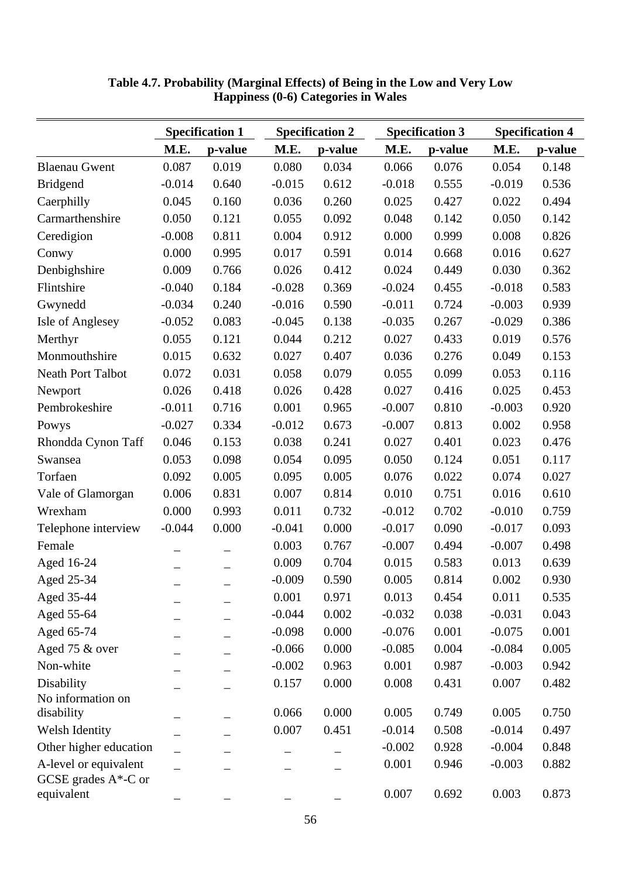**Table 4.7. Probability (Marginal Effects) of Being in the Low and Very Low Happiness (0-6) Categories in Wales**

| | Specification 1 | | Specification 2 | | Specification 3 | | Specification 4 | |
|---|---|---|---|---|---|---|---|---|
| | M.E. | p-value | M.E. | p-value | M.E. | p-value | M.E. | p-value |
| Blaenau Gwent | 0.087 | 0.019 | 0.080 | 0.034 | 0.066 | 0.076 | 0.054 | 0.148 |
| Bridgend | -0.014 | 0.640 | -0.015 | 0.612 | -0.018 | 0.555 | -0.019 | 0.536 |
| Caerphilly | 0.045 | 0.160 | 0.036 | 0.260 | 0.025 | 0.427 | 0.022 | 0.494 |
| Carmarthenshire | 0.050 | 0.121 | 0.055 | 0.092 | 0.048 | 0.142 | 0.050 | 0.142 |
| Ceredigion | -0.008 | 0.811 | 0.004 | 0.912 | 0.000 | 0.999 | 0.008 | 0.826 |
| Conwy | 0.000 | 0.995 | 0.017 | 0.591 | 0.014 | 0.668 | 0.016 | 0.627 |
| Denbighshire | 0.009 | 0.766 | 0.026 | 0.412 | 0.024 | 0.449 | 0.030 | 0.362 |
| Flintshire | -0.040 | 0.184 | -0.028 | 0.369 | -0.024 | 0.455 | -0.018 | 0.583 |
| Gwynedd | -0.034 | 0.240 | -0.016 | 0.590 | -0.011 | 0.724 | -0.003 | 0.939 |
| Isle of Anglesey | -0.052 | 0.083 | -0.045 | 0.138 | -0.035 | 0.267 | -0.029 | 0.386 |
| Merthyr | 0.055 | 0.121 | 0.044 | 0.212 | 0.027 | 0.433 | 0.019 | 0.576 |
| Monmouthshire | 0.015 | 0.632 | 0.027 | 0.407 | 0.036 | 0.276 | 0.049 | 0.153 |
| Neath Port Talbot | 0.072 | 0.031 | 0.058 | 0.079 | 0.055 | 0.099 | 0.053 | 0.116 |
| Newport | 0.026 | 0.418 | 0.026 | 0.428 | 0.027 | 0.416 | 0.025 | 0.453 |
| Pembrokeshire | -0.011 | 0.716 | 0.001 | 0.965 | -0.007 | 0.810 | -0.003 | 0.920 |
| Powys | -0.027 | 0.334 | -0.012 | 0.673 | -0.007 | 0.813 | 0.002 | 0.958 |
| Rhondda Cynon Taff | 0.046 | 0.153 | 0.038 | 0.241 | 0.027 | 0.401 | 0.023 | 0.476 |
| Swansea | 0.053 | 0.098 | 0.054 | 0.095 | 0.050 | 0.124 | 0.051 | 0.117 |
| Torfaen | 0.092 | 0.005 | 0.095 | 0.005 | 0.076 | 0.022 | 0.074 | 0.027 |
| Vale of Glamorgan | 0.006 | 0.831 | 0.007 | 0.814 | 0.010 | 0.751 | 0.016 | 0.610 |
| Wrexham | 0.000 | 0.993 | 0.011 | 0.732 | -0.012 | 0.702 | -0.010 | 0.759 |
| Telephone interview | -0.044 | 0.000 | -0.041 | 0.000 | -0.017 | 0.090 | -0.017 | 0.093 |
| Female | _ | _ | 0.003 | 0.767 | -0.007 | 0.494 | -0.007 | 0.498 |
| Aged 16-24 | _ | _ | 0.009 | 0.704 | 0.015 | 0.583 | 0.013 | 0.639 |
| Aged 25-34 | _ | _ | -0.009 | 0.590 | 0.005 | 0.814 | 0.002 | 0.930 |
| Aged 35-44 | _ | _ | 0.001 | 0.971 | 0.013 | 0.454 | 0.011 | 0.535 |
| Aged 55-64 | _ | _ | -0.044 | 0.002 | -0.032 | 0.038 | -0.031 | 0.043 |
| Aged 65-74 | _ | _ | -0.098 | 0.000 | -0.076 | 0.001 | -0.075 | 0.001 |
| Aged 75 & over | _ | _ | -0.066 | 0.000 | -0.085 | 0.004 | -0.084 | 0.005 |
| Non-white | _ | _ | -0.002 | 0.963 | 0.001 | 0.987 | -0.003 | 0.942 |
| Disability | _ | _ | 0.157 | 0.000 | 0.008 | 0.431 | 0.007 | 0.482 |
| No information on disability | _ | _ | 0.066 | 0.000 | 0.005 | 0.749 | 0.005 | 0.750 |
| Welsh Identity | _ | _ | 0.007 | 0.451 | -0.014 | 0.508 | -0.014 | 0.497 |
| Other higher education | _ | _ | _ | _ | -0.002 | 0.928 | -0.004 | 0.848 |
| A-level or equivalent | _ | _ | _ | _ | 0.001 | 0.946 | -0.003 | 0.882 |
| GCSE grades A*-C or equivalent | _ | _ | _ | _ | 0.007 | 0.692 | 0.003 | 0.873 |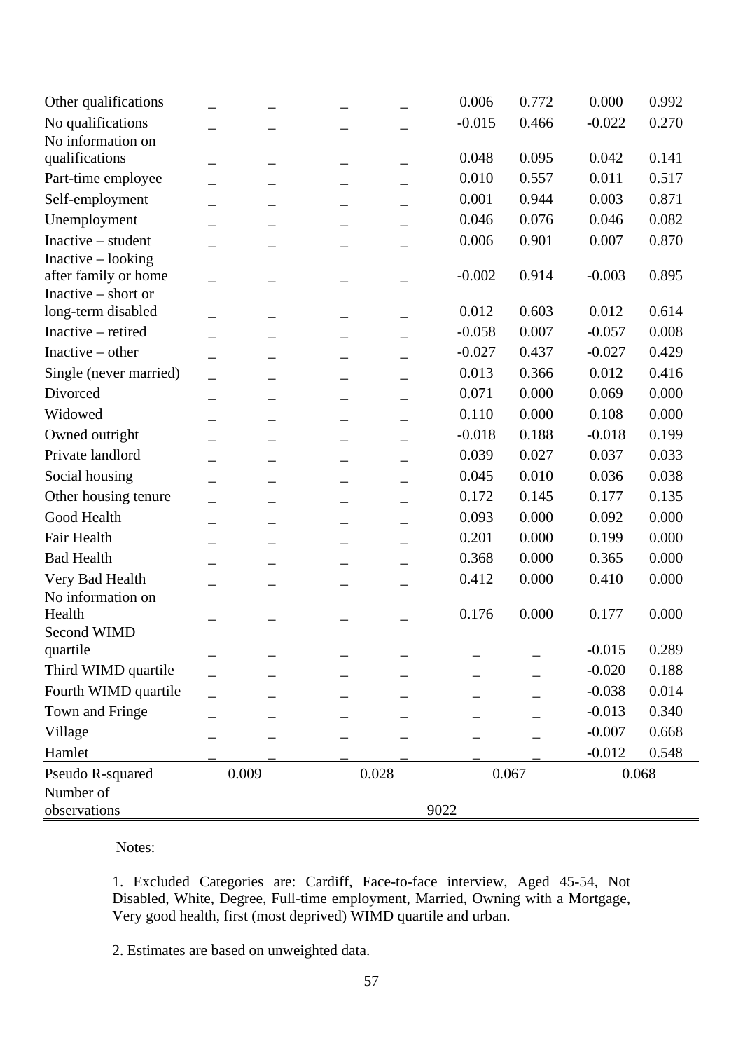| | | | | | | | | |
|---|---|---|---|---|---|---|---|---|
| Other qualifications | _ | _ | _ | _ | 0.006 | 0.772 | 0.000 | 0.992 |
| No qualifications | _ | _ | _ | _ | -0.015 | 0.466 | -0.022 | 0.270 |
| No information on qualifications | _ | _ | _ | _ | 0.048 | 0.095 | 0.042 | 0.141 |
| Part-time employee | _ | _ | _ | _ | 0.010 | 0.557 | 0.011 | 0.517 |
| Self-employment | _ | _ | _ | _ | 0.001 | 0.944 | 0.003 | 0.871 |
| Unemployment | _ | _ | _ | _ | 0.046 | 0.076 | 0.046 | 0.082 |
| Inactive – student | _ | _ | _ | _ | 0.006 | 0.901 | 0.007 | 0.870 |
| Inactive – looking after family or home | _ | _ | _ | _ | -0.002 | 0.914 | -0.003 | 0.895 |
| Inactive – short or long-term disabled | _ | _ | _ | _ | 0.012 | 0.603 | 0.012 | 0.614 |
| Inactive – retired | _ | _ | _ | _ | -0.058 | 0.007 | -0.057 | 0.008 |
| Inactive – other | _ | _ | _ | _ | -0.027 | 0.437 | -0.027 | 0.429 |
| Single (never married) | _ | _ | _ | _ | 0.013 | 0.366 | 0.012 | 0.416 |
| Divorced | _ | _ | _ | _ | 0.071 | 0.000 | 0.069 | 0.000 |
| Widowed | _ | _ | _ | _ | 0.110 | 0.000 | 0.108 | 0.000 |
| Owned outright | _ | _ | _ | _ | -0.018 | 0.188 | -0.018 | 0.199 |
| Private landlord | _ | _ | _ | _ | 0.039 | 0.027 | 0.037 | 0.033 |
| Social housing | _ | _ | _ | _ | 0.045 | 0.010 | 0.036 | 0.038 |
| Other housing tenure | _ | _ | _ | _ | 0.172 | 0.145 | 0.177 | 0.135 |
| Good Health | _ | _ | _ | _ | 0.093 | 0.000 | 0.092 | 0.000 |
| Fair Health | _ | _ | _ | _ | 0.201 | 0.000 | 0.199 | 0.000 |
| Bad Health | _ | _ | _ | _ | 0.368 | 0.000 | 0.365 | 0.000 |
| Very Bad Health | _ | _ | _ | _ | 0.412 | 0.000 | 0.410 | 0.000 |
| No information on Health | _ | _ | _ | _ | 0.176 | 0.000 | 0.177 | 0.000 |
| Second WIMD quartile | _ | _ | _ | _ | _ | _ | -0.015 | 0.289 |
| Third WIMD quartile | _ | _ | _ | _ | _ | _ | -0.020 | 0.188 |
| Fourth WIMD quartile | _ | _ | _ | _ | _ | _ | -0.038 | 0.014 |
| Town and Fringe | _ | _ | _ | _ | _ | _ | -0.013 | 0.340 |
| Village | _ | _ | _ | _ | _ | _ | -0.007 | 0.668 |
| Hamlet | _ | _ | _ | _ | _ | _ | -0.012 | 0.548 |
| Pseudo R-squared | 0.009 | | 0.028 | | 0.067 | | 0.068 | |
| Number of observations | | | | 9022 | | | | |

Notes:

1. Excluded Categories are: Cardiff, Face-to-face interview, Aged 45-54, Not Disabled, White, Degree, Full-time employment, Married, Owning with a Mortgage, Very good health, first (most deprived) WIMD quartile and urban.

2. Estimates are based on unweighted data.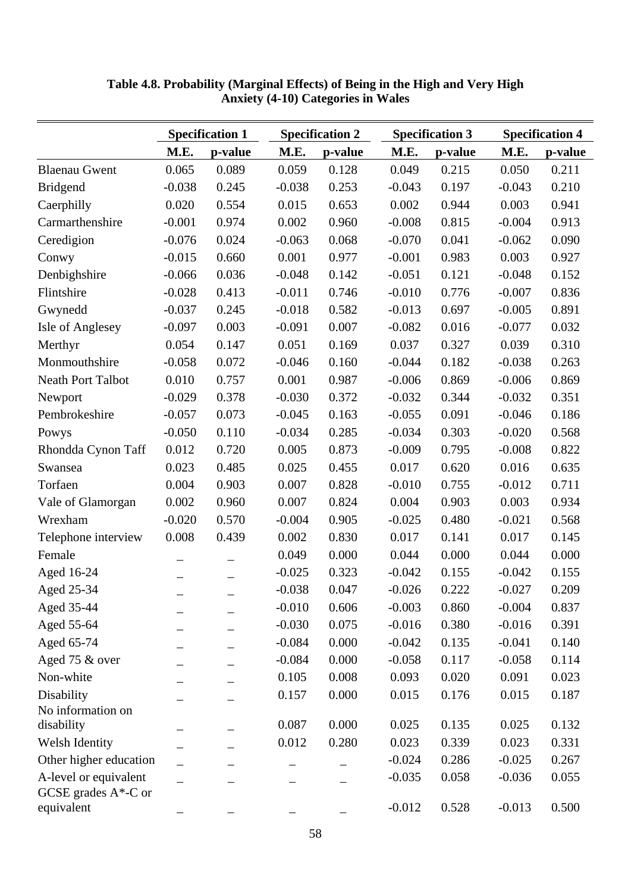**Table 4.8. Probability (Marginal Effects) of Being in the High and Very High Anxiety (4-10) Categories in Wales**

| | Specification 1 | | Specification 2 | | Specification 3 | | Specification 4 | |
|---|---|---|---|---|---|---|---|---|
| | M.E. | p-value | M.E. | p-value | M.E. | p-value | M.E. | p-value |
| Blaenau Gwent | 0.065 | 0.089 | 0.059 | 0.128 | 0.049 | 0.215 | 0.050 | 0.211 |
| Bridgend | -0.038 | 0.245 | -0.038 | 0.253 | -0.043 | 0.197 | -0.043 | 0.210 |
| Caerphilly | 0.020 | 0.554 | 0.015 | 0.653 | 0.002 | 0.944 | 0.003 | 0.941 |
| Carmarthenshire | -0.001 | 0.974 | 0.002 | 0.960 | -0.008 | 0.815 | -0.004 | 0.913 |
| Ceredigion | -0.076 | 0.024 | -0.063 | 0.068 | -0.070 | 0.041 | -0.062 | 0.090 |
| Conwy | -0.015 | 0.660 | 0.001 | 0.977 | -0.001 | 0.983 | 0.003 | 0.927 |
| Denbighshire | -0.066 | 0.036 | -0.048 | 0.142 | -0.051 | 0.121 | -0.048 | 0.152 |
| Flintshire | -0.028 | 0.413 | -0.011 | 0.746 | -0.010 | 0.776 | -0.007 | 0.836 |
| Gwynedd | -0.037 | 0.245 | -0.018 | 0.582 | -0.013 | 0.697 | -0.005 | 0.891 |
| Isle of Anglesey | -0.097 | 0.003 | -0.091 | 0.007 | -0.082 | 0.016 | -0.077 | 0.032 |
| Merthyr | 0.054 | 0.147 | 0.051 | 0.169 | 0.037 | 0.327 | 0.039 | 0.310 |
| Monmouthshire | -0.058 | 0.072 | -0.046 | 0.160 | -0.044 | 0.182 | -0.038 | 0.263 |
| Neath Port Talbot | 0.010 | 0.757 | 0.001 | 0.987 | -0.006 | 0.869 | -0.006 | 0.869 |
| Newport | -0.029 | 0.378 | -0.030 | 0.372 | -0.032 | 0.344 | -0.032 | 0.351 |
| Pembrokeshire | -0.057 | 0.073 | -0.045 | 0.163 | -0.055 | 0.091 | -0.046 | 0.186 |
| Powys | -0.050 | 0.110 | -0.034 | 0.285 | -0.034 | 0.303 | -0.020 | 0.568 |
| Rhondda Cynon Taff | 0.012 | 0.720 | 0.005 | 0.873 | -0.009 | 0.795 | -0.008 | 0.822 |
| Swansea | 0.023 | 0.485 | 0.025 | 0.455 | 0.017 | 0.620 | 0.016 | 0.635 |
| Torfaen | 0.004 | 0.903 | 0.007 | 0.828 | -0.010 | 0.755 | -0.012 | 0.711 |
| Vale of Glamorgan | 0.002 | 0.960 | 0.007 | 0.824 | 0.004 | 0.903 | 0.003 | 0.934 |
| Wrexham | -0.020 | 0.570 | -0.004 | 0.905 | -0.025 | 0.480 | -0.021 | 0.568 |
| Telephone interview | 0.008 | 0.439 | 0.002 | 0.830 | 0.017 | 0.141 | 0.017 | 0.145 |
| Female | _ | _ | 0.049 | 0.000 | 0.044 | 0.000 | 0.044 | 0.000 |
| Aged 16-24 | _ | _ | -0.025 | 0.323 | -0.042 | 0.155 | -0.042 | 0.155 |
| Aged 25-34 | _ | _ | -0.038 | 0.047 | -0.026 | 0.222 | -0.027 | 0.209 |
| Aged 35-44 | _ | _ | -0.010 | 0.606 | -0.003 | 0.860 | -0.004 | 0.837 |
| Aged 55-64 | _ | _ | -0.030 | 0.075 | -0.016 | 0.380 | -0.016 | 0.391 |
| Aged 65-74 | _ | _ | -0.084 | 0.000 | -0.042 | 0.135 | -0.041 | 0.140 |
| Aged 75 & over | _ | _ | -0.084 | 0.000 | -0.058 | 0.117 | -0.058 | 0.114 |
| Non-white | _ | _ | 0.105 | 0.008 | 0.093 | 0.020 | 0.091 | 0.023 |
| Disability | _ | _ | 0.157 | 0.000 | 0.015 | 0.176 | 0.015 | 0.187 |
| No information on disability | _ | _ | 0.087 | 0.000 | 0.025 | 0.135 | 0.025 | 0.132 |
| Welsh Identity | _ | _ | 0.012 | 0.280 | 0.023 | 0.339 | 0.023 | 0.331 |
| Other higher education | _ | _ | _ | _ | -0.024 | 0.286 | -0.025 | 0.267 |
| A-level or equivalent | _ | _ | _ | _ | -0.035 | 0.058 | -0.036 | 0.055 |
| GCSE grades A*-C or equivalent | _ | _ | _ | _ | -0.012 | 0.528 | -0.013 | 0.500 |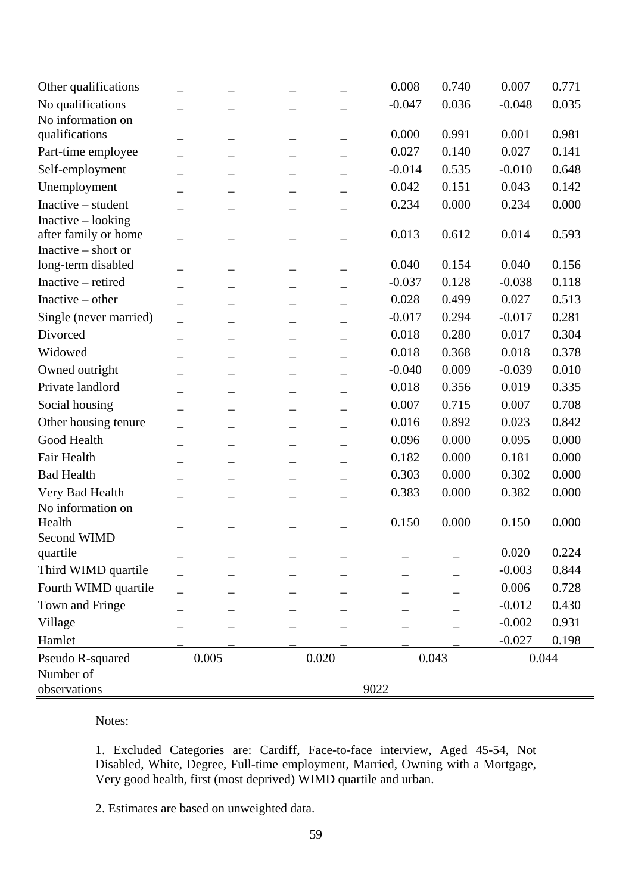| | | | | | | | | |
|---|---|---|---|---|---|---|---|---|
| Other qualifications | _ | _ | _ | _ | 0.008 | 0.740 | 0.007 | 0.771 |
| No qualifications | _ | _ | _ | _ | -0.047 | 0.036 | -0.048 | 0.035 |
| No information on qualifications | _ | _ | _ | _ | 0.000 | 0.991 | 0.001 | 0.981 |
| Part-time employee | _ | _ | _ | _ | 0.027 | 0.140 | 0.027 | 0.141 |
| Self-employment | _ | _ | _ | _ | -0.014 | 0.535 | -0.010 | 0.648 |
| Unemployment | _ | _ | _ | _ | 0.042 | 0.151 | 0.043 | 0.142 |
| Inactive – student | _ | _ | _ | _ | 0.234 | 0.000 | 0.234 | 0.000 |
| Inactive – looking after family or home | _ | _ | _ | _ | 0.013 | 0.612 | 0.014 | 0.593 |
| Inactive – short or long-term disabled | _ | _ | _ | _ | 0.040 | 0.154 | 0.040 | 0.156 |
| Inactive – retired | _ | _ | _ | _ | -0.037 | 0.128 | -0.038 | 0.118 |
| Inactive – other | _ | _ | _ | _ | 0.028 | 0.499 | 0.027 | 0.513 |
| Single (never married) | _ | _ | _ | _ | -0.017 | 0.294 | -0.017 | 0.281 |
| Divorced | _ | _ | _ | _ | 0.018 | 0.280 | 0.017 | 0.304 |
| Widowed | _ | _ | _ | _ | 0.018 | 0.368 | 0.018 | 0.378 |
| Owned outright | _ | _ | _ | _ | -0.040 | 0.009 | -0.039 | 0.010 |
| Private landlord | _ | _ | _ | _ | 0.018 | 0.356 | 0.019 | 0.335 |
| Social housing | _ | _ | _ | _ | 0.007 | 0.715 | 0.007 | 0.708 |
| Other housing tenure | _ | _ | _ | _ | 0.016 | 0.892 | 0.023 | 0.842 |
| Good Health | _ | _ | _ | _ | 0.096 | 0.000 | 0.095 | 0.000 |
| Fair Health | _ | _ | _ | _ | 0.182 | 0.000 | 0.181 | 0.000 |
| Bad Health | _ | _ | _ | _ | 0.303 | 0.000 | 0.302 | 0.000 |
| Very Bad Health | _ | _ | _ | _ | 0.383 | 0.000 | 0.382 | 0.000 |
| No information on Health | _ | _ | _ | _ | 0.150 | 0.000 | 0.150 | 0.000 |
| Second WIMD quartile | _ | _ | _ | _ | _ | _ | 0.020 | 0.224 |
| Third WIMD quartile | _ | _ | _ | _ | _ | _ | -0.003 | 0.844 |
| Fourth WIMD quartile | _ | _ | _ | _ | _ | _ | 0.006 | 0.728 |
| Town and Fringe | _ | _ | _ | _ | _ | _ | -0.012 | 0.430 |
| Village | _ | _ | _ | _ | _ | _ | -0.002 | 0.931 |
| Hamlet | _ | _ | _ | _ | _ | _ | -0.027 | 0.198 |
| Pseudo R-squared | 0.005 | | 0.020 | | 0.043 | | 0.044 | |
| Number of observations | | | | 9022 | | | | |

Notes:

1. Excluded Categories are: Cardiff, Face-to-face interview, Aged 45-54, Not Disabled, White, Degree, Full-time employment, Married, Owning with a Mortgage, Very good health, first (most deprived) WIMD quartile and urban.

2. Estimates are based on unweighted data.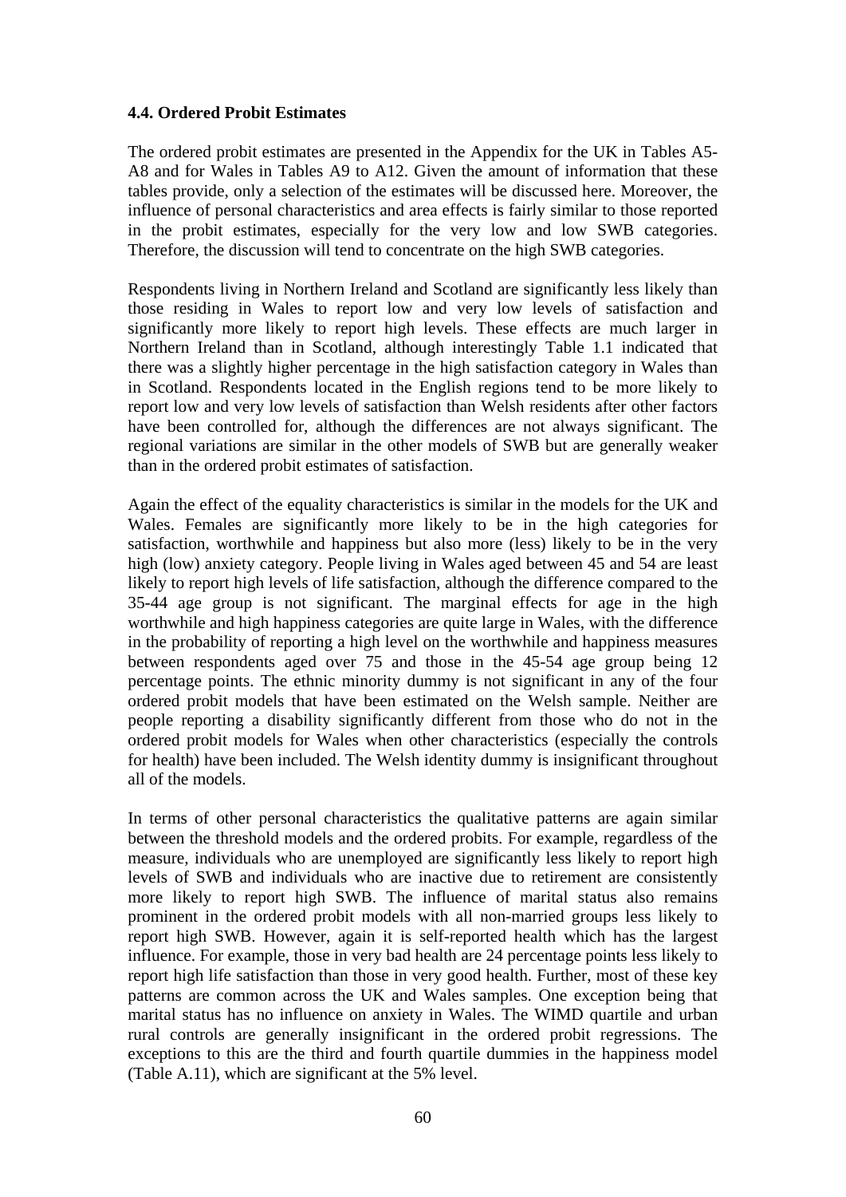### 4.4. Ordered Probit Estimates

The ordered probit estimates are presented in the Appendix for the UK in Tables A5-A8 and for Wales in Tables A9 to A12. Given the amount of information that these tables provide, only a selection of the estimates will be discussed here. Moreover, the influence of personal characteristics and area effects is fairly similar to those reported in the probit estimates, especially for the very low and low SWB categories. Therefore, the discussion will tend to concentrate on the high SWB categories.

Respondents living in Northern Ireland and Scotland are significantly less likely than those residing in Wales to report low and very low levels of satisfaction and significantly more likely to report high levels. These effects are much larger in Northern Ireland than in Scotland, although interestingly Table 1.1 indicated that there was a slightly higher percentage in the high satisfaction category in Wales than in Scotland. Respondents located in the English regions tend to be more likely to report low and very low levels of satisfaction than Welsh residents after other factors have been controlled for, although the differences are not always significant. The regional variations are similar in the other models of SWB but are generally weaker than in the ordered probit estimates of satisfaction.

Again the effect of the equality characteristics is similar in the models for the UK and Wales. Females are significantly more likely to be in the high categories for satisfaction, worthwhile and happiness but also more (less) likely to be in the very high (low) anxiety category. People living in Wales aged between 45 and 54 are least likely to report high levels of life satisfaction, although the difference compared to the 35-44 age group is not significant. The marginal effects for age in the high worthwhile and high happiness categories are quite large in Wales, with the difference in the probability of reporting a high level on the worthwhile and happiness measures between respondents aged over 75 and those in the 45-54 age group being 12 percentage points. The ethnic minority dummy is not significant in any of the four ordered probit models that have been estimated on the Welsh sample. Neither are people reporting a disability significantly different from those who do not in the ordered probit models for Wales when other characteristics (especially the controls for health) have been included. The Welsh identity dummy is insignificant throughout all of the models.

In terms of other personal characteristics the qualitative patterns are again similar between the threshold models and the ordered probits. For example, regardless of the measure, individuals who are unemployed are significantly less likely to report high levels of SWB and individuals who are inactive due to retirement are consistently more likely to report high SWB. The influence of marital status also remains prominent in the ordered probit models with all non-married groups less likely to report high SWB. However, again it is self-reported health which has the largest influence. For example, those in very bad health are 24 percentage points less likely to report high life satisfaction than those in very good health. Further, most of these key patterns are common across the UK and Wales samples. One exception being that marital status has no influence on anxiety in Wales. The WIMD quartile and urban rural controls are generally insignificant in the ordered probit regressions. The exceptions to this are the third and fourth quartile dummies in the happiness model (Table A.11), which are significant at the 5% level.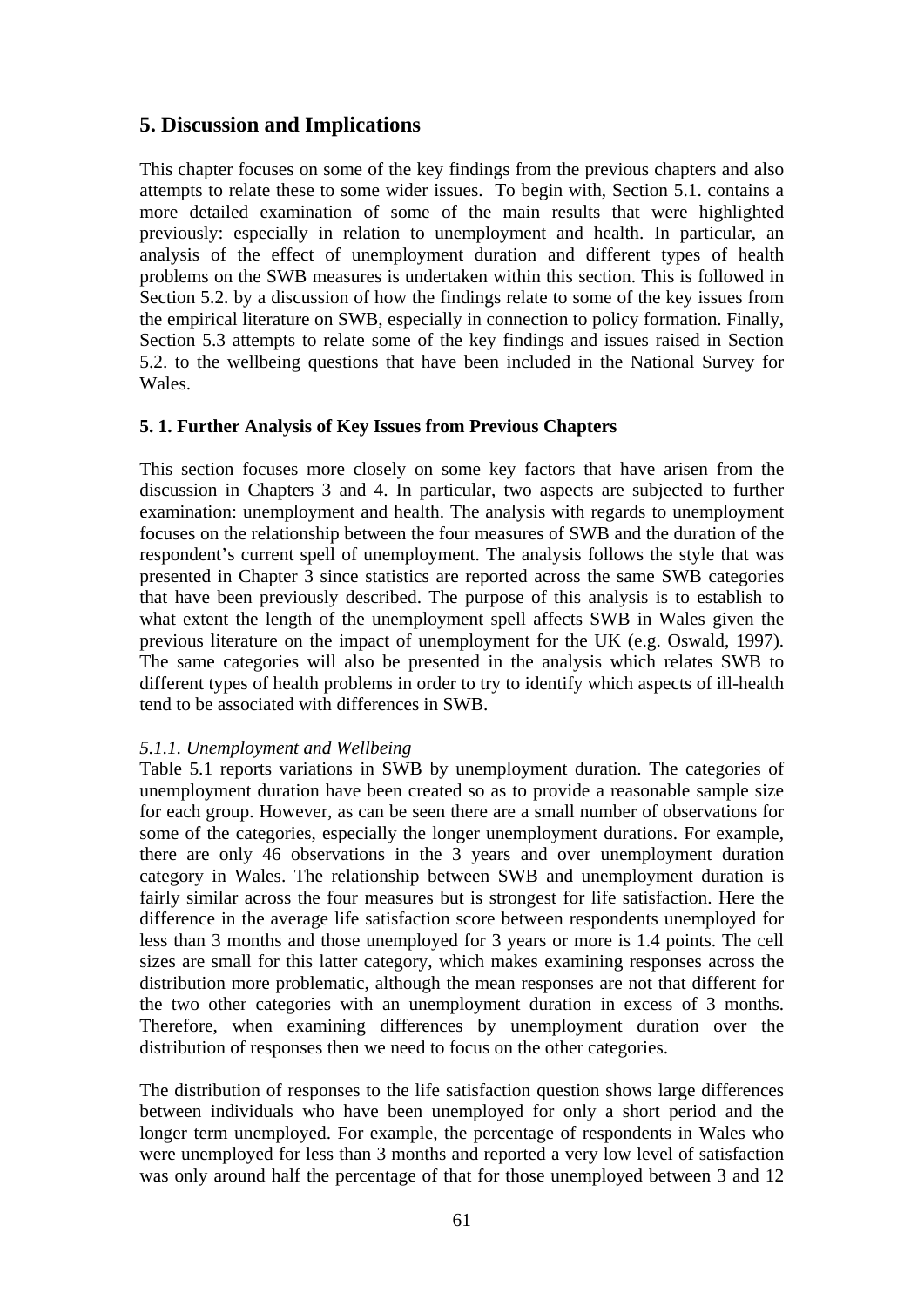## 5. Discussion and Implications

This chapter focuses on some of the key findings from the previous chapters and also attempts to relate these to some wider issues. To begin with, Section 5.1. contains a more detailed examination of some of the main results that were highlighted previously: especially in relation to unemployment and health. In particular, an analysis of the effect of unemployment duration and different types of health problems on the SWB measures is undertaken within this section. This is followed in Section 5.2. by a discussion of how the findings relate to some of the key issues from the empirical literature on SWB, especially in connection to policy formation. Finally, Section 5.3 attempts to relate some of the key findings and issues raised in Section 5.2. to the wellbeing questions that have been included in the National Survey for Wales.

### 5. 1. Further Analysis of Key Issues from Previous Chapters

This section focuses more closely on some key factors that have arisen from the discussion in Chapters 3 and 4. In particular, two aspects are subjected to further examination: unemployment and health. The analysis with regards to unemployment focuses on the relationship between the four measures of SWB and the duration of the respondent's current spell of unemployment. The analysis follows the style that was presented in Chapter 3 since statistics are reported across the same SWB categories that have been previously described. The purpose of this analysis is to establish to what extent the length of the unemployment spell affects SWB in Wales given the previous literature on the impact of unemployment for the UK (e.g. Oswald, 1997). The same categories will also be presented in the analysis which relates SWB to different types of health problems in order to try to identify which aspects of ill-health tend to be associated with differences in SWB.

*5.1.1. Unemployment and Wellbeing*

Table 5.1 reports variations in SWB by unemployment duration. The categories of unemployment duration have been created so as to provide a reasonable sample size for each group. However, as can be seen there are a small number of observations for some of the categories, especially the longer unemployment durations. For example, there are only 46 observations in the 3 years and over unemployment duration category in Wales. The relationship between SWB and unemployment duration is fairly similar across the four measures but is strongest for life satisfaction. Here the difference in the average life satisfaction score between respondents unemployed for less than 3 months and those unemployed for 3 years or more is 1.4 points. The cell sizes are small for this latter category, which makes examining responses across the distribution more problematic, although the mean responses are not that different for the two other categories with an unemployment duration in excess of 3 months. Therefore, when examining differences by unemployment duration over the distribution of responses then we need to focus on the other categories.

The distribution of responses to the life satisfaction question shows large differences between individuals who have been unemployed for only a short period and the longer term unemployed. For example, the percentage of respondents in Wales who were unemployed for less than 3 months and reported a very low level of satisfaction was only around half the percentage of that for those unemployed between 3 and 12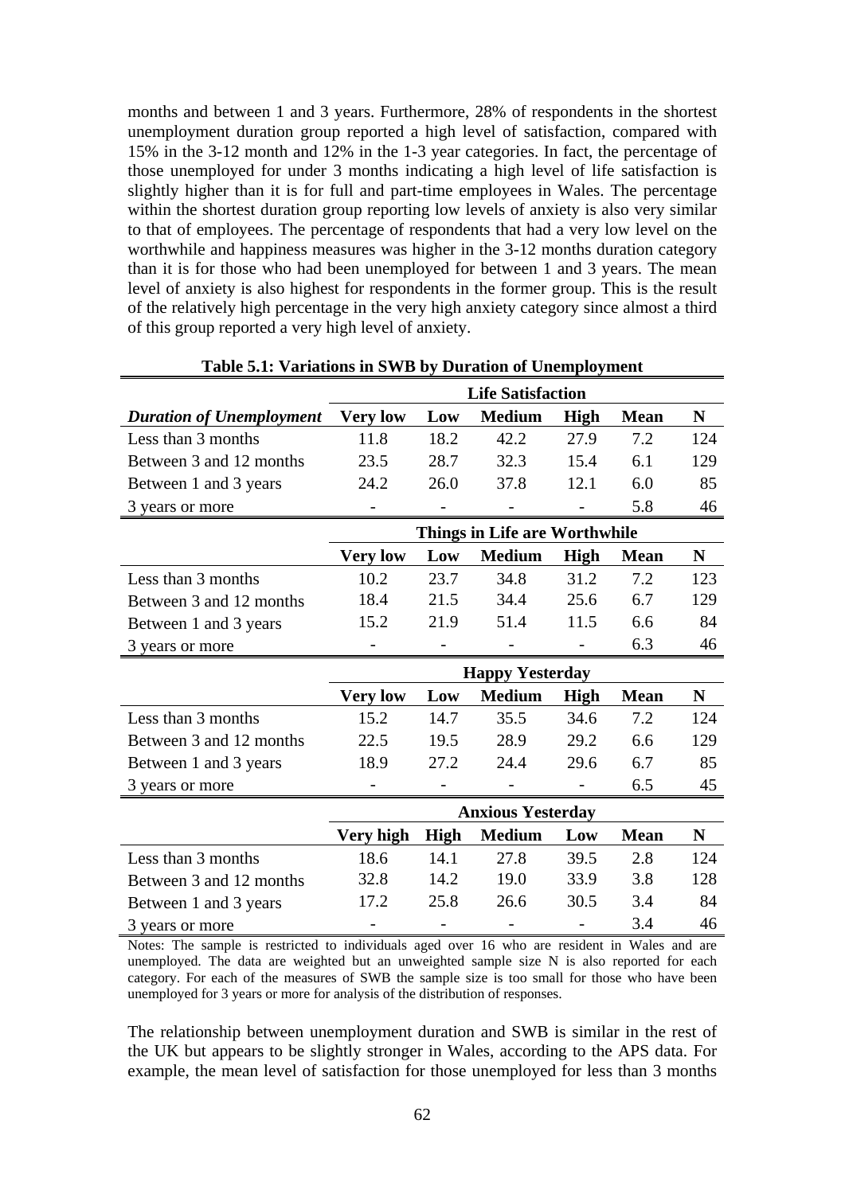months and between 1 and 3 years. Furthermore, 28% of respondents in the shortest unemployment duration group reported a high level of satisfaction, compared with 15% in the 3-12 month and 12% in the 1-3 year categories. In fact, the percentage of those unemployed for under 3 months indicating a high level of life satisfaction is slightly higher than it is for full and part-time employees in Wales. The percentage within the shortest duration group reporting low levels of anxiety is also very similar to that of employees. The percentage of respondents that had a very low level on the worthwhile and happiness measures was higher in the 3-12 months duration category than it is for those who had been unemployed for between 1 and 3 years. The mean level of anxiety is also highest for respondents in the former group. This is the result of the relatively high percentage in the very high anxiety category since almost a third of this group reported a very high level of anxiety.

**Table 5.1: Variations in SWB by Duration of Unemployment**

| | Life Satisfaction | | | | | |
|---|---|---|---|---|---|---|
| ***Duration of Unemployment*** | **Very low** | **Low** | **Medium** | **High** | **Mean** | **N** |
| Less than 3 months | 11.8 | 18.2 | 42.2 | 27.9 | 7.2 | 124 |
| Between 3 and 12 months | 23.5 | 28.7 | 32.3 | 15.4 | 6.1 | 129 |
| Between 1 and 3 years | 24.2 | 26.0 | 37.8 | 12.1 | 6.0 | 85 |
| 3 years or more | - | - | - | - | 5.8 | 46 |
| | **Things in Life are Worthwhile** | | | | | |
| | **Very low** | **Low** | **Medium** | **High** | **Mean** | **N** |
| Less than 3 months | 10.2 | 23.7 | 34.8 | 31.2 | 7.2 | 123 |
| Between 3 and 12 months | 18.4 | 21.5 | 34.4 | 25.6 | 6.7 | 129 |
| Between 1 and 3 years | 15.2 | 21.9 | 51.4 | 11.5 | 6.6 | 84 |
| 3 years or more | - | - | - | - | 6.3 | 46 |
| | **Happy Yesterday** | | | | | |
| | **Very low** | **Low** | **Medium** | **High** | **Mean** | **N** |
| Less than 3 months | 15.2 | 14.7 | 35.5 | 34.6 | 7.2 | 124 |
| Between 3 and 12 months | 22.5 | 19.5 | 28.9 | 29.2 | 6.6 | 129 |
| Between 1 and 3 years | 18.9 | 27.2 | 24.4 | 29.6 | 6.7 | 85 |
| 3 years or more | - | - | - | - | 6.5 | 45 |
| | **Anxious Yesterday** | | | | | |
| | **Very high** | **High** | **Medium** | **Low** | **Mean** | **N** |
| Less than 3 months | 18.6 | 14.1 | 27.8 | 39.5 | 2.8 | 124 |
| Between 3 and 12 months | 32.8 | 14.2 | 19.0 | 33.9 | 3.8 | 128 |
| Between 1 and 3 years | 17.2 | 25.8 | 26.6 | 30.5 | 3.4 | 84 |
| 3 years or more | - | - | - | - | 3.4 | 46 |

Notes: The sample is restricted to individuals aged over 16 who are resident in Wales and are unemployed. The data are weighted but an unweighted sample size N is also reported for each category. For each of the measures of SWB the sample size is too small for those who have been unemployed for 3 years or more for analysis of the distribution of responses.

The relationship between unemployment duration and SWB is similar in the rest of the UK but appears to be slightly stronger in Wales, according to the APS data. For example, the mean level of satisfaction for those unemployed for less than 3 months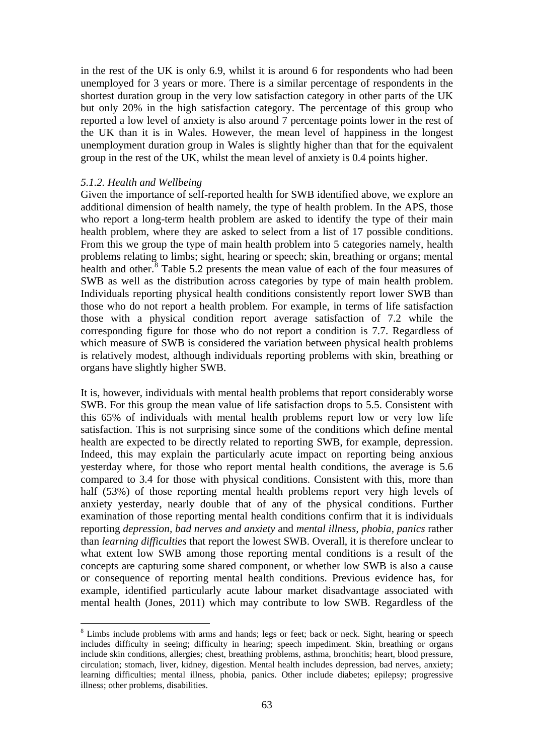in the rest of the UK is only 6.9, whilst it is around 6 for respondents who had been unemployed for 3 years or more. There is a similar percentage of respondents in the shortest duration group in the very low satisfaction category in other parts of the UK but only 20% in the high satisfaction category. The percentage of this group who reported a low level of anxiety is also around 7 percentage points lower in the rest of the UK than it is in Wales. However, the mean level of happiness in the longest unemployment duration group in Wales is slightly higher than that for the equivalent group in the rest of the UK, whilst the mean level of anxiety is 0.4 points higher.

### *5.1.2. Health and Wellbeing*

Given the importance of self-reported health for SWB identified above, we explore an additional dimension of health namely, the type of health problem. In the APS, those who report a long-term health problem are asked to identify the type of their main health problem, where they are asked to select from a list of 17 possible conditions. From this we group the type of main health problem into 5 categories namely, health problems relating to limbs; sight, hearing or speech; skin, breathing or organs; mental health and other.[8] Table 5.2 presents the mean value of each of the four measures of SWB as well as the distribution across categories by type of main health problem. Individuals reporting physical health conditions consistently report lower SWB than those who do not report a health problem. For example, in terms of life satisfaction those with a physical condition report average satisfaction of 7.2 while the corresponding figure for those who do not report a condition is 7.7. Regardless of which measure of SWB is considered the variation between physical health problems is relatively modest, although individuals reporting problems with skin, breathing or organs have slightly higher SWB.

It is, however, individuals with mental health problems that report considerably worse SWB. For this group the mean value of life satisfaction drops to 5.5. Consistent with this 65% of individuals with mental health problems report low or very low life satisfaction. This is not surprising since some of the conditions which define mental health are expected to be directly related to reporting SWB, for example, depression. Indeed, this may explain the particularly acute impact on reporting being anxious yesterday where, for those who report mental health conditions, the average is 5.6 compared to 3.4 for those with physical conditions. Consistent with this, more than half (53%) of those reporting mental health problems report very high levels of anxiety yesterday, nearly double that of any of the physical conditions. Further examination of those reporting mental health conditions confirm that it is individuals reporting *depression, bad nerves and anxiety* and *mental illness, phobia, panics* rather than *learning difficulties* that report the lowest SWB. Overall, it is therefore unclear to what extent low SWB among those reporting mental conditions is a result of the concepts are capturing some shared component, or whether low SWB is also a cause or consequence of reporting mental health conditions. Previous evidence has, for example, identified particularly acute labour market disadvantage associated with mental health (Jones, 2011) which may contribute to low SWB. Regardless of the

[8] Limbs include problems with arms and hands; legs or feet; back or neck. Sight, hearing or speech includes difficulty in seeing; difficulty in hearing; speech impediment. Skin, breathing or organs include skin conditions, allergies; chest, breathing problems, asthma, bronchitis; heart, blood pressure, circulation; stomach, liver, kidney, digestion. Mental health includes depression, bad nerves, anxiety; learning difficulties; mental illness, phobia, panics. Other include diabetes; epilepsy; progressive illness; other problems, disabilities.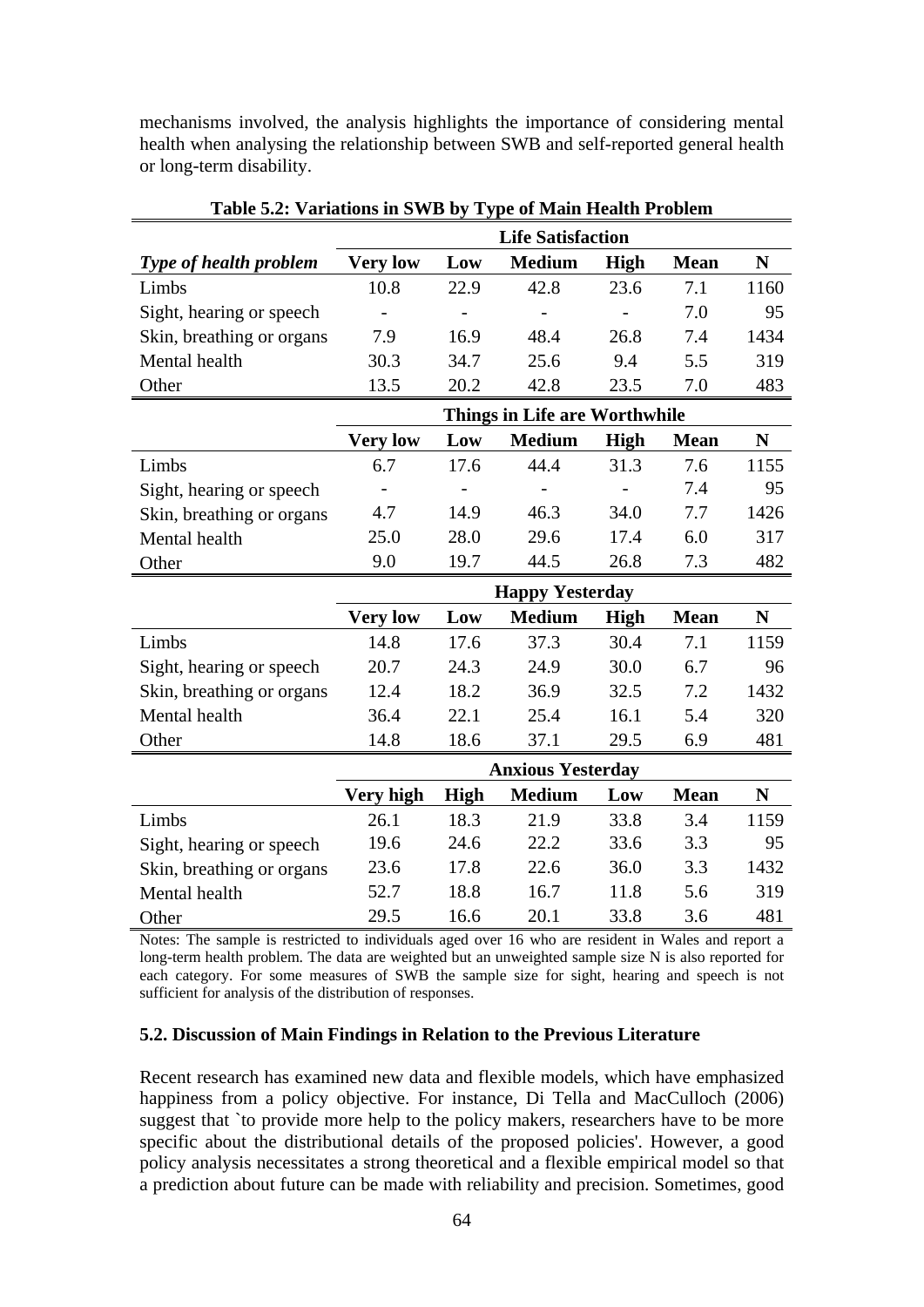mechanisms involved, the analysis highlights the importance of considering mental health when analysing the relationship between SWB and self-reported general health or long-term disability.

**Table 5.2: Variations in SWB by Type of Main Health Problem**

| | Life Satisfaction | | | | | |
|---|---|---|---|---|---|---|
| ***Type of health problem*** | **Very low** | **Low** | **Medium** | **High** | **Mean** | **N** |
| Limbs | 10.8 | 22.9 | 42.8 | 23.6 | 7.1 | 1160 |
| Sight, hearing or speech | - | - | - | - | 7.0 | 95 |
| Skin, breathing or organs | 7.9 | 16.9 | 48.4 | 26.8 | 7.4 | 1434 |
| Mental health | 30.3 | 34.7 | 25.6 | 9.4 | 5.5 | 319 |
| Other | 13.5 | 20.2 | 42.8 | 23.5 | 7.0 | 483 |
| | **Things in Life are Worthwhile** | | | | | |
| | **Very low** | **Low** | **Medium** | **High** | **Mean** | **N** |
| Limbs | 6.7 | 17.6 | 44.4 | 31.3 | 7.6 | 1155 |
| Sight, hearing or speech | - | - | - | - | 7.4 | 95 |
| Skin, breathing or organs | 4.7 | 14.9 | 46.3 | 34.0 | 7.7 | 1426 |
| Mental health | 25.0 | 28.0 | 29.6 | 17.4 | 6.0 | 317 |
| Other | 9.0 | 19.7 | 44.5 | 26.8 | 7.3 | 482 |
| | **Happy Yesterday** | | | | | |
| | **Very low** | **Low** | **Medium** | **High** | **Mean** | **N** |
| Limbs | 14.8 | 17.6 | 37.3 | 30.4 | 7.1 | 1159 |
| Sight, hearing or speech | 20.7 | 24.3 | 24.9 | 30.0 | 6.7 | 96 |
| Skin, breathing or organs | 12.4 | 18.2 | 36.9 | 32.5 | 7.2 | 1432 |
| Mental health | 36.4 | 22.1 | 25.4 | 16.1 | 5.4 | 320 |
| Other | 14.8 | 18.6 | 37.1 | 29.5 | 6.9 | 481 |
| | **Anxious Yesterday** | | | | | |
| | **Very high** | **High** | **Medium** | **Low** | **Mean** | **N** |
| Limbs | 26.1 | 18.3 | 21.9 | 33.8 | 3.4 | 1159 |
| Sight, hearing or speech | 19.6 | 24.6 | 22.2 | 33.6 | 3.3 | 95 |
| Skin, breathing or organs | 23.6 | 17.8 | 22.6 | 36.0 | 3.3 | 1432 |
| Mental health | 52.7 | 18.8 | 16.7 | 11.8 | 5.6 | 319 |
| Other | 29.5 | 16.6 | 20.1 | 33.8 | 3.6 | 481 |

Notes: The sample is restricted to individuals aged over 16 who are resident in Wales and report a long-term health problem. The data are weighted but an unweighted sample size N is also reported for each category. For some measures of SWB the sample size for sight, hearing and speech is not sufficient for analysis of the distribution of responses.

### 5.2. Discussion of Main Findings in Relation to the Previous Literature

Recent research has examined new data and flexible models, which have emphasized happiness from a policy objective. For instance, Di Tella and MacCulloch (2006) suggest that `to provide more help to the policy makers, researchers have to be more specific about the distributional details of the proposed policies'. However, a good policy analysis necessitates a strong theoretical and a flexible empirical model so that a prediction about future can be made with reliability and precision. Sometimes, good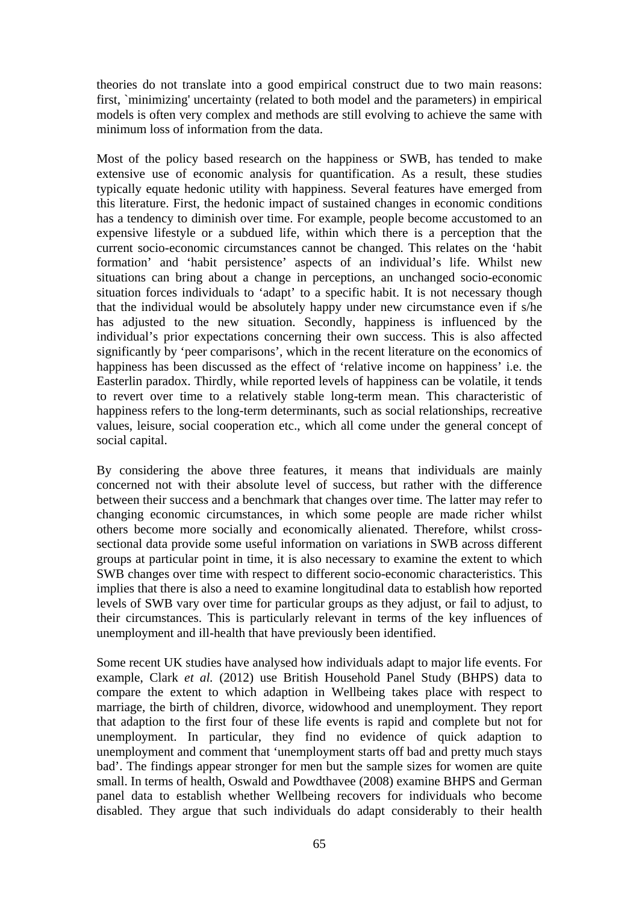theories do not translate into a good empirical construct due to two main reasons: first, `minimizing' uncertainty (related to both model and the parameters) in empirical models is often very complex and methods are still evolving to achieve the same with minimum loss of information from the data.

Most of the policy based research on the happiness or SWB, has tended to make extensive use of economic analysis for quantification. As a result, these studies typically equate hedonic utility with happiness. Several features have emerged from this literature. First, the hedonic impact of sustained changes in economic conditions has a tendency to diminish over time. For example, people become accustomed to an expensive lifestyle or a subdued life, within which there is a perception that the current socio-economic circumstances cannot be changed. This relates on the 'habit formation' and 'habit persistence' aspects of an individual's life. Whilst new situations can bring about a change in perceptions, an unchanged socio-economic situation forces individuals to 'adapt' to a specific habit. It is not necessary though that the individual would be absolutely happy under new circumstance even if s/he has adjusted to the new situation. Secondly, happiness is influenced by the individual's prior expectations concerning their own success. This is also affected significantly by 'peer comparisons', which in the recent literature on the economics of happiness has been discussed as the effect of 'relative income on happiness' i.e. the Easterlin paradox. Thirdly, while reported levels of happiness can be volatile, it tends to revert over time to a relatively stable long-term mean. This characteristic of happiness refers to the long-term determinants, such as social relationships, recreative values, leisure, social cooperation etc., which all come under the general concept of social capital.

By considering the above three features, it means that individuals are mainly concerned not with their absolute level of success, but rather with the difference between their success and a benchmark that changes over time. The latter may refer to changing economic circumstances, in which some people are made richer whilst others become more socially and economically alienated. Therefore, whilst cross-sectional data provide some useful information on variations in SWB across different groups at particular point in time, it is also necessary to examine the extent to which SWB changes over time with respect to different socio-economic characteristics. This implies that there is also a need to examine longitudinal data to establish how reported levels of SWB vary over time for particular groups as they adjust, or fail to adjust, to their circumstances. This is particularly relevant in terms of the key influences of unemployment and ill-health that have previously been identified.

Some recent UK studies have analysed how individuals adapt to major life events. For example, Clark *et al.* (2012) use British Household Panel Study (BHPS) data to compare the extent to which adaption in Wellbeing takes place with respect to marriage, the birth of children, divorce, widowhood and unemployment. They report that adaption to the first four of these life events is rapid and complete but not for unemployment. In particular, they find no evidence of quick adaption to unemployment and comment that 'unemployment starts off bad and pretty much stays bad'. The findings appear stronger for men but the sample sizes for women are quite small. In terms of health, Oswald and Powdthavee (2008) examine BHPS and German panel data to establish whether Wellbeing recovers for individuals who become disabled. They argue that such individuals do adapt considerably to their health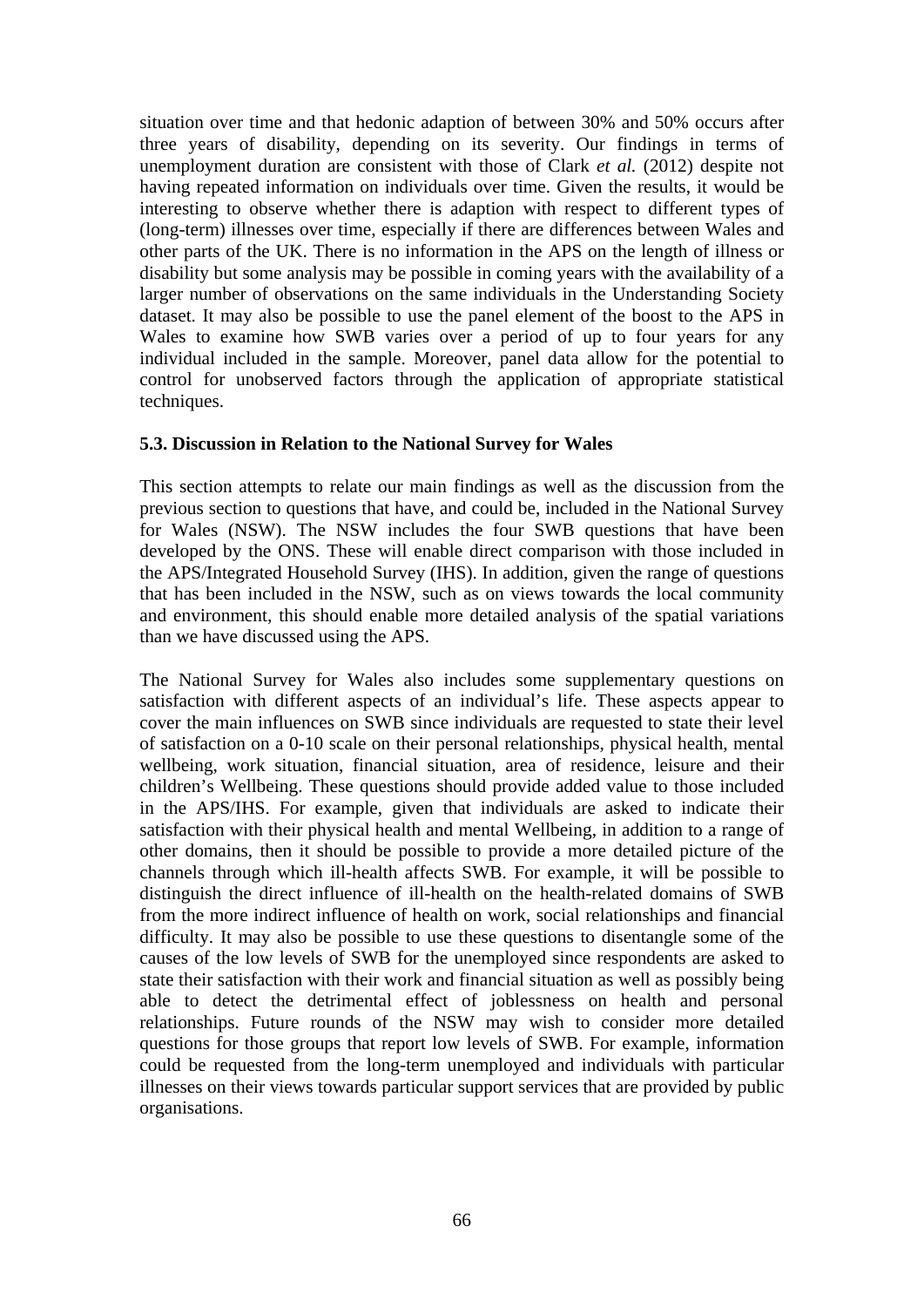situation over time and that hedonic adaption of between 30% and 50% occurs after three years of disability, depending on its severity. Our findings in terms of unemployment duration are consistent with those of Clark *et al.* (2012) despite not having repeated information on individuals over time. Given the results, it would be interesting to observe whether there is adaption with respect to different types of (long-term) illnesses over time, especially if there are differences between Wales and other parts of the UK. There is no information in the APS on the length of illness or disability but some analysis may be possible in coming years with the availability of a larger number of observations on the same individuals in the Understanding Society dataset. It may also be possible to use the panel element of the boost to the APS in Wales to examine how SWB varies over a period of up to four years for any individual included in the sample. Moreover, panel data allow for the potential to control for unobserved factors through the application of appropriate statistical techniques.

### 5.3. Discussion in Relation to the National Survey for Wales

This section attempts to relate our main findings as well as the discussion from the previous section to questions that have, and could be, included in the National Survey for Wales (NSW). The NSW includes the four SWB questions that have been developed by the ONS. These will enable direct comparison with those included in the APS/Integrated Household Survey (IHS). In addition, given the range of questions that has been included in the NSW, such as on views towards the local community and environment, this should enable more detailed analysis of the spatial variations than we have discussed using the APS.

The National Survey for Wales also includes some supplementary questions on satisfaction with different aspects of an individual's life. These aspects appear to cover the main influences on SWB since individuals are requested to state their level of satisfaction on a 0-10 scale on their personal relationships, physical health, mental wellbeing, work situation, financial situation, area of residence, leisure and their children's Wellbeing. These questions should provide added value to those included in the APS/IHS. For example, given that individuals are asked to indicate their satisfaction with their physical health and mental Wellbeing, in addition to a range of other domains, then it should be possible to provide a more detailed picture of the channels through which ill-health affects SWB. For example, it will be possible to distinguish the direct influence of ill-health on the health-related domains of SWB from the more indirect influence of health on work, social relationships and financial difficulty. It may also be possible to use these questions to disentangle some of the causes of the low levels of SWB for the unemployed since respondents are asked to state their satisfaction with their work and financial situation as well as possibly being able to detect the detrimental effect of joblessness on health and personal relationships. Future rounds of the NSW may wish to consider more detailed questions for those groups that report low levels of SWB. For example, information could be requested from the long-term unemployed and individuals with particular illnesses on their views towards particular support services that are provided by public organisations.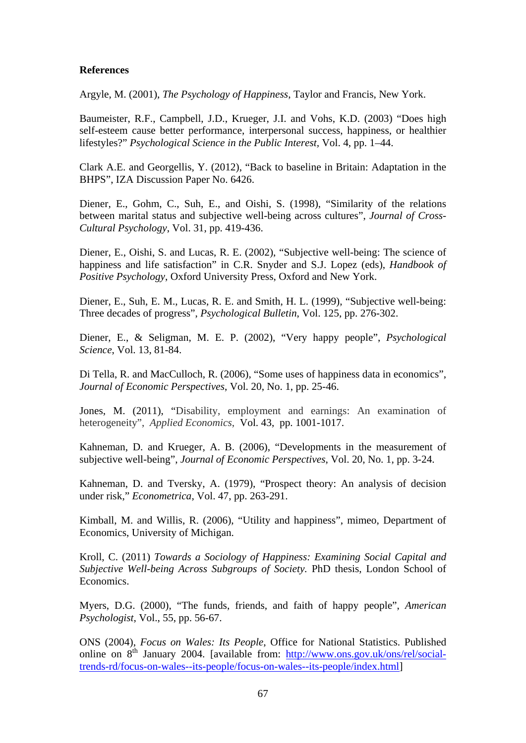**References**

Argyle, M. (2001), *The Psychology of Happiness*, Taylor and Francis, New York.

Baumeister, R.F., Campbell, J.D., Krueger, J.I. and Vohs, K.D. (2003) "Does high self-esteem cause better performance, interpersonal success, happiness, or healthier lifestyles?" *Psychological Science in the Public Interest*, Vol. 4, pp. 1–44.

Clark A.E. and Georgellis, Y. (2012), "Back to baseline in Britain: Adaptation in the BHPS", IZA Discussion Paper No. 6426.

Diener, E., Gohm, C., Suh, E., and Oishi, S. (1998), "Similarity of the relations between marital status and subjective well-being across cultures", *Journal of Cross-Cultural Psychology*, Vol. 31, pp. 419-436.

Diener, E., Oishi, S. and Lucas, R. E. (2002), "Subjective well-being: The science of happiness and life satisfaction" in C.R. Snyder and S.J. Lopez (eds), *Handbook of Positive Psychology*, Oxford University Press, Oxford and New York.

Diener, E., Suh, E. M., Lucas, R. E. and Smith, H. L. (1999), "Subjective well-being: Three decades of progress", *Psychological Bulletin*, Vol. 125, pp. 276-302.

Diener, E., & Seligman, M. E. P. (2002), "Very happy people", *Psychological Science*, Vol. 13, 81-84.

Di Tella, R. and MacCulloch, R. (2006), "Some uses of happiness data in economics", *Journal of Economic Perspectives*, Vol. 20, No. 1, pp. 25-46.

Jones, M. (2011), "Disability, employment and earnings: An examination of heterogeneity", *Applied Economics*, Vol. 43, pp. 1001-1017.

Kahneman, D. and Krueger, A. B. (2006), "Developments in the measurement of subjective well-being", *Journal of Economic Perspectives*, Vol. 20, No. 1, pp. 3-24.

Kahneman, D. and Tversky, A. (1979), "Prospect theory: An analysis of decision under risk," *Econometrica*, Vol. 47, pp. 263-291.

Kimball, M. and Willis, R. (2006), "Utility and happiness", mimeo, Department of Economics, University of Michigan.

Kroll, C. (2011) *Towards a Sociology of Happiness: Examining Social Capital and Subjective Well-being Across Subgroups of Society*. PhD thesis, London School of Economics.

Myers, D.G. (2000), "The funds, friends, and faith of happy people", *American Psychologist*, Vol., 55, pp. 56-67.

ONS (2004), *Focus on Wales: Its People*, Office for National Statistics. Published online on 8th January 2004. [available from: http://www.ons.gov.uk/ons/rel/social-trends-rd/focus-on-wales--its-people/focus-on-wales--its-people/index.html]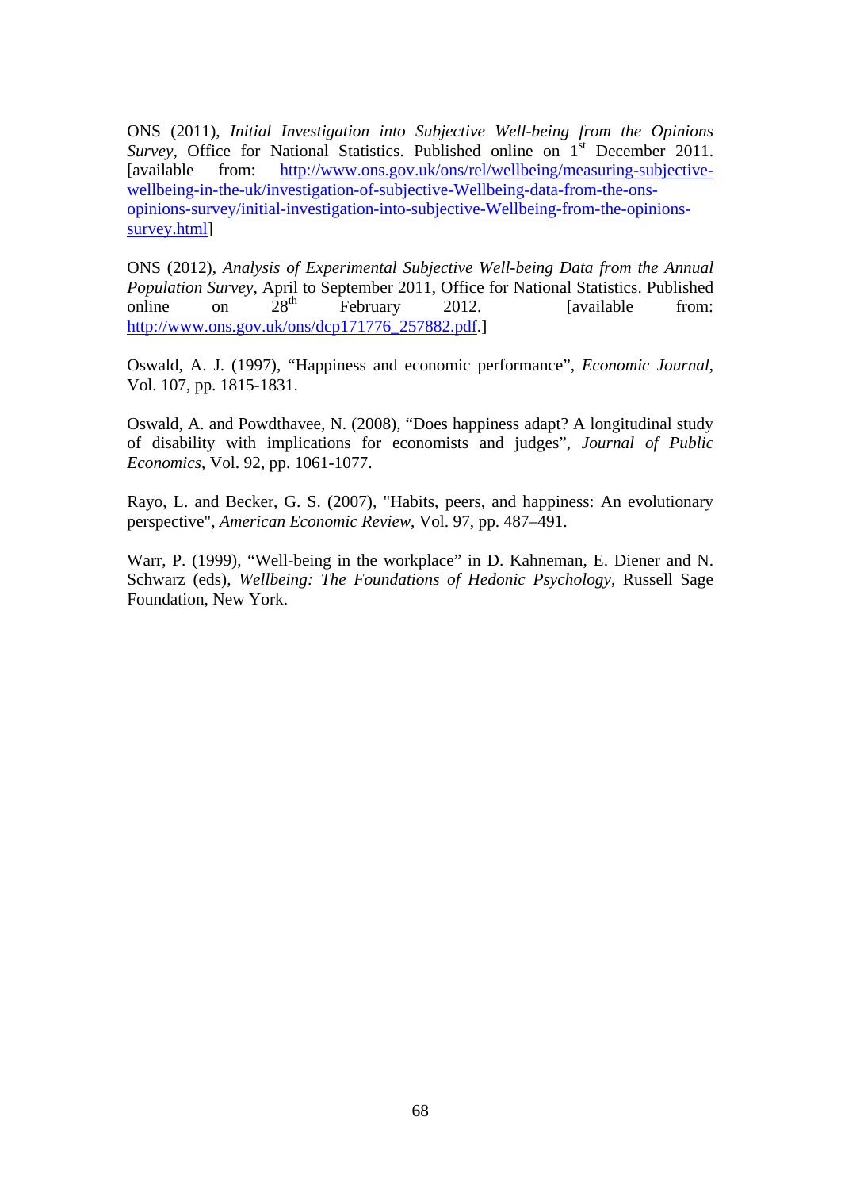ONS (2011), *Initial Investigation into Subjective Well-being from the Opinions Survey*, Office for National Statistics. Published online on 1st December 2011. [available from: http://www.ons.gov.uk/ons/rel/wellbeing/measuring-subjective-wellbeing-in-the-uk/investigation-of-subjective-Wellbeing-data-from-the-ons-opinions-survey/initial-investigation-into-subjective-Wellbeing-from-the-opinions-survey.html]

ONS (2012), *Analysis of Experimental Subjective Well-being Data from the Annual Population Survey*, April to September 2011, Office for National Statistics. Published online on 28th February 2012. [available from: http://www.ons.gov.uk/ons/dcp171776_257882.pdf.]

Oswald, A. J. (1997), "Happiness and economic performance", *Economic Journal*, Vol. 107, pp. 1815-1831.

Oswald, A. and Powdthavee, N. (2008), "Does happiness adapt? A longitudinal study of disability with implications for economists and judges", *Journal of Public Economics*, Vol. 92, pp. 1061-1077.

Rayo, L. and Becker, G. S. (2007), "Habits, peers, and happiness: An evolutionary perspective", *American Economic Review*, Vol. 97, pp. 487–491.

Warr, P. (1999), "Well-being in the workplace" in D. Kahneman, E. Diener and N. Schwarz (eds), *Wellbeing: The Foundations of Hedonic Psychology*, Russell Sage Foundation, New York.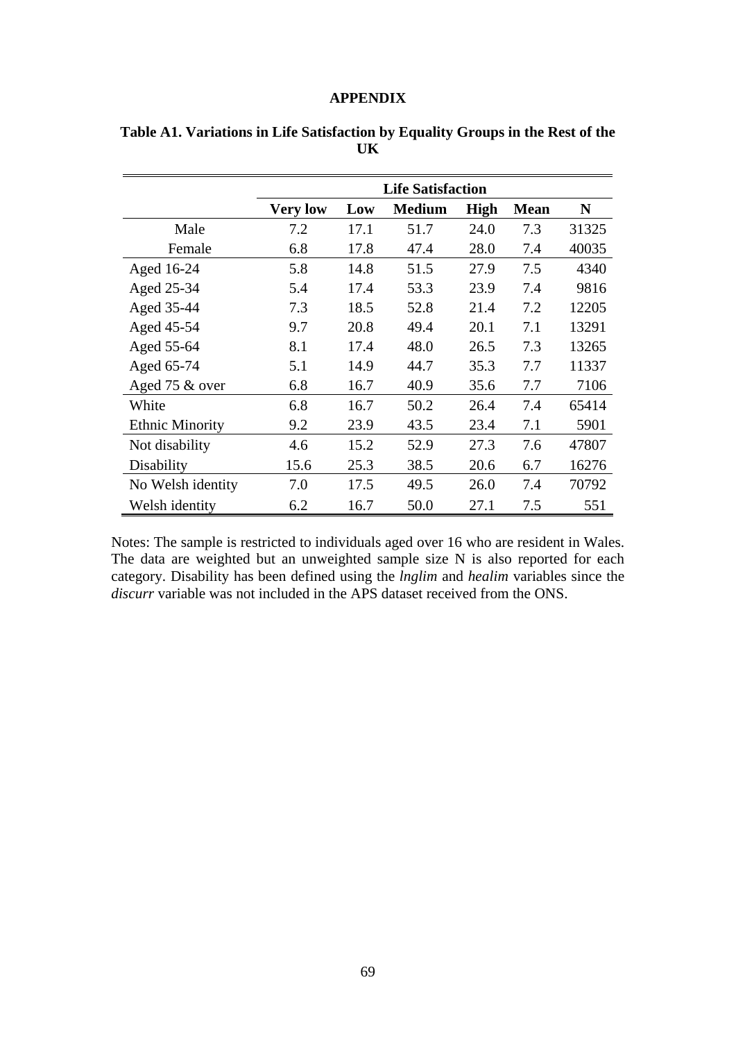## APPENDIX

**Table A1. Variations in Life Satisfaction by Equality Groups in the Rest of the UK**

| | Life Satisfaction | | | | | |
|---|---|---|---|---|---|---|
| | **Very low** | **Low** | **Medium** | **High** | **Mean** | **N** |
| Male | 7.2 | 17.1 | 51.7 | 24.0 | 7.3 | 31325 |
| Female | 6.8 | 17.8 | 47.4 | 28.0 | 7.4 | 40035 |
| Aged 16-24 | 5.8 | 14.8 | 51.5 | 27.9 | 7.5 | 4340 |
| Aged 25-34 | 5.4 | 17.4 | 53.3 | 23.9 | 7.4 | 9816 |
| Aged 35-44 | 7.3 | 18.5 | 52.8 | 21.4 | 7.2 | 12205 |
| Aged 45-54 | 9.7 | 20.8 | 49.4 | 20.1 | 7.1 | 13291 |
| Aged 55-64 | 8.1 | 17.4 | 48.0 | 26.5 | 7.3 | 13265 |
| Aged 65-74 | 5.1 | 14.9 | 44.7 | 35.3 | 7.7 | 11337 |
| Aged 75 & over | 6.8 | 16.7 | 40.9 | 35.6 | 7.7 | 7106 |
| White | 6.8 | 16.7 | 50.2 | 26.4 | 7.4 | 65414 |
| Ethnic Minority | 9.2 | 23.9 | 43.5 | 23.4 | 7.1 | 5901 |
| Not disability | 4.6 | 15.2 | 52.9 | 27.3 | 7.6 | 47807 |
| Disability | 15.6 | 25.3 | 38.5 | 20.6 | 6.7 | 16276 |
| No Welsh identity | 7.0 | 17.5 | 49.5 | 26.0 | 7.4 | 70792 |
| Welsh identity | 6.2 | 16.7 | 50.0 | 27.1 | 7.5 | 551 |

Notes: The sample is restricted to individuals aged over 16 who are resident in Wales. The data are weighted but an unweighted sample size N is also reported for each category. Disability has been defined using the *lnglim* and *healim* variables since the *discurr* variable was not included in the APS dataset received from the ONS.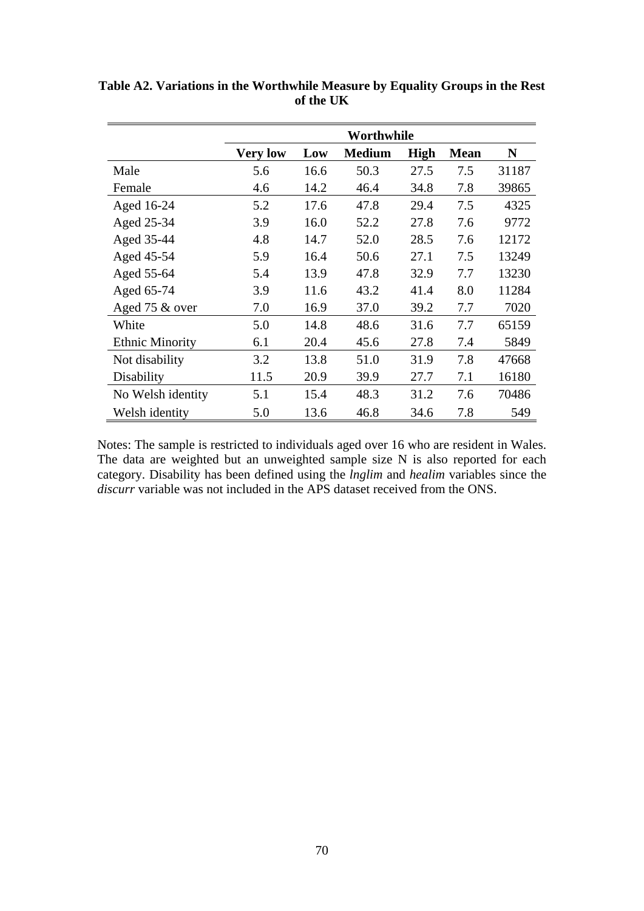**Table A2. Variations in the Worthwhile Measure by Equality Groups in the Rest of the UK**

| | Worthwhile | | | | | |
|---|---|---|---|---|---|---|
| | **Very low** | **Low** | **Medium** | **High** | **Mean** | **N** |
| Male | 5.6 | 16.6 | 50.3 | 27.5 | 7.5 | 31187 |
| Female | 4.6 | 14.2 | 46.4 | 34.8 | 7.8 | 39865 |
| Aged 16-24 | 5.2 | 17.6 | 47.8 | 29.4 | 7.5 | 4325 |
| Aged 25-34 | 3.9 | 16.0 | 52.2 | 27.8 | 7.6 | 9772 |
| Aged 35-44 | 4.8 | 14.7 | 52.0 | 28.5 | 7.6 | 12172 |
| Aged 45-54 | 5.9 | 16.4 | 50.6 | 27.1 | 7.5 | 13249 |
| Aged 55-64 | 5.4 | 13.9 | 47.8 | 32.9 | 7.7 | 13230 |
| Aged 65-74 | 3.9 | 11.6 | 43.2 | 41.4 | 8.0 | 11284 |
| Aged 75 & over | 7.0 | 16.9 | 37.0 | 39.2 | 7.7 | 7020 |
| White | 5.0 | 14.8 | 48.6 | 31.6 | 7.7 | 65159 |
| Ethnic Minority | 6.1 | 20.4 | 45.6 | 27.8 | 7.4 | 5849 |
| Not disability | 3.2 | 13.8 | 51.0 | 31.9 | 7.8 | 47668 |
| Disability | 11.5 | 20.9 | 39.9 | 27.7 | 7.1 | 16180 |
| No Welsh identity | 5.1 | 15.4 | 48.3 | 31.2 | 7.6 | 70486 |
| Welsh identity | 5.0 | 13.6 | 46.8 | 34.6 | 7.8 | 549 |

Notes: The sample is restricted to individuals aged over 16 who are resident in Wales. The data are weighted but an unweighted sample size N is also reported for each category. Disability has been defined using the *lnglim* and *healim* variables since the *discurr* variable was not included in the APS dataset received from the ONS.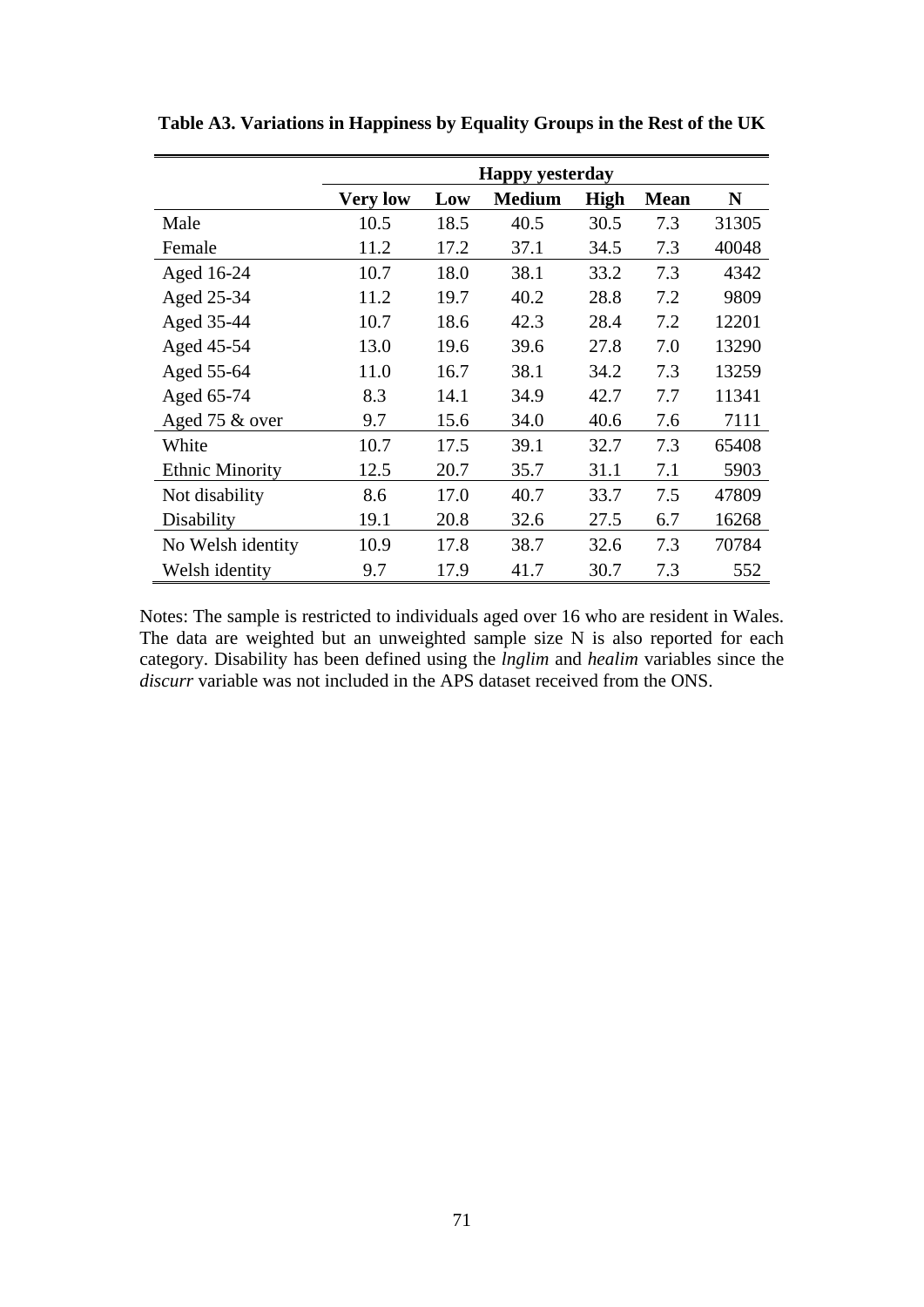**Table A3. Variations in Happiness by Equality Groups in the Rest of the UK**

| | Happy yesterday | | | | | |
|---|---|---|---|---|---|---|
| | **Very low** | **Low** | **Medium** | **High** | **Mean** | **N** |
| Male | 10.5 | 18.5 | 40.5 | 30.5 | 7.3 | 31305 |
| Female | 11.2 | 17.2 | 37.1 | 34.5 | 7.3 | 40048 |
| Aged 16-24 | 10.7 | 18.0 | 38.1 | 33.2 | 7.3 | 4342 |
| Aged 25-34 | 11.2 | 19.7 | 40.2 | 28.8 | 7.2 | 9809 |
| Aged 35-44 | 10.7 | 18.6 | 42.3 | 28.4 | 7.2 | 12201 |
| Aged 45-54 | 13.0 | 19.6 | 39.6 | 27.8 | 7.0 | 13290 |
| Aged 55-64 | 11.0 | 16.7 | 38.1 | 34.2 | 7.3 | 13259 |
| Aged 65-74 | 8.3 | 14.1 | 34.9 | 42.7 | 7.7 | 11341 |
| Aged 75 & over | 9.7 | 15.6 | 34.0 | 40.6 | 7.6 | 7111 |
| White | 10.7 | 17.5 | 39.1 | 32.7 | 7.3 | 65408 |
| Ethnic Minority | 12.5 | 20.7 | 35.7 | 31.1 | 7.1 | 5903 |
| Not disability | 8.6 | 17.0 | 40.7 | 33.7 | 7.5 | 47809 |
| Disability | 19.1 | 20.8 | 32.6 | 27.5 | 6.7 | 16268 |
| No Welsh identity | 10.9 | 17.8 | 38.7 | 32.6 | 7.3 | 70784 |
| Welsh identity | 9.7 | 17.9 | 41.7 | 30.7 | 7.3 | 552 |

Notes: The sample is restricted to individuals aged over 16 who are resident in Wales. The data are weighted but an unweighted sample size N is also reported for each category. Disability has been defined using the *lnglim* and *healim* variables since the *discurr* variable was not included in the APS dataset received from the ONS.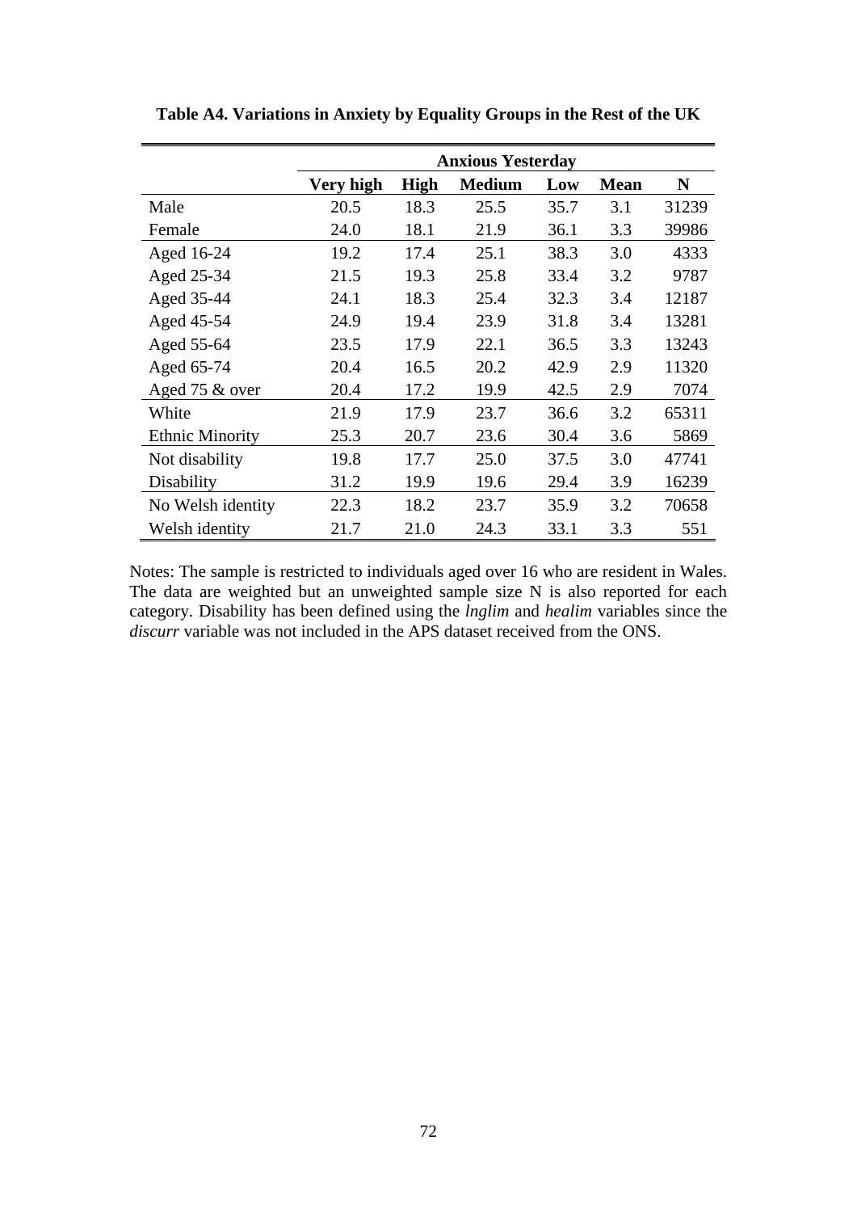**Table A4. Variations in Anxiety by Equality Groups in the Rest of the UK**

| | Anxious Yesterday | | | | | |
|---|---|---|---|---|---|---|
| | **Very high** | **High** | **Medium** | **Low** | **Mean** | **N** |
| Male | 20.5 | 18.3 | 25.5 | 35.7 | 3.1 | 31239 |
| Female | 24.0 | 18.1 | 21.9 | 36.1 | 3.3 | 39986 |
| Aged 16-24 | 19.2 | 17.4 | 25.1 | 38.3 | 3.0 | 4333 |
| Aged 25-34 | 21.5 | 19.3 | 25.8 | 33.4 | 3.2 | 9787 |
| Aged 35-44 | 24.1 | 18.3 | 25.4 | 32.3 | 3.4 | 12187 |
| Aged 45-54 | 24.9 | 19.4 | 23.9 | 31.8 | 3.4 | 13281 |
| Aged 55-64 | 23.5 | 17.9 | 22.1 | 36.5 | 3.3 | 13243 |
| Aged 65-74 | 20.4 | 16.5 | 20.2 | 42.9 | 2.9 | 11320 |
| Aged 75 & over | 20.4 | 17.2 | 19.9 | 42.5 | 2.9 | 7074 |
| White | 21.9 | 17.9 | 23.7 | 36.6 | 3.2 | 65311 |
| Ethnic Minority | 25.3 | 20.7 | 23.6 | 30.4 | 3.6 | 5869 |
| Not disability | 19.8 | 17.7 | 25.0 | 37.5 | 3.0 | 47741 |
| Disability | 31.2 | 19.9 | 19.6 | 29.4 | 3.9 | 16239 |
| No Welsh identity | 22.3 | 18.2 | 23.7 | 35.9 | 3.2 | 70658 |
| Welsh identity | 21.7 | 21.0 | 24.3 | 33.1 | 3.3 | 551 |

Notes: The sample is restricted to individuals aged over 16 who are resident in Wales. The data are weighted but an unweighted sample size N is also reported for each category. Disability has been defined using the *lnglim* and *healim* variables since the *discurr* variable was not included in the APS dataset received from the ONS.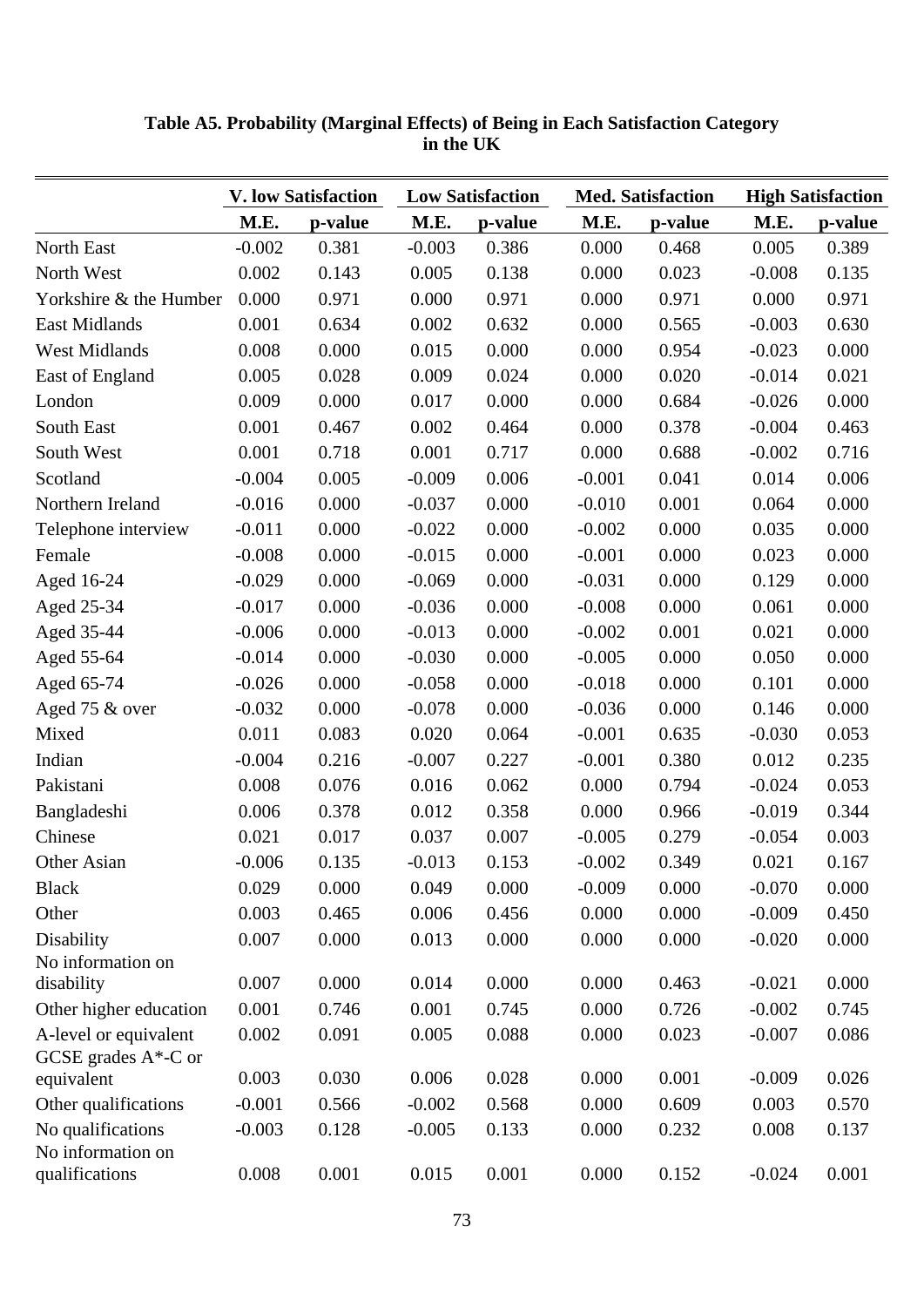**Table A5. Probability (Marginal Effects) of Being in Each Satisfaction Category in the UK**

| | V. low Satisfaction | | Low Satisfaction | | Med. Satisfaction | | High Satisfaction | |
|---|---|---|---|---|---|---|---|---|
| | M.E. | p-value | M.E. | p-value | M.E. | p-value | M.E. | p-value |
| North East | -0.002 | 0.381 | -0.003 | 0.386 | 0.000 | 0.468 | 0.005 | 0.389 |
| North West | 0.002 | 0.143 | 0.005 | 0.138 | 0.000 | 0.023 | -0.008 | 0.135 |
| Yorkshire & the Humber | 0.000 | 0.971 | 0.000 | 0.971 | 0.000 | 0.971 | 0.000 | 0.971 |
| East Midlands | 0.001 | 0.634 | 0.002 | 0.632 | 0.000 | 0.565 | -0.003 | 0.630 |
| West Midlands | 0.008 | 0.000 | 0.015 | 0.000 | 0.000 | 0.954 | -0.023 | 0.000 |
| East of England | 0.005 | 0.028 | 0.009 | 0.024 | 0.000 | 0.020 | -0.014 | 0.021 |
| London | 0.009 | 0.000 | 0.017 | 0.000 | 0.000 | 0.684 | -0.026 | 0.000 |
| South East | 0.001 | 0.467 | 0.002 | 0.464 | 0.000 | 0.378 | -0.004 | 0.463 |
| South West | 0.001 | 0.718 | 0.001 | 0.717 | 0.000 | 0.688 | -0.002 | 0.716 |
| Scotland | -0.004 | 0.005 | -0.009 | 0.006 | -0.001 | 0.041 | 0.014 | 0.006 |
| Northern Ireland | -0.016 | 0.000 | -0.037 | 0.000 | -0.010 | 0.001 | 0.064 | 0.000 |
| Telephone interview | -0.011 | 0.000 | -0.022 | 0.000 | -0.002 | 0.000 | 0.035 | 0.000 |
| Female | -0.008 | 0.000 | -0.015 | 0.000 | -0.001 | 0.000 | 0.023 | 0.000 |
| Aged 16-24 | -0.029 | 0.000 | -0.069 | 0.000 | -0.031 | 0.000 | 0.129 | 0.000 |
| Aged 25-34 | -0.017 | 0.000 | -0.036 | 0.000 | -0.008 | 0.000 | 0.061 | 0.000 |
| Aged 35-44 | -0.006 | 0.000 | -0.013 | 0.000 | -0.002 | 0.001 | 0.021 | 0.000 |
| Aged 55-64 | -0.014 | 0.000 | -0.030 | 0.000 | -0.005 | 0.000 | 0.050 | 0.000 |
| Aged 65-74 | -0.026 | 0.000 | -0.058 | 0.000 | -0.018 | 0.000 | 0.101 | 0.000 |
| Aged 75 & over | -0.032 | 0.000 | -0.078 | 0.000 | -0.036 | 0.000 | 0.146 | 0.000 |
| Mixed | 0.011 | 0.083 | 0.020 | 0.064 | -0.001 | 0.635 | -0.030 | 0.053 |
| Indian | -0.004 | 0.216 | -0.007 | 0.227 | -0.001 | 0.380 | 0.012 | 0.235 |
| Pakistani | 0.008 | 0.076 | 0.016 | 0.062 | 0.000 | 0.794 | -0.024 | 0.053 |
| Bangladeshi | 0.006 | 0.378 | 0.012 | 0.358 | 0.000 | 0.966 | -0.019 | 0.344 |
| Chinese | 0.021 | 0.017 | 0.037 | 0.007 | -0.005 | 0.279 | -0.054 | 0.003 |
| Other Asian | -0.006 | 0.135 | -0.013 | 0.153 | -0.002 | 0.349 | 0.021 | 0.167 |
| Black | 0.029 | 0.000 | 0.049 | 0.000 | -0.009 | 0.000 | -0.070 | 0.000 |
| Other | 0.003 | 0.465 | 0.006 | 0.456 | 0.000 | 0.000 | -0.009 | 0.450 |
| Disability | 0.007 | 0.000 | 0.013 | 0.000 | 0.000 | 0.000 | -0.020 | 0.000 |
| No information on disability | 0.007 | 0.000 | 0.014 | 0.000 | 0.000 | 0.463 | -0.021 | 0.000 |
| Other higher education | 0.001 | 0.746 | 0.001 | 0.745 | 0.000 | 0.726 | -0.002 | 0.745 |
| A-level or equivalent | 0.002 | 0.091 | 0.005 | 0.088 | 0.000 | 0.023 | -0.007 | 0.086 |
| GCSE grades A*-C or equivalent | 0.003 | 0.030 | 0.006 | 0.028 | 0.000 | 0.001 | -0.009 | 0.026 |
| Other qualifications | -0.001 | 0.566 | -0.002 | 0.568 | 0.000 | 0.609 | 0.003 | 0.570 |
| No qualifications | -0.003 | 0.128 | -0.005 | 0.133 | 0.000 | 0.232 | 0.008 | 0.137 |
| No information on qualifications | 0.008 | 0.001 | 0.015 | 0.001 | 0.000 | 0.152 | -0.024 | 0.001 |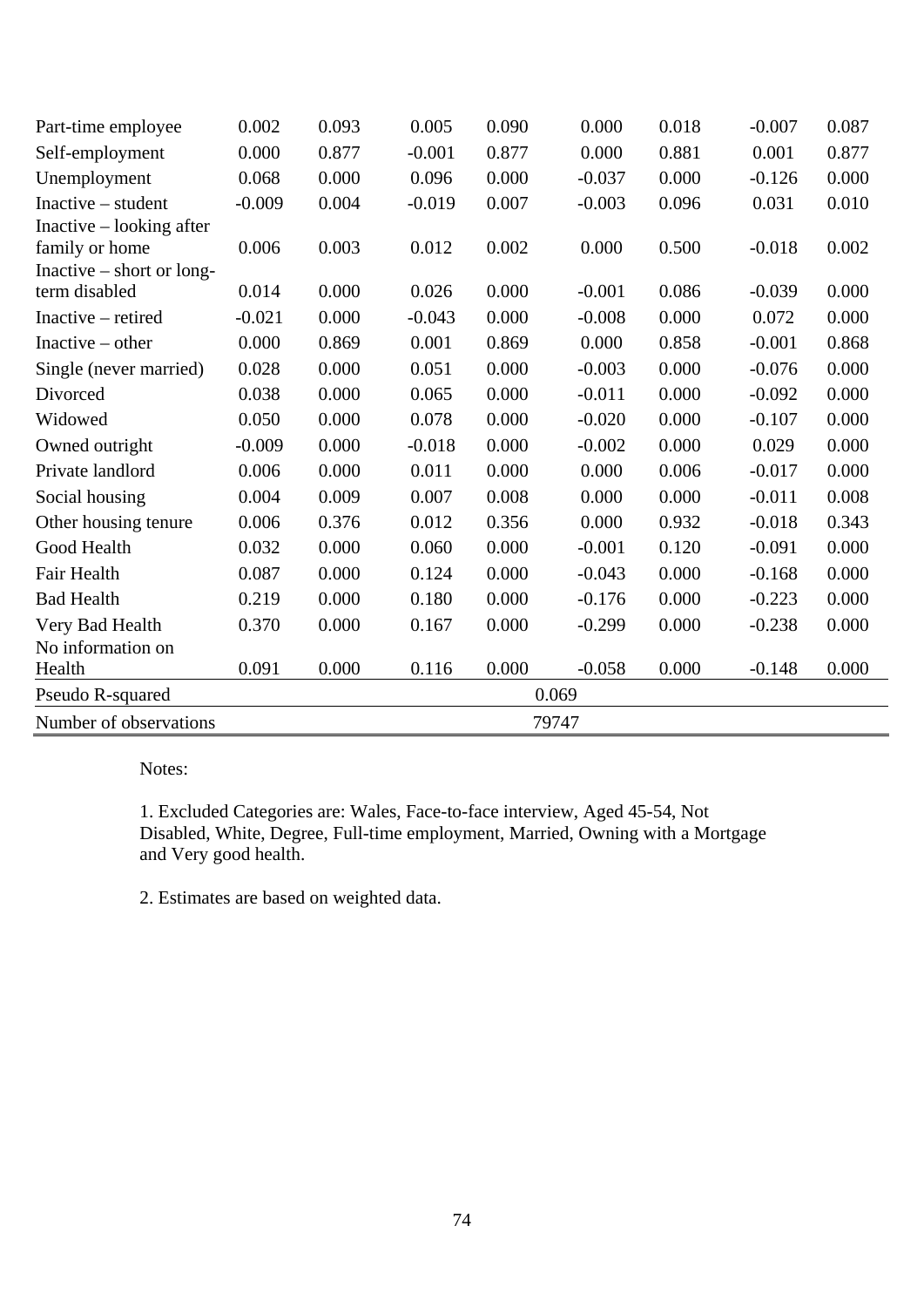| | | | | | | | | |
|---|---|---|---|---|---|---|---|---|
| Part-time employee | 0.002 | 0.093 | 0.005 | 0.090 | 0.000 | 0.018 | -0.007 | 0.087 |
| Self-employment | 0.000 | 0.877 | -0.001 | 0.877 | 0.000 | 0.881 | 0.001 | 0.877 |
| Unemployment | 0.068 | 0.000 | 0.096 | 0.000 | -0.037 | 0.000 | -0.126 | 0.000 |
| Inactive – student | -0.009 | 0.004 | -0.019 | 0.007 | -0.003 | 0.096 | 0.031 | 0.010 |
| Inactive – looking after family or home | 0.006 | 0.003 | 0.012 | 0.002 | 0.000 | 0.500 | -0.018 | 0.002 |
| Inactive – short or long-term disabled | 0.014 | 0.000 | 0.026 | 0.000 | -0.001 | 0.086 | -0.039 | 0.000 |
| Inactive – retired | -0.021 | 0.000 | -0.043 | 0.000 | -0.008 | 0.000 | 0.072 | 0.000 |
| Inactive – other | 0.000 | 0.869 | 0.001 | 0.869 | 0.000 | 0.858 | -0.001 | 0.868 |
| Single (never married) | 0.028 | 0.000 | 0.051 | 0.000 | -0.003 | 0.000 | -0.076 | 0.000 |
| Divorced | 0.038 | 0.000 | 0.065 | 0.000 | -0.011 | 0.000 | -0.092 | 0.000 |
| Widowed | 0.050 | 0.000 | 0.078 | 0.000 | -0.020 | 0.000 | -0.107 | 0.000 |
| Owned outright | -0.009 | 0.000 | -0.018 | 0.000 | -0.002 | 0.000 | 0.029 | 0.000 |
| Private landlord | 0.006 | 0.000 | 0.011 | 0.000 | 0.000 | 0.006 | -0.017 | 0.000 |
| Social housing | 0.004 | 0.009 | 0.007 | 0.008 | 0.000 | 0.000 | -0.011 | 0.008 |
| Other housing tenure | 0.006 | 0.376 | 0.012 | 0.356 | 0.000 | 0.932 | -0.018 | 0.343 |
| Good Health | 0.032 | 0.000 | 0.060 | 0.000 | -0.001 | 0.120 | -0.091 | 0.000 |
| Fair Health | 0.087 | 0.000 | 0.124 | 0.000 | -0.043 | 0.000 | -0.168 | 0.000 |
| Bad Health | 0.219 | 0.000 | 0.180 | 0.000 | -0.176 | 0.000 | -0.223 | 0.000 |
| Very Bad Health | 0.370 | 0.000 | 0.167 | 0.000 | -0.299 | 0.000 | -0.238 | 0.000 |
| No information on Health | 0.091 | 0.000 | 0.116 | 0.000 | -0.058 | 0.000 | -0.148 | 0.000 |
| Pseudo R-squared | | | | | 0.069 | | | |
| Number of observations | | | | | 79747 | | | |

Notes:

1. Excluded Categories are: Wales, Face-to-face interview, Aged 45-54, Not Disabled, White, Degree, Full-time employment, Married, Owning with a Mortgage and Very good health.

2. Estimates are based on weighted data.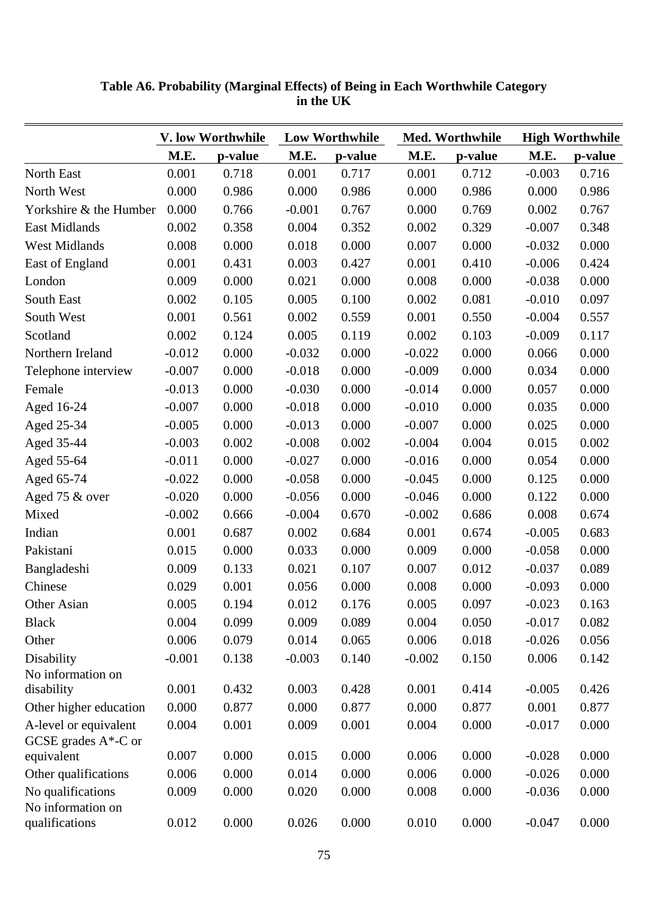**Table A6. Probability (Marginal Effects) of Being in Each Worthwhile Category in the UK**

| | V. low Worthwhile | | Low Worthwhile | | Med. Worthwhile | | High Worthwhile | |
|---|---|---|---|---|---|---|---|---|
| | M.E. | p-value | M.E. | p-value | M.E. | p-value | M.E. | p-value |
| North East | 0.001 | 0.718 | 0.001 | 0.717 | 0.001 | 0.712 | -0.003 | 0.716 |
| North West | 0.000 | 0.986 | 0.000 | 0.986 | 0.000 | 0.986 | 0.000 | 0.986 |
| Yorkshire & the Humber | 0.000 | 0.766 | -0.001 | 0.767 | 0.000 | 0.769 | 0.002 | 0.767 |
| East Midlands | 0.002 | 0.358 | 0.004 | 0.352 | 0.002 | 0.329 | -0.007 | 0.348 |
| West Midlands | 0.008 | 0.000 | 0.018 | 0.000 | 0.007 | 0.000 | -0.032 | 0.000 |
| East of England | 0.001 | 0.431 | 0.003 | 0.427 | 0.001 | 0.410 | -0.006 | 0.424 |
| London | 0.009 | 0.000 | 0.021 | 0.000 | 0.008 | 0.000 | -0.038 | 0.000 |
| South East | 0.002 | 0.105 | 0.005 | 0.100 | 0.002 | 0.081 | -0.010 | 0.097 |
| South West | 0.001 | 0.561 | 0.002 | 0.559 | 0.001 | 0.550 | -0.004 | 0.557 |
| Scotland | 0.002 | 0.124 | 0.005 | 0.119 | 0.002 | 0.103 | -0.009 | 0.117 |
| Northern Ireland | -0.012 | 0.000 | -0.032 | 0.000 | -0.022 | 0.000 | 0.066 | 0.000 |
| Telephone interview | -0.007 | 0.000 | -0.018 | 0.000 | -0.009 | 0.000 | 0.034 | 0.000 |
| Female | -0.013 | 0.000 | -0.030 | 0.000 | -0.014 | 0.000 | 0.057 | 0.000 |
| Aged 16-24 | -0.007 | 0.000 | -0.018 | 0.000 | -0.010 | 0.000 | 0.035 | 0.000 |
| Aged 25-34 | -0.005 | 0.000 | -0.013 | 0.000 | -0.007 | 0.000 | 0.025 | 0.000 |
| Aged 35-44 | -0.003 | 0.002 | -0.008 | 0.002 | -0.004 | 0.004 | 0.015 | 0.002 |
| Aged 55-64 | -0.011 | 0.000 | -0.027 | 0.000 | -0.016 | 0.000 | 0.054 | 0.000 |
| Aged 65-74 | -0.022 | 0.000 | -0.058 | 0.000 | -0.045 | 0.000 | 0.125 | 0.000 |
| Aged 75 & over | -0.020 | 0.000 | -0.056 | 0.000 | -0.046 | 0.000 | 0.122 | 0.000 |
| Mixed | -0.002 | 0.666 | -0.004 | 0.670 | -0.002 | 0.686 | 0.008 | 0.674 |
| Indian | 0.001 | 0.687 | 0.002 | 0.684 | 0.001 | 0.674 | -0.005 | 0.683 |
| Pakistani | 0.015 | 0.000 | 0.033 | 0.000 | 0.009 | 0.000 | -0.058 | 0.000 |
| Bangladeshi | 0.009 | 0.133 | 0.021 | 0.107 | 0.007 | 0.012 | -0.037 | 0.089 |
| Chinese | 0.029 | 0.001 | 0.056 | 0.000 | 0.008 | 0.000 | -0.093 | 0.000 |
| Other Asian | 0.005 | 0.194 | 0.012 | 0.176 | 0.005 | 0.097 | -0.023 | 0.163 |
| Black | 0.004 | 0.099 | 0.009 | 0.089 | 0.004 | 0.050 | -0.017 | 0.082 |
| Other | 0.006 | 0.079 | 0.014 | 0.065 | 0.006 | 0.018 | -0.026 | 0.056 |
| Disability | -0.001 | 0.138 | -0.003 | 0.140 | -0.002 | 0.150 | 0.006 | 0.142 |
| No information on disability | 0.001 | 0.432 | 0.003 | 0.428 | 0.001 | 0.414 | -0.005 | 0.426 |
| Other higher education | 0.000 | 0.877 | 0.000 | 0.877 | 0.000 | 0.877 | 0.001 | 0.877 |
| A-level or equivalent | 0.004 | 0.001 | 0.009 | 0.001 | 0.004 | 0.000 | -0.017 | 0.000 |
| GCSE grades A*-C or equivalent | 0.007 | 0.000 | 0.015 | 0.000 | 0.006 | 0.000 | -0.028 | 0.000 |
| Other qualifications | 0.006 | 0.000 | 0.014 | 0.000 | 0.006 | 0.000 | -0.026 | 0.000 |
| No qualifications | 0.009 | 0.000 | 0.020 | 0.000 | 0.008 | 0.000 | -0.036 | 0.000 |
| No information on qualifications | 0.012 | 0.000 | 0.026 | 0.000 | 0.010 | 0.000 | -0.047 | 0.000 |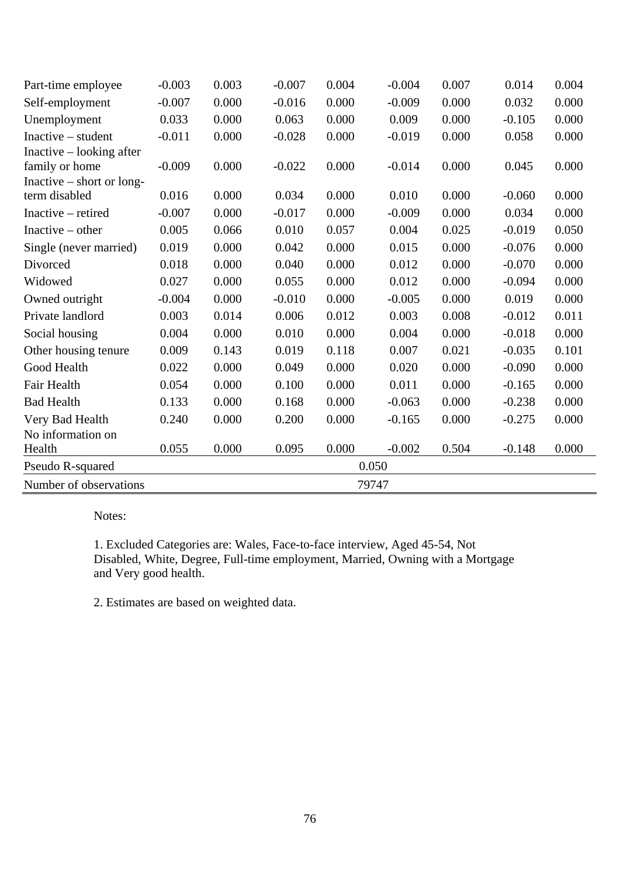| | | | | | | | | |
|---|---|---|---|---|---|---|---|---|
| Part-time employee | -0.003 | 0.003 | -0.007 | 0.004 | -0.004 | 0.007 | 0.014 | 0.004 |
| Self-employment | -0.007 | 0.000 | -0.016 | 0.000 | -0.009 | 0.000 | 0.032 | 0.000 |
| Unemployment | 0.033 | 0.000 | 0.063 | 0.000 | 0.009 | 0.000 | -0.105 | 0.000 |
| Inactive – student | -0.011 | 0.000 | -0.028 | 0.000 | -0.019 | 0.000 | 0.058 | 0.000 |
| Inactive – looking after family or home | -0.009 | 0.000 | -0.022 | 0.000 | -0.014 | 0.000 | 0.045 | 0.000 |
| Inactive – short or long-term disabled | 0.016 | 0.000 | 0.034 | 0.000 | 0.010 | 0.000 | -0.060 | 0.000 |
| Inactive – retired | -0.007 | 0.000 | -0.017 | 0.000 | -0.009 | 0.000 | 0.034 | 0.000 |
| Inactive – other | 0.005 | 0.066 | 0.010 | 0.057 | 0.004 | 0.025 | -0.019 | 0.050 |
| Single (never married) | 0.019 | 0.000 | 0.042 | 0.000 | 0.015 | 0.000 | -0.076 | 0.000 |
| Divorced | 0.018 | 0.000 | 0.040 | 0.000 | 0.012 | 0.000 | -0.070 | 0.000 |
| Widowed | 0.027 | 0.000 | 0.055 | 0.000 | 0.012 | 0.000 | -0.094 | 0.000 |
| Owned outright | -0.004 | 0.000 | -0.010 | 0.000 | -0.005 | 0.000 | 0.019 | 0.000 |
| Private landlord | 0.003 | 0.014 | 0.006 | 0.012 | 0.003 | 0.008 | -0.012 | 0.011 |
| Social housing | 0.004 | 0.000 | 0.010 | 0.000 | 0.004 | 0.000 | -0.018 | 0.000 |
| Other housing tenure | 0.009 | 0.143 | 0.019 | 0.118 | 0.007 | 0.021 | -0.035 | 0.101 |
| Good Health | 0.022 | 0.000 | 0.049 | 0.000 | 0.020 | 0.000 | -0.090 | 0.000 |
| Fair Health | 0.054 | 0.000 | 0.100 | 0.000 | 0.011 | 0.000 | -0.165 | 0.000 |
| Bad Health | 0.133 | 0.000 | 0.168 | 0.000 | -0.063 | 0.000 | -0.238 | 0.000 |
| Very Bad Health | 0.240 | 0.000 | 0.200 | 0.000 | -0.165 | 0.000 | -0.275 | 0.000 |
| No information on Health | 0.055 | 0.000 | 0.095 | 0.000 | -0.002 | 0.504 | -0.148 | 0.000 |
| Pseudo R-squared | | | | | 0.050 | | | |
| Number of observations | | | | | 79747 | | | |

Notes:

1. Excluded Categories are: Wales, Face-to-face interview, Aged 45-54, Not Disabled, White, Degree, Full-time employment, Married, Owning with a Mortgage and Very good health.

2. Estimates are based on weighted data.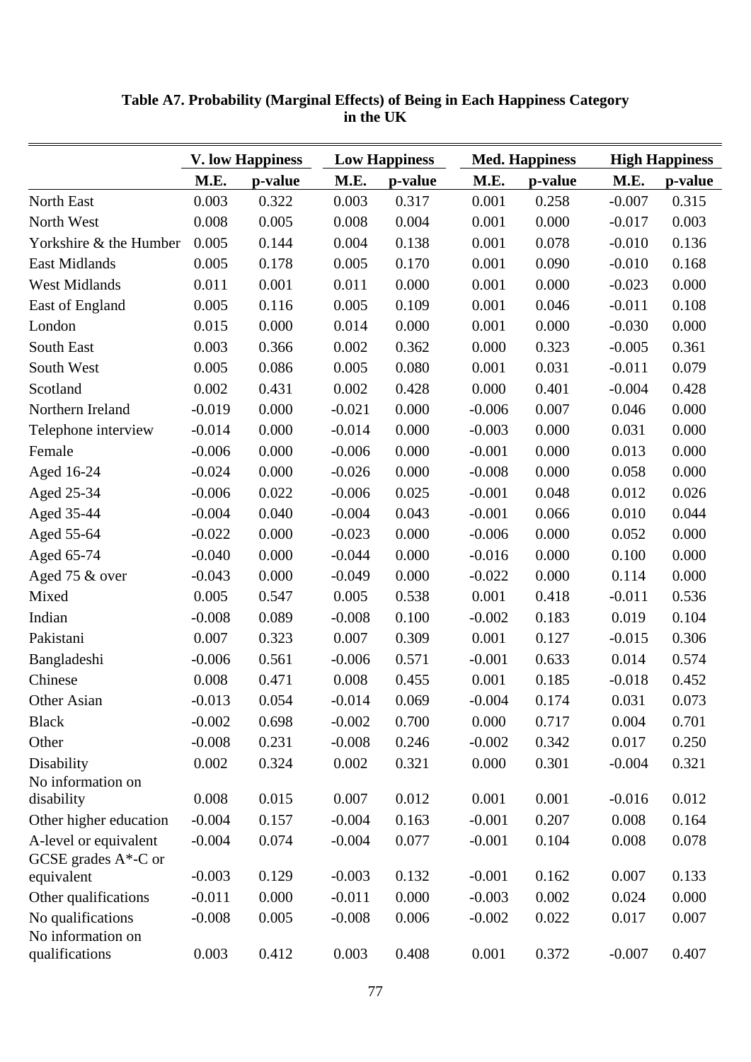**Table A7. Probability (Marginal Effects) of Being in Each Happiness Category in the UK**

| | V. low Happiness | | Low Happiness | | Med. Happiness | | High Happiness | |
|---|---|---|---|---|---|---|---|---|
| | M.E. | p-value | M.E. | p-value | M.E. | p-value | M.E. | p-value |
| North East | 0.003 | 0.322 | 0.003 | 0.317 | 0.001 | 0.258 | -0.007 | 0.315 |
| North West | 0.008 | 0.005 | 0.008 | 0.004 | 0.001 | 0.000 | -0.017 | 0.003 |
| Yorkshire & the Humber | 0.005 | 0.144 | 0.004 | 0.138 | 0.001 | 0.078 | -0.010 | 0.136 |
| East Midlands | 0.005 | 0.178 | 0.005 | 0.170 | 0.001 | 0.090 | -0.010 | 0.168 |
| West Midlands | 0.011 | 0.001 | 0.011 | 0.000 | 0.001 | 0.000 | -0.023 | 0.000 |
| East of England | 0.005 | 0.116 | 0.005 | 0.109 | 0.001 | 0.046 | -0.011 | 0.108 |
| London | 0.015 | 0.000 | 0.014 | 0.000 | 0.001 | 0.000 | -0.030 | 0.000 |
| South East | 0.003 | 0.366 | 0.002 | 0.362 | 0.000 | 0.323 | -0.005 | 0.361 |
| South West | 0.005 | 0.086 | 0.005 | 0.080 | 0.001 | 0.031 | -0.011 | 0.079 |
| Scotland | 0.002 | 0.431 | 0.002 | 0.428 | 0.000 | 0.401 | -0.004 | 0.428 |
| Northern Ireland | -0.019 | 0.000 | -0.021 | 0.000 | -0.006 | 0.007 | 0.046 | 0.000 |
| Telephone interview | -0.014 | 0.000 | -0.014 | 0.000 | -0.003 | 0.000 | 0.031 | 0.000 |
| Female | -0.006 | 0.000 | -0.006 | 0.000 | -0.001 | 0.000 | 0.013 | 0.000 |
| Aged 16-24 | -0.024 | 0.000 | -0.026 | 0.000 | -0.008 | 0.000 | 0.058 | 0.000 |
| Aged 25-34 | -0.006 | 0.022 | -0.006 | 0.025 | -0.001 | 0.048 | 0.012 | 0.026 |
| Aged 35-44 | -0.004 | 0.040 | -0.004 | 0.043 | -0.001 | 0.066 | 0.010 | 0.044 |
| Aged 55-64 | -0.022 | 0.000 | -0.023 | 0.000 | -0.006 | 0.000 | 0.052 | 0.000 |
| Aged 65-74 | -0.040 | 0.000 | -0.044 | 0.000 | -0.016 | 0.000 | 0.100 | 0.000 |
| Aged 75 & over | -0.043 | 0.000 | -0.049 | 0.000 | -0.022 | 0.000 | 0.114 | 0.000 |
| Mixed | 0.005 | 0.547 | 0.005 | 0.538 | 0.001 | 0.418 | -0.011 | 0.536 |
| Indian | -0.008 | 0.089 | -0.008 | 0.100 | -0.002 | 0.183 | 0.019 | 0.104 |
| Pakistani | 0.007 | 0.323 | 0.007 | 0.309 | 0.001 | 0.127 | -0.015 | 0.306 |
| Bangladeshi | -0.006 | 0.561 | -0.006 | 0.571 | -0.001 | 0.633 | 0.014 | 0.574 |
| Chinese | 0.008 | 0.471 | 0.008 | 0.455 | 0.001 | 0.185 | -0.018 | 0.452 |
| Other Asian | -0.013 | 0.054 | -0.014 | 0.069 | -0.004 | 0.174 | 0.031 | 0.073 |
| Black | -0.002 | 0.698 | -0.002 | 0.700 | 0.000 | 0.717 | 0.004 | 0.701 |
| Other | -0.008 | 0.231 | -0.008 | 0.246 | -0.002 | 0.342 | 0.017 | 0.250 |
| Disability | 0.002 | 0.324 | 0.002 | 0.321 | 0.000 | 0.301 | -0.004 | 0.321 |
| No information on disability | 0.008 | 0.015 | 0.007 | 0.012 | 0.001 | 0.001 | -0.016 | 0.012 |
| Other higher education | -0.004 | 0.157 | -0.004 | 0.163 | -0.001 | 0.207 | 0.008 | 0.164 |
| A-level or equivalent | -0.004 | 0.074 | -0.004 | 0.077 | -0.001 | 0.104 | 0.008 | 0.078 |
| GCSE grades A*-C or equivalent | -0.003 | 0.129 | -0.003 | 0.132 | -0.001 | 0.162 | 0.007 | 0.133 |
| Other qualifications | -0.011 | 0.000 | -0.011 | 0.000 | -0.003 | 0.002 | 0.024 | 0.000 |
| No qualifications | -0.008 | 0.005 | -0.008 | 0.006 | -0.002 | 0.022 | 0.017 | 0.007 |
| No information on qualifications | 0.003 | 0.412 | 0.003 | 0.408 | 0.001 | 0.372 | -0.007 | 0.407 |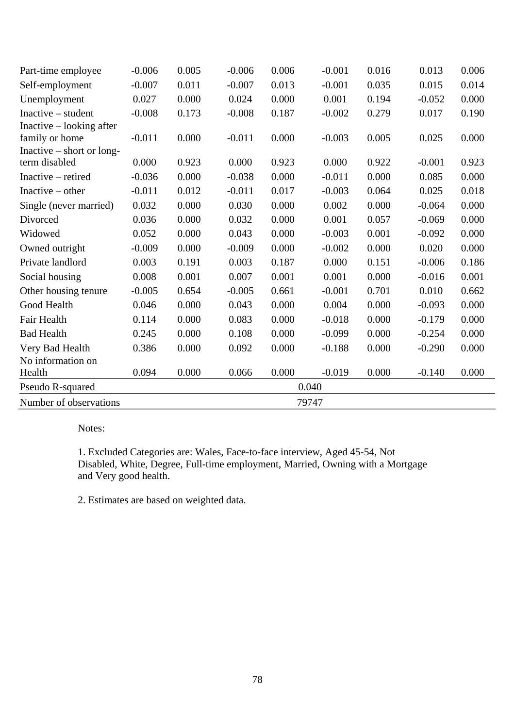| | | | | | | | | |
|---|---|---|---|---|---|---|---|---|
| Part-time employee | -0.006 | 0.005 | -0.006 | 0.006 | -0.001 | 0.016 | 0.013 | 0.006 |
| Self-employment | -0.007 | 0.011 | -0.007 | 0.013 | -0.001 | 0.035 | 0.015 | 0.014 |
| Unemployment | 0.027 | 0.000 | 0.024 | 0.000 | 0.001 | 0.194 | -0.052 | 0.000 |
| Inactive – student | -0.008 | 0.173 | -0.008 | 0.187 | -0.002 | 0.279 | 0.017 | 0.190 |
| Inactive – looking after family or home | -0.011 | 0.000 | -0.011 | 0.000 | -0.003 | 0.005 | 0.025 | 0.000 |
| Inactive – short or long-term disabled | 0.000 | 0.923 | 0.000 | 0.923 | 0.000 | 0.922 | -0.001 | 0.923 |
| Inactive – retired | -0.036 | 0.000 | -0.038 | 0.000 | -0.011 | 0.000 | 0.085 | 0.000 |
| Inactive – other | -0.011 | 0.012 | -0.011 | 0.017 | -0.003 | 0.064 | 0.025 | 0.018 |
| Single (never married) | 0.032 | 0.000 | 0.030 | 0.000 | 0.002 | 0.000 | -0.064 | 0.000 |
| Divorced | 0.036 | 0.000 | 0.032 | 0.000 | 0.001 | 0.057 | -0.069 | 0.000 |
| Widowed | 0.052 | 0.000 | 0.043 | 0.000 | -0.003 | 0.001 | -0.092 | 0.000 |
| Owned outright | -0.009 | 0.000 | -0.009 | 0.000 | -0.002 | 0.000 | 0.020 | 0.000 |
| Private landlord | 0.003 | 0.191 | 0.003 | 0.187 | 0.000 | 0.151 | -0.006 | 0.186 |
| Social housing | 0.008 | 0.001 | 0.007 | 0.001 | 0.001 | 0.000 | -0.016 | 0.001 |
| Other housing tenure | -0.005 | 0.654 | -0.005 | 0.661 | -0.001 | 0.701 | 0.010 | 0.662 |
| Good Health | 0.046 | 0.000 | 0.043 | 0.000 | 0.004 | 0.000 | -0.093 | 0.000 |
| Fair Health | 0.114 | 0.000 | 0.083 | 0.000 | -0.018 | 0.000 | -0.179 | 0.000 |
| Bad Health | 0.245 | 0.000 | 0.108 | 0.000 | -0.099 | 0.000 | -0.254 | 0.000 |
| Very Bad Health | 0.386 | 0.000 | 0.092 | 0.000 | -0.188 | 0.000 | -0.290 | 0.000 |
| No information on Health | 0.094 | 0.000 | 0.066 | 0.000 | -0.019 | 0.000 | -0.140 | 0.000 |
| Pseudo R-squared | 0.040 | | | | | | | |
| Number of observations | 79747 | | | | | | | |

Notes:

1. Excluded Categories are: Wales, Face-to-face interview, Aged 45-54, Not Disabled, White, Degree, Full-time employment, Married, Owning with a Mortgage and Very good health.

2. Estimates are based on weighted data.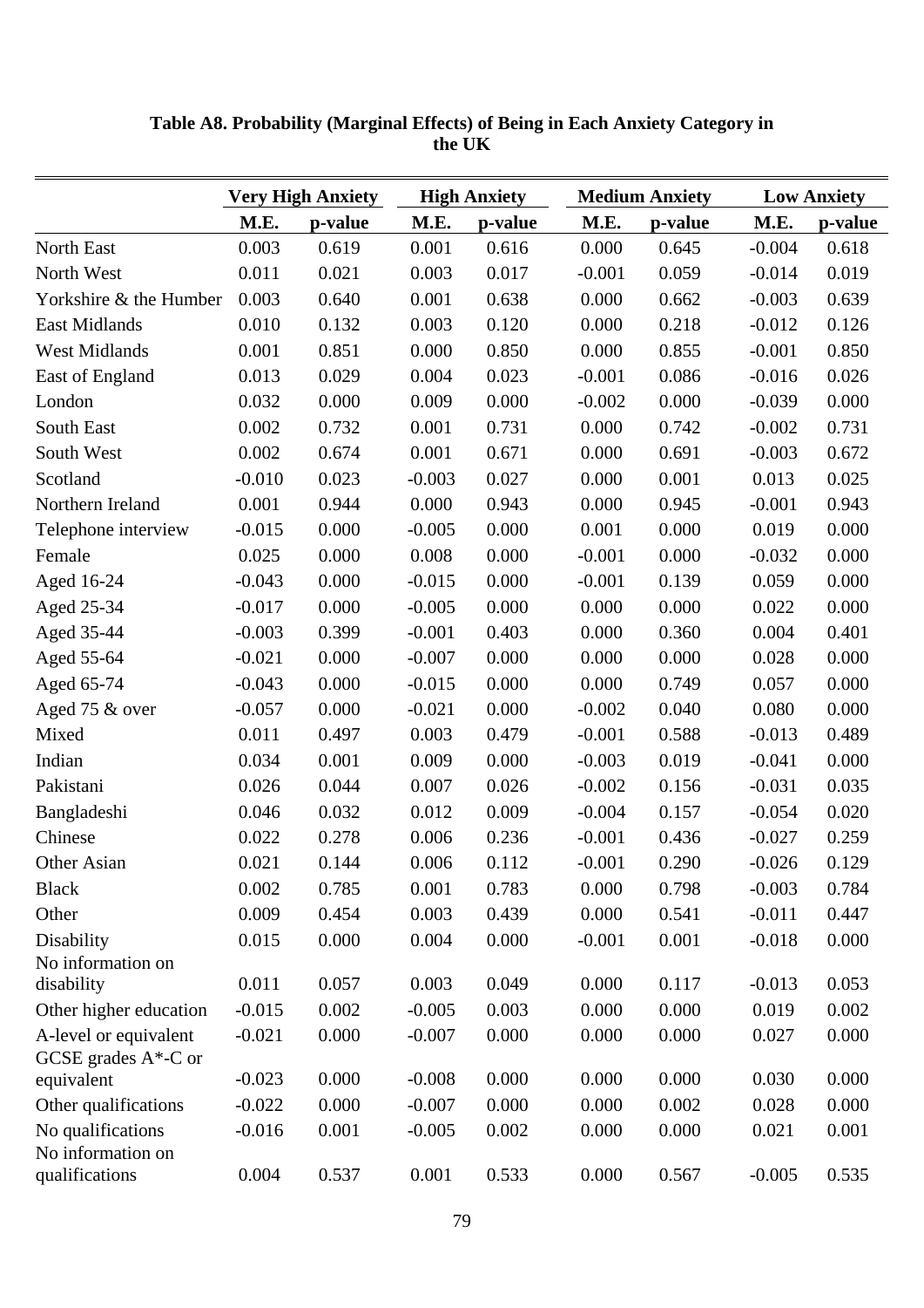**Table A8. Probability (Marginal Effects) of Being in Each Anxiety Category in the UK**

| | Very High Anxiety | | High Anxiety | | Medium Anxiety | | Low Anxiety | |
|---|---|---|---|---|---|---|---|---|
| | M.E. | p-value | M.E. | p-value | M.E. | p-value | M.E. | p-value |
| North East | 0.003 | 0.619 | 0.001 | 0.616 | 0.000 | 0.645 | -0.004 | 0.618 |
| North West | 0.011 | 0.021 | 0.003 | 0.017 | -0.001 | 0.059 | -0.014 | 0.019 |
| Yorkshire & the Humber | 0.003 | 0.640 | 0.001 | 0.638 | 0.000 | 0.662 | -0.003 | 0.639 |
| East Midlands | 0.010 | 0.132 | 0.003 | 0.120 | 0.000 | 0.218 | -0.012 | 0.126 |
| West Midlands | 0.001 | 0.851 | 0.000 | 0.850 | 0.000 | 0.855 | -0.001 | 0.850 |
| East of England | 0.013 | 0.029 | 0.004 | 0.023 | -0.001 | 0.086 | -0.016 | 0.026 |
| London | 0.032 | 0.000 | 0.009 | 0.000 | -0.002 | 0.000 | -0.039 | 0.000 |
| South East | 0.002 | 0.732 | 0.001 | 0.731 | 0.000 | 0.742 | -0.002 | 0.731 |
| South West | 0.002 | 0.674 | 0.001 | 0.671 | 0.000 | 0.691 | -0.003 | 0.672 |
| Scotland | -0.010 | 0.023 | -0.003 | 0.027 | 0.000 | 0.001 | 0.013 | 0.025 |
| Northern Ireland | 0.001 | 0.944 | 0.000 | 0.943 | 0.000 | 0.945 | -0.001 | 0.943 |
| Telephone interview | -0.015 | 0.000 | -0.005 | 0.000 | 0.001 | 0.000 | 0.019 | 0.000 |
| Female | 0.025 | 0.000 | 0.008 | 0.000 | -0.001 | 0.000 | -0.032 | 0.000 |
| Aged 16-24 | -0.043 | 0.000 | -0.015 | 0.000 | -0.001 | 0.139 | 0.059 | 0.000 |
| Aged 25-34 | -0.017 | 0.000 | -0.005 | 0.000 | 0.000 | 0.000 | 0.022 | 0.000 |
| Aged 35-44 | -0.003 | 0.399 | -0.001 | 0.403 | 0.000 | 0.360 | 0.004 | 0.401 |
| Aged 55-64 | -0.021 | 0.000 | -0.007 | 0.000 | 0.000 | 0.000 | 0.028 | 0.000 |
| Aged 65-74 | -0.043 | 0.000 | -0.015 | 0.000 | 0.000 | 0.749 | 0.057 | 0.000 |
| Aged 75 & over | -0.057 | 0.000 | -0.021 | 0.000 | -0.002 | 0.040 | 0.080 | 0.000 |
| Mixed | 0.011 | 0.497 | 0.003 | 0.479 | -0.001 | 0.588 | -0.013 | 0.489 |
| Indian | 0.034 | 0.001 | 0.009 | 0.000 | -0.003 | 0.019 | -0.041 | 0.000 |
| Pakistani | 0.026 | 0.044 | 0.007 | 0.026 | -0.002 | 0.156 | -0.031 | 0.035 |
| Bangladeshi | 0.046 | 0.032 | 0.012 | 0.009 | -0.004 | 0.157 | -0.054 | 0.020 |
| Chinese | 0.022 | 0.278 | 0.006 | 0.236 | -0.001 | 0.436 | -0.027 | 0.259 |
| Other Asian | 0.021 | 0.144 | 0.006 | 0.112 | -0.001 | 0.290 | -0.026 | 0.129 |
| Black | 0.002 | 0.785 | 0.001 | 0.783 | 0.000 | 0.798 | -0.003 | 0.784 |
| Other | 0.009 | 0.454 | 0.003 | 0.439 | 0.000 | 0.541 | -0.011 | 0.447 |
| Disability | 0.015 | 0.000 | 0.004 | 0.000 | -0.001 | 0.001 | -0.018 | 0.000 |
| No information on disability | 0.011 | 0.057 | 0.003 | 0.049 | 0.000 | 0.117 | -0.013 | 0.053 |
| Other higher education | -0.015 | 0.002 | -0.005 | 0.003 | 0.000 | 0.000 | 0.019 | 0.002 |
| A-level or equivalent | -0.021 | 0.000 | -0.007 | 0.000 | 0.000 | 0.000 | 0.027 | 0.000 |
| GCSE grades A*-C or equivalent | -0.023 | 0.000 | -0.008 | 0.000 | 0.000 | 0.000 | 0.030 | 0.000 |
| Other qualifications | -0.022 | 0.000 | -0.007 | 0.000 | 0.000 | 0.002 | 0.028 | 0.000 |
| No qualifications | -0.016 | 0.001 | -0.005 | 0.002 | 0.000 | 0.000 | 0.021 | 0.001 |
| No information on qualifications | 0.004 | 0.537 | 0.001 | 0.533 | 0.000 | 0.567 | -0.005 | 0.535 |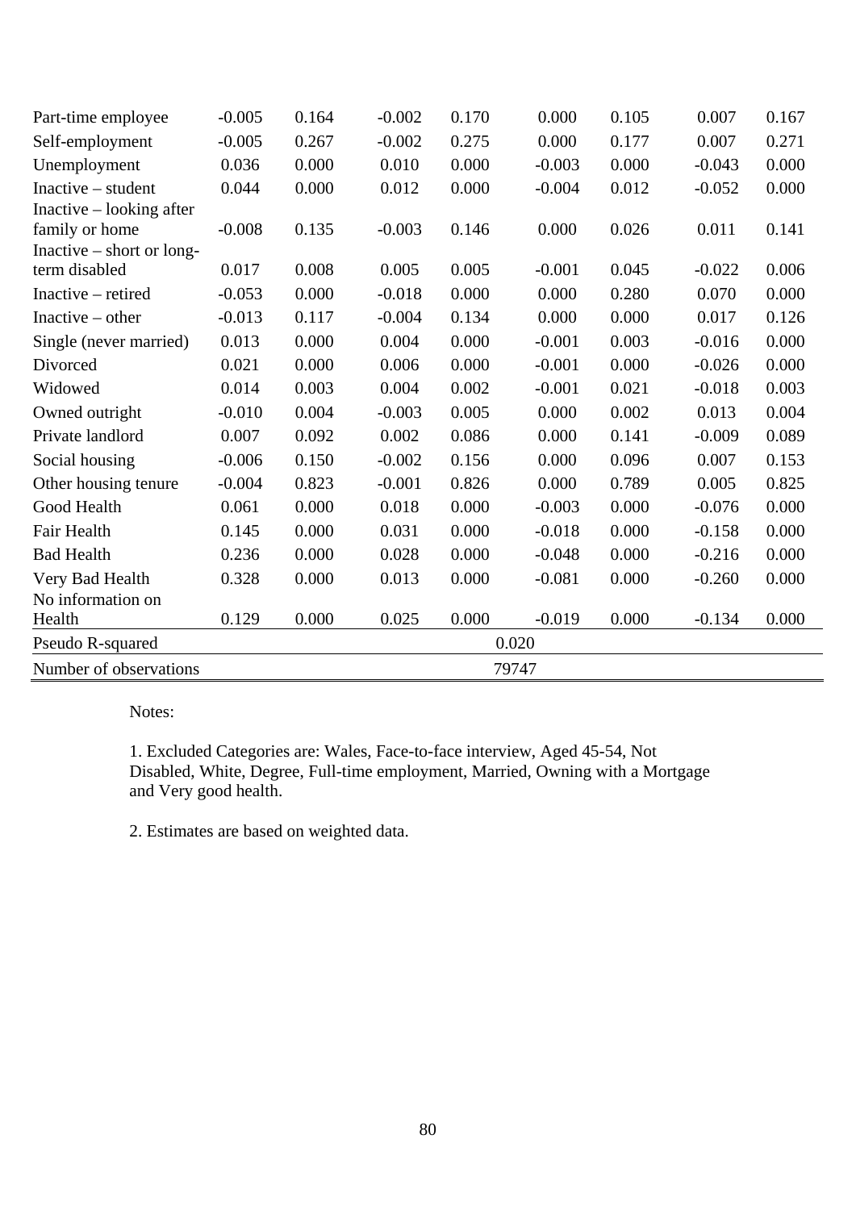| | | | | | | | | |
|---|---|---|---|---|---|---|---|---|
| Part-time employee | -0.005 | 0.164 | -0.002 | 0.170 | 0.000 | 0.105 | 0.007 | 0.167 |
| Self-employment | -0.005 | 0.267 | -0.002 | 0.275 | 0.000 | 0.177 | 0.007 | 0.271 |
| Unemployment | 0.036 | 0.000 | 0.010 | 0.000 | -0.003 | 0.000 | -0.043 | 0.000 |
| Inactive – student | 0.044 | 0.000 | 0.012 | 0.000 | -0.004 | 0.012 | -0.052 | 0.000 |
| Inactive – looking after family or home | -0.008 | 0.135 | -0.003 | 0.146 | 0.000 | 0.026 | 0.011 | 0.141 |
| Inactive – short or long-term disabled | 0.017 | 0.008 | 0.005 | 0.005 | -0.001 | 0.045 | -0.022 | 0.006 |
| Inactive – retired | -0.053 | 0.000 | -0.018 | 0.000 | 0.000 | 0.280 | 0.070 | 0.000 |
| Inactive – other | -0.013 | 0.117 | -0.004 | 0.134 | 0.000 | 0.000 | 0.017 | 0.126 |
| Single (never married) | 0.013 | 0.000 | 0.004 | 0.000 | -0.001 | 0.003 | -0.016 | 0.000 |
| Divorced | 0.021 | 0.000 | 0.006 | 0.000 | -0.001 | 0.000 | -0.026 | 0.000 |
| Widowed | 0.014 | 0.003 | 0.004 | 0.002 | -0.001 | 0.021 | -0.018 | 0.003 |
| Owned outright | -0.010 | 0.004 | -0.003 | 0.005 | 0.000 | 0.002 | 0.013 | 0.004 |
| Private landlord | 0.007 | 0.092 | 0.002 | 0.086 | 0.000 | 0.141 | -0.009 | 0.089 |
| Social housing | -0.006 | 0.150 | -0.002 | 0.156 | 0.000 | 0.096 | 0.007 | 0.153 |
| Other housing tenure | -0.004 | 0.823 | -0.001 | 0.826 | 0.000 | 0.789 | 0.005 | 0.825 |
| Good Health | 0.061 | 0.000 | 0.018 | 0.000 | -0.003 | 0.000 | -0.076 | 0.000 |
| Fair Health | 0.145 | 0.000 | 0.031 | 0.000 | -0.018 | 0.000 | -0.158 | 0.000 |
| Bad Health | 0.236 | 0.000 | 0.028 | 0.000 | -0.048 | 0.000 | -0.216 | 0.000 |
| Very Bad Health | 0.328 | 0.000 | 0.013 | 0.000 | -0.081 | 0.000 | -0.260 | 0.000 |
| No information on Health | 0.129 | 0.000 | 0.025 | 0.000 | -0.019 | 0.000 | -0.134 | 0.000 |
| Pseudo R-squared | | | | | 0.020 | | | |
| Number of observations | | | | | 79747 | | | |

Notes:

1. Excluded Categories are: Wales, Face-to-face interview, Aged 45-54, Not Disabled, White, Degree, Full-time employment, Married, Owning with a Mortgage and Very good health.

2. Estimates are based on weighted data.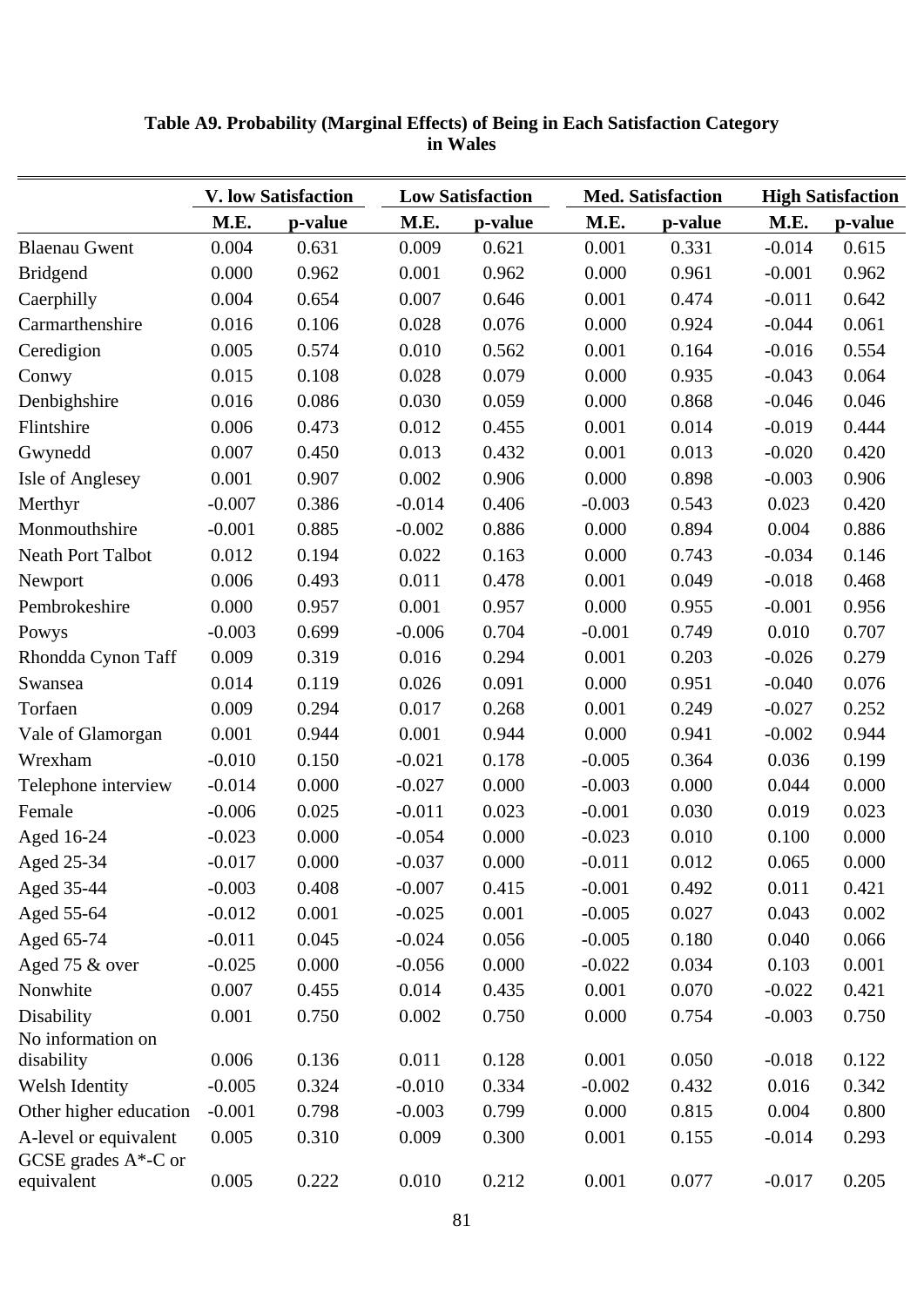**Table A9. Probability (Marginal Effects) of Being in Each Satisfaction Category in Wales**

| | V. low Satisfaction | | Low Satisfaction | | Med. Satisfaction | | High Satisfaction | |
|---|---|---|---|---|---|---|---|---|
| | M.E. | p-value | M.E. | p-value | M.E. | p-value | M.E. | p-value |
| Blaenau Gwent | 0.004 | 0.631 | 0.009 | 0.621 | 0.001 | 0.331 | -0.014 | 0.615 |
| Bridgend | 0.000 | 0.962 | 0.001 | 0.962 | 0.000 | 0.961 | -0.001 | 0.962 |
| Caerphilly | 0.004 | 0.654 | 0.007 | 0.646 | 0.001 | 0.474 | -0.011 | 0.642 |
| Carmarthenshire | 0.016 | 0.106 | 0.028 | 0.076 | 0.000 | 0.924 | -0.044 | 0.061 |
| Ceredigion | 0.005 | 0.574 | 0.010 | 0.562 | 0.001 | 0.164 | -0.016 | 0.554 |
| Conwy | 0.015 | 0.108 | 0.028 | 0.079 | 0.000 | 0.935 | -0.043 | 0.064 |
| Denbighshire | 0.016 | 0.086 | 0.030 | 0.059 | 0.000 | 0.868 | -0.046 | 0.046 |
| Flintshire | 0.006 | 0.473 | 0.012 | 0.455 | 0.001 | 0.014 | -0.019 | 0.444 |
| Gwynedd | 0.007 | 0.450 | 0.013 | 0.432 | 0.001 | 0.013 | -0.020 | 0.420 |
| Isle of Anglesey | 0.001 | 0.907 | 0.002 | 0.906 | 0.000 | 0.898 | -0.003 | 0.906 |
| Merthyr | -0.007 | 0.386 | -0.014 | 0.406 | -0.003 | 0.543 | 0.023 | 0.420 |
| Monmouthshire | -0.001 | 0.885 | -0.002 | 0.886 | 0.000 | 0.894 | 0.004 | 0.886 |
| Neath Port Talbot | 0.012 | 0.194 | 0.022 | 0.163 | 0.000 | 0.743 | -0.034 | 0.146 |
| Newport | 0.006 | 0.493 | 0.011 | 0.478 | 0.001 | 0.049 | -0.018 | 0.468 |
| Pembrokeshire | 0.000 | 0.957 | 0.001 | 0.957 | 0.000 | 0.955 | -0.001 | 0.956 |
| Powys | -0.003 | 0.699 | -0.006 | 0.704 | -0.001 | 0.749 | 0.010 | 0.707 |
| Rhondda Cynon Taff | 0.009 | 0.319 | 0.016 | 0.294 | 0.001 | 0.203 | -0.026 | 0.279 |
| Swansea | 0.014 | 0.119 | 0.026 | 0.091 | 0.000 | 0.951 | -0.040 | 0.076 |
| Torfaen | 0.009 | 0.294 | 0.017 | 0.268 | 0.001 | 0.249 | -0.027 | 0.252 |
| Vale of Glamorgan | 0.001 | 0.944 | 0.001 | 0.944 | 0.000 | 0.941 | -0.002 | 0.944 |
| Wrexham | -0.010 | 0.150 | -0.021 | 0.178 | -0.005 | 0.364 | 0.036 | 0.199 |
| Telephone interview | -0.014 | 0.000 | -0.027 | 0.000 | -0.003 | 0.000 | 0.044 | 0.000 |
| Female | -0.006 | 0.025 | -0.011 | 0.023 | -0.001 | 0.030 | 0.019 | 0.023 |
| Aged 16-24 | -0.023 | 0.000 | -0.054 | 0.000 | -0.023 | 0.010 | 0.100 | 0.000 |
| Aged 25-34 | -0.017 | 0.000 | -0.037 | 0.000 | -0.011 | 0.012 | 0.065 | 0.000 |
| Aged 35-44 | -0.003 | 0.408 | -0.007 | 0.415 | -0.001 | 0.492 | 0.011 | 0.421 |
| Aged 55-64 | -0.012 | 0.001 | -0.025 | 0.001 | -0.005 | 0.027 | 0.043 | 0.002 |
| Aged 65-74 | -0.011 | 0.045 | -0.024 | 0.056 | -0.005 | 0.180 | 0.040 | 0.066 |
| Aged 75 & over | -0.025 | 0.000 | -0.056 | 0.000 | -0.022 | 0.034 | 0.103 | 0.001 |
| Nonwhite | 0.007 | 0.455 | 0.014 | 0.435 | 0.001 | 0.070 | -0.022 | 0.421 |
| Disability | 0.001 | 0.750 | 0.002 | 0.750 | 0.000 | 0.754 | -0.003 | 0.750 |
| No information on disability | 0.006 | 0.136 | 0.011 | 0.128 | 0.001 | 0.050 | -0.018 | 0.122 |
| Welsh Identity | -0.005 | 0.324 | -0.010 | 0.334 | -0.002 | 0.432 | 0.016 | 0.342 |
| Other higher education | -0.001 | 0.798 | -0.003 | 0.799 | 0.000 | 0.815 | 0.004 | 0.800 |
| A-level or equivalent | 0.005 | 0.310 | 0.009 | 0.300 | 0.001 | 0.155 | -0.014 | 0.293 |
| GCSE grades A*-C or equivalent | 0.005 | 0.222 | 0.010 | 0.212 | 0.001 | 0.077 | -0.017 | 0.205 |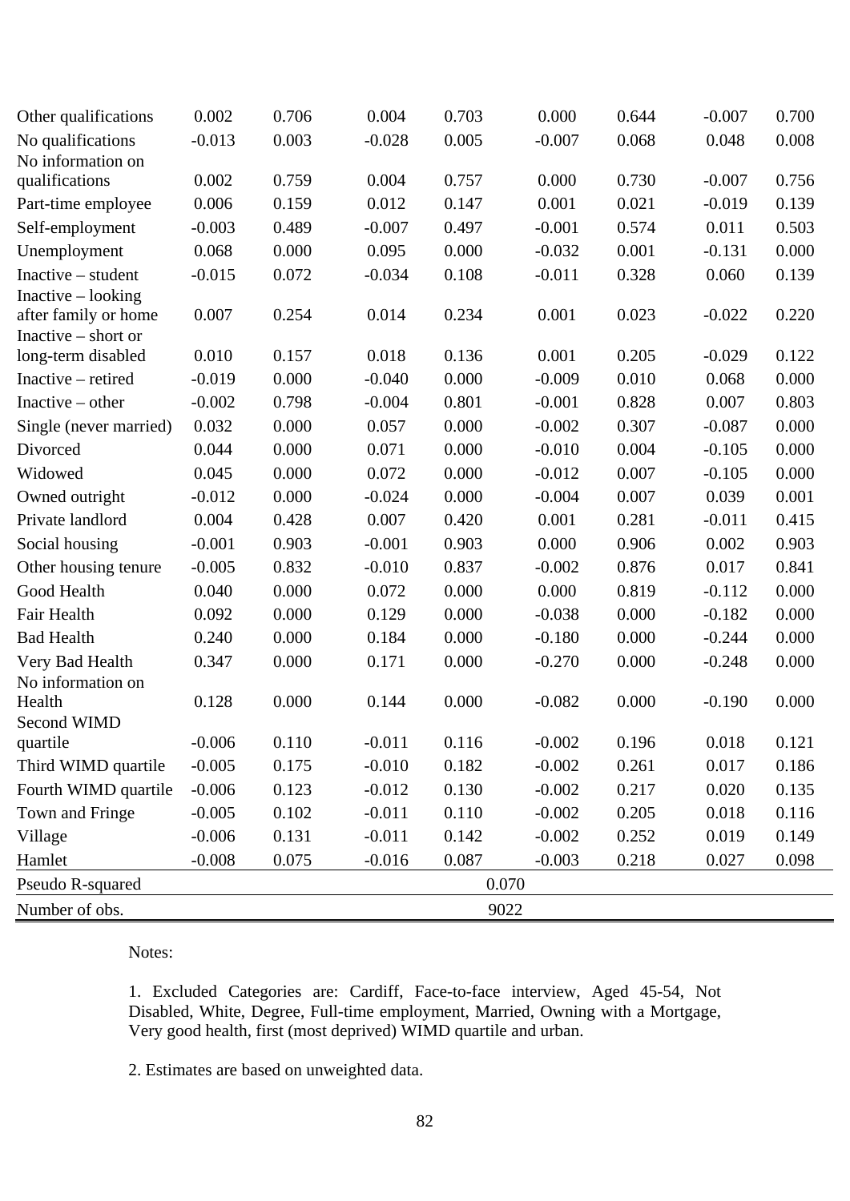| | | | | | | | | |
|---|---|---|---|---|---|---|---|---|
| Other qualifications | 0.002 | 0.706 | 0.004 | 0.703 | 0.000 | 0.644 | -0.007 | 0.700 |
| No qualifications | -0.013 | 0.003 | -0.028 | 0.005 | -0.007 | 0.068 | 0.048 | 0.008 |
| No information on qualifications | 0.002 | 0.759 | 0.004 | 0.757 | 0.000 | 0.730 | -0.007 | 0.756 |
| Part-time employee | 0.006 | 0.159 | 0.012 | 0.147 | 0.001 | 0.021 | -0.019 | 0.139 |
| Self-employment | -0.003 | 0.489 | -0.007 | 0.497 | -0.001 | 0.574 | 0.011 | 0.503 |
| Unemployment | 0.068 | 0.000 | 0.095 | 0.000 | -0.032 | 0.001 | -0.131 | 0.000 |
| Inactive – student | -0.015 | 0.072 | -0.034 | 0.108 | -0.011 | 0.328 | 0.060 | 0.139 |
| Inactive – looking after family or home | 0.007 | 0.254 | 0.014 | 0.234 | 0.001 | 0.023 | -0.022 | 0.220 |
| Inactive – short or long-term disabled | 0.010 | 0.157 | 0.018 | 0.136 | 0.001 | 0.205 | -0.029 | 0.122 |
| Inactive – retired | -0.019 | 0.000 | -0.040 | 0.000 | -0.009 | 0.010 | 0.068 | 0.000 |
| Inactive – other | -0.002 | 0.798 | -0.004 | 0.801 | -0.001 | 0.828 | 0.007 | 0.803 |
| Single (never married) | 0.032 | 0.000 | 0.057 | 0.000 | -0.002 | 0.307 | -0.087 | 0.000 |
| Divorced | 0.044 | 0.000 | 0.071 | 0.000 | -0.010 | 0.004 | -0.105 | 0.000 |
| Widowed | 0.045 | 0.000 | 0.072 | 0.000 | -0.012 | 0.007 | -0.105 | 0.000 |
| Owned outright | -0.012 | 0.000 | -0.024 | 0.000 | -0.004 | 0.007 | 0.039 | 0.001 |
| Private landlord | 0.004 | 0.428 | 0.007 | 0.420 | 0.001 | 0.281 | -0.011 | 0.415 |
| Social housing | -0.001 | 0.903 | -0.001 | 0.903 | 0.000 | 0.906 | 0.002 | 0.903 |
| Other housing tenure | -0.005 | 0.832 | -0.010 | 0.837 | -0.002 | 0.876 | 0.017 | 0.841 |
| Good Health | 0.040 | 0.000 | 0.072 | 0.000 | 0.000 | 0.819 | -0.112 | 0.000 |
| Fair Health | 0.092 | 0.000 | 0.129 | 0.000 | -0.038 | 0.000 | -0.182 | 0.000 |
| Bad Health | 0.240 | 0.000 | 0.184 | 0.000 | -0.180 | 0.000 | -0.244 | 0.000 |
| Very Bad Health | 0.347 | 0.000 | 0.171 | 0.000 | -0.270 | 0.000 | -0.248 | 0.000 |
| No information on Health | 0.128 | 0.000 | 0.144 | 0.000 | -0.082 | 0.000 | -0.190 | 0.000 |
| Second WIMD quartile | -0.006 | 0.110 | -0.011 | 0.116 | -0.002 | 0.196 | 0.018 | 0.121 |
| Third WIMD quartile | -0.005 | 0.175 | -0.010 | 0.182 | -0.002 | 0.261 | 0.017 | 0.186 |
| Fourth WIMD quartile | -0.006 | 0.123 | -0.012 | 0.130 | -0.002 | 0.217 | 0.020 | 0.135 |
| Town and Fringe | -0.005 | 0.102 | -0.011 | 0.110 | -0.002 | 0.205 | 0.018 | 0.116 |
| Village | -0.006 | 0.131 | -0.011 | 0.142 | -0.002 | 0.252 | 0.019 | 0.149 |
| Hamlet | -0.008 | 0.075 | -0.016 | 0.087 | -0.003 | 0.218 | 0.027 | 0.098 |
| Pseudo R-squared | | | | 0.070 | | | | |
| Number of obs. | | | | 9022 | | | | |

Notes:

1. Excluded Categories are: Cardiff, Face-to-face interview, Aged 45-54, Not Disabled, White, Degree, Full-time employment, Married, Owning with a Mortgage, Very good health, first (most deprived) WIMD quartile and urban.

2. Estimates are based on unweighted data.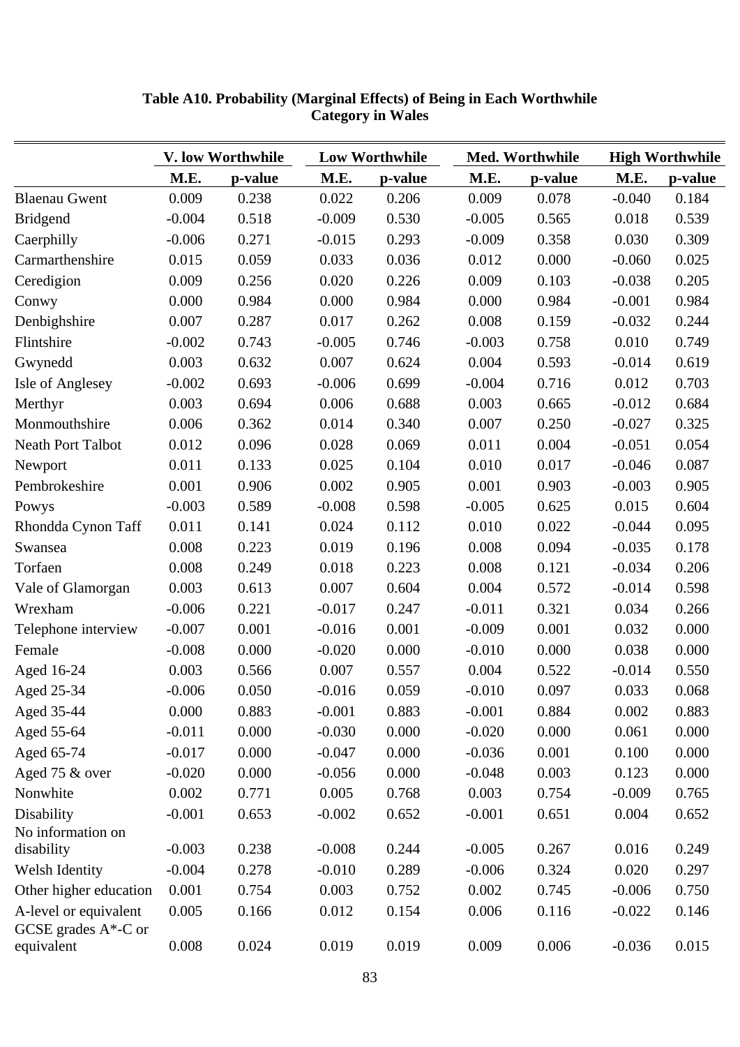**Table A10. Probability (Marginal Effects) of Being in Each Worthwhile Category in Wales**

| | V. low Worthwhile | | Low Worthwhile | | Med. Worthwhile | | High Worthwhile | |
|---|---|---|---|---|---|---|---|---|
| | M.E. | p-value | M.E. | p-value | M.E. | p-value | M.E. | p-value |
| Blaenau Gwent | 0.009 | 0.238 | 0.022 | 0.206 | 0.009 | 0.078 | -0.040 | 0.184 |
| Bridgend | -0.004 | 0.518 | -0.009 | 0.530 | -0.005 | 0.565 | 0.018 | 0.539 |
| Caerphilly | -0.006 | 0.271 | -0.015 | 0.293 | -0.009 | 0.358 | 0.030 | 0.309 |
| Carmarthenshire | 0.015 | 0.059 | 0.033 | 0.036 | 0.012 | 0.000 | -0.060 | 0.025 |
| Ceredigion | 0.009 | 0.256 | 0.020 | 0.226 | 0.009 | 0.103 | -0.038 | 0.205 |
| Conwy | 0.000 | 0.984 | 0.000 | 0.984 | 0.000 | 0.984 | -0.001 | 0.984 |
| Denbighshire | 0.007 | 0.287 | 0.017 | 0.262 | 0.008 | 0.159 | -0.032 | 0.244 |
| Flintshire | -0.002 | 0.743 | -0.005 | 0.746 | -0.003 | 0.758 | 0.010 | 0.749 |
| Gwynedd | 0.003 | 0.632 | 0.007 | 0.624 | 0.004 | 0.593 | -0.014 | 0.619 |
| Isle of Anglesey | -0.002 | 0.693 | -0.006 | 0.699 | -0.004 | 0.716 | 0.012 | 0.703 |
| Merthyr | 0.003 | 0.694 | 0.006 | 0.688 | 0.003 | 0.665 | -0.012 | 0.684 |
| Monmouthshire | 0.006 | 0.362 | 0.014 | 0.340 | 0.007 | 0.250 | -0.027 | 0.325 |
| Neath Port Talbot | 0.012 | 0.096 | 0.028 | 0.069 | 0.011 | 0.004 | -0.051 | 0.054 |
| Newport | 0.011 | 0.133 | 0.025 | 0.104 | 0.010 | 0.017 | -0.046 | 0.087 |
| Pembrokeshire | 0.001 | 0.906 | 0.002 | 0.905 | 0.001 | 0.903 | -0.003 | 0.905 |
| Powys | -0.003 | 0.589 | -0.008 | 0.598 | -0.005 | 0.625 | 0.015 | 0.604 |
| Rhondda Cynon Taff | 0.011 | 0.141 | 0.024 | 0.112 | 0.010 | 0.022 | -0.044 | 0.095 |
| Swansea | 0.008 | 0.223 | 0.019 | 0.196 | 0.008 | 0.094 | -0.035 | 0.178 |
| Torfaen | 0.008 | 0.249 | 0.018 | 0.223 | 0.008 | 0.121 | -0.034 | 0.206 |
| Vale of Glamorgan | 0.003 | 0.613 | 0.007 | 0.604 | 0.004 | 0.572 | -0.014 | 0.598 |
| Wrexham | -0.006 | 0.221 | -0.017 | 0.247 | -0.011 | 0.321 | 0.034 | 0.266 |
| Telephone interview | -0.007 | 0.001 | -0.016 | 0.001 | -0.009 | 0.001 | 0.032 | 0.000 |
| Female | -0.008 | 0.000 | -0.020 | 0.000 | -0.010 | 0.000 | 0.038 | 0.000 |
| Aged 16-24 | 0.003 | 0.566 | 0.007 | 0.557 | 0.004 | 0.522 | -0.014 | 0.550 |
| Aged 25-34 | -0.006 | 0.050 | -0.016 | 0.059 | -0.010 | 0.097 | 0.033 | 0.068 |
| Aged 35-44 | 0.000 | 0.883 | -0.001 | 0.883 | -0.001 | 0.884 | 0.002 | 0.883 |
| Aged 55-64 | -0.011 | 0.000 | -0.030 | 0.000 | -0.020 | 0.000 | 0.061 | 0.000 |
| Aged 65-74 | -0.017 | 0.000 | -0.047 | 0.000 | -0.036 | 0.001 | 0.100 | 0.000 |
| Aged 75 & over | -0.020 | 0.000 | -0.056 | 0.000 | -0.048 | 0.003 | 0.123 | 0.000 |
| Nonwhite | 0.002 | 0.771 | 0.005 | 0.768 | 0.003 | 0.754 | -0.009 | 0.765 |
| Disability | -0.001 | 0.653 | -0.002 | 0.652 | -0.001 | 0.651 | 0.004 | 0.652 |
| No information on disability | -0.003 | 0.238 | -0.008 | 0.244 | -0.005 | 0.267 | 0.016 | 0.249 |
| Welsh Identity | -0.004 | 0.278 | -0.010 | 0.289 | -0.006 | 0.324 | 0.020 | 0.297 |
| Other higher education | 0.001 | 0.754 | 0.003 | 0.752 | 0.002 | 0.745 | -0.006 | 0.750 |
| A-level or equivalent | 0.005 | 0.166 | 0.012 | 0.154 | 0.006 | 0.116 | -0.022 | 0.146 |
| GCSE grades A*-C or equivalent | 0.008 | 0.024 | 0.019 | 0.019 | 0.009 | 0.006 | -0.036 | 0.015 |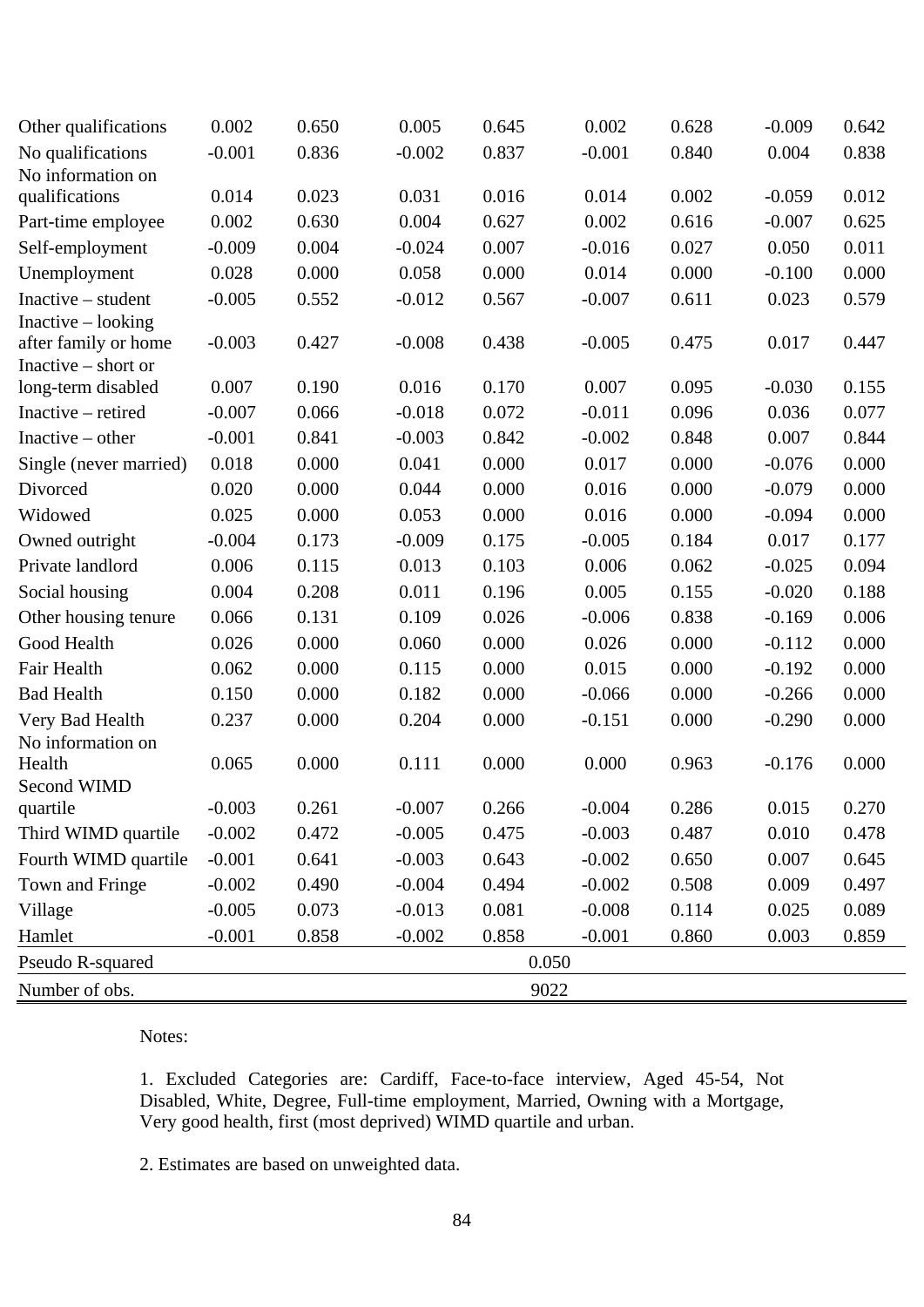| | | | | | | | | |
|---|---|---|---|---|---|---|---|---|
| Other qualifications | 0.002 | 0.650 | 0.005 | 0.645 | 0.002 | 0.628 | -0.009 | 0.642 |
| No qualifications | -0.001 | 0.836 | -0.002 | 0.837 | -0.001 | 0.840 | 0.004 | 0.838 |
| No information on qualifications | 0.014 | 0.023 | 0.031 | 0.016 | 0.014 | 0.002 | -0.059 | 0.012 |
| Part-time employee | 0.002 | 0.630 | 0.004 | 0.627 | 0.002 | 0.616 | -0.007 | 0.625 |
| Self-employment | -0.009 | 0.004 | -0.024 | 0.007 | -0.016 | 0.027 | 0.050 | 0.011 |
| Unemployment | 0.028 | 0.000 | 0.058 | 0.000 | 0.014 | 0.000 | -0.100 | 0.000 |
| Inactive – student | -0.005 | 0.552 | -0.012 | 0.567 | -0.007 | 0.611 | 0.023 | 0.579 |
| Inactive – looking after family or home | -0.003 | 0.427 | -0.008 | 0.438 | -0.005 | 0.475 | 0.017 | 0.447 |
| Inactive – short or long-term disabled | 0.007 | 0.190 | 0.016 | 0.170 | 0.007 | 0.095 | -0.030 | 0.155 |
| Inactive – retired | -0.007 | 0.066 | -0.018 | 0.072 | -0.011 | 0.096 | 0.036 | 0.077 |
| Inactive – other | -0.001 | 0.841 | -0.003 | 0.842 | -0.002 | 0.848 | 0.007 | 0.844 |
| Single (never married) | 0.018 | 0.000 | 0.041 | 0.000 | 0.017 | 0.000 | -0.076 | 0.000 |
| Divorced | 0.020 | 0.000 | 0.044 | 0.000 | 0.016 | 0.000 | -0.079 | 0.000 |
| Widowed | 0.025 | 0.000 | 0.053 | 0.000 | 0.016 | 0.000 | -0.094 | 0.000 |
| Owned outright | -0.004 | 0.173 | -0.009 | 0.175 | -0.005 | 0.184 | 0.017 | 0.177 |
| Private landlord | 0.006 | 0.115 | 0.013 | 0.103 | 0.006 | 0.062 | -0.025 | 0.094 |
| Social housing | 0.004 | 0.208 | 0.011 | 0.196 | 0.005 | 0.155 | -0.020 | 0.188 |
| Other housing tenure | 0.066 | 0.131 | 0.109 | 0.026 | -0.006 | 0.838 | -0.169 | 0.006 |
| Good Health | 0.026 | 0.000 | 0.060 | 0.000 | 0.026 | 0.000 | -0.112 | 0.000 |
| Fair Health | 0.062 | 0.000 | 0.115 | 0.000 | 0.015 | 0.000 | -0.192 | 0.000 |
| Bad Health | 0.150 | 0.000 | 0.182 | 0.000 | -0.066 | 0.000 | -0.266 | 0.000 |
| Very Bad Health | 0.237 | 0.000 | 0.204 | 0.000 | -0.151 | 0.000 | -0.290 | 0.000 |
| No information on Health | 0.065 | 0.000 | 0.111 | 0.000 | 0.000 | 0.963 | -0.176 | 0.000 |
| Second WIMD quartile | -0.003 | 0.261 | -0.007 | 0.266 | -0.004 | 0.286 | 0.015 | 0.270 |
| Third WIMD quartile | -0.002 | 0.472 | -0.005 | 0.475 | -0.003 | 0.487 | 0.010 | 0.478 |
| Fourth WIMD quartile | -0.001 | 0.641 | -0.003 | 0.643 | -0.002 | 0.650 | 0.007 | 0.645 |
| Town and Fringe | -0.002 | 0.490 | -0.004 | 0.494 | -0.002 | 0.508 | 0.009 | 0.497 |
| Village | -0.005 | 0.073 | -0.013 | 0.081 | -0.008 | 0.114 | 0.025 | 0.089 |
| Hamlet | -0.001 | 0.858 | -0.002 | 0.858 | -0.001 | 0.860 | 0.003 | 0.859 |
| Pseudo R-squared | | | | 0.050 | | | | |
| Number of obs. | | | | 9022 | | | | |

Notes:

1. Excluded Categories are: Cardiff, Face-to-face interview, Aged 45-54, Not Disabled, White, Degree, Full-time employment, Married, Owning with a Mortgage, Very good health, first (most deprived) WIMD quartile and urban.

2. Estimates are based on unweighted data.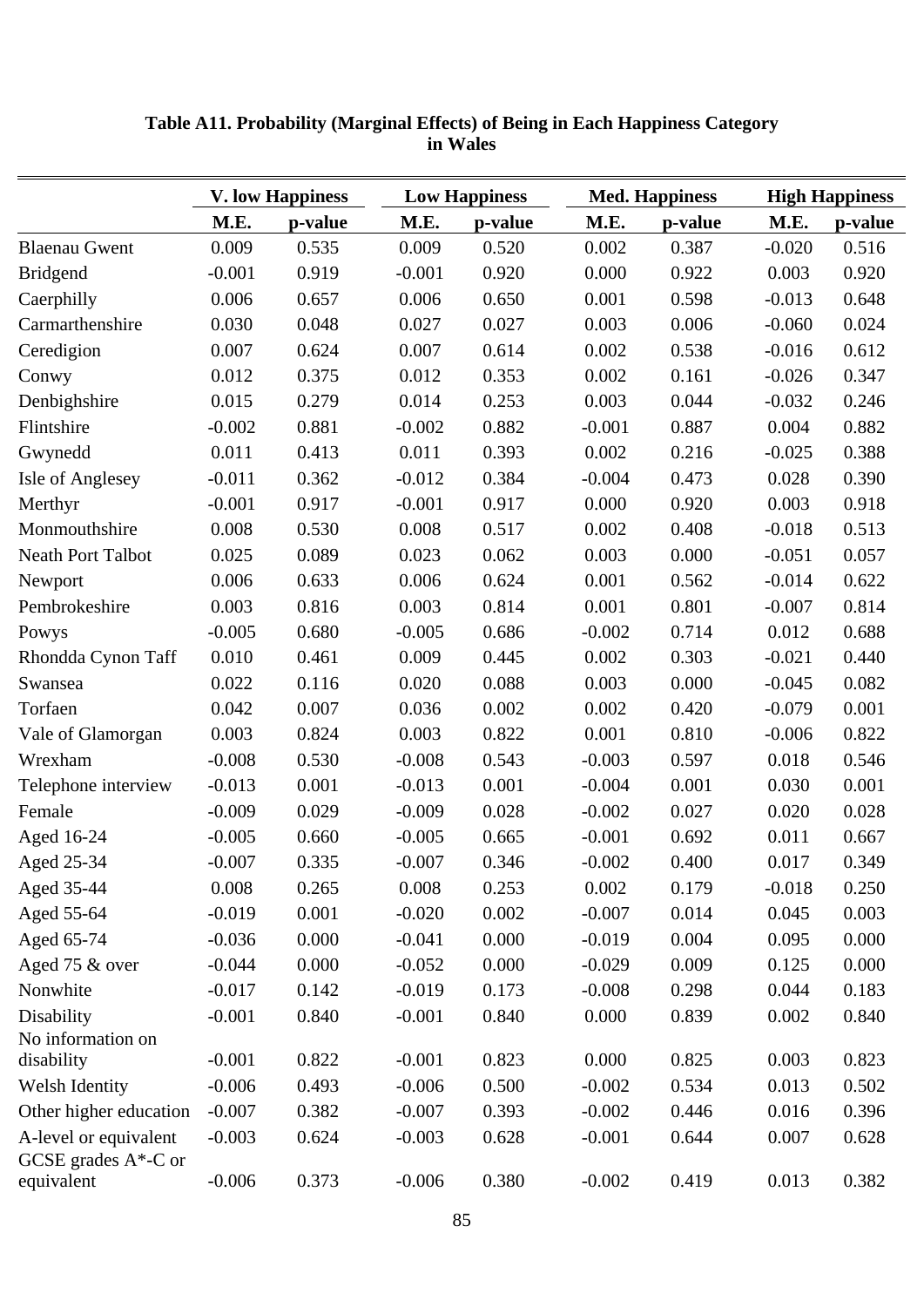**Table A11. Probability (Marginal Effects) of Being in Each Happiness Category in Wales**

| | V. low Happiness | | Low Happiness | | Med. Happiness | | High Happiness | |
|---|---|---|---|---|---|---|---|---|
| | M.E. | p-value | M.E. | p-value | M.E. | p-value | M.E. | p-value |
| Blaenau Gwent | 0.009 | 0.535 | 0.009 | 0.520 | 0.002 | 0.387 | -0.020 | 0.516 |
| Bridgend | -0.001 | 0.919 | -0.001 | 0.920 | 0.000 | 0.922 | 0.003 | 0.920 |
| Caerphilly | 0.006 | 0.657 | 0.006 | 0.650 | 0.001 | 0.598 | -0.013 | 0.648 |
| Carmarthenshire | 0.030 | 0.048 | 0.027 | 0.027 | 0.003 | 0.006 | -0.060 | 0.024 |
| Ceredigion | 0.007 | 0.624 | 0.007 | 0.614 | 0.002 | 0.538 | -0.016 | 0.612 |
| Conwy | 0.012 | 0.375 | 0.012 | 0.353 | 0.002 | 0.161 | -0.026 | 0.347 |
| Denbighshire | 0.015 | 0.279 | 0.014 | 0.253 | 0.003 | 0.044 | -0.032 | 0.246 |
| Flintshire | -0.002 | 0.881 | -0.002 | 0.882 | -0.001 | 0.887 | 0.004 | 0.882 |
| Gwynedd | 0.011 | 0.413 | 0.011 | 0.393 | 0.002 | 0.216 | -0.025 | 0.388 |
| Isle of Anglesey | -0.011 | 0.362 | -0.012 | 0.384 | -0.004 | 0.473 | 0.028 | 0.390 |
| Merthyr | -0.001 | 0.917 | -0.001 | 0.917 | 0.000 | 0.920 | 0.003 | 0.918 |
| Monmouthshire | 0.008 | 0.530 | 0.008 | 0.517 | 0.002 | 0.408 | -0.018 | 0.513 |
| Neath Port Talbot | 0.025 | 0.089 | 0.023 | 0.062 | 0.003 | 0.000 | -0.051 | 0.057 |
| Newport | 0.006 | 0.633 | 0.006 | 0.624 | 0.001 | 0.562 | -0.014 | 0.622 |
| Pembrokeshire | 0.003 | 0.816 | 0.003 | 0.814 | 0.001 | 0.801 | -0.007 | 0.814 |
| Powys | -0.005 | 0.680 | -0.005 | 0.686 | -0.002 | 0.714 | 0.012 | 0.688 |
| Rhondda Cynon Taff | 0.010 | 0.461 | 0.009 | 0.445 | 0.002 | 0.303 | -0.021 | 0.440 |
| Swansea | 0.022 | 0.116 | 0.020 | 0.088 | 0.003 | 0.000 | -0.045 | 0.082 |
| Torfaen | 0.042 | 0.007 | 0.036 | 0.002 | 0.002 | 0.420 | -0.079 | 0.001 |
| Vale of Glamorgan | 0.003 | 0.824 | 0.003 | 0.822 | 0.001 | 0.810 | -0.006 | 0.822 |
| Wrexham | -0.008 | 0.530 | -0.008 | 0.543 | -0.003 | 0.597 | 0.018 | 0.546 |
| Telephone interview | -0.013 | 0.001 | -0.013 | 0.001 | -0.004 | 0.001 | 0.030 | 0.001 |
| Female | -0.009 | 0.029 | -0.009 | 0.028 | -0.002 | 0.027 | 0.020 | 0.028 |
| Aged 16-24 | -0.005 | 0.660 | -0.005 | 0.665 | -0.001 | 0.692 | 0.011 | 0.667 |
| Aged 25-34 | -0.007 | 0.335 | -0.007 | 0.346 | -0.002 | 0.400 | 0.017 | 0.349 |
| Aged 35-44 | 0.008 | 0.265 | 0.008 | 0.253 | 0.002 | 0.179 | -0.018 | 0.250 |
| Aged 55-64 | -0.019 | 0.001 | -0.020 | 0.002 | -0.007 | 0.014 | 0.045 | 0.003 |
| Aged 65-74 | -0.036 | 0.000 | -0.041 | 0.000 | -0.019 | 0.004 | 0.095 | 0.000 |
| Aged 75 & over | -0.044 | 0.000 | -0.052 | 0.000 | -0.029 | 0.009 | 0.125 | 0.000 |
| Nonwhite | -0.017 | 0.142 | -0.019 | 0.173 | -0.008 | 0.298 | 0.044 | 0.183 |
| Disability | -0.001 | 0.840 | -0.001 | 0.840 | 0.000 | 0.839 | 0.002 | 0.840 |
| No information on disability | -0.001 | 0.822 | -0.001 | 0.823 | 0.000 | 0.825 | 0.003 | 0.823 |
| Welsh Identity | -0.006 | 0.493 | -0.006 | 0.500 | -0.002 | 0.534 | 0.013 | 0.502 |
| Other higher education | -0.007 | 0.382 | -0.007 | 0.393 | -0.002 | 0.446 | 0.016 | 0.396 |
| A-level or equivalent | -0.003 | 0.624 | -0.003 | 0.628 | -0.001 | 0.644 | 0.007 | 0.628 |
| GCSE grades A*-C or equivalent | -0.006 | 0.373 | -0.006 | 0.380 | -0.002 | 0.419 | 0.013 | 0.382 |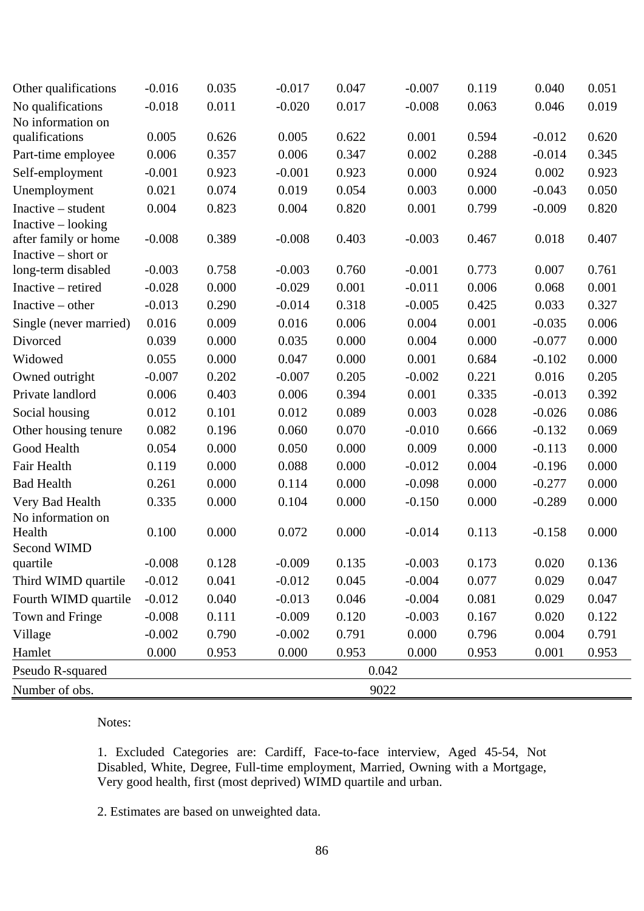| | | | | | | | | |
|---|---|---|---|---|---|---|---|---|
| Other qualifications | -0.016 | 0.035 | -0.017 | 0.047 | -0.007 | 0.119 | 0.040 | 0.051 |
| No qualifications | -0.018 | 0.011 | -0.020 | 0.017 | -0.008 | 0.063 | 0.046 | 0.019 |
| No information on qualifications | 0.005 | 0.626 | 0.005 | 0.622 | 0.001 | 0.594 | -0.012 | 0.620 |
| Part-time employee | 0.006 | 0.357 | 0.006 | 0.347 | 0.002 | 0.288 | -0.014 | 0.345 |
| Self-employment | -0.001 | 0.923 | -0.001 | 0.923 | 0.000 | 0.924 | 0.002 | 0.923 |
| Unemployment | 0.021 | 0.074 | 0.019 | 0.054 | 0.003 | 0.000 | -0.043 | 0.050 |
| Inactive – student | 0.004 | 0.823 | 0.004 | 0.820 | 0.001 | 0.799 | -0.009 | 0.820 |
| Inactive – looking after family or home | -0.008 | 0.389 | -0.008 | 0.403 | -0.003 | 0.467 | 0.018 | 0.407 |
| Inactive – short or long-term disabled | -0.003 | 0.758 | -0.003 | 0.760 | -0.001 | 0.773 | 0.007 | 0.761 |
| Inactive – retired | -0.028 | 0.000 | -0.029 | 0.001 | -0.011 | 0.006 | 0.068 | 0.001 |
| Inactive – other | -0.013 | 0.290 | -0.014 | 0.318 | -0.005 | 0.425 | 0.033 | 0.327 |
| Single (never married) | 0.016 | 0.009 | 0.016 | 0.006 | 0.004 | 0.001 | -0.035 | 0.006 |
| Divorced | 0.039 | 0.000 | 0.035 | 0.000 | 0.004 | 0.000 | -0.077 | 0.000 |
| Widowed | 0.055 | 0.000 | 0.047 | 0.000 | 0.001 | 0.684 | -0.102 | 0.000 |
| Owned outright | -0.007 | 0.202 | -0.007 | 0.205 | -0.002 | 0.221 | 0.016 | 0.205 |
| Private landlord | 0.006 | 0.403 | 0.006 | 0.394 | 0.001 | 0.335 | -0.013 | 0.392 |
| Social housing | 0.012 | 0.101 | 0.012 | 0.089 | 0.003 | 0.028 | -0.026 | 0.086 |
| Other housing tenure | 0.082 | 0.196 | 0.060 | 0.070 | -0.010 | 0.666 | -0.132 | 0.069 |
| Good Health | 0.054 | 0.000 | 0.050 | 0.000 | 0.009 | 0.000 | -0.113 | 0.000 |
| Fair Health | 0.119 | 0.000 | 0.088 | 0.000 | -0.012 | 0.004 | -0.196 | 0.000 |
| Bad Health | 0.261 | 0.000 | 0.114 | 0.000 | -0.098 | 0.000 | -0.277 | 0.000 |
| Very Bad Health | 0.335 | 0.000 | 0.104 | 0.000 | -0.150 | 0.000 | -0.289 | 0.000 |
| No information on Health | 0.100 | 0.000 | 0.072 | 0.000 | -0.014 | 0.113 | -0.158 | 0.000 |
| Second WIMD quartile | -0.008 | 0.128 | -0.009 | 0.135 | -0.003 | 0.173 | 0.020 | 0.136 |
| Third WIMD quartile | -0.012 | 0.041 | -0.012 | 0.045 | -0.004 | 0.077 | 0.029 | 0.047 |
| Fourth WIMD quartile | -0.012 | 0.040 | -0.013 | 0.046 | -0.004 | 0.081 | 0.029 | 0.047 |
| Town and Fringe | -0.008 | 0.111 | -0.009 | 0.120 | -0.003 | 0.167 | 0.020 | 0.122 |
| Village | -0.002 | 0.790 | -0.002 | 0.791 | 0.000 | 0.796 | 0.004 | 0.791 |
| Hamlet | 0.000 | 0.953 | 0.000 | 0.953 | 0.000 | 0.953 | 0.001 | 0.953 |
| Pseudo R-squared | 0.042 | | | | | | | |
| Number of obs. | 9022 | | | | | | | |

Notes:

1. Excluded Categories are: Cardiff, Face-to-face interview, Aged 45-54, Not Disabled, White, Degree, Full-time employment, Married, Owning with a Mortgage, Very good health, first (most deprived) WIMD quartile and urban.

2. Estimates are based on unweighted data.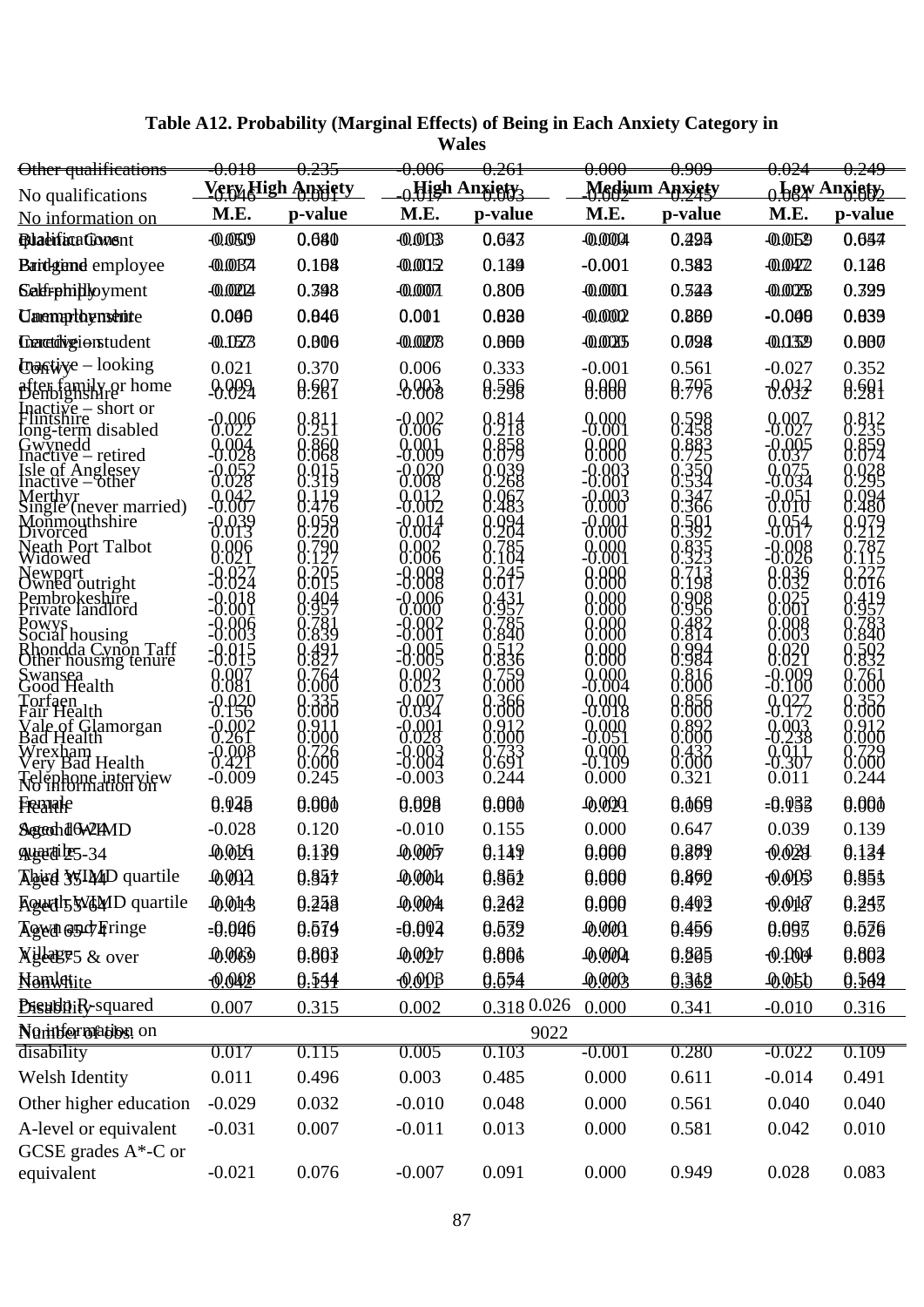**Table A12. Probability (Marginal Effects) of Being in Each Anxiety Category in Wales**

| | Very High Anxiety | | High Anxiety | | Medium Anxiety | | Low Anxiety | |
|---|---|---|---|---|---|---|---|---|
| | M.E. | p-value | M.E. | p-value | M.E. | p-value | M.E. | p-value |
| Other qualifications | -0.018 | 0.235 | -0.006 | 0.261 | 0.000 | 0.909 | 0.024 | 0.249 |
| No qualifications | -0.046 | 0.001 | -0.017 | 0.003 | -0.002 | 0.245 | 0.064 | 0.002 |
| No information on qualifications | -0.069 | 0.081 | -0.018 | 0.033 | -0.004 | 0.425 | 0.052 | 0.057 |
| Blaenau Gwent | -0.050 | 0.680 | -0.013 | 0.647 | -0.000 | 0.494 | 0.059 | 0.654 |
| Bridgend | -0.034 | 0.158 | -0.012 | 0.149 | -0.001 | 0.385 | 0.047 | 0.148 |
| Part-time employee | -0.037 | 0.164 | -0.015 | 0.139 | -0.001 | 0.383 | 0.042 | 0.126 |
| Caerphilly | -0.002 | 0.798 | -0.001 | 0.800 | -0.000 | 0.744 | 0.003 | 0.799 |
| Self-employment | -0.024 | 0.393 | -0.007 | 0.806 | -0.001 | 0.723 | 0.028 | 0.795 |
| Carmarthenshire | 0.005 | 0.846 | 0.001 | 0.838 | -0.000 | 0.860 | -0.006 | 0.839 |
| Unemployment | 0.049 | 0.040 | 0.011 | 0.020 | -0.002 | 0.260 | -0.049 | 0.033 |
| Ceredigion | -0.023 | 0.300 | -0.008 | 0.300 | -0.001 | 0.798 | 0.032 | 0.300 |
| Full-time student | -0.057 | 0.006 | -0.020 | 0.003 | -0.005 | 0.028 | 0.083 | 0.007 |
| Conwy | 0.021 | 0.370 | 0.006 | 0.333 | -0.001 | 0.561 | -0.027 | 0.352 |
| Inactive – looking after family or home | 0.009 | 0.607 | 0.003 | 0.596 | 0.000 | 0.705 | -0.012 | 0.601 |
| Denbighshire | -0.024 | 0.261 | -0.008 | 0.298 | 0.000 | 0.776 | 0.032 | 0.281 |
| Flintshire | -0.006 | 0.811 | -0.002 | 0.814 | 0.000 | 0.598 | 0.007 | 0.812 |
| Inactive – short or long-term disabled | 0.022 | 0.251 | 0.006 | 0.218 | -0.001 | 0.458 | -0.027 | 0.235 |
| Gwynedd | 0.004 | 0.860 | 0.001 | 0.858 | 0.000 | 0.883 | -0.005 | 0.859 |
| Inactive – retired | -0.028 | 0.068 | -0.009 | 0.079 | 0.000 | 0.725 | 0.037 | 0.074 |
| Isle of Anglesey | -0.052 | 0.015 | -0.020 | 0.039 | -0.003 | 0.350 | 0.075 | 0.028 |
| Inactive – other | 0.028 | 0.319 | 0.008 | 0.268 | -0.001 | 0.534 | -0.034 | 0.295 |
| Merthyr | 0.042 | 0.119 | 0.012 | 0.067 | -0.003 | 0.347 | -0.051 | 0.094 |
| Single (never married) | -0.007 | 0.476 | -0.002 | 0.483 | 0.000 | 0.366 | 0.010 | 0.480 |
| Monmouthshire | -0.039 | 0.059 | -0.014 | 0.094 | -0.001 | 0.501 | 0.054 | 0.079 |
| Divorced | 0.013 | 0.220 | 0.004 | 0.204 | 0.000 | 0.392 | -0.017 | 0.212 |
| Neath Port Talbot | 0.006 | 0.790 | 0.002 | 0.785 | 0.000 | 0.835 | -0.008 | 0.787 |
| Widowed | 0.021 | 0.127 | 0.006 | 0.104 | -0.001 | 0.323 | -0.026 | 0.115 |
| Newport | -0.027 | 0.205 | -0.009 | 0.245 | 0.000 | 0.713 | 0.036 | 0.227 |
| Owned outright | -0.024 | 0.015 | -0.008 | 0.017 | 0.000 | 0.198 | 0.032 | 0.016 |
| Pembrokeshire | -0.018 | 0.404 | -0.006 | 0.431 | 0.000 | 0.908 | 0.025 | 0.419 |
| Private landlord | -0.001 | 0.957 | 0.000 | 0.957 | 0.000 | 0.956 | 0.001 | 0.957 |
| Powys | -0.006 | 0.781 | -0.002 | 0.785 | 0.000 | 0.482 | 0.008 | 0.783 |
| Social housing | -0.003 | 0.839 | -0.001 | 0.840 | 0.000 | 0.814 | 0.003 | 0.840 |
| Rhondda Cynon Taff | -0.015 | 0.491 | -0.005 | 0.512 | 0.000 | 0.994 | 0.020 | 0.502 |
| Other housing tenure | -0.015 | 0.827 | -0.005 | 0.836 | 0.000 | 0.984 | 0.021 | 0.832 |
| Swansea | 0.007 | 0.764 | 0.002 | 0.759 | 0.000 | 0.816 | -0.009 | 0.761 |
| Good Health | 0.081 | 0.000 | 0.023 | 0.000 | -0.004 | 0.000 | -0.100 | 0.000 |
| Torfaen | -0.020 | 0.335 | -0.007 | 0.366 | 0.000 | 0.856 | 0.027 | 0.352 |
| Fair Health | 0.156 | 0.000 | 0.034 | 0.000 | -0.018 | 0.000 | -0.172 | 0.000 |
| Vale of Glamorgan | -0.002 | 0.911 | -0.001 | 0.912 | 0.000 | 0.892 | 0.003 | 0.912 |
| Bad Health | 0.261 | 0.000 | 0.028 | 0.000 | -0.051 | 0.000 | -0.238 | 0.000 |
| Wrexham | -0.008 | 0.726 | -0.003 | 0.733 | 0.000 | 0.432 | 0.011 | 0.729 |
| Very Bad Health | 0.421 | 0.000 | -0.004 | 0.691 | -0.109 | 0.000 | -0.307 | 0.000 |
| Telephone interview | -0.009 | 0.245 | -0.003 | 0.244 | 0.000 | 0.321 | 0.011 | 0.244 |
| No information on Health | 0.148 | 0.000 | 0.028 | 0.000 | -0.021 | 0.005 | -0.155 | 0.000 |
| Female | 0.025 | 0.001 | 0.008 | 0.001 | -0.000 | 0.160 | -0.032 | 0.001 |
| Aged 16-24 | -0.028 | 0.120 | -0.010 | 0.155 | 0.000 | 0.647 | 0.039 | 0.139 |
| Second WIMD quartile | 0.016 | 0.130 | 0.005 | 0.119 | 0.000 | 0.289 | -0.021 | 0.134 |
| Aged 25-34 | -0.021 | 0.119 | -0.007 | 0.141 | 0.000 | 0.871 | 0.028 | 0.131 |
| Third WIMD quartile | 0.002 | 0.951 | 0.001 | 0.951 | 0.000 | 0.860 | -0.003 | 0.951 |
| Aged 35-44 | -0.011 | 0.347 | -0.004 | 0.362 | 0.000 | 0.472 | 0.015 | 0.355 |
| Fourth WIMD quartile | 0.014 | 0.253 | 0.004 | 0.242 | 0.000 | 0.403 | -0.017 | 0.247 |
| Aged 55-64 | -0.013 | 0.248 | -0.004 | 0.262 | 0.000 | 0.412 | 0.018 | 0.255 |
| Town and Fringe | -0.006 | 0.574 | -0.002 | 0.579 | -0.000 | 0.456 | 0.007 | 0.576 |
| Aged 65-74 | -0.040 | 0.019 | -0.014 | 0.032 | -0.001 | 0.459 | 0.055 | 0.026 |
| Village | -0.003 | 0.803 | -0.001 | 0.801 | -0.000 | 0.825 | 0.004 | 0.802 |
| Aged 75 & over | -0.069 | 0.003 | -0.027 | 0.006 | -0.004 | 0.265 | 0.100 | 0.003 |
| Hamlet | -0.008 | 0.544 | -0.003 | 0.554 | -0.000 | 0.318 | 0.011 | 0.549 |
| Nonwhite | 0.042 | 0.131 | 0.011 | 0.074 | -0.003 | 0.362 | -0.050 | 0.104 |
| Disability | 0.007 | 0.315 | 0.002 | 0.318 | 0.000 | 0.341 | -0.010 | 0.316 |
| Pseudo R-squared | | | | 0.026 | | | | |
| Number of obs. | | | | 9022 | | | | |
| No information on disability | 0.017 | 0.115 | 0.005 | 0.103 | -0.001 | 0.280 | -0.022 | 0.109 |
| Welsh Identity | 0.011 | 0.496 | 0.003 | 0.485 | 0.000 | 0.611 | -0.014 | 0.491 |
| Other higher education | -0.029 | 0.032 | -0.010 | 0.048 | 0.000 | 0.561 | 0.040 | 0.040 |
| A-level or equivalent | -0.031 | 0.007 | -0.011 | 0.013 | 0.000 | 0.581 | 0.042 | 0.010 |
| GCSE grades A*-C or equivalent | -0.021 | 0.076 | -0.007 | 0.091 | 0.000 | 0.949 | 0.028 | 0.083 |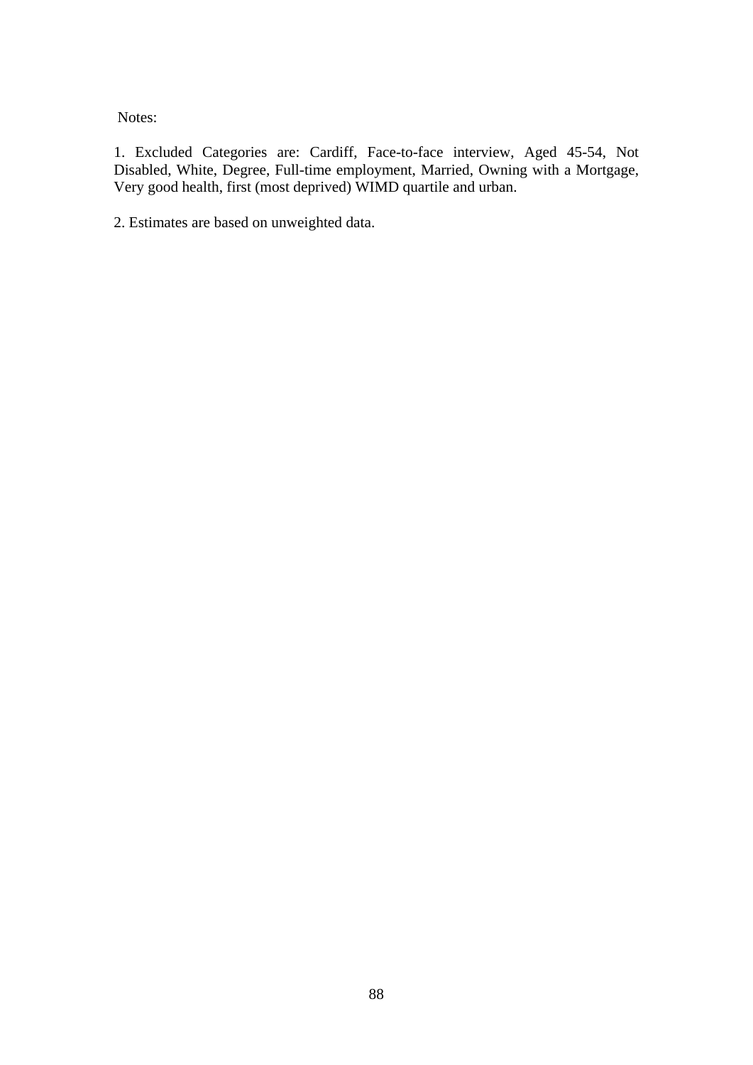Notes:

1. Excluded Categories are: Cardiff, Face-to-face interview, Aged 45-54, Not Disabled, White, Degree, Full-time employment, Married, Owning with a Mortgage, Very good health, first (most deprived) WIMD quartile and urban.

2. Estimates are based on unweighted data.